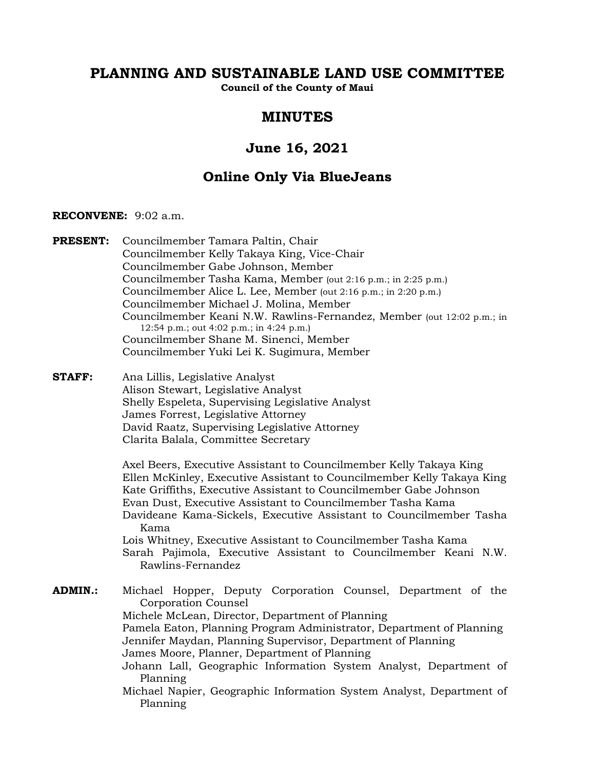# PLANNING AND SUSTAINABLE LAND USE COMMITTEE

**Council of the County of Maui**

## MINUTES

## June 16, 2021

## Online Only Via BlueJeans

**RECONVENE:** 9:02 a.m.

**PRESENT:**
Councilmember Tamara Paltin, Chair
Councilmember Kelly Takaya King, Vice-Chair
Councilmember Gabe Johnson, Member
Councilmember Tasha Kama, Member (out 2:16 p.m.; in 2:25 p.m.)
Councilmember Alice L. Lee, Member (out 2:16 p.m.; in 2:20 p.m.)
Councilmember Michael J. Molina, Member
Councilmember Keani N.W. Rawlins-Fernandez, Member (out 12:02 p.m.; in 12:54 p.m.; out 4:02 p.m.; in 4:24 p.m.)
Councilmember Shane M. Sinenci, Member
Councilmember Yuki Lei K. Sugimura, Member

**STAFF:**
Ana Lillis, Legislative Analyst
Alison Stewart, Legislative Analyst
Shelly Espeleta, Supervising Legislative Analyst
James Forrest, Legislative Attorney
David Raatz, Supervising Legislative Attorney
Clarita Balala, Committee Secretary

Axel Beers, Executive Assistant to Councilmember Kelly Takaya King
Ellen McKinley, Executive Assistant to Councilmember Kelly Takaya King
Kate Griffiths, Executive Assistant to Councilmember Gabe Johnson
Evan Dust, Executive Assistant to Councilmember Tasha Kama
Davideane Kama-Sickels, Executive Assistant to Councilmember Tasha Kama
Lois Whitney, Executive Assistant to Councilmember Tasha Kama
Sarah Pajimola, Executive Assistant to Councilmember Keani N.W. Rawlins-Fernandez

**ADMIN.:**
Michael Hopper, Deputy Corporation Counsel, Department of the Corporation Counsel
Michele McLean, Director, Department of Planning
Pamela Eaton, Planning Program Administrator, Department of Planning
Jennifer Maydan, Planning Supervisor, Department of Planning
James Moore, Planner, Department of Planning
Johann Lall, Geographic Information System Analyst, Department of Planning
Michael Napier, Geographic Information System Analyst, Department of Planning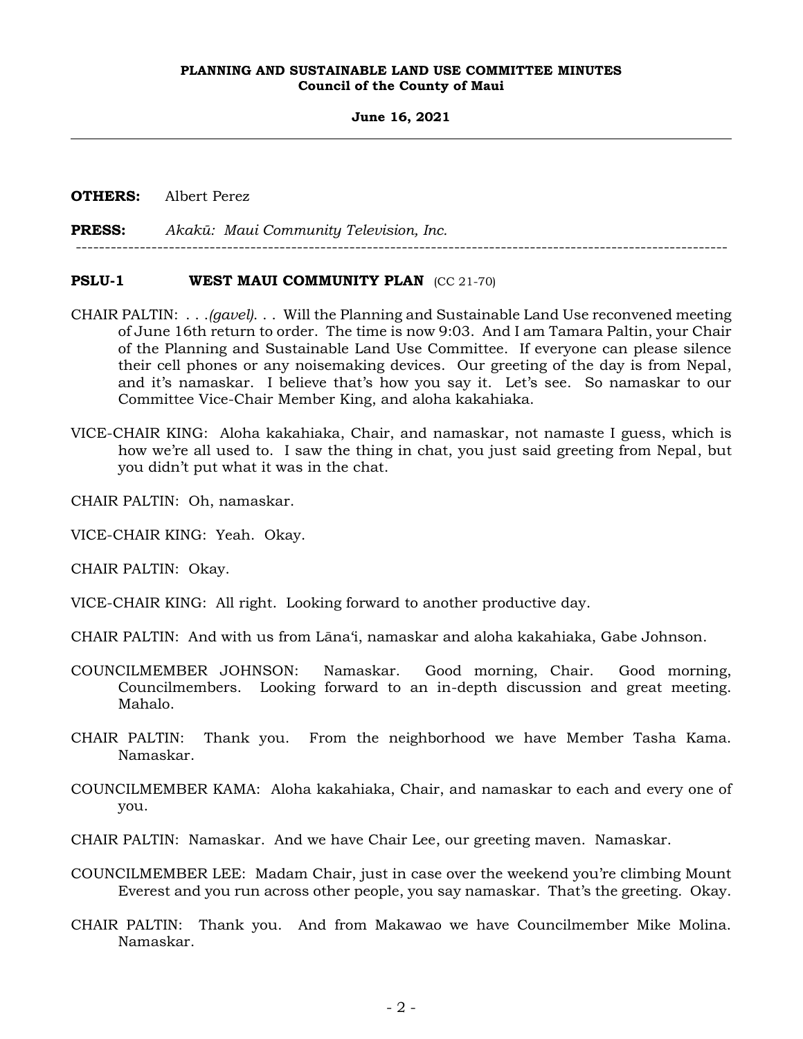**OTHERS:** Albert Perez

**PRESS:** *Akakū: Maui Community Television, Inc.*

---

**PSLU-1 WEST MAUI COMMUNITY PLAN** (CC 21-70)

CHAIR PALTIN: . . .*(gavel)*. . . Will the Planning and Sustainable Land Use reconvened meeting of June 16th return to order. The time is now 9:03. And I am Tamara Paltin, your Chair of the Planning and Sustainable Land Use Committee. If everyone can please silence their cell phones or any noisemaking devices. Our greeting of the day is from Nepal, and it's namaskar. I believe that's how you say it. Let's see. So namaskar to our Committee Vice-Chair Member King, and aloha kakahiaka.

VICE-CHAIR KING: Aloha kakahiaka, Chair, and namaskar, not namaste I guess, which is how we're all used to. I saw the thing in chat, you just said greeting from Nepal, but you didn't put what it was in the chat.

CHAIR PALTIN: Oh, namaskar.

VICE-CHAIR KING: Yeah. Okay.

CHAIR PALTIN: Okay.

VICE-CHAIR KING: All right. Looking forward to another productive day.

CHAIR PALTIN: And with us from Lāna'i, namaskar and aloha kakahiaka, Gabe Johnson.

COUNCILMEMBER JOHNSON: Namaskar. Good morning, Chair. Good morning, Councilmembers. Looking forward to an in-depth discussion and great meeting. Mahalo.

CHAIR PALTIN: Thank you. From the neighborhood we have Member Tasha Kama. Namaskar.

COUNCILMEMBER KAMA: Aloha kakahiaka, Chair, and namaskar to each and every one of you.

CHAIR PALTIN: Namaskar. And we have Chair Lee, our greeting maven. Namaskar.

COUNCILMEMBER LEE: Madam Chair, just in case over the weekend you're climbing Mount Everest and you run across other people, you say namaskar. That's the greeting. Okay.

CHAIR PALTIN: Thank you. And from Makawao we have Councilmember Mike Molina. Namaskar.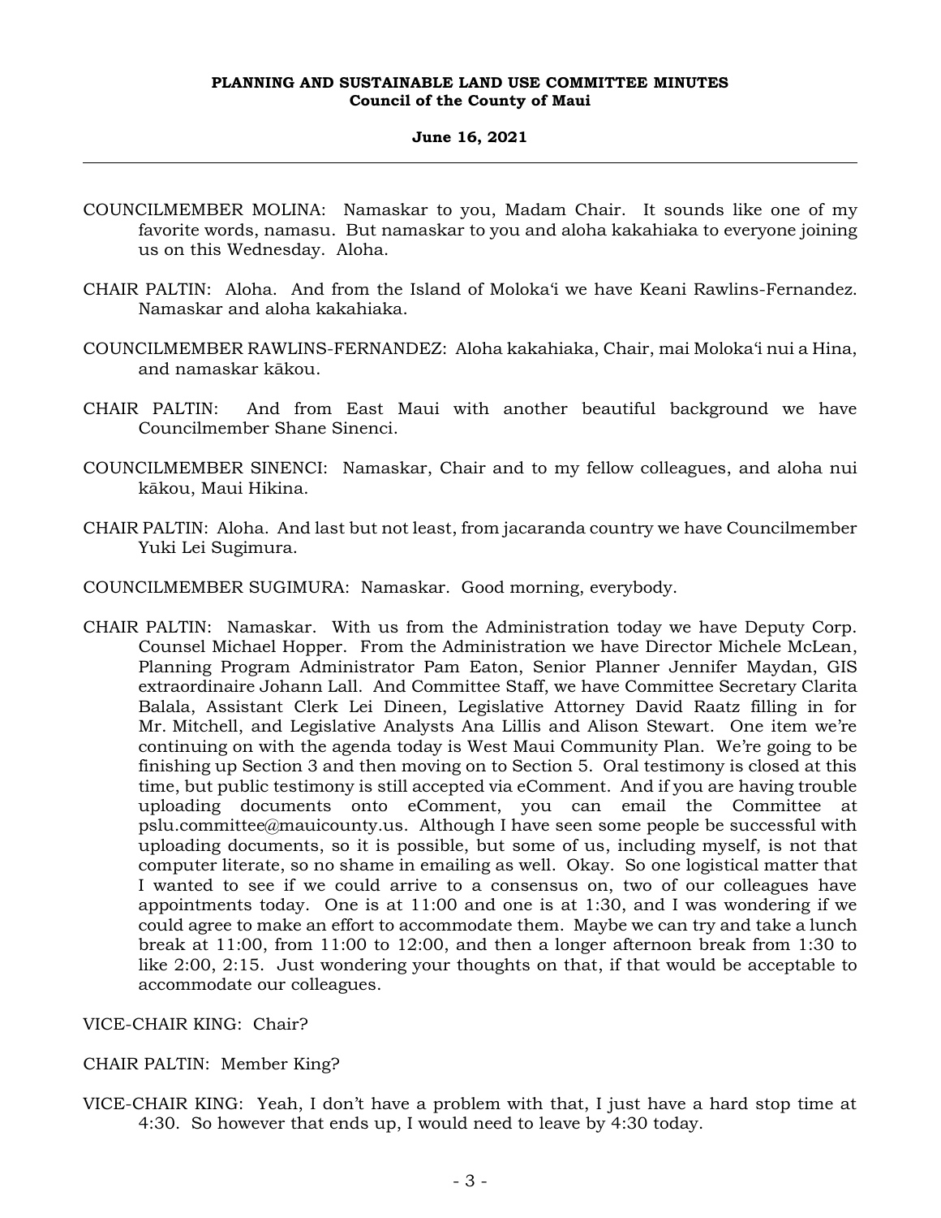COUNCILMEMBER MOLINA: Namaskar to you, Madam Chair. It sounds like one of my favorite words, namasu. But namaskar to you and aloha kakahiaka to everyone joining us on this Wednesday. Aloha.

CHAIR PALTIN: Aloha. And from the Island of Molokaʻi we have Keani Rawlins-Fernandez. Namaskar and aloha kakahiaka.

COUNCILMEMBER RAWLINS-FERNANDEZ: Aloha kakahiaka, Chair, mai Molokaʻi nui a Hina, and namaskar kākou.

CHAIR PALTIN: And from East Maui with another beautiful background we have Councilmember Shane Sinenci.

COUNCILMEMBER SINENCI: Namaskar, Chair and to my fellow colleagues, and aloha nui kākou, Maui Hikina.

CHAIR PALTIN: Aloha. And last but not least, from jacaranda country we have Councilmember Yuki Lei Sugimura.

COUNCILMEMBER SUGIMURA: Namaskar. Good morning, everybody.

CHAIR PALTIN: Namaskar. With us from the Administration today we have Deputy Corp. Counsel Michael Hopper. From the Administration we have Director Michele McLean, Planning Program Administrator Pam Eaton, Senior Planner Jennifer Maydan, GIS extraordinaire Johann Lall. And Committee Staff, we have Committee Secretary Clarita Balala, Assistant Clerk Lei Dineen, Legislative Attorney David Raatz filling in for Mr. Mitchell, and Legislative Analysts Ana Lillis and Alison Stewart. One item we're continuing on with the agenda today is West Maui Community Plan. We're going to be finishing up Section 3 and then moving on to Section 5. Oral testimony is closed at this time, but public testimony is still accepted via eComment. And if you are having trouble uploading documents onto eComment, you can email the Committee at pslu.committee@mauicounty.us. Although I have seen some people be successful with uploading documents, so it is possible, but some of us, including myself, is not that computer literate, so no shame in emailing as well. Okay. So one logistical matter that I wanted to see if we could arrive to a consensus on, two of our colleagues have appointments today. One is at 11:00 and one is at 1:30, and I was wondering if we could agree to make an effort to accommodate them. Maybe we can try and take a lunch break at 11:00, from 11:00 to 12:00, and then a longer afternoon break from 1:30 to like 2:00, 2:15. Just wondering your thoughts on that, if that would be acceptable to accommodate our colleagues.

VICE-CHAIR KING: Chair?

CHAIR PALTIN: Member King?

VICE-CHAIR KING: Yeah, I don't have a problem with that, I just have a hard stop time at 4:30. So however that ends up, I would need to leave by 4:30 today.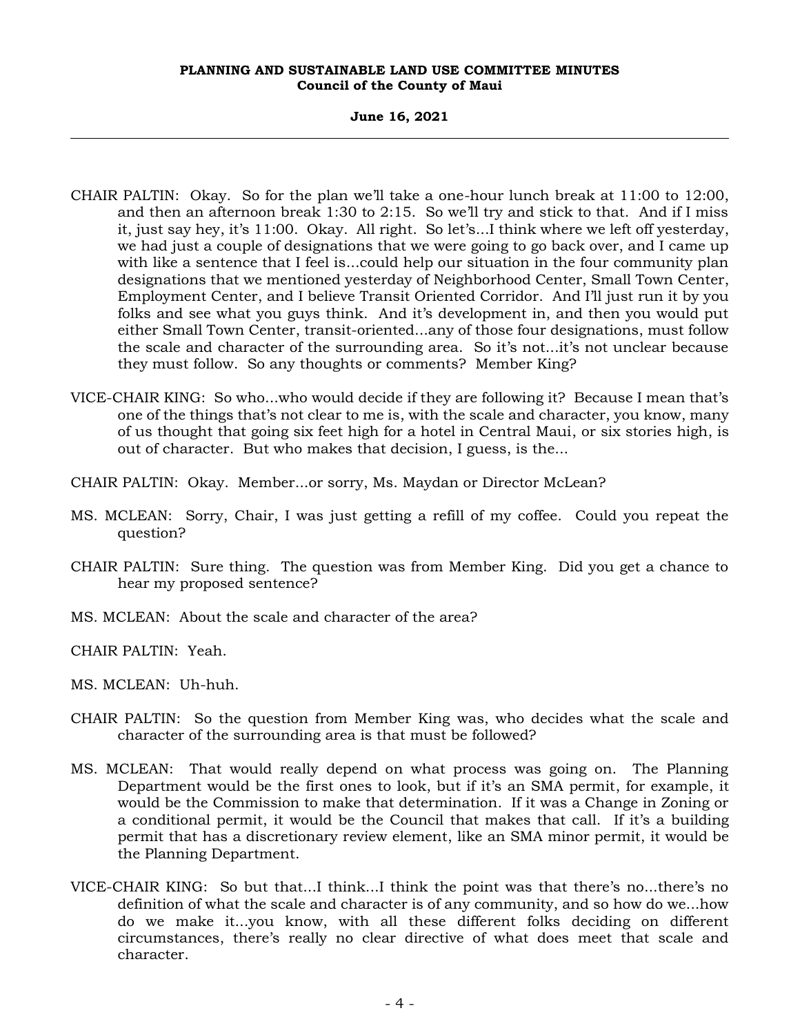CHAIR PALTIN: Okay. So for the plan we'll take a one-hour lunch break at 11:00 to 12:00, and then an afternoon break 1:30 to 2:15. So we'll try and stick to that. And if I miss it, just say hey, it's 11:00. Okay. All right. So let's...I think where we left off yesterday, we had just a couple of designations that we were going to go back over, and I came up with like a sentence that I feel is...could help our situation in the four community plan designations that we mentioned yesterday of Neighborhood Center, Small Town Center, Employment Center, and I believe Transit Oriented Corridor. And I'll just run it by you folks and see what you guys think. And it's development in, and then you would put either Small Town Center, transit-oriented...any of those four designations, must follow the scale and character of the surrounding area. So it's not...it's not unclear because they must follow. So any thoughts or comments? Member King?

VICE-CHAIR KING: So who...who would decide if they are following it? Because I mean that's one of the things that's not clear to me is, with the scale and character, you know, many of us thought that going six feet high for a hotel in Central Maui, or six stories high, is out of character. But who makes that decision, I guess, is the...

CHAIR PALTIN: Okay. Member...or sorry, Ms. Maydan or Director McLean?

MS. MCLEAN: Sorry, Chair, I was just getting a refill of my coffee. Could you repeat the question?

CHAIR PALTIN: Sure thing. The question was from Member King. Did you get a chance to hear my proposed sentence?

MS. MCLEAN: About the scale and character of the area?

CHAIR PALTIN: Yeah.

MS. MCLEAN: Uh-huh.

CHAIR PALTIN: So the question from Member King was, who decides what the scale and character of the surrounding area is that must be followed?

MS. MCLEAN: That would really depend on what process was going on. The Planning Department would be the first ones to look, but if it's an SMA permit, for example, it would be the Commission to make that determination. If it was a Change in Zoning or a conditional permit, it would be the Council that makes that call. If it's a building permit that has a discretionary review element, like an SMA minor permit, it would be the Planning Department.

VICE-CHAIR KING: So but that...I think...I think the point was that there's no...there's no definition of what the scale and character is of any community, and so how do we...how do we make it...you know, with all these different folks deciding on different circumstances, there's really no clear directive of what does meet that scale and character.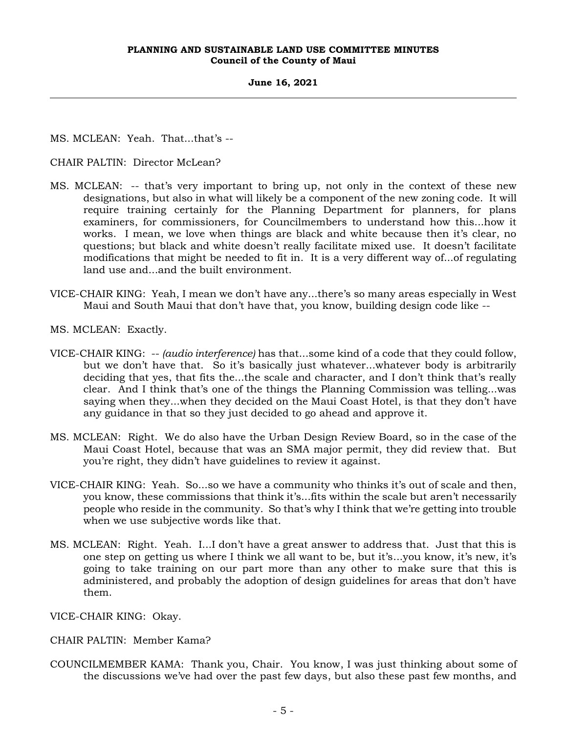MS. MCLEAN: Yeah. That...that's --

CHAIR PALTIN: Director McLean?

MS. MCLEAN: -- that's very important to bring up, not only in the context of these new designations, but also in what will likely be a component of the new zoning code. It will require training certainly for the Planning Department for planners, for plans examiners, for commissioners, for Councilmembers to understand how this...how it works. I mean, we love when things are black and white because then it's clear, no questions; but black and white doesn't really facilitate mixed use. It doesn't facilitate modifications that might be needed to fit in. It is a very different way of...of regulating land use and...and the built environment.

VICE-CHAIR KING: Yeah, I mean we don't have any...there's so many areas especially in West Maui and South Maui that don't have that, you know, building design code like --

MS. MCLEAN: Exactly.

VICE-CHAIR KING: -- *(audio interference)* has that...some kind of a code that they could follow, but we don't have that. So it's basically just whatever...whatever body is arbitrarily deciding that yes, that fits the...the scale and character, and I don't think that's really clear. And I think that's one of the things the Planning Commission was telling...was saying when they...when they decided on the Maui Coast Hotel, is that they don't have any guidance in that so they just decided to go ahead and approve it.

MS. MCLEAN: Right. We do also have the Urban Design Review Board, so in the case of the Maui Coast Hotel, because that was an SMA major permit, they did review that. But you're right, they didn't have guidelines to review it against.

VICE-CHAIR KING: Yeah. So...so we have a community who thinks it's out of scale and then, you know, these commissions that think it's...fits within the scale but aren't necessarily people who reside in the community. So that's why I think that we're getting into trouble when we use subjective words like that.

MS. MCLEAN: Right. Yeah. I...I don't have a great answer to address that. Just that this is one step on getting us where I think we all want to be, but it's...you know, it's new, it's going to take training on our part more than any other to make sure that this is administered, and probably the adoption of design guidelines for areas that don't have them.

VICE-CHAIR KING: Okay.

CHAIR PALTIN: Member Kama?

COUNCILMEMBER KAMA: Thank you, Chair. You know, I was just thinking about some of the discussions we've had over the past few days, but also these past few months, and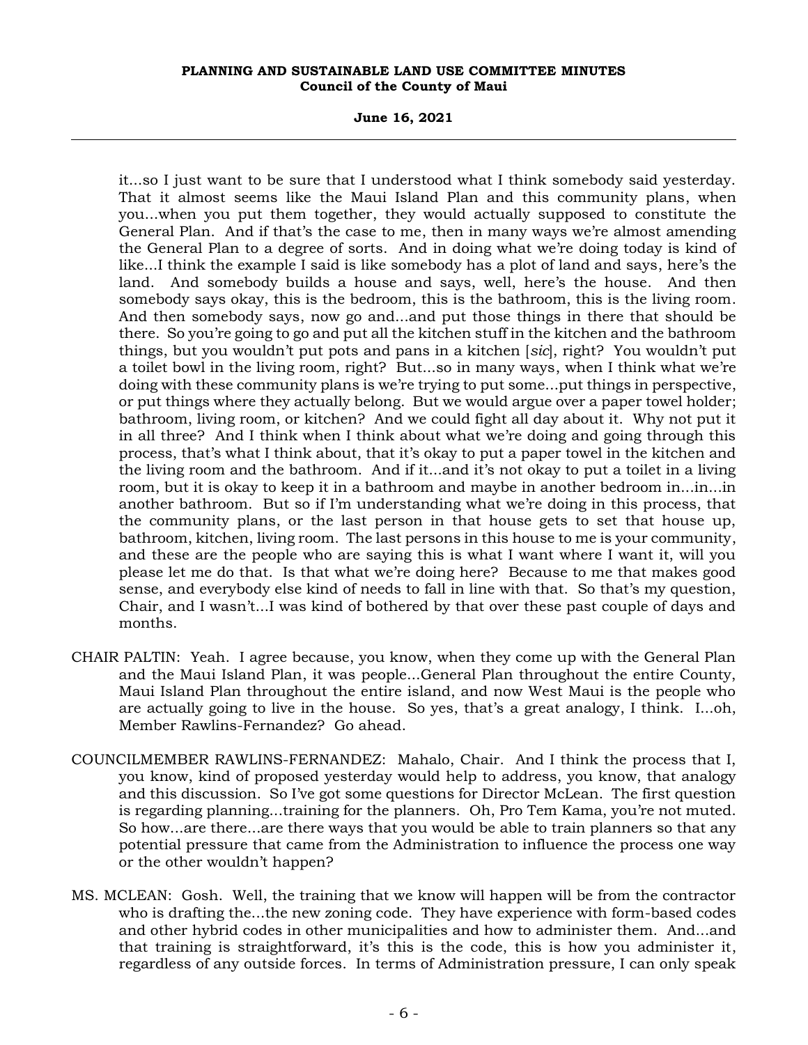it...so I just want to be sure that I understood what I think somebody said yesterday. That it almost seems like the Maui Island Plan and this community plans, when you...when you put them together, they would actually supposed to constitute the General Plan. And if that's the case to me, then in many ways we're almost amending the General Plan to a degree of sorts. And in doing what we're doing today is kind of like...I think the example I said is like somebody has a plot of land and says, here's the land. And somebody builds a house and says, well, here's the house. And then somebody says okay, this is the bedroom, this is the bathroom, this is the living room. And then somebody says, now go and...and put those things in there that should be there. So you're going to go and put all the kitchen stuff in the kitchen and the bathroom things, but you wouldn't put pots and pans in a kitchen [*sic*], right? You wouldn't put a toilet bowl in the living room, right? But...so in many ways, when I think what we're doing with these community plans is we're trying to put some...put things in perspective, or put things where they actually belong. But we would argue over a paper towel holder; bathroom, living room, or kitchen? And we could fight all day about it. Why not put it in all three? And I think when I think about what we're doing and going through this process, that's what I think about, that it's okay to put a paper towel in the kitchen and the living room and the bathroom. And if it...and it's not okay to put a toilet in a living room, but it is okay to keep it in a bathroom and maybe in another bedroom in...in...in another bathroom. But so if I'm understanding what we're doing in this process, that the community plans, or the last person in that house gets to set that house up, bathroom, kitchen, living room. The last persons in this house to me is your community, and these are the people who are saying this is what I want where I want it, will you please let me do that. Is that what we're doing here? Because to me that makes good sense, and everybody else kind of needs to fall in line with that. So that's my question, Chair, and I wasn't...I was kind of bothered by that over these past couple of days and months.

CHAIR PALTIN: Yeah. I agree because, you know, when they come up with the General Plan and the Maui Island Plan, it was people...General Plan throughout the entire County, Maui Island Plan throughout the entire island, and now West Maui is the people who are actually going to live in the house. So yes, that's a great analogy, I think. I...oh, Member Rawlins-Fernandez? Go ahead.

COUNCILMEMBER RAWLINS-FERNANDEZ: Mahalo, Chair. And I think the process that I, you know, kind of proposed yesterday would help to address, you know, that analogy and this discussion. So I've got some questions for Director McLean. The first question is regarding planning...training for the planners. Oh, Pro Tem Kama, you're not muted. So how...are there...are there ways that you would be able to train planners so that any potential pressure that came from the Administration to influence the process one way or the other wouldn't happen?

MS. MCLEAN: Gosh. Well, the training that we know will happen will be from the contractor who is drafting the...the new zoning code. They have experience with form-based codes and other hybrid codes in other municipalities and how to administer them. And...and that training is straightforward, it's this is the code, this is how you administer it, regardless of any outside forces. In terms of Administration pressure, I can only speak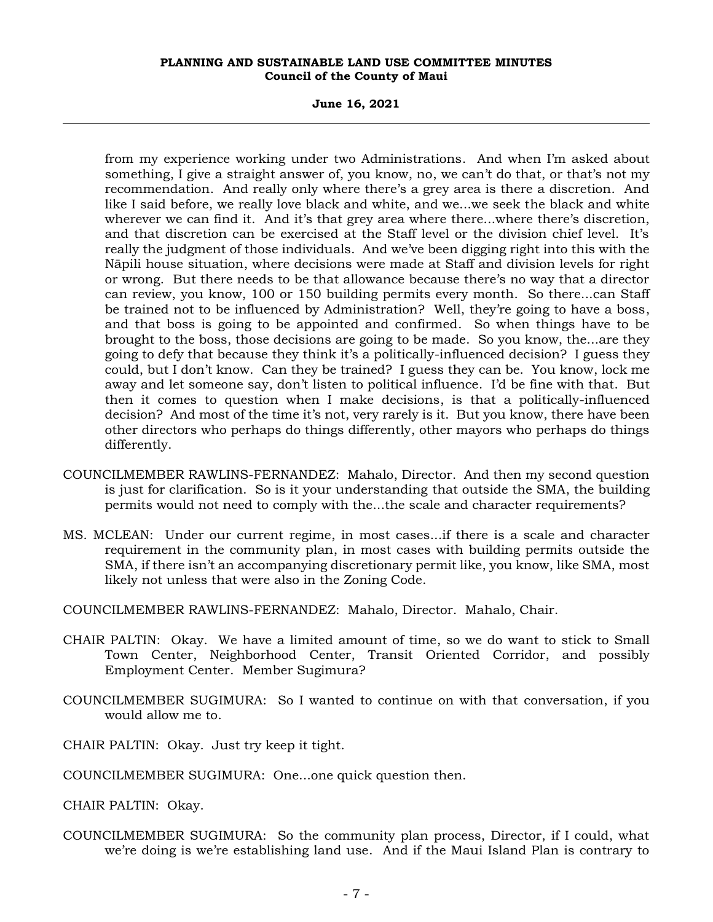from my experience working under two Administrations. And when I'm asked about something, I give a straight answer of, you know, no, we can't do that, or that's not my recommendation. And really only where there's a grey area is there a discretion. And like I said before, we really love black and white, and we...we seek the black and white wherever we can find it. And it's that grey area where there...where there's discretion, and that discretion can be exercised at the Staff level or the division chief level. It's really the judgment of those individuals. And we've been digging right into this with the Nāpili house situation, where decisions were made at Staff and division levels for right or wrong. But there needs to be that allowance because there's no way that a director can review, you know, 100 or 150 building permits every month. So there...can Staff be trained not to be influenced by Administration? Well, they're going to have a boss, and that boss is going to be appointed and confirmed. So when things have to be brought to the boss, those decisions are going to be made. So you know, the...are they going to defy that because they think it's a politically-influenced decision? I guess they could, but I don't know. Can they be trained? I guess they can be. You know, lock me away and let someone say, don't listen to political influence. I'd be fine with that. But then it comes to question when I make decisions, is that a politically-influenced decision? And most of the time it's not, very rarely is it. But you know, there have been other directors who perhaps do things differently, other mayors who perhaps do things differently.

COUNCILMEMBER RAWLINS-FERNANDEZ: Mahalo, Director. And then my second question is just for clarification. So is it your understanding that outside the SMA, the building permits would not need to comply with the...the scale and character requirements?

MS. MCLEAN: Under our current regime, in most cases...if there is a scale and character requirement in the community plan, in most cases with building permits outside the SMA, if there isn't an accompanying discretionary permit like, you know, like SMA, most likely not unless that were also in the Zoning Code.

COUNCILMEMBER RAWLINS-FERNANDEZ: Mahalo, Director. Mahalo, Chair.

CHAIR PALTIN: Okay. We have a limited amount of time, so we do want to stick to Small Town Center, Neighborhood Center, Transit Oriented Corridor, and possibly Employment Center. Member Sugimura?

COUNCILMEMBER SUGIMURA: So I wanted to continue on with that conversation, if you would allow me to.

CHAIR PALTIN: Okay. Just try keep it tight.

COUNCILMEMBER SUGIMURA: One...one quick question then.

CHAIR PALTIN: Okay.

COUNCILMEMBER SUGIMURA: So the community plan process, Director, if I could, what we're doing is we're establishing land use. And if the Maui Island Plan is contrary to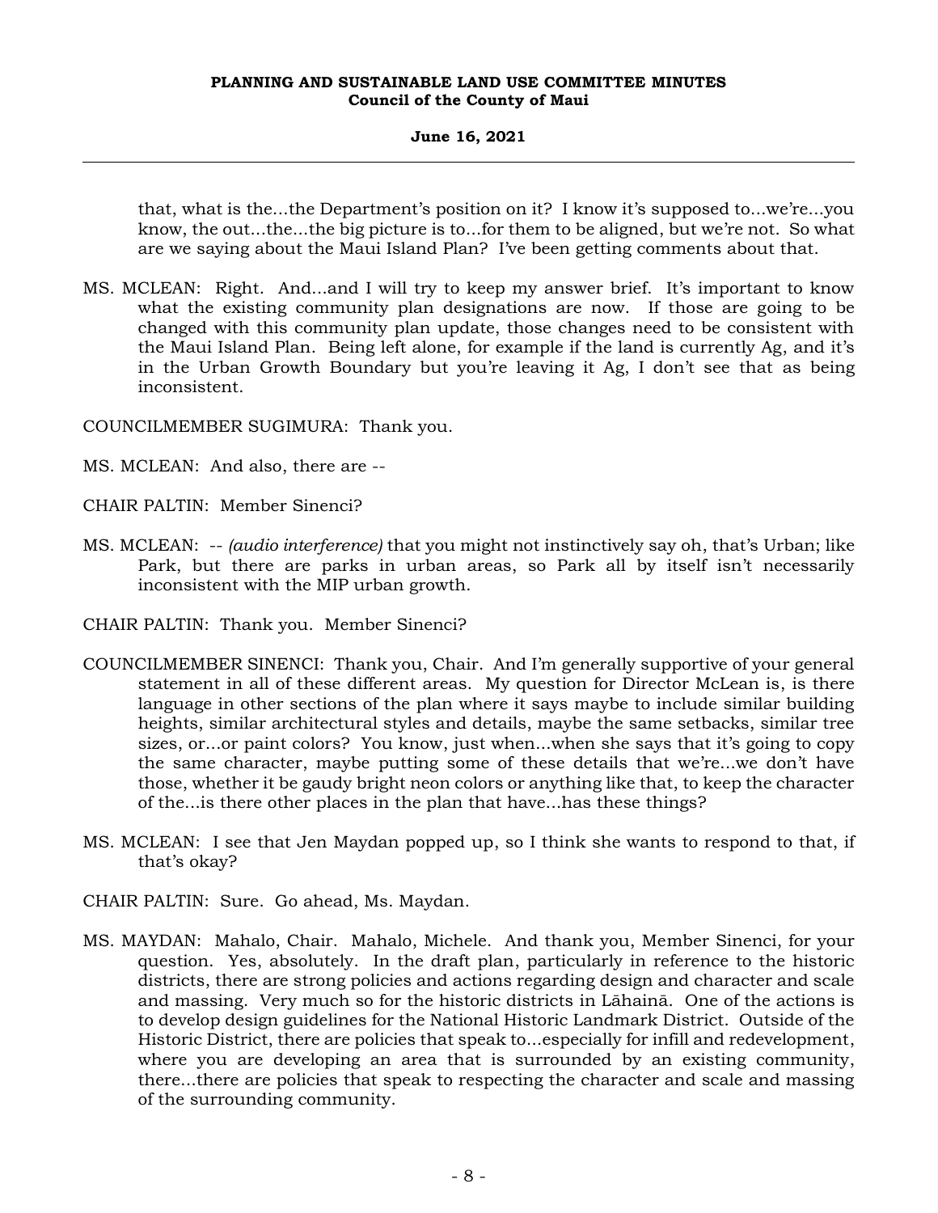that, what is the...the Department's position on it? I know it's supposed to...we're...you know, the out...the...the big picture is to...for them to be aligned, but we're not. So what are we saying about the Maui Island Plan? I've been getting comments about that.

MS. MCLEAN: Right. And...and I will try to keep my answer brief. It's important to know what the existing community plan designations are now. If those are going to be changed with this community plan update, those changes need to be consistent with the Maui Island Plan. Being left alone, for example if the land is currently Ag, and it's in the Urban Growth Boundary but you're leaving it Ag, I don't see that as being inconsistent.

COUNCILMEMBER SUGIMURA: Thank you.

MS. MCLEAN: And also, there are --

CHAIR PALTIN: Member Sinenci?

MS. MCLEAN: -- *(audio interference)* that you might not instinctively say oh, that's Urban; like Park, but there are parks in urban areas, so Park all by itself isn't necessarily inconsistent with the MIP urban growth.

CHAIR PALTIN: Thank you. Member Sinenci?

COUNCILMEMBER SINENCI: Thank you, Chair. And I'm generally supportive of your general statement in all of these different areas. My question for Director McLean is, is there language in other sections of the plan where it says maybe to include similar building heights, similar architectural styles and details, maybe the same setbacks, similar tree sizes, or...or paint colors? You know, just when...when she says that it's going to copy the same character, maybe putting some of these details that we're...we don't have those, whether it be gaudy bright neon colors or anything like that, to keep the character of the...is there other places in the plan that have...has these things?

MS. MCLEAN: I see that Jen Maydan popped up, so I think she wants to respond to that, if that's okay?

CHAIR PALTIN: Sure. Go ahead, Ms. Maydan.

MS. MAYDAN: Mahalo, Chair. Mahalo, Michele. And thank you, Member Sinenci, for your question. Yes, absolutely. In the draft plan, particularly in reference to the historic districts, there are strong policies and actions regarding design and character and scale and massing. Very much so for the historic districts in Lāhainā. One of the actions is to develop design guidelines for the National Historic Landmark District. Outside of the Historic District, there are policies that speak to...especially for infill and redevelopment, where you are developing an area that is surrounded by an existing community, there...there are policies that speak to respecting the character and scale and massing of the surrounding community.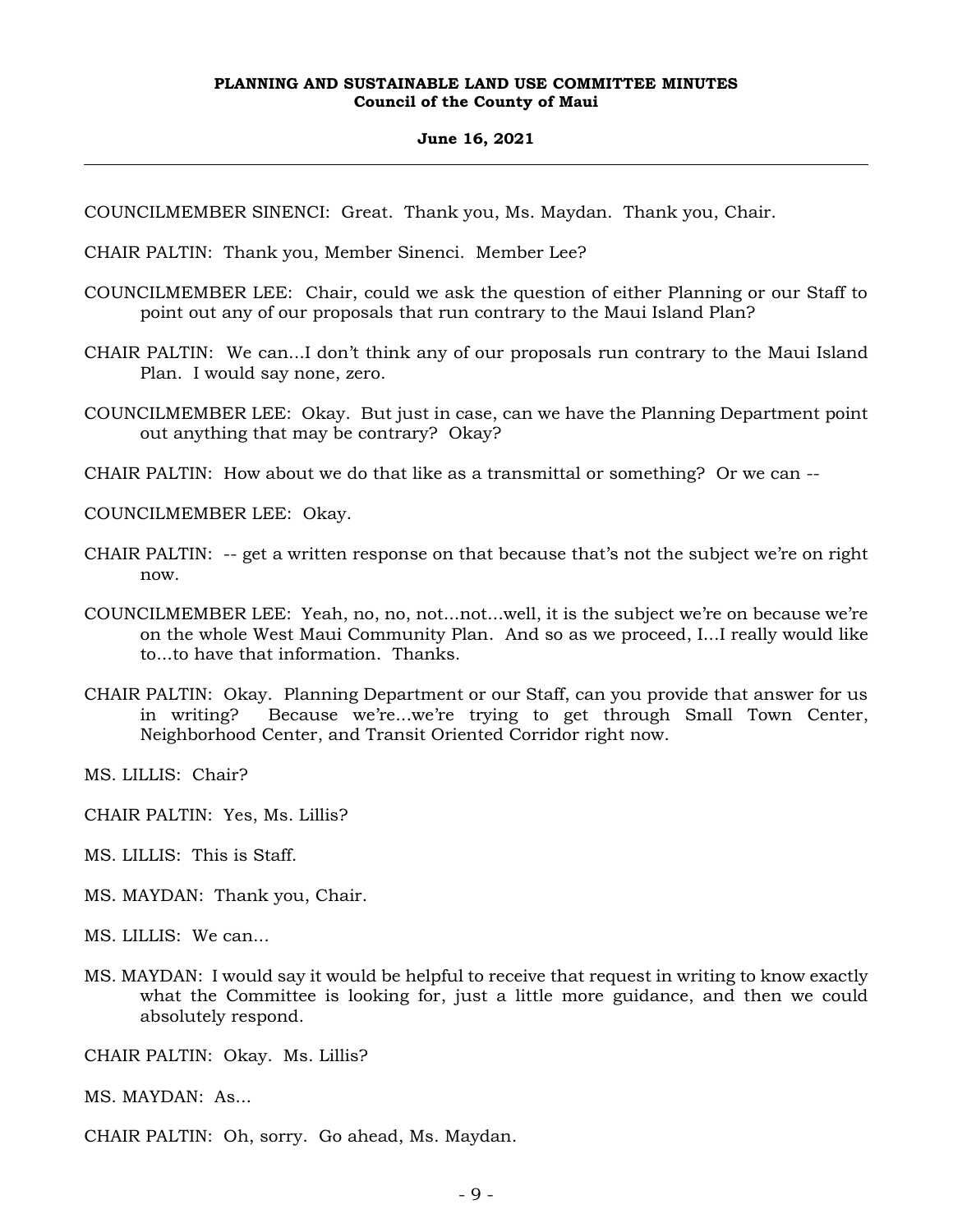COUNCILMEMBER SINENCI: Great. Thank you, Ms. Maydan. Thank you, Chair.

CHAIR PALTIN: Thank you, Member Sinenci. Member Lee?

COUNCILMEMBER LEE: Chair, could we ask the question of either Planning or our Staff to point out any of our proposals that run contrary to the Maui Island Plan?

CHAIR PALTIN: We can...I don't think any of our proposals run contrary to the Maui Island Plan. I would say none, zero.

COUNCILMEMBER LEE: Okay. But just in case, can we have the Planning Department point out anything that may be contrary? Okay?

CHAIR PALTIN: How about we do that like as a transmittal or something? Or we can --

COUNCILMEMBER LEE: Okay.

CHAIR PALTIN: -- get a written response on that because that's not the subject we're on right now.

COUNCILMEMBER LEE: Yeah, no, no, not...not...well, it is the subject we're on because we're on the whole West Maui Community Plan. And so as we proceed, I...I really would like to...to have that information. Thanks.

CHAIR PALTIN: Okay. Planning Department or our Staff, can you provide that answer for us in writing? Because we're...we're trying to get through Small Town Center, Neighborhood Center, and Transit Oriented Corridor right now.

MS. LILLIS: Chair?

CHAIR PALTIN: Yes, Ms. Lillis?

MS. LILLIS: This is Staff.

MS. MAYDAN: Thank you, Chair.

MS. LILLIS: We can...

MS. MAYDAN: I would say it would be helpful to receive that request in writing to know exactly what the Committee is looking for, just a little more guidance, and then we could absolutely respond.

CHAIR PALTIN: Okay. Ms. Lillis?

MS. MAYDAN: As...

CHAIR PALTIN: Oh, sorry. Go ahead, Ms. Maydan.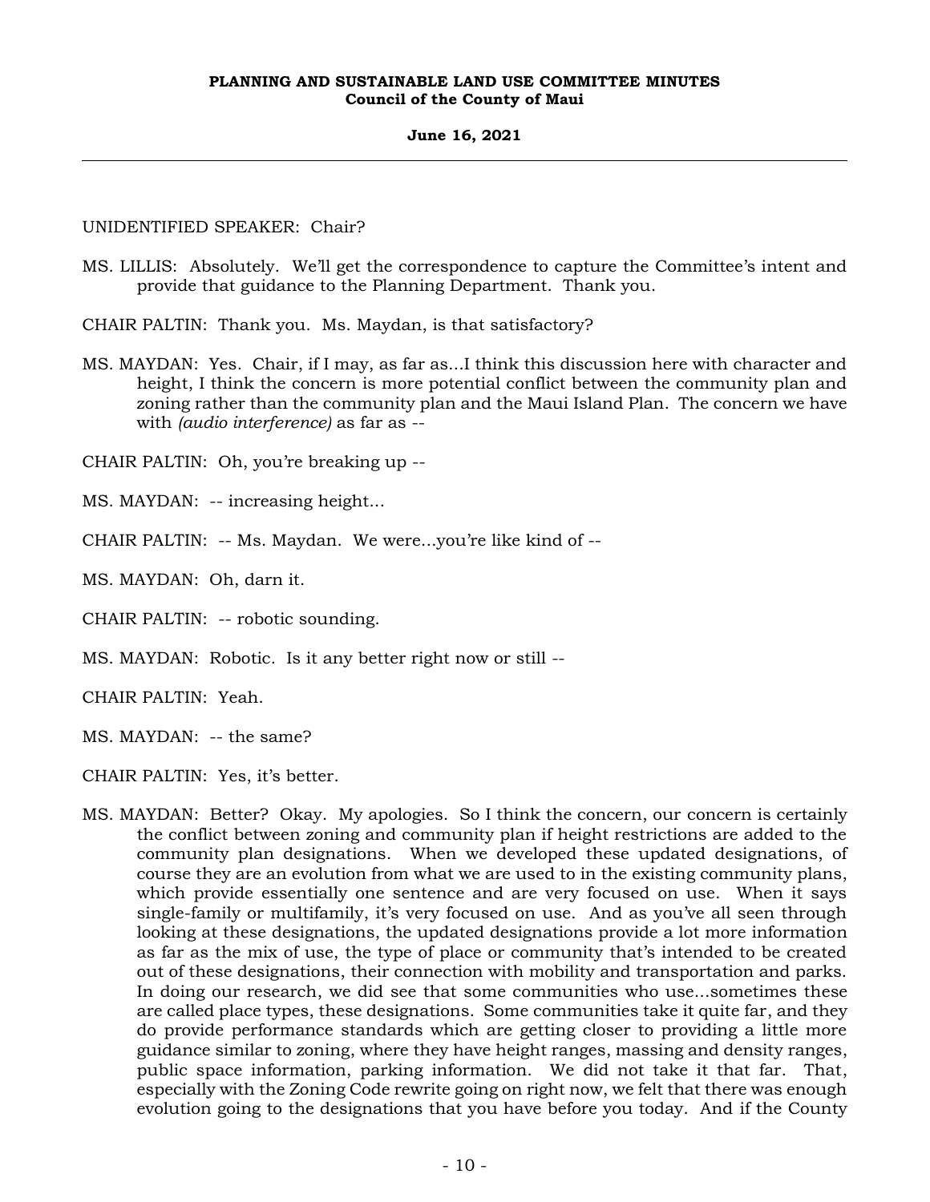UNIDENTIFIED SPEAKER: Chair?

MS. LILLIS: Absolutely. We'll get the correspondence to capture the Committee's intent and provide that guidance to the Planning Department. Thank you.

CHAIR PALTIN: Thank you. Ms. Maydan, is that satisfactory?

MS. MAYDAN: Yes. Chair, if I may, as far as...I think this discussion here with character and height, I think the concern is more potential conflict between the community plan and zoning rather than the community plan and the Maui Island Plan. The concern we have with *(audio interference)* as far as --

CHAIR PALTIN: Oh, you're breaking up --

MS. MAYDAN: -- increasing height...

CHAIR PALTIN: -- Ms. Maydan. We were...you're like kind of --

MS. MAYDAN: Oh, darn it.

CHAIR PALTIN: -- robotic sounding.

MS. MAYDAN: Robotic. Is it any better right now or still --

CHAIR PALTIN: Yeah.

MS. MAYDAN: -- the same?

CHAIR PALTIN: Yes, it's better.

MS. MAYDAN: Better? Okay. My apologies. So I think the concern, our concern is certainly the conflict between zoning and community plan if height restrictions are added to the community plan designations. When we developed these updated designations, of course they are an evolution from what we are used to in the existing community plans, which provide essentially one sentence and are very focused on use. When it says single-family or multifamily, it's very focused on use. And as you've all seen through looking at these designations, the updated designations provide a lot more information as far as the mix of use, the type of place or community that's intended to be created out of these designations, their connection with mobility and transportation and parks. In doing our research, we did see that some communities who use...sometimes these are called place types, these designations. Some communities take it quite far, and they do provide performance standards which are getting closer to providing a little more guidance similar to zoning, where they have height ranges, massing and density ranges, public space information, parking information. We did not take it that far. That, especially with the Zoning Code rewrite going on right now, we felt that there was enough evolution going to the designations that you have before you today. And if the County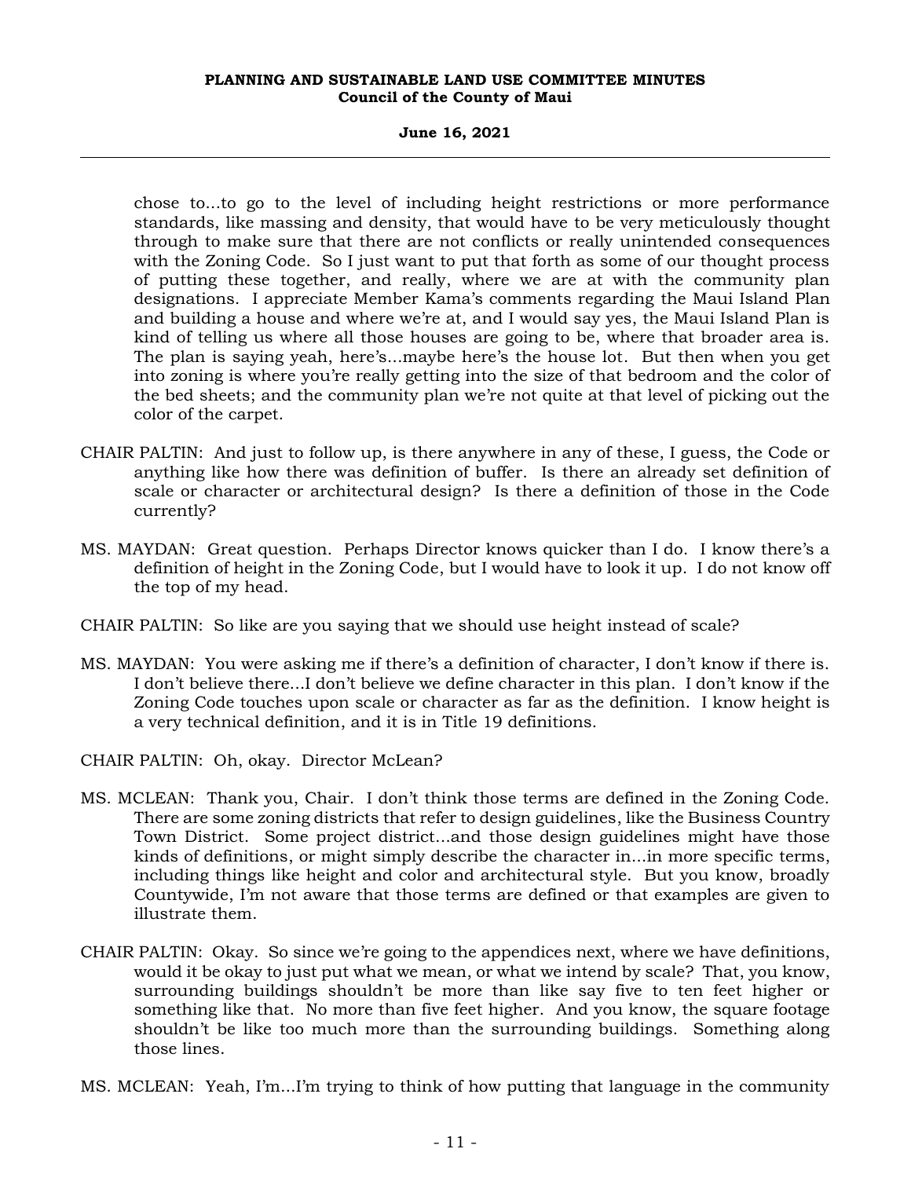chose to...to go to the level of including height restrictions or more performance standards, like massing and density, that would have to be very meticulously thought through to make sure that there are not conflicts or really unintended consequences with the Zoning Code. So I just want to put that forth as some of our thought process of putting these together, and really, where we are at with the community plan designations. I appreciate Member Kama's comments regarding the Maui Island Plan and building a house and where we're at, and I would say yes, the Maui Island Plan is kind of telling us where all those houses are going to be, where that broader area is. The plan is saying yeah, here's...maybe here's the house lot. But then when you get into zoning is where you're really getting into the size of that bedroom and the color of the bed sheets; and the community plan we're not quite at that level of picking out the color of the carpet.

CHAIR PALTIN: And just to follow up, is there anywhere in any of these, I guess, the Code or anything like how there was definition of buffer. Is there an already set definition of scale or character or architectural design? Is there a definition of those in the Code currently?

MS. MAYDAN: Great question. Perhaps Director knows quicker than I do. I know there's a definition of height in the Zoning Code, but I would have to look it up. I do not know off the top of my head.

CHAIR PALTIN: So like are you saying that we should use height instead of scale?

MS. MAYDAN: You were asking me if there's a definition of character, I don't know if there is. I don't believe there...I don't believe we define character in this plan. I don't know if the Zoning Code touches upon scale or character as far as the definition. I know height is a very technical definition, and it is in Title 19 definitions.

CHAIR PALTIN: Oh, okay. Director McLean?

MS. MCLEAN: Thank you, Chair. I don't think those terms are defined in the Zoning Code. There are some zoning districts that refer to design guidelines, like the Business Country Town District. Some project district...and those design guidelines might have those kinds of definitions, or might simply describe the character in...in more specific terms, including things like height and color and architectural style. But you know, broadly Countywide, I'm not aware that those terms are defined or that examples are given to illustrate them.

CHAIR PALTIN: Okay. So since we're going to the appendices next, where we have definitions, would it be okay to just put what we mean, or what we intend by scale? That, you know, surrounding buildings shouldn't be more than like say five to ten feet higher or something like that. No more than five feet higher. And you know, the square footage shouldn't be like too much more than the surrounding buildings. Something along those lines.

MS. MCLEAN: Yeah, I'm...I'm trying to think of how putting that language in the community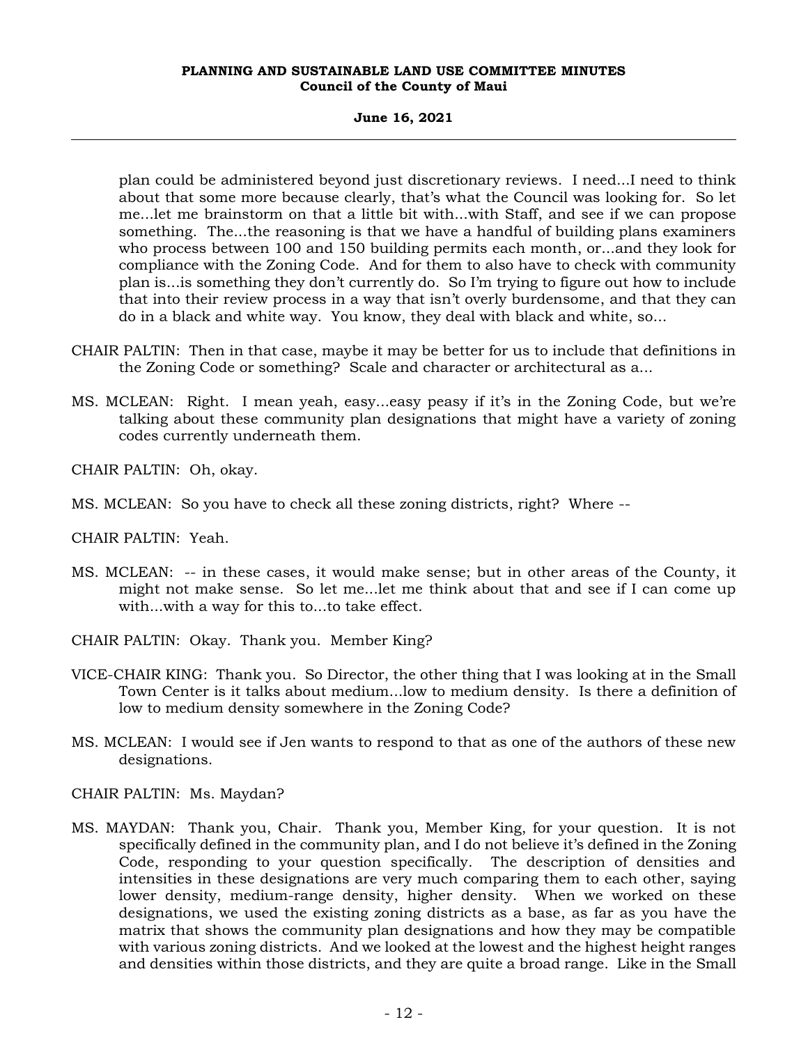plan could be administered beyond just discretionary reviews. I need...I need to think about that some more because clearly, that's what the Council was looking for. So let me...let me brainstorm on that a little bit with...with Staff, and see if we can propose something. The...the reasoning is that we have a handful of building plans examiners who process between 100 and 150 building permits each month, or...and they look for compliance with the Zoning Code. And for them to also have to check with community plan is...is something they don't currently do. So I'm trying to figure out how to include that into their review process in a way that isn't overly burdensome, and that they can do in a black and white way. You know, they deal with black and white, so...

CHAIR PALTIN: Then in that case, maybe it may be better for us to include that definitions in the Zoning Code or something? Scale and character or architectural as a...

MS. MCLEAN: Right. I mean yeah, easy...easy peasy if it's in the Zoning Code, but we're talking about these community plan designations that might have a variety of zoning codes currently underneath them.

CHAIR PALTIN: Oh, okay.

MS. MCLEAN: So you have to check all these zoning districts, right? Where --

CHAIR PALTIN: Yeah.

MS. MCLEAN: -- in these cases, it would make sense; but in other areas of the County, it might not make sense. So let me...let me think about that and see if I can come up with...with a way for this to...to take effect.

CHAIR PALTIN: Okay. Thank you. Member King?

VICE-CHAIR KING: Thank you. So Director, the other thing that I was looking at in the Small Town Center is it talks about medium...low to medium density. Is there a definition of low to medium density somewhere in the Zoning Code?

MS. MCLEAN: I would see if Jen wants to respond to that as one of the authors of these new designations.

CHAIR PALTIN: Ms. Maydan?

MS. MAYDAN: Thank you, Chair. Thank you, Member King, for your question. It is not specifically defined in the community plan, and I do not believe it's defined in the Zoning Code, responding to your question specifically. The description of densities and intensities in these designations are very much comparing them to each other, saying lower density, medium-range density, higher density. When we worked on these designations, we used the existing zoning districts as a base, as far as you have the matrix that shows the community plan designations and how they may be compatible with various zoning districts. And we looked at the lowest and the highest height ranges and densities within those districts, and they are quite a broad range. Like in the Small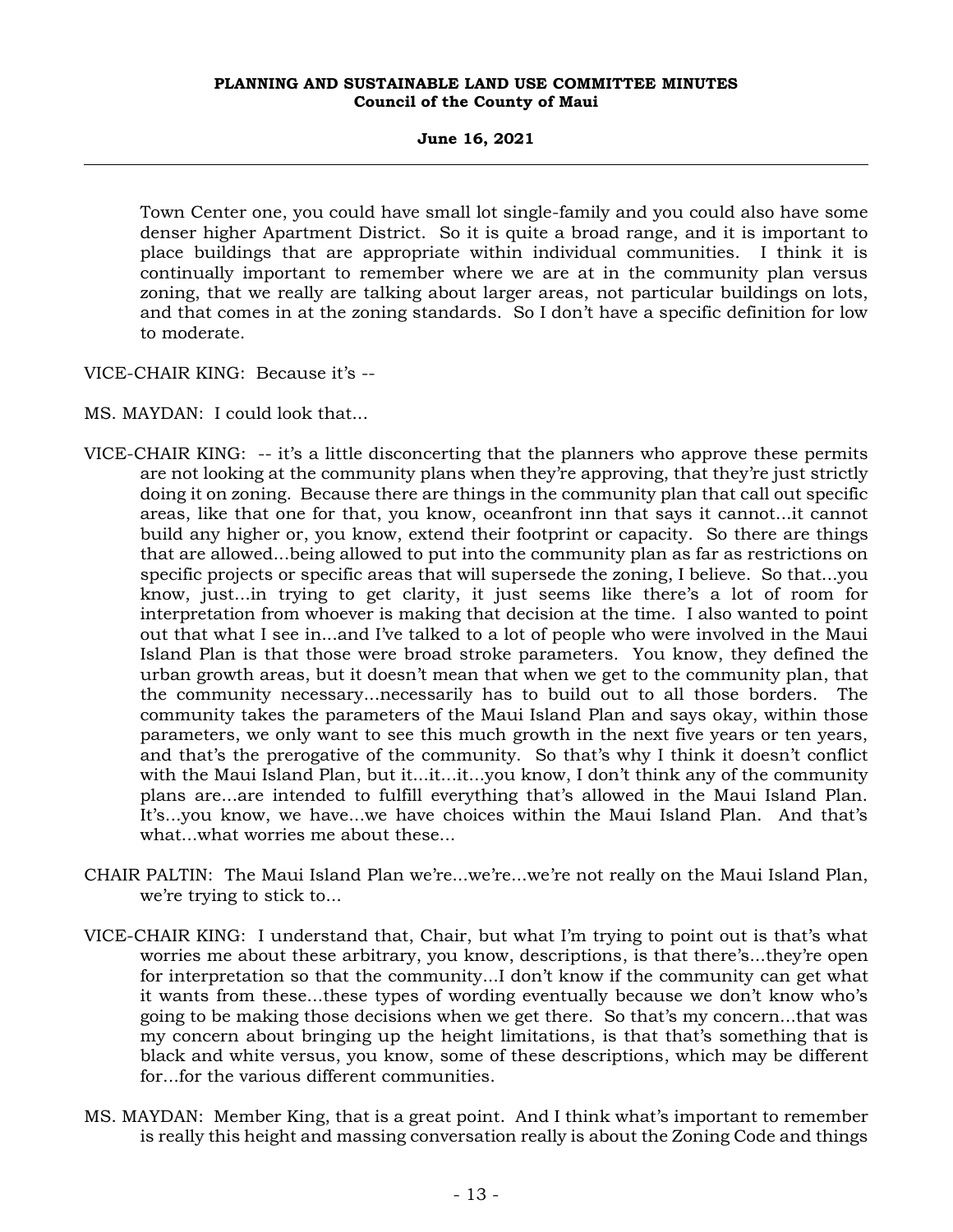Town Center one, you could have small lot single-family and you could also have some denser higher Apartment District. So it is quite a broad range, and it is important to place buildings that are appropriate within individual communities. I think it is continually important to remember where we are at in the community plan versus zoning, that we really are talking about larger areas, not particular buildings on lots, and that comes in at the zoning standards. So I don't have a specific definition for low to moderate.

VICE-CHAIR KING: Because it's --

MS. MAYDAN: I could look that...

VICE-CHAIR KING: -- it's a little disconcerting that the planners who approve these permits are not looking at the community plans when they're approving, that they're just strictly doing it on zoning. Because there are things in the community plan that call out specific areas, like that one for that, you know, oceanfront inn that says it cannot...it cannot build any higher or, you know, extend their footprint or capacity. So there are things that are allowed...being allowed to put into the community plan as far as restrictions on specific projects or specific areas that will supersede the zoning, I believe. So that...you know, just...in trying to get clarity, it just seems like there's a lot of room for interpretation from whoever is making that decision at the time. I also wanted to point out that what I see in...and I've talked to a lot of people who were involved in the Maui Island Plan is that those were broad stroke parameters. You know, they defined the urban growth areas, but it doesn't mean that when we get to the community plan, that the community necessary...necessarily has to build out to all those borders. The community takes the parameters of the Maui Island Plan and says okay, within those parameters, we only want to see this much growth in the next five years or ten years, and that's the prerogative of the community. So that's why I think it doesn't conflict with the Maui Island Plan, but it...it...it...you know, I don't think any of the community plans are...are intended to fulfill everything that's allowed in the Maui Island Plan. It's...you know, we have...we have choices within the Maui Island Plan. And that's what...what worries me about these...

CHAIR PALTIN: The Maui Island Plan we're...we're...we're not really on the Maui Island Plan, we're trying to stick to...

VICE-CHAIR KING: I understand that, Chair, but what I'm trying to point out is that's what worries me about these arbitrary, you know, descriptions, is that there's...they're open for interpretation so that the community...I don't know if the community can get what it wants from these...these types of wording eventually because we don't know who's going to be making those decisions when we get there. So that's my concern...that was my concern about bringing up the height limitations, is that that's something that is black and white versus, you know, some of these descriptions, which may be different for...for the various different communities.

MS. MAYDAN: Member King, that is a great point. And I think what's important to remember is really this height and massing conversation really is about the Zoning Code and things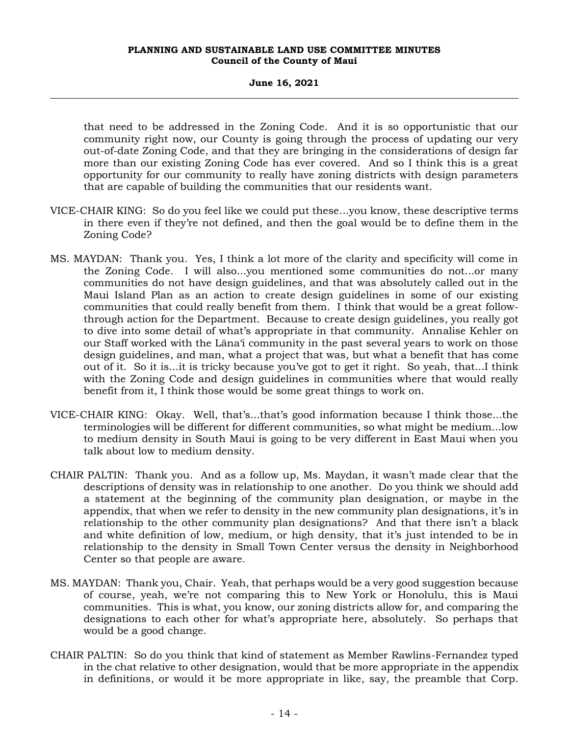that need to be addressed in the Zoning Code. And it is so opportunistic that our community right now, our County is going through the process of updating our very out-of-date Zoning Code, and that they are bringing in the considerations of design far more than our existing Zoning Code has ever covered. And so I think this is a great opportunity for our community to really have zoning districts with design parameters that are capable of building the communities that our residents want.

VICE-CHAIR KING: So do you feel like we could put these...you know, these descriptive terms in there even if they're not defined, and then the goal would be to define them in the Zoning Code?

MS. MAYDAN: Thank you. Yes, I think a lot more of the clarity and specificity will come in the Zoning Code. I will also...you mentioned some communities do not...or many communities do not have design guidelines, and that was absolutely called out in the Maui Island Plan as an action to create design guidelines in some of our existing communities that could really benefit from them. I think that would be a great follow-through action for the Department. Because to create design guidelines, you really got to dive into some detail of what's appropriate in that community. Annalise Kehler on our Staff worked with the Lānaʻi community in the past several years to work on those design guidelines, and man, what a project that was, but what a benefit that has come out of it. So it is...it is tricky because you've got to get it right. So yeah, that...I think with the Zoning Code and design guidelines in communities where that would really benefit from it, I think those would be some great things to work on.

VICE-CHAIR KING: Okay. Well, that's...that's good information because I think those...the terminologies will be different for different communities, so what might be medium...low to medium density in South Maui is going to be very different in East Maui when you talk about low to medium density.

CHAIR PALTIN: Thank you. And as a follow up, Ms. Maydan, it wasn't made clear that the descriptions of density was in relationship to one another. Do you think we should add a statement at the beginning of the community plan designation, or maybe in the appendix, that when we refer to density in the new community plan designations, it's in relationship to the other community plan designations? And that there isn't a black and white definition of low, medium, or high density, that it's just intended to be in relationship to the density in Small Town Center versus the density in Neighborhood Center so that people are aware.

MS. MAYDAN: Thank you, Chair. Yeah, that perhaps would be a very good suggestion because of course, yeah, we're not comparing this to New York or Honolulu, this is Maui communities. This is what, you know, our zoning districts allow for, and comparing the designations to each other for what's appropriate here, absolutely. So perhaps that would be a good change.

CHAIR PALTIN: So do you think that kind of statement as Member Rawlins-Fernandez typed in the chat relative to other designation, would that be more appropriate in the appendix in definitions, or would it be more appropriate in like, say, the preamble that Corp.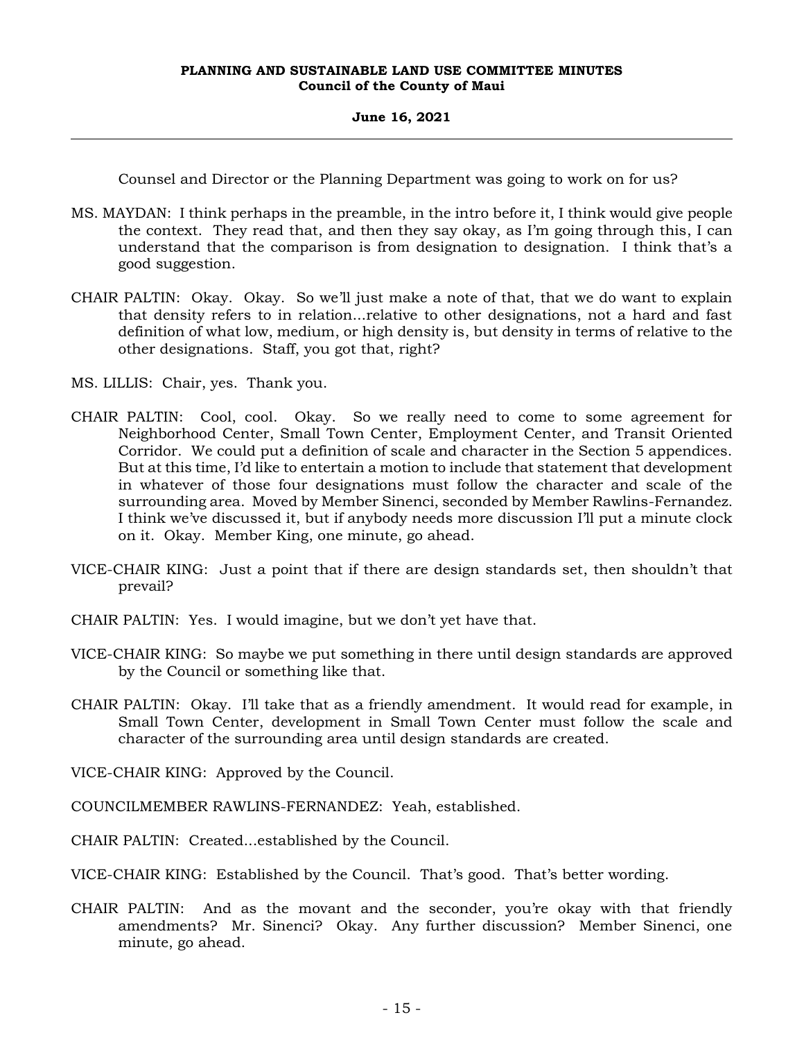Counsel and Director or the Planning Department was going to work on for us?

MS. MAYDAN: I think perhaps in the preamble, in the intro before it, I think would give people the context. They read that, and then they say okay, as I'm going through this, I can understand that the comparison is from designation to designation. I think that's a good suggestion.

CHAIR PALTIN: Okay. Okay. So we'll just make a note of that, that we do want to explain that density refers to in relation...relative to other designations, not a hard and fast definition of what low, medium, or high density is, but density in terms of relative to the other designations. Staff, you got that, right?

MS. LILLIS: Chair, yes. Thank you.

CHAIR PALTIN: Cool, cool. Okay. So we really need to come to some agreement for Neighborhood Center, Small Town Center, Employment Center, and Transit Oriented Corridor. We could put a definition of scale and character in the Section 5 appendices. But at this time, I'd like to entertain a motion to include that statement that development in whatever of those four designations must follow the character and scale of the surrounding area. Moved by Member Sinenci, seconded by Member Rawlins-Fernandez. I think we've discussed it, but if anybody needs more discussion I'll put a minute clock on it. Okay. Member King, one minute, go ahead.

VICE-CHAIR KING: Just a point that if there are design standards set, then shouldn't that prevail?

CHAIR PALTIN: Yes. I would imagine, but we don't yet have that.

VICE-CHAIR KING: So maybe we put something in there until design standards are approved by the Council or something like that.

CHAIR PALTIN: Okay. I'll take that as a friendly amendment. It would read for example, in Small Town Center, development in Small Town Center must follow the scale and character of the surrounding area until design standards are created.

VICE-CHAIR KING: Approved by the Council.

COUNCILMEMBER RAWLINS-FERNANDEZ: Yeah, established.

CHAIR PALTIN: Created...established by the Council.

VICE-CHAIR KING: Established by the Council. That's good. That's better wording.

CHAIR PALTIN: And as the movant and the seconder, you're okay with that friendly amendments? Mr. Sinenci? Okay. Any further discussion? Member Sinenci, one minute, go ahead.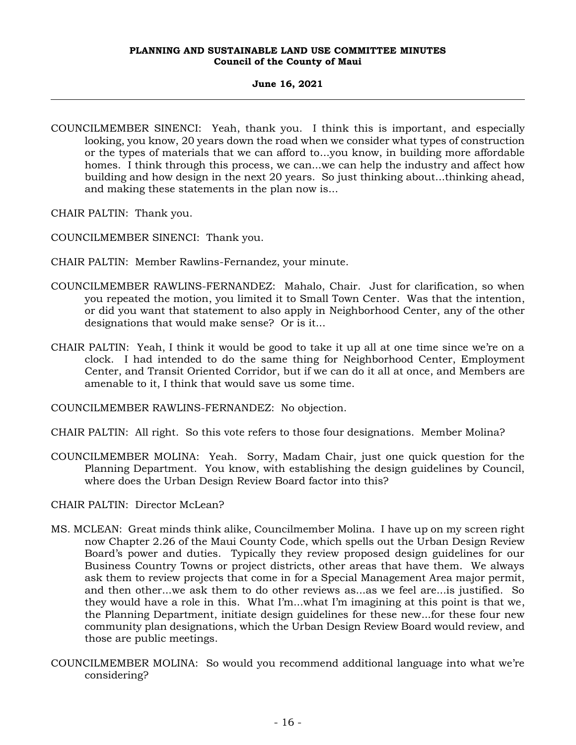COUNCILMEMBER SINENCI: Yeah, thank you. I think this is important, and especially looking, you know, 20 years down the road when we consider what types of construction or the types of materials that we can afford to...you know, in building more affordable homes. I think through this process, we can...we can help the industry and affect how building and how design in the next 20 years. So just thinking about...thinking ahead, and making these statements in the plan now is...

CHAIR PALTIN: Thank you.

COUNCILMEMBER SINENCI: Thank you.

CHAIR PALTIN: Member Rawlins-Fernandez, your minute.

COUNCILMEMBER RAWLINS-FERNANDEZ: Mahalo, Chair. Just for clarification, so when you repeated the motion, you limited it to Small Town Center. Was that the intention, or did you want that statement to also apply in Neighborhood Center, any of the other designations that would make sense? Or is it...

CHAIR PALTIN: Yeah, I think it would be good to take it up all at one time since we're on a clock. I had intended to do the same thing for Neighborhood Center, Employment Center, and Transit Oriented Corridor, but if we can do it all at once, and Members are amenable to it, I think that would save us some time.

COUNCILMEMBER RAWLINS-FERNANDEZ: No objection.

CHAIR PALTIN: All right. So this vote refers to those four designations. Member Molina?

COUNCILMEMBER MOLINA: Yeah. Sorry, Madam Chair, just one quick question for the Planning Department. You know, with establishing the design guidelines by Council, where does the Urban Design Review Board factor into this?

CHAIR PALTIN: Director McLean?

MS. MCLEAN: Great minds think alike, Councilmember Molina. I have up on my screen right now Chapter 2.26 of the Maui County Code, which spells out the Urban Design Review Board's power and duties. Typically they review proposed design guidelines for our Business Country Towns or project districts, other areas that have them. We always ask them to review projects that come in for a Special Management Area major permit, and then other...we ask them to do other reviews as...as we feel are...is justified. So they would have a role in this. What I'm...what I'm imagining at this point is that we, the Planning Department, initiate design guidelines for these new...for these four new community plan designations, which the Urban Design Review Board would review, and those are public meetings.

COUNCILMEMBER MOLINA: So would you recommend additional language into what we're considering?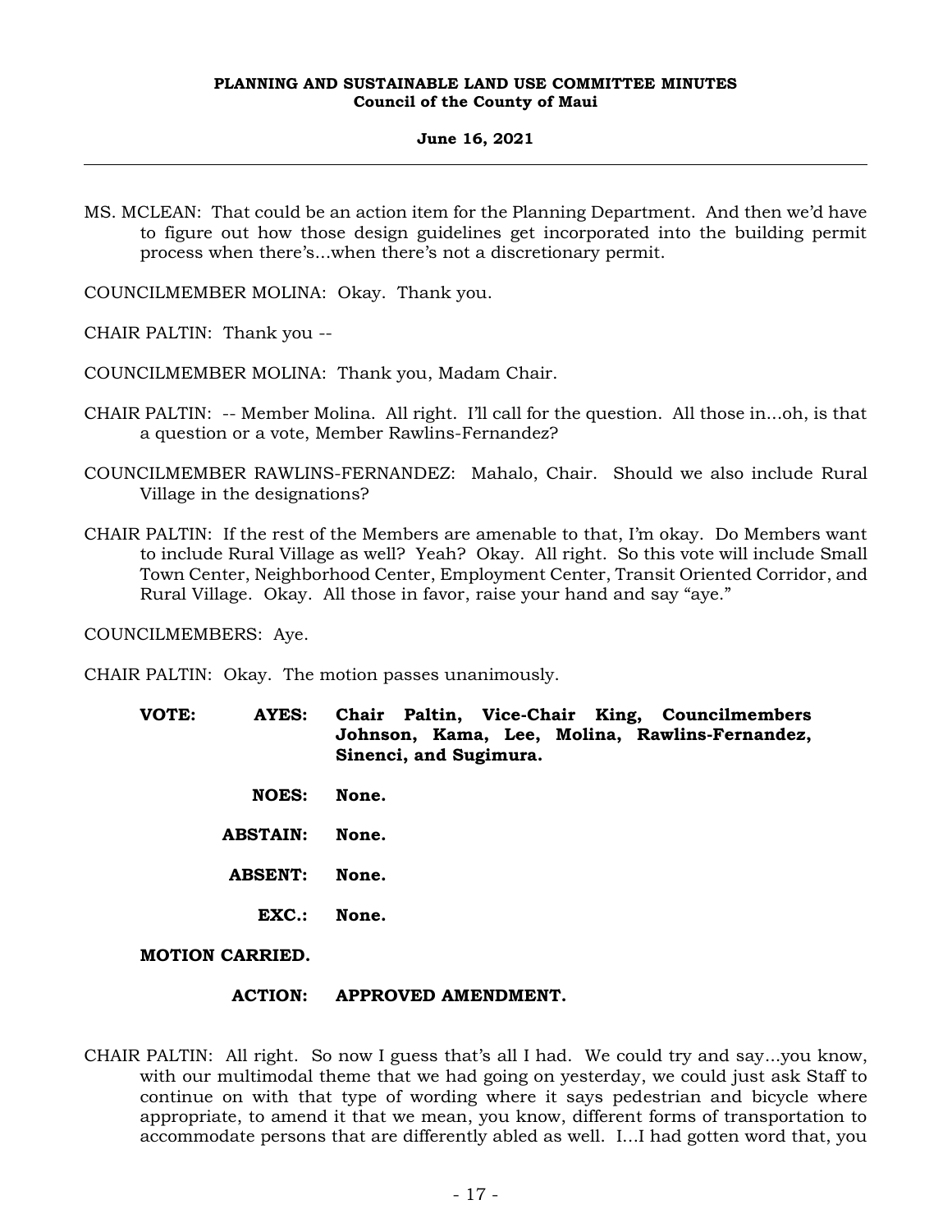MS. MCLEAN: That could be an action item for the Planning Department. And then we'd have to figure out how those design guidelines get incorporated into the building permit process when there's...when there's not a discretionary permit.

COUNCILMEMBER MOLINA: Okay. Thank you.

CHAIR PALTIN: Thank you --

COUNCILMEMBER MOLINA: Thank you, Madam Chair.

CHAIR PALTIN: -- Member Molina. All right. I'll call for the question. All those in...oh, is that a question or a vote, Member Rawlins-Fernandez?

COUNCILMEMBER RAWLINS-FERNANDEZ: Mahalo, Chair. Should we also include Rural Village in the designations?

CHAIR PALTIN: If the rest of the Members are amenable to that, I'm okay. Do Members want to include Rural Village as well? Yeah? Okay. All right. So this vote will include Small Town Center, Neighborhood Center, Employment Center, Transit Oriented Corridor, and Rural Village. Okay. All those in favor, raise your hand and say "aye."

COUNCILMEMBERS: Aye.

CHAIR PALTIN: Okay. The motion passes unanimously.

**VOTE: AYES: Chair Paltin, Vice-Chair King, Councilmembers Johnson, Kama, Lee, Molina, Rawlins-Fernandez, Sinenci, and Sugimura.**

**NOES: None.**

**ABSTAIN: None.**

**ABSENT: None.**

**EXC.: None.**

**MOTION CARRIED.**

**ACTION: APPROVED AMENDMENT.**

CHAIR PALTIN: All right. So now I guess that's all I had. We could try and say...you know, with our multimodal theme that we had going on yesterday, we could just ask Staff to continue on with that type of wording where it says pedestrian and bicycle where appropriate, to amend it that we mean, you know, different forms of transportation to accommodate persons that are differently abled as well. I...I had gotten word that, you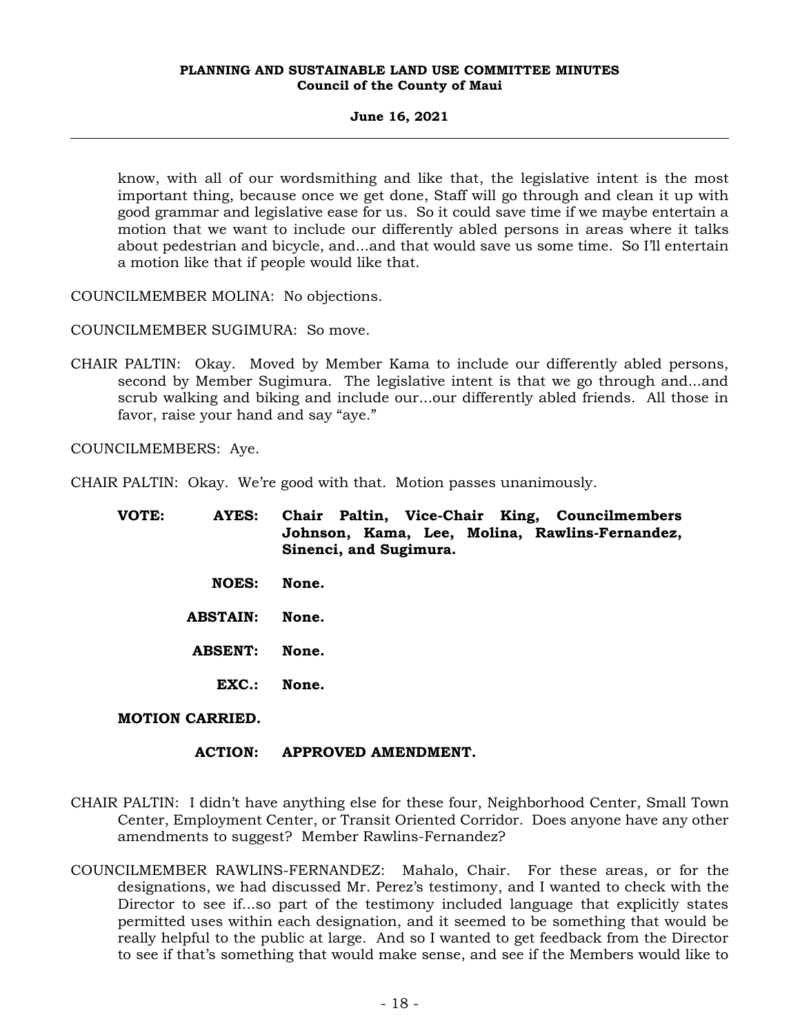know, with all of our wordsmithing and like that, the legislative intent is the most important thing, because once we get done, Staff will go through and clean it up with good grammar and legislative ease for us. So it could save time if we maybe entertain a motion that we want to include our differently abled persons in areas where it talks about pedestrian and bicycle, and...and that would save us some time. So I'll entertain a motion like that if people would like that.

COUNCILMEMBER MOLINA: No objections.

COUNCILMEMBER SUGIMURA: So move.

CHAIR PALTIN: Okay. Moved by Member Kama to include our differently abled persons, second by Member Sugimura. The legislative intent is that we go through and...and scrub walking and biking and include our...our differently abled friends. All those in favor, raise your hand and say "aye."

COUNCILMEMBERS: Aye.

CHAIR PALTIN: Okay. We're good with that. Motion passes unanimously.

**VOTE: AYES: Chair Paltin, Vice-Chair King, Councilmembers Johnson, Kama, Lee, Molina, Rawlins-Fernandez, Sinenci, and Sugimura.**

**NOES: None.**

**ABSTAIN: None.**

**ABSENT: None.**

**EXC.: None.**

**MOTION CARRIED.**

**ACTION: APPROVED AMENDMENT.**

CHAIR PALTIN: I didn't have anything else for these four, Neighborhood Center, Small Town Center, Employment Center, or Transit Oriented Corridor. Does anyone have any other amendments to suggest? Member Rawlins-Fernandez?

COUNCILMEMBER RAWLINS-FERNANDEZ: Mahalo, Chair. For these areas, or for the designations, we had discussed Mr. Perez's testimony, and I wanted to check with the Director to see if...so part of the testimony included language that explicitly states permitted uses within each designation, and it seemed to be something that would be really helpful to the public at large. And so I wanted to get feedback from the Director to see if that's something that would make sense, and see if the Members would like to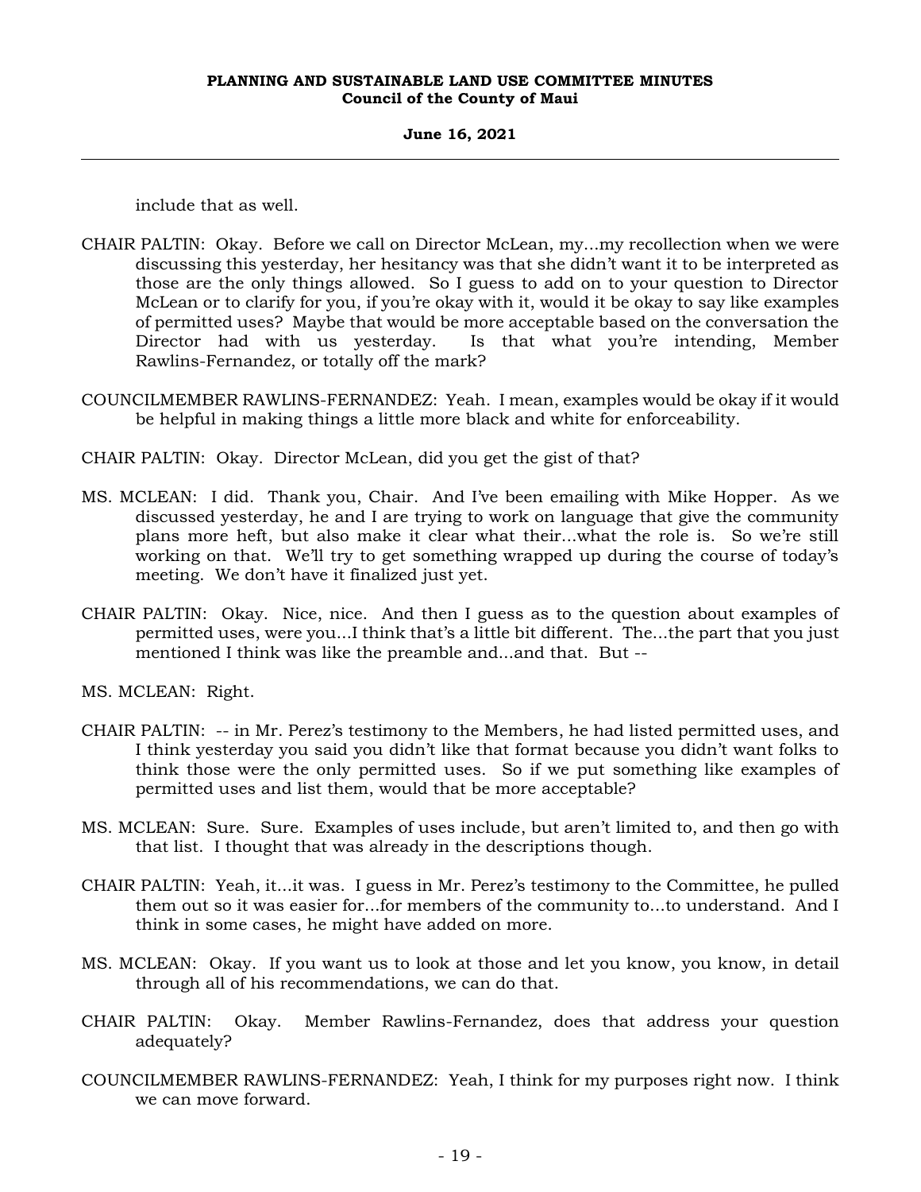include that as well.

CHAIR PALTIN: Okay. Before we call on Director McLean, my...my recollection when we were discussing this yesterday, her hesitancy was that she didn't want it to be interpreted as those are the only things allowed. So I guess to add on to your question to Director McLean or to clarify for you, if you're okay with it, would it be okay to say like examples of permitted uses? Maybe that would be more acceptable based on the conversation the Director had with us yesterday. Is that what you're intending, Member Rawlins-Fernandez, or totally off the mark?

COUNCILMEMBER RAWLINS-FERNANDEZ: Yeah. I mean, examples would be okay if it would be helpful in making things a little more black and white for enforceability.

CHAIR PALTIN: Okay. Director McLean, did you get the gist of that?

MS. MCLEAN: I did. Thank you, Chair. And I've been emailing with Mike Hopper. As we discussed yesterday, he and I are trying to work on language that give the community plans more heft, but also make it clear what their...what the role is. So we're still working on that. We'll try to get something wrapped up during the course of today's meeting. We don't have it finalized just yet.

CHAIR PALTIN: Okay. Nice, nice. And then I guess as to the question about examples of permitted uses, were you...I think that's a little bit different. The...the part that you just mentioned I think was like the preamble and...and that. But --

MS. MCLEAN: Right.

CHAIR PALTIN: -- in Mr. Perez's testimony to the Members, he had listed permitted uses, and I think yesterday you said you didn't like that format because you didn't want folks to think those were the only permitted uses. So if we put something like examples of permitted uses and list them, would that be more acceptable?

MS. MCLEAN: Sure. Sure. Examples of uses include, but aren't limited to, and then go with that list. I thought that was already in the descriptions though.

CHAIR PALTIN: Yeah, it...it was. I guess in Mr. Perez's testimony to the Committee, he pulled them out so it was easier for...for members of the community to...to understand. And I think in some cases, he might have added on more.

MS. MCLEAN: Okay. If you want us to look at those and let you know, you know, in detail through all of his recommendations, we can do that.

CHAIR PALTIN: Okay. Member Rawlins-Fernandez, does that address your question adequately?

COUNCILMEMBER RAWLINS-FERNANDEZ: Yeah, I think for my purposes right now. I think we can move forward.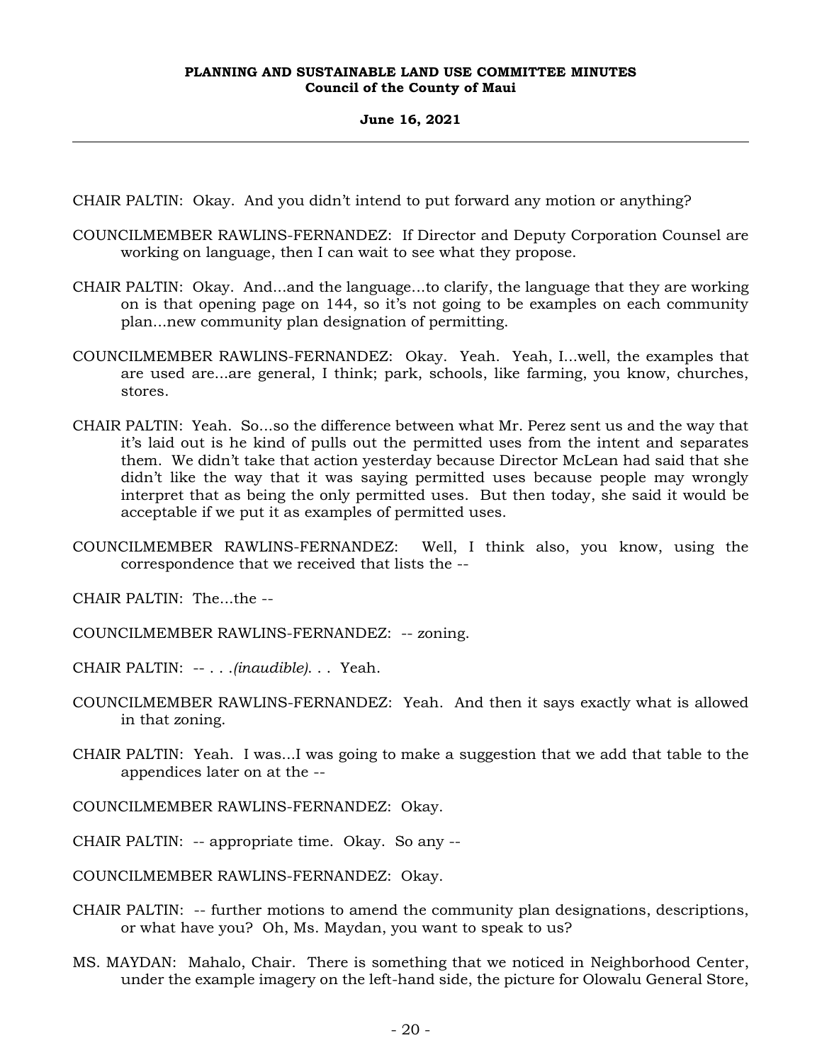CHAIR PALTIN: Okay. And you didn't intend to put forward any motion or anything?

COUNCILMEMBER RAWLINS-FERNANDEZ: If Director and Deputy Corporation Counsel are working on language, then I can wait to see what they propose.

CHAIR PALTIN: Okay. And...and the language...to clarify, the language that they are working on is that opening page on 144, so it's not going to be examples on each community plan...new community plan designation of permitting.

COUNCILMEMBER RAWLINS-FERNANDEZ: Okay. Yeah. Yeah, I...well, the examples that are used are...are general, I think; park, schools, like farming, you know, churches, stores.

CHAIR PALTIN: Yeah. So...so the difference between what Mr. Perez sent us and the way that it's laid out is he kind of pulls out the permitted uses from the intent and separates them. We didn't take that action yesterday because Director McLean had said that she didn't like the way that it was saying permitted uses because people may wrongly interpret that as being the only permitted uses. But then today, she said it would be acceptable if we put it as examples of permitted uses.

COUNCILMEMBER RAWLINS-FERNANDEZ: Well, I think also, you know, using the correspondence that we received that lists the --

CHAIR PALTIN: The...the --

COUNCILMEMBER RAWLINS-FERNANDEZ: -- zoning.

CHAIR PALTIN: -- . . .*(inaudible)*. . . Yeah.

COUNCILMEMBER RAWLINS-FERNANDEZ: Yeah. And then it says exactly what is allowed in that zoning.

CHAIR PALTIN: Yeah. I was...I was going to make a suggestion that we add that table to the appendices later on at the --

COUNCILMEMBER RAWLINS-FERNANDEZ: Okay.

CHAIR PALTIN: -- appropriate time. Okay. So any --

COUNCILMEMBER RAWLINS-FERNANDEZ: Okay.

CHAIR PALTIN: -- further motions to amend the community plan designations, descriptions, or what have you? Oh, Ms. Maydan, you want to speak to us?

MS. MAYDAN: Mahalo, Chair. There is something that we noticed in Neighborhood Center, under the example imagery on the left-hand side, the picture for Olowalu General Store,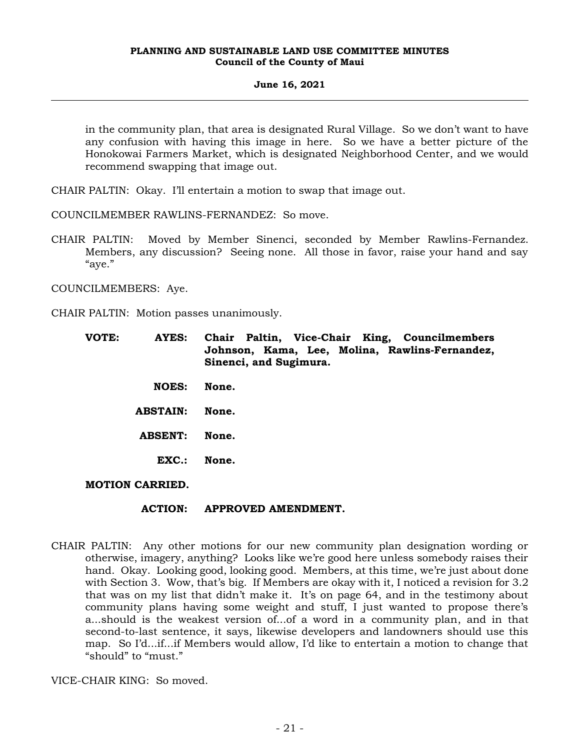in the community plan, that area is designated Rural Village. So we don't want to have any confusion with having this image in here. So we have a better picture of the Honokowai Farmers Market, which is designated Neighborhood Center, and we would recommend swapping that image out.

CHAIR PALTIN: Okay. I'll entertain a motion to swap that image out.

COUNCILMEMBER RAWLINS-FERNANDEZ: So move.

CHAIR PALTIN: Moved by Member Sinenci, seconded by Member Rawlins-Fernandez. Members, any discussion? Seeing none. All those in favor, raise your hand and say "aye."

COUNCILMEMBERS: Aye.

CHAIR PALTIN: Motion passes unanimously.

**VOTE: AYES: Chair Paltin, Vice-Chair King, Councilmembers Johnson, Kama, Lee, Molina, Rawlins-Fernandez, Sinenci, and Sugimura.**

**NOES: None.**

**ABSTAIN: None.**

**ABSENT: None.**

**EXC.: None.**

**MOTION CARRIED.**

**ACTION: APPROVED AMENDMENT.**

CHAIR PALTIN: Any other motions for our new community plan designation wording or otherwise, imagery, anything? Looks like we're good here unless somebody raises their hand. Okay. Looking good, looking good. Members, at this time, we're just about done with Section 3. Wow, that's big. If Members are okay with it, I noticed a revision for 3.2 that was on my list that didn't make it. It's on page 64, and in the testimony about community plans having some weight and stuff, I just wanted to propose there's a...should is the weakest version of...of a word in a community plan, and in that second-to-last sentence, it says, likewise developers and landowners should use this map. So I'd...if...if Members would allow, I'd like to entertain a motion to change that "should" to "must."

VICE-CHAIR KING: So moved.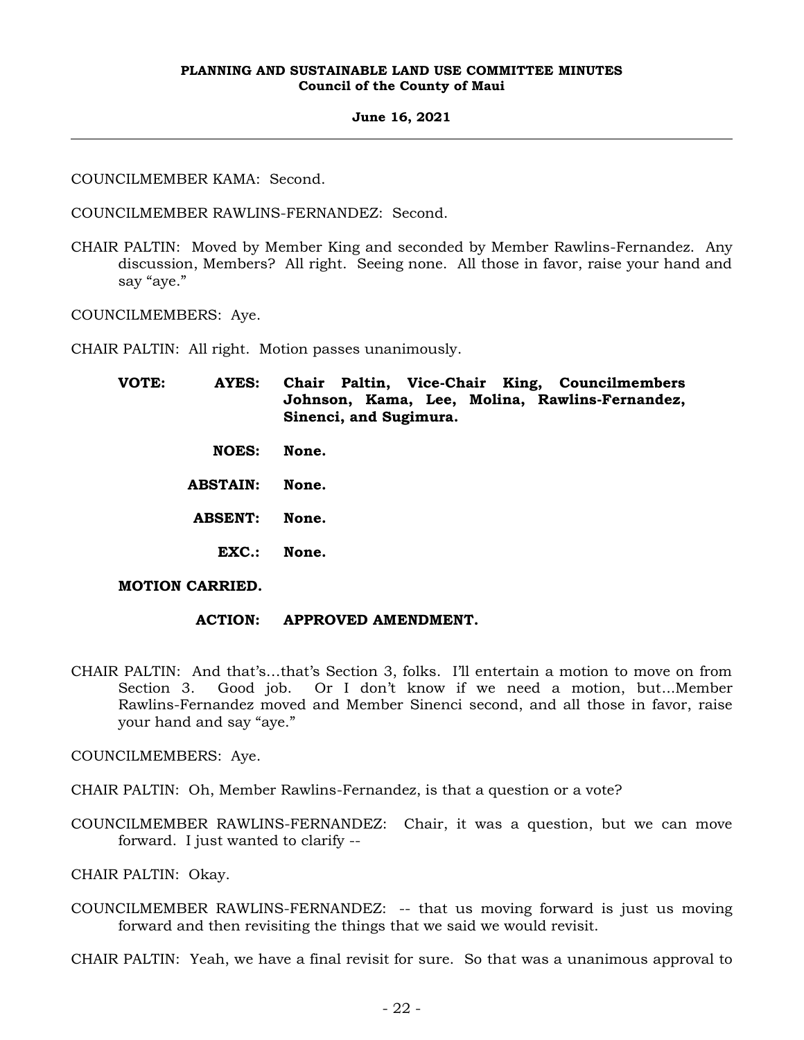COUNCILMEMBER KAMA: Second.

COUNCILMEMBER RAWLINS-FERNANDEZ: Second.

CHAIR PALTIN: Moved by Member King and seconded by Member Rawlins-Fernandez. Any discussion, Members? All right. Seeing none. All those in favor, raise your hand and say "aye."

COUNCILMEMBERS: Aye.

CHAIR PALTIN: All right. Motion passes unanimously.

**VOTE: AYES: Chair Paltin, Vice-Chair King, Councilmembers Johnson, Kama, Lee, Molina, Rawlins-Fernandez, Sinenci, and Sugimura.**

**NOES: None.**

**ABSTAIN: None.**

**ABSENT: None.**

**EXC.: None.**

**MOTION CARRIED.**

**ACTION: APPROVED AMENDMENT.**

CHAIR PALTIN: And that's...that's Section 3, folks. I'll entertain a motion to move on from Section 3. Good job. Or I don't know if we need a motion, but...Member Rawlins-Fernandez moved and Member Sinenci second, and all those in favor, raise your hand and say "aye."

COUNCILMEMBERS: Aye.

CHAIR PALTIN: Oh, Member Rawlins-Fernandez, is that a question or a vote?

COUNCILMEMBER RAWLINS-FERNANDEZ: Chair, it was a question, but we can move forward. I just wanted to clarify --

CHAIR PALTIN: Okay.

COUNCILMEMBER RAWLINS-FERNANDEZ: -- that us moving forward is just us moving forward and then revisiting the things that we said we would revisit.

CHAIR PALTIN: Yeah, we have a final revisit for sure. So that was a unanimous approval to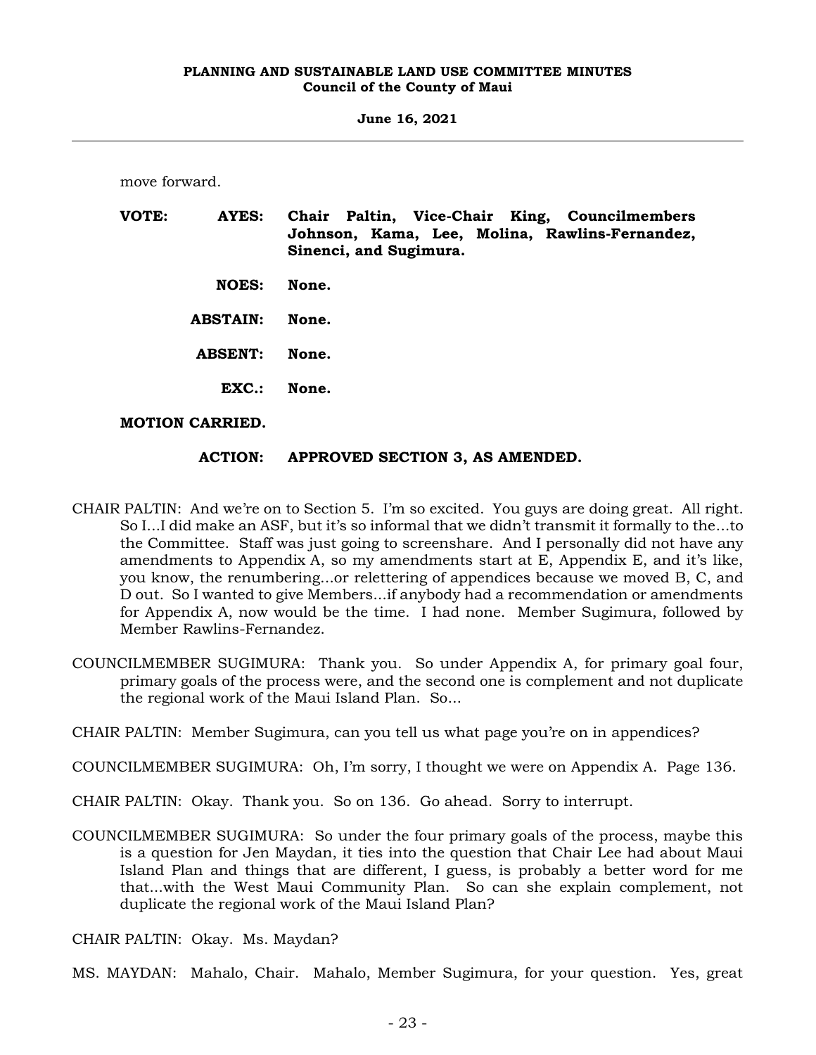move forward.

**VOTE: AYES: Chair Paltin, Vice-Chair King, Councilmembers Johnson, Kama, Lee, Molina, Rawlins-Fernandez, Sinenci, and Sugimura.**

**NOES: None.**

**ABSTAIN: None.**

**ABSENT: None.**

**EXC.: None.**

**MOTION CARRIED.**

**ACTION: APPROVED SECTION 3, AS AMENDED.**

CHAIR PALTIN: And we're on to Section 5. I'm so excited. You guys are doing great. All right. So I...I did make an ASF, but it's so informal that we didn't transmit it formally to the...to the Committee. Staff was just going to screenshare. And I personally did not have any amendments to Appendix A, so my amendments start at E, Appendix E, and it's like, you know, the renumbering...or relettering of appendices because we moved B, C, and D out. So I wanted to give Members...if anybody had a recommendation or amendments for Appendix A, now would be the time. I had none. Member Sugimura, followed by Member Rawlins-Fernandez.

COUNCILMEMBER SUGIMURA: Thank you. So under Appendix A, for primary goal four, primary goals of the process were, and the second one is complement and not duplicate the regional work of the Maui Island Plan. So...

CHAIR PALTIN: Member Sugimura, can you tell us what page you're on in appendices?

COUNCILMEMBER SUGIMURA: Oh, I'm sorry, I thought we were on Appendix A. Page 136.

CHAIR PALTIN: Okay. Thank you. So on 136. Go ahead. Sorry to interrupt.

COUNCILMEMBER SUGIMURA: So under the four primary goals of the process, maybe this is a question for Jen Maydan, it ties into the question that Chair Lee had about Maui Island Plan and things that are different, I guess, is probably a better word for me that...with the West Maui Community Plan. So can she explain complement, not duplicate the regional work of the Maui Island Plan?

CHAIR PALTIN: Okay. Ms. Maydan?

MS. MAYDAN: Mahalo, Chair. Mahalo, Member Sugimura, for your question. Yes, great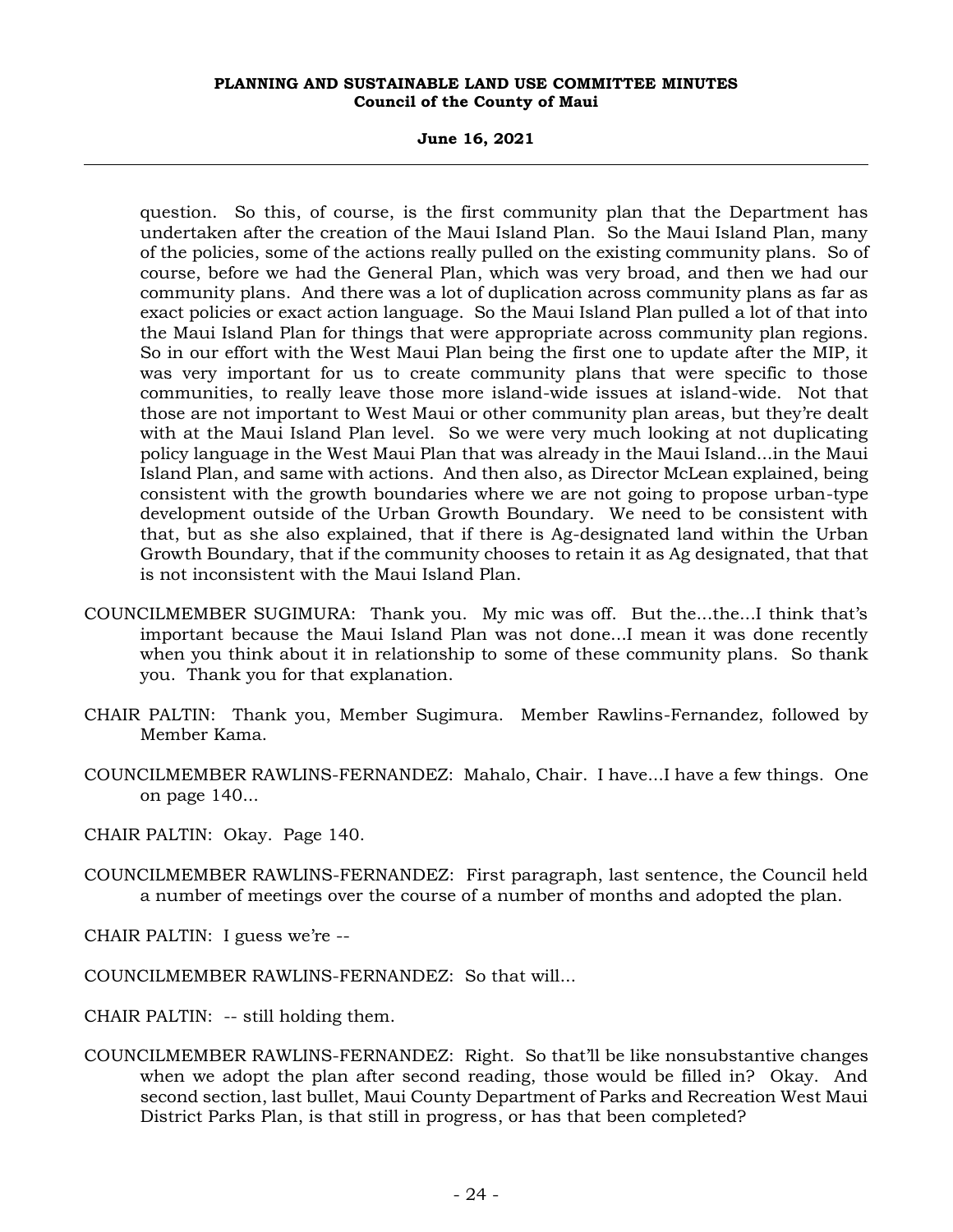question. So this, of course, is the first community plan that the Department has undertaken after the creation of the Maui Island Plan. So the Maui Island Plan, many of the policies, some of the actions really pulled on the existing community plans. So of course, before we had the General Plan, which was very broad, and then we had our community plans. And there was a lot of duplication across community plans as far as exact policies or exact action language. So the Maui Island Plan pulled a lot of that into the Maui Island Plan for things that were appropriate across community plan regions. So in our effort with the West Maui Plan being the first one to update after the MIP, it was very important for us to create community plans that were specific to those communities, to really leave those more island-wide issues at island-wide. Not that those are not important to West Maui or other community plan areas, but they're dealt with at the Maui Island Plan level. So we were very much looking at not duplicating policy language in the West Maui Plan that was already in the Maui Island...in the Maui Island Plan, and same with actions. And then also, as Director McLean explained, being consistent with the growth boundaries where we are not going to propose urban-type development outside of the Urban Growth Boundary. We need to be consistent with that, but as she also explained, that if there is Ag-designated land within the Urban Growth Boundary, that if the community chooses to retain it as Ag designated, that that is not inconsistent with the Maui Island Plan.

COUNCILMEMBER SUGIMURA: Thank you. My mic was off. But the...the...I think that's important because the Maui Island Plan was not done...I mean it was done recently when you think about it in relationship to some of these community plans. So thank you. Thank you for that explanation.

CHAIR PALTIN: Thank you, Member Sugimura. Member Rawlins-Fernandez, followed by Member Kama.

COUNCILMEMBER RAWLINS-FERNANDEZ: Mahalo, Chair. I have...I have a few things. One on page 140...

CHAIR PALTIN: Okay. Page 140.

COUNCILMEMBER RAWLINS-FERNANDEZ: First paragraph, last sentence, the Council held a number of meetings over the course of a number of months and adopted the plan.

CHAIR PALTIN: I guess we're --

COUNCILMEMBER RAWLINS-FERNANDEZ: So that will...

CHAIR PALTIN: -- still holding them.

COUNCILMEMBER RAWLINS-FERNANDEZ: Right. So that'll be like nonsubstantive changes when we adopt the plan after second reading, those would be filled in? Okay. And second section, last bullet, Maui County Department of Parks and Recreation West Maui District Parks Plan, is that still in progress, or has that been completed?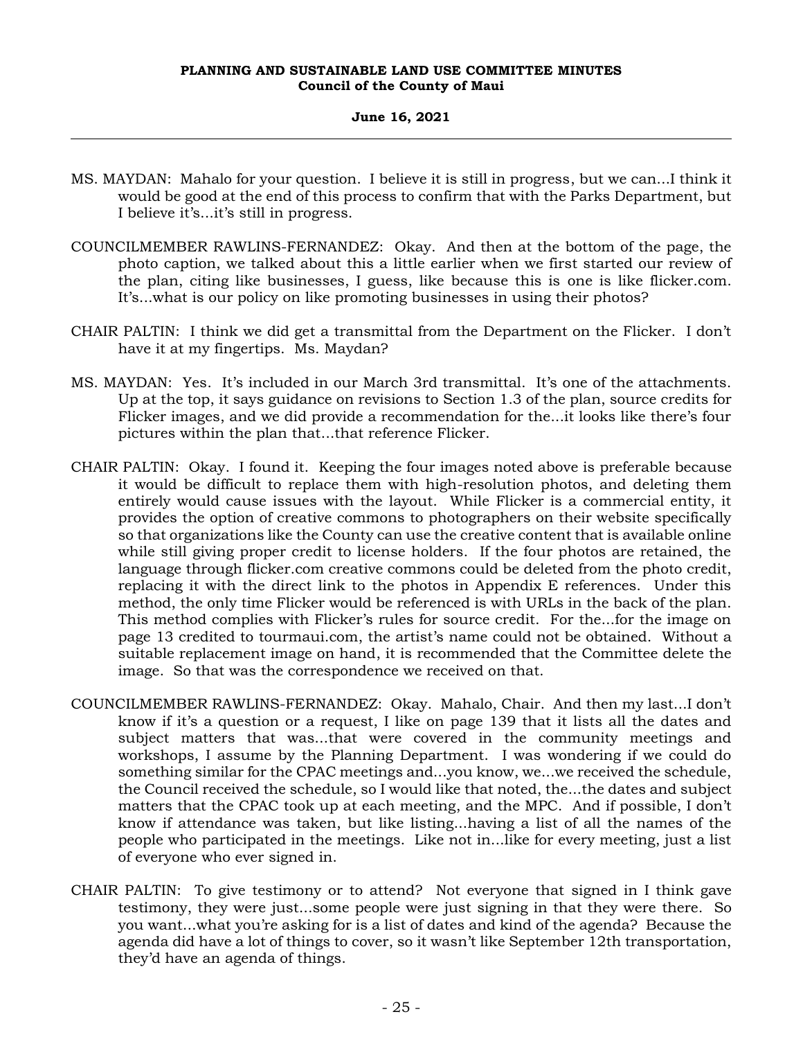MS. MAYDAN: Mahalo for your question. I believe it is still in progress, but we can...I think it would be good at the end of this process to confirm that with the Parks Department, but I believe it's...it's still in progress.

COUNCILMEMBER RAWLINS-FERNANDEZ: Okay. And then at the bottom of the page, the photo caption, we talked about this a little earlier when we first started our review of the plan, citing like businesses, I guess, like because this is one is like flicker.com. It's...what is our policy on like promoting businesses in using their photos?

CHAIR PALTIN: I think we did get a transmittal from the Department on the Flicker. I don't have it at my fingertips. Ms. Maydan?

MS. MAYDAN: Yes. It's included in our March 3rd transmittal. It's one of the attachments. Up at the top, it says guidance on revisions to Section 1.3 of the plan, source credits for Flicker images, and we did provide a recommendation for the...it looks like there's four pictures within the plan that...that reference Flicker.

CHAIR PALTIN: Okay. I found it. Keeping the four images noted above is preferable because it would be difficult to replace them with high-resolution photos, and deleting them entirely would cause issues with the layout. While Flicker is a commercial entity, it provides the option of creative commons to photographers on their website specifically so that organizations like the County can use the creative content that is available online while still giving proper credit to license holders. If the four photos are retained, the language through flicker.com creative commons could be deleted from the photo credit, replacing it with the direct link to the photos in Appendix E references. Under this method, the only time Flicker would be referenced is with URLs in the back of the plan. This method complies with Flicker's rules for source credit. For the...for the image on page 13 credited to tourmaui.com, the artist's name could not be obtained. Without a suitable replacement image on hand, it is recommended that the Committee delete the image. So that was the correspondence we received on that.

COUNCILMEMBER RAWLINS-FERNANDEZ: Okay. Mahalo, Chair. And then my last...I don't know if it's a question or a request, I like on page 139 that it lists all the dates and subject matters that was...that were covered in the community meetings and workshops, I assume by the Planning Department. I was wondering if we could do something similar for the CPAC meetings and...you know, we...we received the schedule, the Council received the schedule, so I would like that noted, the...the dates and subject matters that the CPAC took up at each meeting, and the MPC. And if possible, I don't know if attendance was taken, but like listing...having a list of all the names of the people who participated in the meetings. Like not in...like for every meeting, just a list of everyone who ever signed in.

CHAIR PALTIN: To give testimony or to attend? Not everyone that signed in I think gave testimony, they were just...some people were just signing in that they were there. So you want...what you're asking for is a list of dates and kind of the agenda? Because the agenda did have a lot of things to cover, so it wasn't like September 12th transportation, they'd have an agenda of things.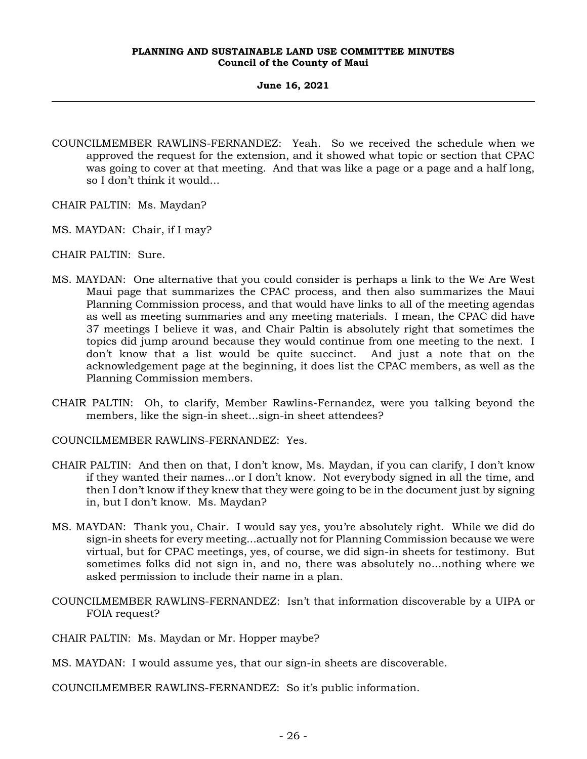COUNCILMEMBER RAWLINS-FERNANDEZ: Yeah. So we received the schedule when we approved the request for the extension, and it showed what topic or section that CPAC was going to cover at that meeting. And that was like a page or a page and a half long, so I don't think it would...

CHAIR PALTIN: Ms. Maydan?

MS. MAYDAN: Chair, if I may?

CHAIR PALTIN: Sure.

MS. MAYDAN: One alternative that you could consider is perhaps a link to the We Are West Maui page that summarizes the CPAC process, and then also summarizes the Maui Planning Commission process, and that would have links to all of the meeting agendas as well as meeting summaries and any meeting materials. I mean, the CPAC did have 37 meetings I believe it was, and Chair Paltin is absolutely right that sometimes the topics did jump around because they would continue from one meeting to the next. I don't know that a list would be quite succinct. And just a note that on the acknowledgement page at the beginning, it does list the CPAC members, as well as the Planning Commission members.

CHAIR PALTIN: Oh, to clarify, Member Rawlins-Fernandez, were you talking beyond the members, like the sign-in sheet...sign-in sheet attendees?

COUNCILMEMBER RAWLINS-FERNANDEZ: Yes.

CHAIR PALTIN: And then on that, I don't know, Ms. Maydan, if you can clarify, I don't know if they wanted their names...or I don't know. Not everybody signed in all the time, and then I don't know if they knew that they were going to be in the document just by signing in, but I don't know. Ms. Maydan?

MS. MAYDAN: Thank you, Chair. I would say yes, you're absolutely right. While we did do sign-in sheets for every meeting...actually not for Planning Commission because we were virtual, but for CPAC meetings, yes, of course, we did sign-in sheets for testimony. But sometimes folks did not sign in, and no, there was absolutely no...nothing where we asked permission to include their name in a plan.

COUNCILMEMBER RAWLINS-FERNANDEZ: Isn't that information discoverable by a UIPA or FOIA request?

CHAIR PALTIN: Ms. Maydan or Mr. Hopper maybe?

MS. MAYDAN: I would assume yes, that our sign-in sheets are discoverable.

COUNCILMEMBER RAWLINS-FERNANDEZ: So it's public information.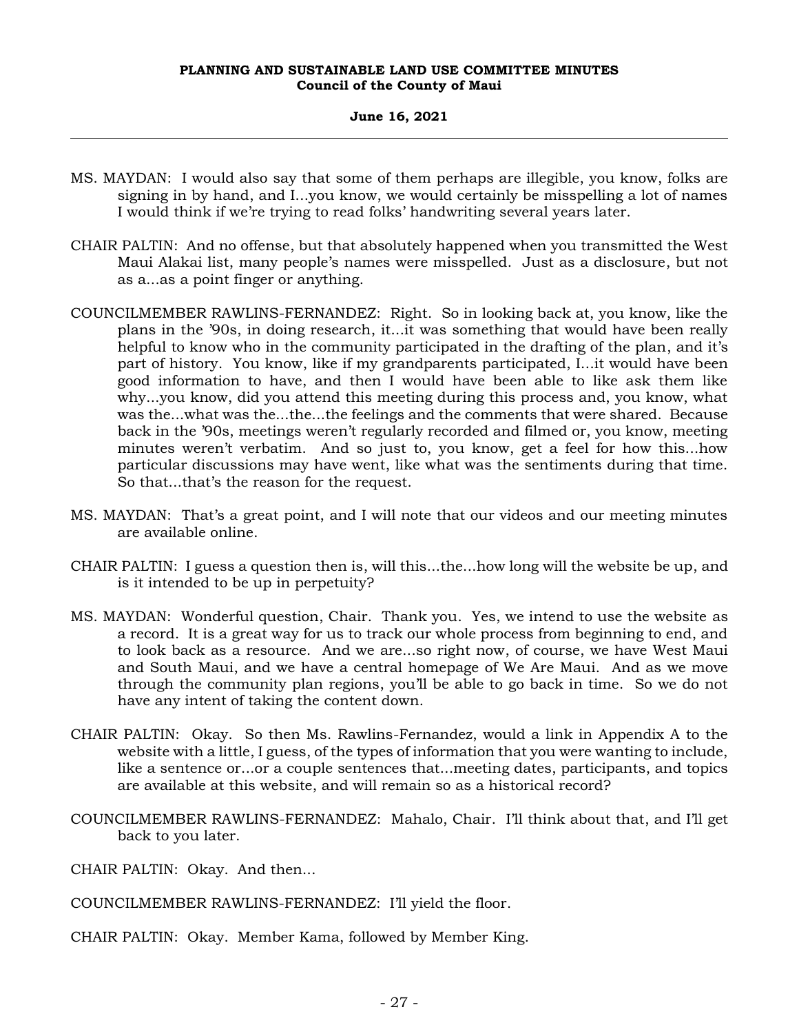MS. MAYDAN: I would also say that some of them perhaps are illegible, you know, folks are signing in by hand, and I...you know, we would certainly be misspelling a lot of names I would think if we're trying to read folks' handwriting several years later.

CHAIR PALTIN: And no offense, but that absolutely happened when you transmitted the West Maui Alakai list, many people's names were misspelled. Just as a disclosure, but not as a...as a point finger or anything.

COUNCILMEMBER RAWLINS-FERNANDEZ: Right. So in looking back at, you know, like the plans in the '90s, in doing research, it...it was something that would have been really helpful to know who in the community participated in the drafting of the plan, and it's part of history. You know, like if my grandparents participated, I...it would have been good information to have, and then I would have been able to like ask them like why...you know, did you attend this meeting during this process and, you know, what was the...what was the...the...the feelings and the comments that were shared. Because back in the '90s, meetings weren't regularly recorded and filmed or, you know, meeting minutes weren't verbatim. And so just to, you know, get a feel for how this...how particular discussions may have went, like what was the sentiments during that time. So that...that's the reason for the request.

MS. MAYDAN: That's a great point, and I will note that our videos and our meeting minutes are available online.

CHAIR PALTIN: I guess a question then is, will this...the...how long will the website be up, and is it intended to be up in perpetuity?

MS. MAYDAN: Wonderful question, Chair. Thank you. Yes, we intend to use the website as a record. It is a great way for us to track our whole process from beginning to end, and to look back as a resource. And we are...so right now, of course, we have West Maui and South Maui, and we have a central homepage of We Are Maui. And as we move through the community plan regions, you'll be able to go back in time. So we do not have any intent of taking the content down.

CHAIR PALTIN: Okay. So then Ms. Rawlins-Fernandez, would a link in Appendix A to the website with a little, I guess, of the types of information that you were wanting to include, like a sentence or...or a couple sentences that...meeting dates, participants, and topics are available at this website, and will remain so as a historical record?

COUNCILMEMBER RAWLINS-FERNANDEZ: Mahalo, Chair. I'll think about that, and I'll get back to you later.

CHAIR PALTIN: Okay. And then...

COUNCILMEMBER RAWLINS-FERNANDEZ: I'll yield the floor.

CHAIR PALTIN: Okay. Member Kama, followed by Member King.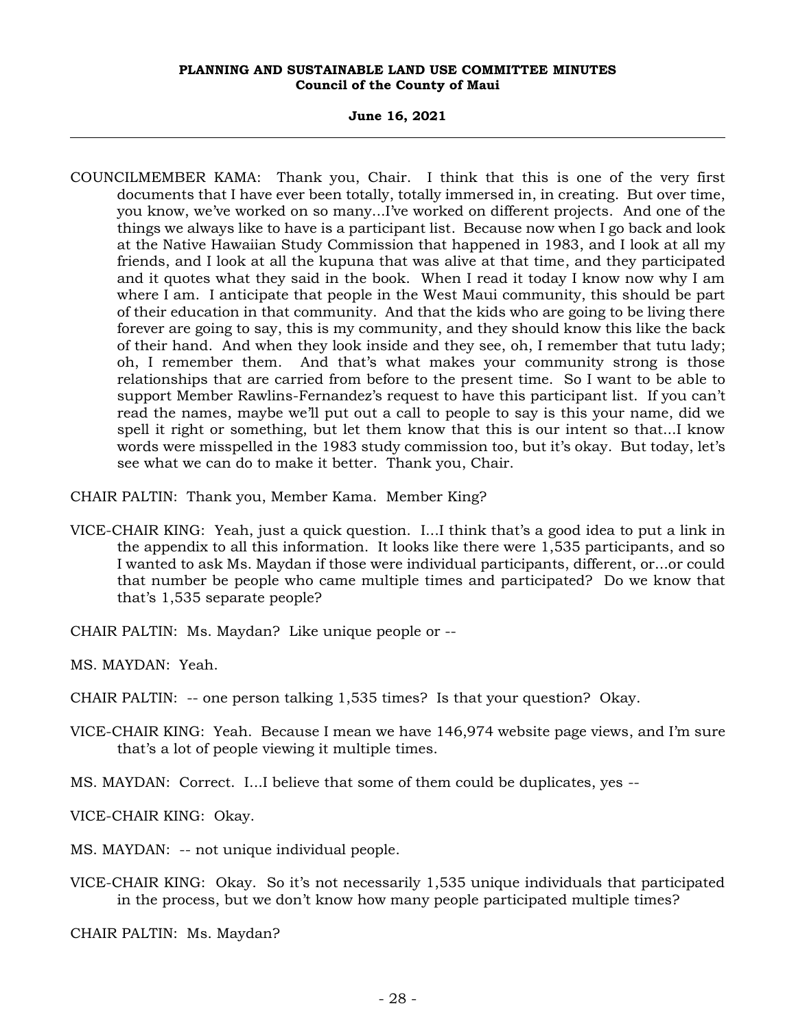COUNCILMEMBER KAMA: Thank you, Chair. I think that this is one of the very first documents that I have ever been totally, totally immersed in, in creating. But over time, you know, we've worked on so many...I've worked on different projects. And one of the things we always like to have is a participant list. Because now when I go back and look at the Native Hawaiian Study Commission that happened in 1983, and I look at all my friends, and I look at all the kupuna that was alive at that time, and they participated and it quotes what they said in the book. When I read it today I know now why I am where I am. I anticipate that people in the West Maui community, this should be part of their education in that community. And that the kids who are going to be living there forever are going to say, this is my community, and they should know this like the back of their hand. And when they look inside and they see, oh, I remember that tutu lady; oh, I remember them. And that's what makes your community strong is those relationships that are carried from before to the present time. So I want to be able to support Member Rawlins-Fernandez's request to have this participant list. If you can't read the names, maybe we'll put out a call to people to say is this your name, did we spell it right or something, but let them know that this is our intent so that...I know words were misspelled in the 1983 study commission too, but it's okay. But today, let's see what we can do to make it better. Thank you, Chair.

CHAIR PALTIN: Thank you, Member Kama. Member King?

VICE-CHAIR KING: Yeah, just a quick question. I...I think that's a good idea to put a link in the appendix to all this information. It looks like there were 1,535 participants, and so I wanted to ask Ms. Maydan if those were individual participants, different, or...or could that number be people who came multiple times and participated? Do we know that that's 1,535 separate people?

CHAIR PALTIN: Ms. Maydan? Like unique people or --

MS. MAYDAN: Yeah.

CHAIR PALTIN: -- one person talking 1,535 times? Is that your question? Okay.

VICE-CHAIR KING: Yeah. Because I mean we have 146,974 website page views, and I'm sure that's a lot of people viewing it multiple times.

MS. MAYDAN: Correct. I...I believe that some of them could be duplicates, yes --

VICE-CHAIR KING: Okay.

MS. MAYDAN: -- not unique individual people.

VICE-CHAIR KING: Okay. So it's not necessarily 1,535 unique individuals that participated in the process, but we don't know how many people participated multiple times?

CHAIR PALTIN: Ms. Maydan?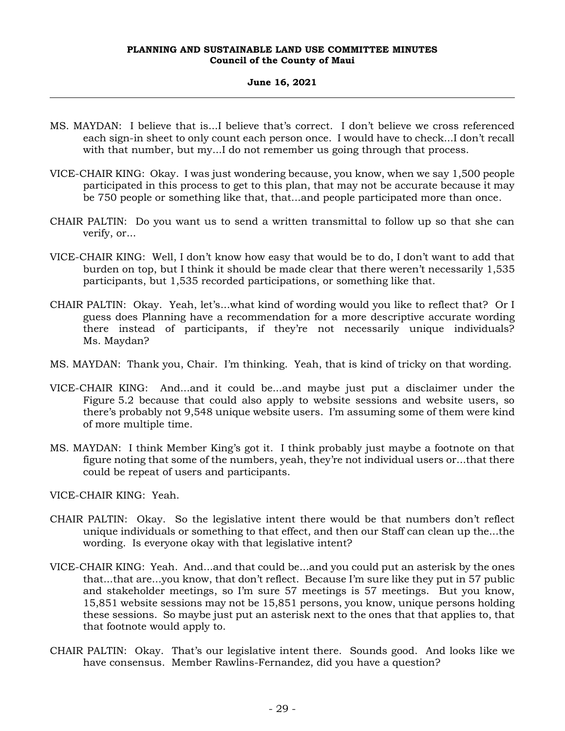MS. MAYDAN: I believe that is...I believe that's correct. I don't believe we cross referenced each sign-in sheet to only count each person once. I would have to check...I don't recall with that number, but my...I do not remember us going through that process.

VICE-CHAIR KING: Okay. I was just wondering because, you know, when we say 1,500 people participated in this process to get to this plan, that may not be accurate because it may be 750 people or something like that, that...and people participated more than once.

CHAIR PALTIN: Do you want us to send a written transmittal to follow up so that she can verify, or...

VICE-CHAIR KING: Well, I don't know how easy that would be to do, I don't want to add that burden on top, but I think it should be made clear that there weren't necessarily 1,535 participants, but 1,535 recorded participations, or something like that.

CHAIR PALTIN: Okay. Yeah, let's...what kind of wording would you like to reflect that? Or I guess does Planning have a recommendation for a more descriptive accurate wording there instead of participants, if they're not necessarily unique individuals? Ms. Maydan?

MS. MAYDAN: Thank you, Chair. I'm thinking. Yeah, that is kind of tricky on that wording.

VICE-CHAIR KING: And...and it could be...and maybe just put a disclaimer under the Figure 5.2 because that could also apply to website sessions and website users, so there's probably not 9,548 unique website users. I'm assuming some of them were kind of more multiple time.

MS. MAYDAN: I think Member King's got it. I think probably just maybe a footnote on that figure noting that some of the numbers, yeah, they're not individual users or...that there could be repeat of users and participants.

VICE-CHAIR KING: Yeah.

CHAIR PALTIN: Okay. So the legislative intent there would be that numbers don't reflect unique individuals or something to that effect, and then our Staff can clean up the...the wording. Is everyone okay with that legislative intent?

VICE-CHAIR KING: Yeah. And...and that could be...and you could put an asterisk by the ones that...that are...you know, that don't reflect. Because I'm sure like they put in 57 public and stakeholder meetings, so I'm sure 57 meetings is 57 meetings. But you know, 15,851 website sessions may not be 15,851 persons, you know, unique persons holding these sessions. So maybe just put an asterisk next to the ones that that applies to, that that footnote would apply to.

CHAIR PALTIN: Okay. That's our legislative intent there. Sounds good. And looks like we have consensus. Member Rawlins-Fernandez, did you have a question?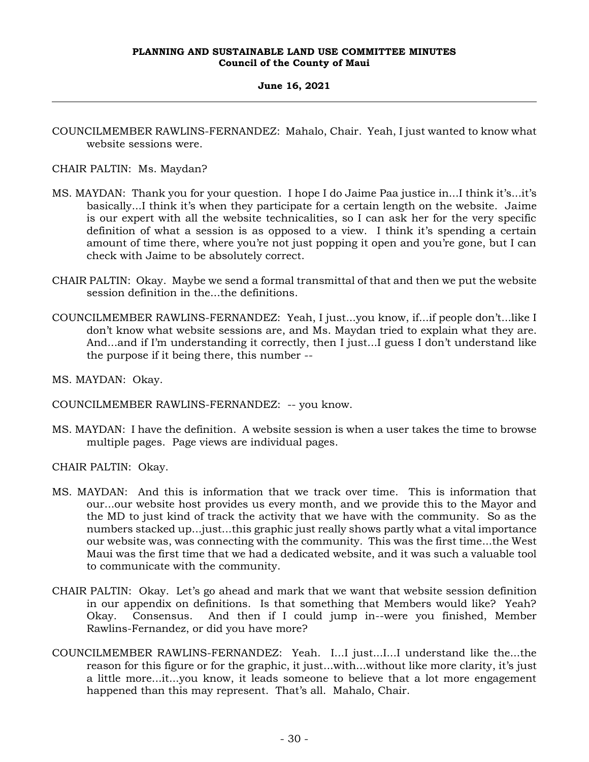COUNCILMEMBER RAWLINS-FERNANDEZ: Mahalo, Chair. Yeah, I just wanted to know what website sessions were.

CHAIR PALTIN: Ms. Maydan?

MS. MAYDAN: Thank you for your question. I hope I do Jaime Paa justice in...I think it's...it's basically...I think it's when they participate for a certain length on the website. Jaime is our expert with all the website technicalities, so I can ask her for the very specific definition of what a session is as opposed to a view. I think it's spending a certain amount of time there, where you're not just popping it open and you're gone, but I can check with Jaime to be absolutely correct.

CHAIR PALTIN: Okay. Maybe we send a formal transmittal of that and then we put the website session definition in the...the definitions.

COUNCILMEMBER RAWLINS-FERNANDEZ: Yeah, I just...you know, if...if people don't...like I don't know what website sessions are, and Ms. Maydan tried to explain what they are. And...and if I'm understanding it correctly, then I just...I guess I don't understand like the purpose if it being there, this number --

MS. MAYDAN: Okay.

COUNCILMEMBER RAWLINS-FERNANDEZ: -- you know.

MS. MAYDAN: I have the definition. A website session is when a user takes the time to browse multiple pages. Page views are individual pages.

CHAIR PALTIN: Okay.

MS. MAYDAN: And this is information that we track over time. This is information that our...our website host provides us every month, and we provide this to the Mayor and the MD to just kind of track the activity that we have with the community. So as the numbers stacked up...just...this graphic just really shows partly what a vital importance our website was, was connecting with the community. This was the first time...the West Maui was the first time that we had a dedicated website, and it was such a valuable tool to communicate with the community.

CHAIR PALTIN: Okay. Let's go ahead and mark that we want that website session definition in our appendix on definitions. Is that something that Members would like? Yeah? Okay. Consensus. And then if I could jump in--were you finished, Member Rawlins-Fernandez, or did you have more?

COUNCILMEMBER RAWLINS-FERNANDEZ: Yeah. I...I just...I...I understand like the...the reason for this figure or for the graphic, it just...with...without like more clarity, it's just a little more...it...you know, it leads someone to believe that a lot more engagement happened than this may represent. That's all. Mahalo, Chair.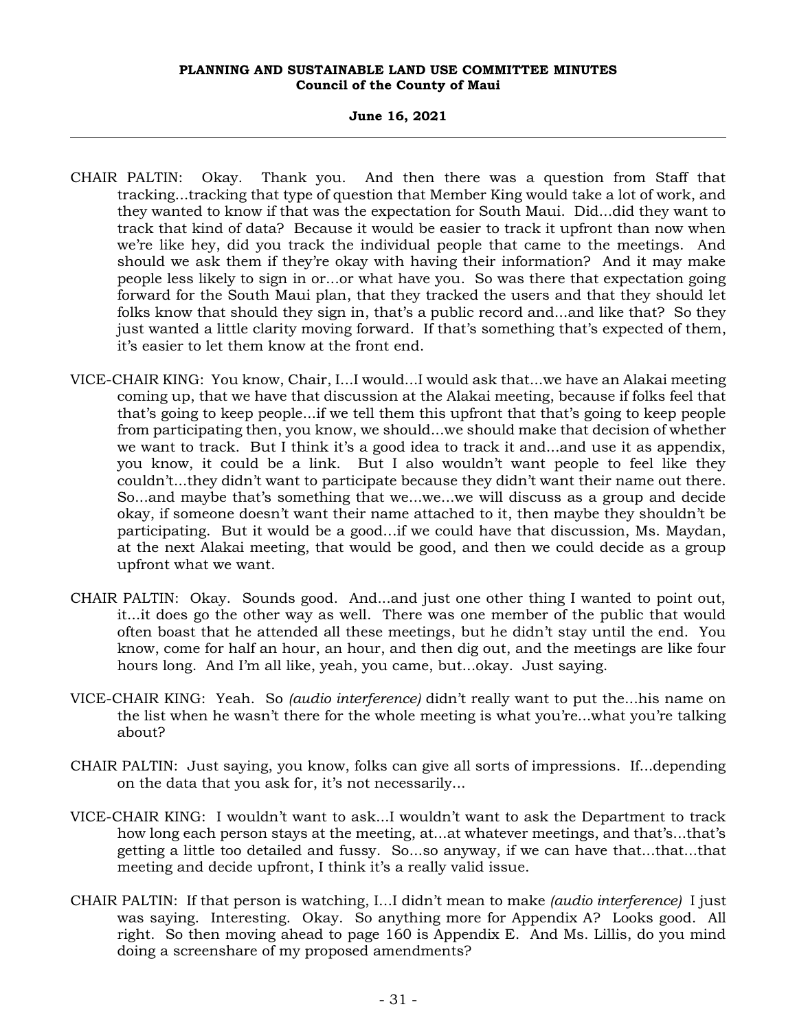CHAIR PALTIN: Okay. Thank you. And then there was a question from Staff that tracking...tracking that type of question that Member King would take a lot of work, and they wanted to know if that was the expectation for South Maui. Did...did they want to track that kind of data? Because it would be easier to track it upfront than now when we're like hey, did you track the individual people that came to the meetings. And should we ask them if they're okay with having their information? And it may make people less likely to sign in or...or what have you. So was there that expectation going forward for the South Maui plan, that they tracked the users and that they should let folks know that should they sign in, that's a public record and...and like that? So they just wanted a little clarity moving forward. If that's something that's expected of them, it's easier to let them know at the front end.

VICE-CHAIR KING: You know, Chair, I...I would...I would ask that...we have an Alakai meeting coming up, that we have that discussion at the Alakai meeting, because if folks feel that that's going to keep people...if we tell them this upfront that that's going to keep people from participating then, you know, we should...we should make that decision of whether we want to track. But I think it's a good idea to track it and...and use it as appendix, you know, it could be a link. But I also wouldn't want people to feel like they couldn't...they didn't want to participate because they didn't want their name out there. So...and maybe that's something that we...we...we will discuss as a group and decide okay, if someone doesn't want their name attached to it, then maybe they shouldn't be participating. But it would be a good...if we could have that discussion, Ms. Maydan, at the next Alakai meeting, that would be good, and then we could decide as a group upfront what we want.

CHAIR PALTIN: Okay. Sounds good. And...and just one other thing I wanted to point out, it...it does go the other way as well. There was one member of the public that would often boast that he attended all these meetings, but he didn't stay until the end. You know, come for half an hour, an hour, and then dig out, and the meetings are like four hours long. And I'm all like, yeah, you came, but...okay. Just saying.

VICE-CHAIR KING: Yeah. So *(audio interference)* didn't really want to put the...his name on the list when he wasn't there for the whole meeting is what you're...what you're talking about?

CHAIR PALTIN: Just saying, you know, folks can give all sorts of impressions. If...depending on the data that you ask for, it's not necessarily...

VICE-CHAIR KING: I wouldn't want to ask...I wouldn't want to ask the Department to track how long each person stays at the meeting, at...at whatever meetings, and that's...that's getting a little too detailed and fussy. So...so anyway, if we can have that...that...that meeting and decide upfront, I think it's a really valid issue.

CHAIR PALTIN: If that person is watching, I...I didn't mean to make *(audio interference)* I just was saying. Interesting. Okay. So anything more for Appendix A? Looks good. All right. So then moving ahead to page 160 is Appendix E. And Ms. Lillis, do you mind doing a screenshare of my proposed amendments?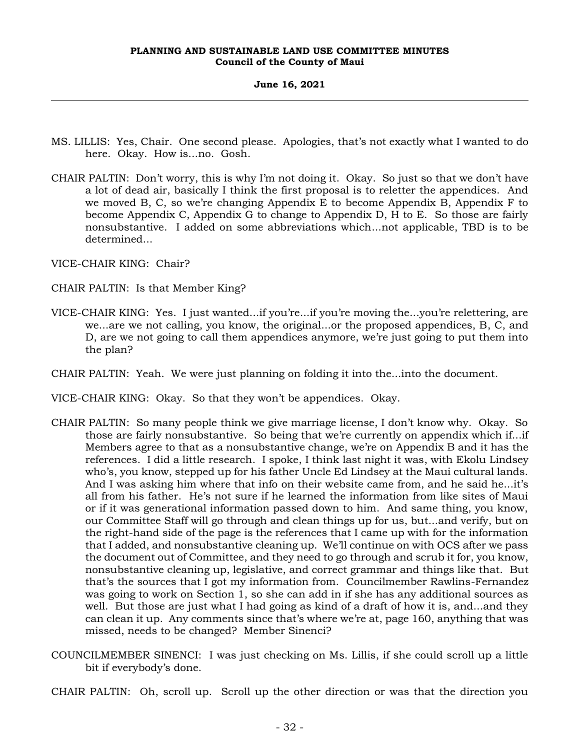MS. LILLIS: Yes, Chair. One second please. Apologies, that's not exactly what I wanted to do here. Okay. How is...no. Gosh.

CHAIR PALTIN: Don't worry, this is why I'm not doing it. Okay. So just so that we don't have a lot of dead air, basically I think the first proposal is to reletter the appendices. And we moved B, C, so we're changing Appendix E to become Appendix B, Appendix F to become Appendix C, Appendix G to change to Appendix D, H to E. So those are fairly nonsubstantive. I added on some abbreviations which...not applicable, TBD is to be determined...

VICE-CHAIR KING: Chair?

CHAIR PALTIN: Is that Member King?

VICE-CHAIR KING: Yes. I just wanted...if you're...if you're moving the...you're relettering, are we...are we not calling, you know, the original...or the proposed appendices, B, C, and D, are we not going to call them appendices anymore, we're just going to put them into the plan?

CHAIR PALTIN: Yeah. We were just planning on folding it into the...into the document.

VICE-CHAIR KING: Okay. So that they won't be appendices. Okay.

CHAIR PALTIN: So many people think we give marriage license, I don't know why. Okay. So those are fairly nonsubstantive. So being that we're currently on appendix which if...if Members agree to that as a nonsubstantive change, we're on Appendix B and it has the references. I did a little research. I spoke, I think last night it was, with Ekolu Lindsey who's, you know, stepped up for his father Uncle Ed Lindsey at the Maui cultural lands. And I was asking him where that info on their website came from, and he said he...it's all from his father. He's not sure if he learned the information from like sites of Maui or if it was generational information passed down to him. And same thing, you know, our Committee Staff will go through and clean things up for us, but...and verify, but on the right-hand side of the page is the references that I came up with for the information that I added, and nonsubstantive cleaning up. We'll continue on with OCS after we pass the document out of Committee, and they need to go through and scrub it for, you know, nonsubstantive cleaning up, legislative, and correct grammar and things like that. But that's the sources that I got my information from. Councilmember Rawlins-Fernandez was going to work on Section 1, so she can add in if she has any additional sources as well. But those are just what I had going as kind of a draft of how it is, and...and they can clean it up. Any comments since that's where we're at, page 160, anything that was missed, needs to be changed? Member Sinenci?

COUNCILMEMBER SINENCI: I was just checking on Ms. Lillis, if she could scroll up a little bit if everybody's done.

CHAIR PALTIN: Oh, scroll up. Scroll up the other direction or was that the direction you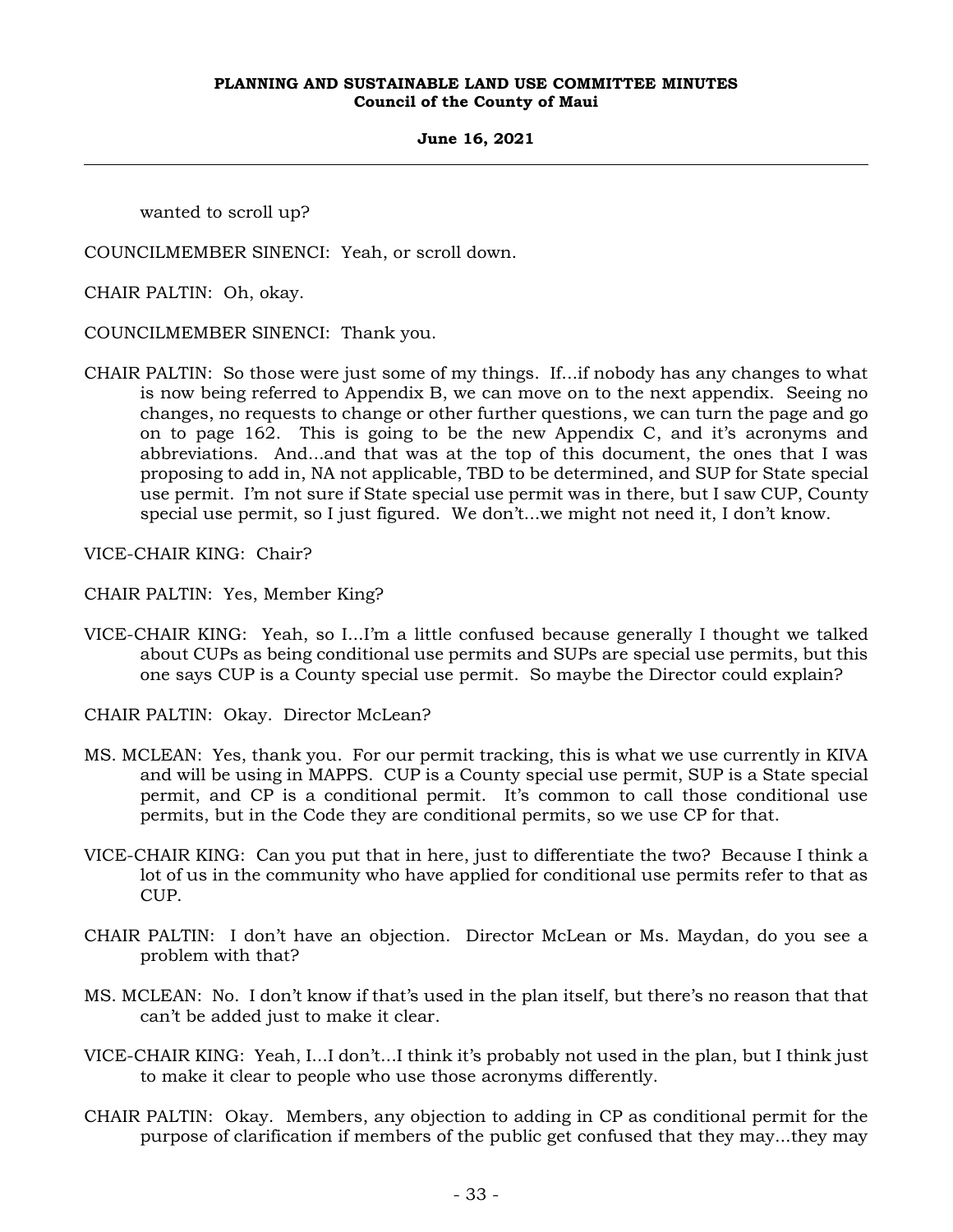wanted to scroll up?

COUNCILMEMBER SINENCI: Yeah, or scroll down.

CHAIR PALTIN: Oh, okay.

COUNCILMEMBER SINENCI: Thank you.

CHAIR PALTIN: So those were just some of my things. If...if nobody has any changes to what is now being referred to Appendix B, we can move on to the next appendix. Seeing no changes, no requests to change or other further questions, we can turn the page and go on to page 162. This is going to be the new Appendix C, and it's acronyms and abbreviations. And...and that was at the top of this document, the ones that I was proposing to add in, NA not applicable, TBD to be determined, and SUP for State special use permit. I'm not sure if State special use permit was in there, but I saw CUP, County special use permit, so I just figured. We don't...we might not need it, I don't know.

VICE-CHAIR KING: Chair?

CHAIR PALTIN: Yes, Member King?

VICE-CHAIR KING: Yeah, so I...I'm a little confused because generally I thought we talked about CUPs as being conditional use permits and SUPs are special use permits, but this one says CUP is a County special use permit. So maybe the Director could explain?

CHAIR PALTIN: Okay. Director McLean?

MS. MCLEAN: Yes, thank you. For our permit tracking, this is what we use currently in KIVA and will be using in MAPPS. CUP is a County special use permit, SUP is a State special permit, and CP is a conditional permit. It's common to call those conditional use permits, but in the Code they are conditional permits, so we use CP for that.

VICE-CHAIR KING: Can you put that in here, just to differentiate the two? Because I think a lot of us in the community who have applied for conditional use permits refer to that as CUP.

CHAIR PALTIN: I don't have an objection. Director McLean or Ms. Maydan, do you see a problem with that?

MS. MCLEAN: No. I don't know if that's used in the plan itself, but there's no reason that that can't be added just to make it clear.

VICE-CHAIR KING: Yeah, I...I don't...I think it's probably not used in the plan, but I think just to make it clear to people who use those acronyms differently.

CHAIR PALTIN: Okay. Members, any objection to adding in CP as conditional permit for the purpose of clarification if members of the public get confused that they may...they may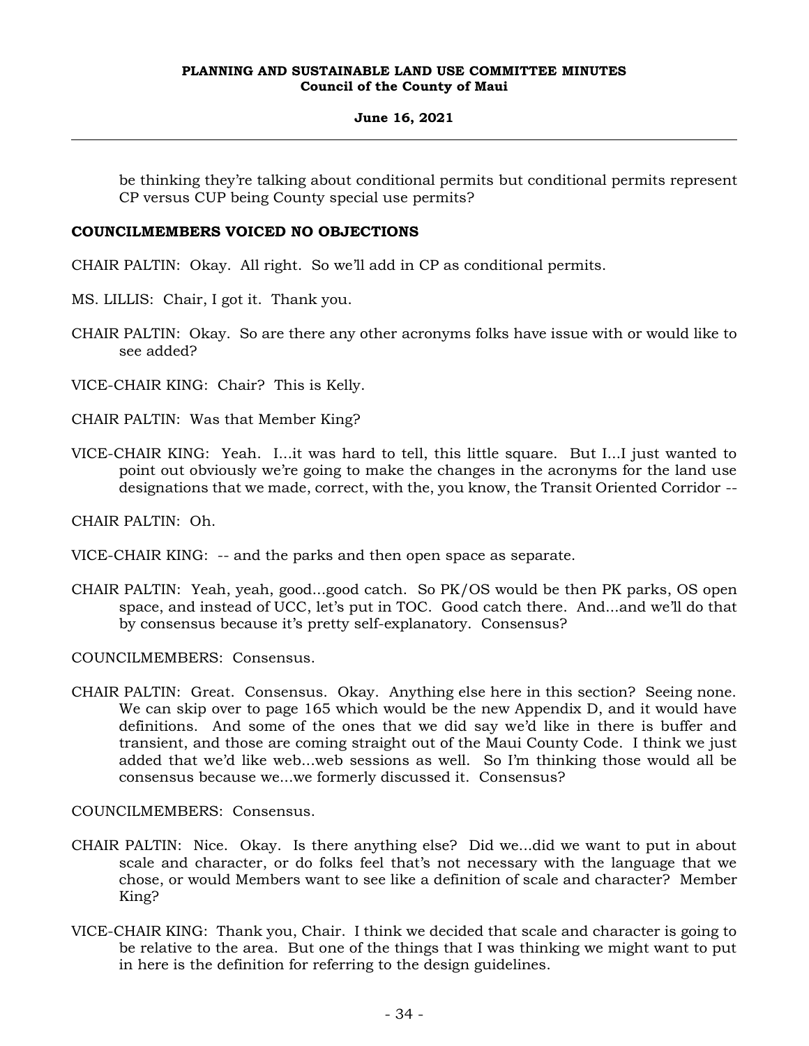be thinking they're talking about conditional permits but conditional permits represent CP versus CUP being County special use permits?

**COUNCILMEMBERS VOICED NO OBJECTIONS**

CHAIR PALTIN: Okay. All right. So we'll add in CP as conditional permits.

MS. LILLIS: Chair, I got it. Thank you.

CHAIR PALTIN: Okay. So are there any other acronyms folks have issue with or would like to see added?

VICE-CHAIR KING: Chair? This is Kelly.

CHAIR PALTIN: Was that Member King?

VICE-CHAIR KING: Yeah. I...it was hard to tell, this little square. But I...I just wanted to point out obviously we're going to make the changes in the acronyms for the land use designations that we made, correct, with the, you know, the Transit Oriented Corridor --

CHAIR PALTIN: Oh.

VICE-CHAIR KING: -- and the parks and then open space as separate.

CHAIR PALTIN: Yeah, yeah, good...good catch. So PK/OS would be then PK parks, OS open space, and instead of UCC, let's put in TOC. Good catch there. And...and we'll do that by consensus because it's pretty self-explanatory. Consensus?

COUNCILMEMBERS: Consensus.

CHAIR PALTIN: Great. Consensus. Okay. Anything else here in this section? Seeing none. We can skip over to page 165 which would be the new Appendix D, and it would have definitions. And some of the ones that we did say we'd like in there is buffer and transient, and those are coming straight out of the Maui County Code. I think we just added that we'd like web...web sessions as well. So I'm thinking those would all be consensus because we...we formerly discussed it. Consensus?

COUNCILMEMBERS: Consensus.

CHAIR PALTIN: Nice. Okay. Is there anything else? Did we...did we want to put in about scale and character, or do folks feel that's not necessary with the language that we chose, or would Members want to see like a definition of scale and character? Member King?

VICE-CHAIR KING: Thank you, Chair. I think we decided that scale and character is going to be relative to the area. But one of the things that I was thinking we might want to put in here is the definition for referring to the design guidelines.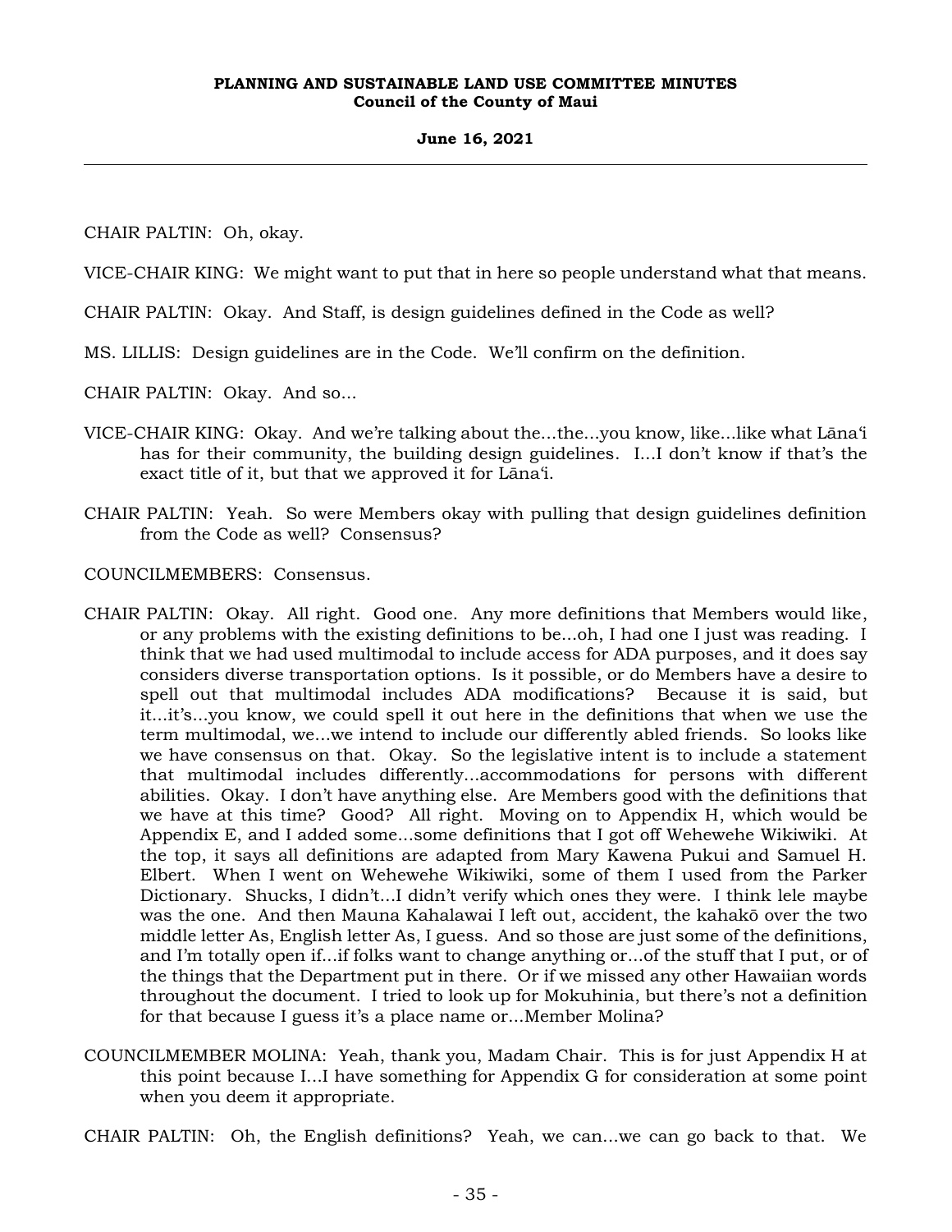CHAIR PALTIN: Oh, okay.

VICE-CHAIR KING: We might want to put that in here so people understand what that means.

CHAIR PALTIN: Okay. And Staff, is design guidelines defined in the Code as well?

MS. LILLIS: Design guidelines are in the Code. We'll confirm on the definition.

CHAIR PALTIN: Okay. And so...

VICE-CHAIR KING: Okay. And we're talking about the...the...you know, like...like what Lāna'i has for their community, the building design guidelines. I...I don't know if that's the exact title of it, but that we approved it for Lāna'i.

CHAIR PALTIN: Yeah. So were Members okay with pulling that design guidelines definition from the Code as well? Consensus?

COUNCILMEMBERS: Consensus.

CHAIR PALTIN: Okay. All right. Good one. Any more definitions that Members would like, or any problems with the existing definitions to be...oh, I had one I just was reading. I think that we had used multimodal to include access for ADA purposes, and it does say considers diverse transportation options. Is it possible, or do Members have a desire to spell out that multimodal includes ADA modifications? Because it is said, but it...it's...you know, we could spell it out here in the definitions that when we use the term multimodal, we...we intend to include our differently abled friends. So looks like we have consensus on that. Okay. So the legislative intent is to include a statement that multimodal includes differently...accommodations for persons with different abilities. Okay. I don't have anything else. Are Members good with the definitions that we have at this time? Good? All right. Moving on to Appendix H, which would be Appendix E, and I added some...some definitions that I got off Wehewehe Wikiwiki. At the top, it says all definitions are adapted from Mary Kawena Pukui and Samuel H. Elbert. When I went on Wehewehe Wikiwiki, some of them I used from the Parker Dictionary. Shucks, I didn't...I didn't verify which ones they were. I think lele maybe was the one. And then Mauna Kahalawai I left out, accident, the kahakō over the two middle letter As, English letter As, I guess. And so those are just some of the definitions, and I'm totally open if...if folks want to change anything or...of the stuff that I put, or of the things that the Department put in there. Or if we missed any other Hawaiian words throughout the document. I tried to look up for Mokuhinia, but there's not a definition for that because I guess it's a place name or...Member Molina?

COUNCILMEMBER MOLINA: Yeah, thank you, Madam Chair. This is for just Appendix H at this point because I...I have something for Appendix G for consideration at some point when you deem it appropriate.

CHAIR PALTIN: Oh, the English definitions? Yeah, we can...we can go back to that. We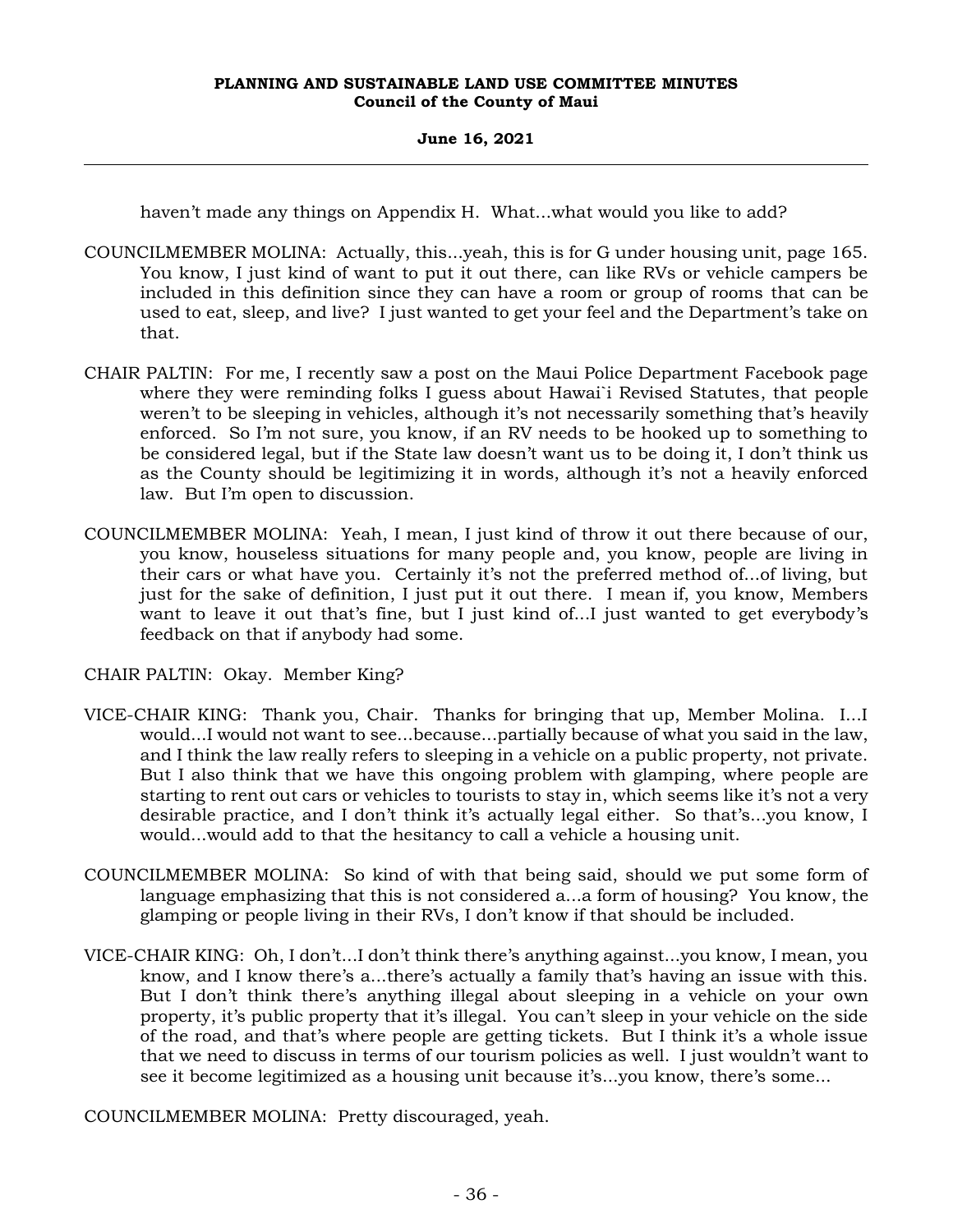haven't made any things on Appendix H. What...what would you like to add?

COUNCILMEMBER MOLINA: Actually, this...yeah, this is for G under housing unit, page 165. You know, I just kind of want to put it out there, can like RVs or vehicle campers be included in this definition since they can have a room or group of rooms that can be used to eat, sleep, and live? I just wanted to get your feel and the Department's take on that.

CHAIR PALTIN: For me, I recently saw a post on the Maui Police Department Facebook page where they were reminding folks I guess about Hawai`i Revised Statutes, that people weren't to be sleeping in vehicles, although it's not necessarily something that's heavily enforced. So I'm not sure, you know, if an RV needs to be hooked up to something to be considered legal, but if the State law doesn't want us to be doing it, I don't think us as the County should be legitimizing it in words, although it's not a heavily enforced law. But I'm open to discussion.

COUNCILMEMBER MOLINA: Yeah, I mean, I just kind of throw it out there because of our, you know, houseless situations for many people and, you know, people are living in their cars or what have you. Certainly it's not the preferred method of...of living, but just for the sake of definition, I just put it out there. I mean if, you know, Members want to leave it out that's fine, but I just kind of...I just wanted to get everybody's feedback on that if anybody had some.

CHAIR PALTIN: Okay. Member King?

VICE-CHAIR KING: Thank you, Chair. Thanks for bringing that up, Member Molina. I...I would...I would not want to see...because...partially because of what you said in the law, and I think the law really refers to sleeping in a vehicle on a public property, not private. But I also think that we have this ongoing problem with glamping, where people are starting to rent out cars or vehicles to tourists to stay in, which seems like it's not a very desirable practice, and I don't think it's actually legal either. So that's...you know, I would...would add to that the hesitancy to call a vehicle a housing unit.

COUNCILMEMBER MOLINA: So kind of with that being said, should we put some form of language emphasizing that this is not considered a...a form of housing? You know, the glamping or people living in their RVs, I don't know if that should be included.

VICE-CHAIR KING: Oh, I don't...I don't think there's anything against...you know, I mean, you know, and I know there's a...there's actually a family that's having an issue with this. But I don't think there's anything illegal about sleeping in a vehicle on your own property, it's public property that it's illegal. You can't sleep in your vehicle on the side of the road, and that's where people are getting tickets. But I think it's a whole issue that we need to discuss in terms of our tourism policies as well. I just wouldn't want to see it become legitimized as a housing unit because it's...you know, there's some...

COUNCILMEMBER MOLINA: Pretty discouraged, yeah.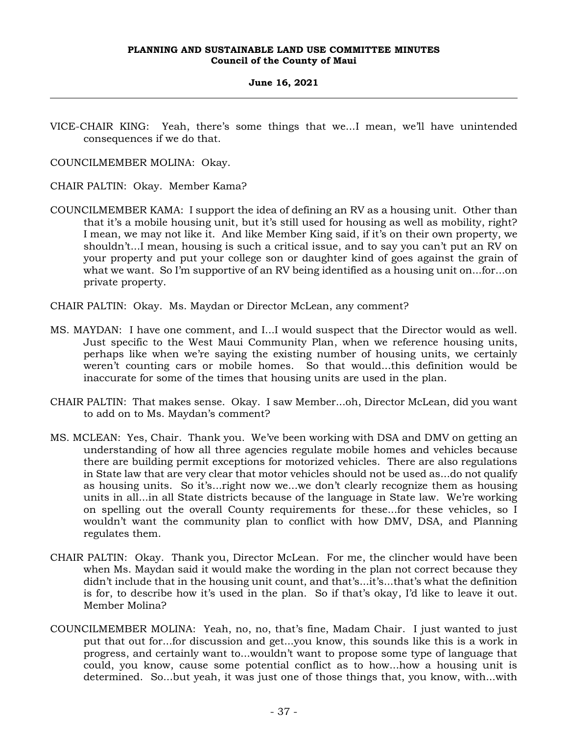VICE-CHAIR KING: Yeah, there's some things that we...I mean, we'll have unintended consequences if we do that.

COUNCILMEMBER MOLINA: Okay.

CHAIR PALTIN: Okay. Member Kama?

COUNCILMEMBER KAMA: I support the idea of defining an RV as a housing unit. Other than that it's a mobile housing unit, but it's still used for housing as well as mobility, right? I mean, we may not like it. And like Member King said, if it's on their own property, we shouldn't...I mean, housing is such a critical issue, and to say you can't put an RV on your property and put your college son or daughter kind of goes against the grain of what we want. So I'm supportive of an RV being identified as a housing unit on...for...on private property.

CHAIR PALTIN: Okay. Ms. Maydan or Director McLean, any comment?

MS. MAYDAN: I have one comment, and I...I would suspect that the Director would as well. Just specific to the West Maui Community Plan, when we reference housing units, perhaps like when we're saying the existing number of housing units, we certainly weren't counting cars or mobile homes. So that would...this definition would be inaccurate for some of the times that housing units are used in the plan.

CHAIR PALTIN: That makes sense. Okay. I saw Member...oh, Director McLean, did you want to add on to Ms. Maydan's comment?

MS. MCLEAN: Yes, Chair. Thank you. We've been working with DSA and DMV on getting an understanding of how all three agencies regulate mobile homes and vehicles because there are building permit exceptions for motorized vehicles. There are also regulations in State law that are very clear that motor vehicles should not be used as...do not qualify as housing units. So it's...right now we...we don't clearly recognize them as housing units in all...in all State districts because of the language in State law. We're working on spelling out the overall County requirements for these...for these vehicles, so I wouldn't want the community plan to conflict with how DMV, DSA, and Planning regulates them.

CHAIR PALTIN: Okay. Thank you, Director McLean. For me, the clincher would have been when Ms. Maydan said it would make the wording in the plan not correct because they didn't include that in the housing unit count, and that's...it's...that's what the definition is for, to describe how it's used in the plan. So if that's okay, I'd like to leave it out. Member Molina?

COUNCILMEMBER MOLINA: Yeah, no, no, that's fine, Madam Chair. I just wanted to just put that out for...for discussion and get...you know, this sounds like this is a work in progress, and certainly want to...wouldn't want to propose some type of language that could, you know, cause some potential conflict as to how...how a housing unit is determined. So...but yeah, it was just one of those things that, you know, with...with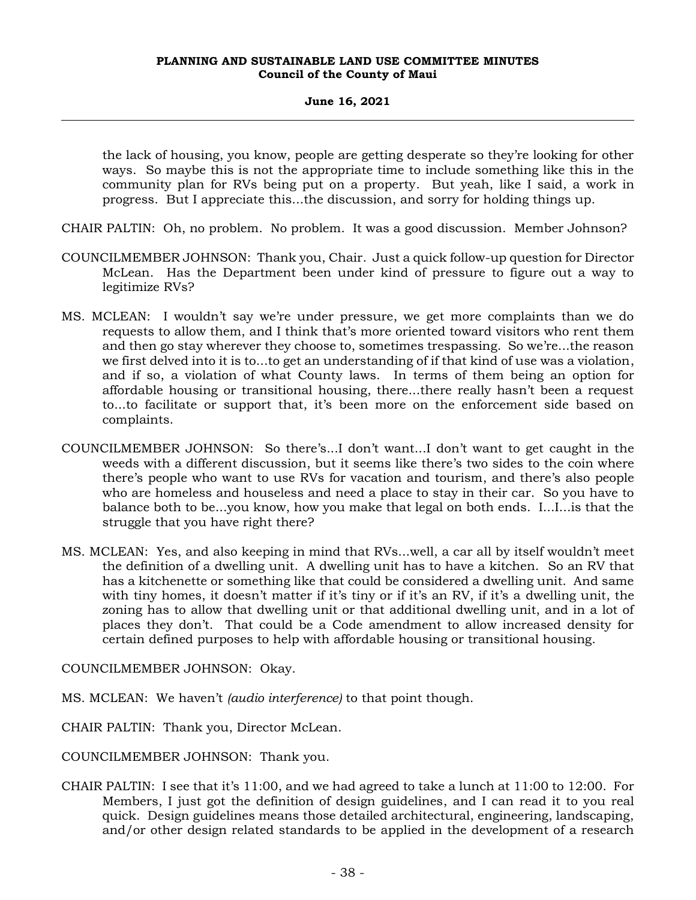the lack of housing, you know, people are getting desperate so they're looking for other ways. So maybe this is not the appropriate time to include something like this in the community plan for RVs being put on a property. But yeah, like I said, a work in progress. But I appreciate this...the discussion, and sorry for holding things up.

CHAIR PALTIN: Oh, no problem. No problem. It was a good discussion. Member Johnson?

COUNCILMEMBER JOHNSON: Thank you, Chair. Just a quick follow-up question for Director McLean. Has the Department been under kind of pressure to figure out a way to legitimize RVs?

MS. MCLEAN: I wouldn't say we're under pressure, we get more complaints than we do requests to allow them, and I think that's more oriented toward visitors who rent them and then go stay wherever they choose to, sometimes trespassing. So we're...the reason we first delved into it is to...to get an understanding of if that kind of use was a violation, and if so, a violation of what County laws. In terms of them being an option for affordable housing or transitional housing, there...there really hasn't been a request to...to facilitate or support that, it's been more on the enforcement side based on complaints.

COUNCILMEMBER JOHNSON: So there's...I don't want...I don't want to get caught in the weeds with a different discussion, but it seems like there's two sides to the coin where there's people who want to use RVs for vacation and tourism, and there's also people who are homeless and houseless and need a place to stay in their car. So you have to balance both to be...you know, how you make that legal on both ends. I...I...is that the struggle that you have right there?

MS. MCLEAN: Yes, and also keeping in mind that RVs...well, a car all by itself wouldn't meet the definition of a dwelling unit. A dwelling unit has to have a kitchen. So an RV that has a kitchenette or something like that could be considered a dwelling unit. And same with tiny homes, it doesn't matter if it's tiny or if it's an RV, if it's a dwelling unit, the zoning has to allow that dwelling unit or that additional dwelling unit, and in a lot of places they don't. That could be a Code amendment to allow increased density for certain defined purposes to help with affordable housing or transitional housing.

COUNCILMEMBER JOHNSON: Okay.

MS. MCLEAN: We haven't *(audio interference)* to that point though.

CHAIR PALTIN: Thank you, Director McLean.

COUNCILMEMBER JOHNSON: Thank you.

CHAIR PALTIN: I see that it's 11:00, and we had agreed to take a lunch at 11:00 to 12:00. For Members, I just got the definition of design guidelines, and I can read it to you real quick. Design guidelines means those detailed architectural, engineering, landscaping, and/or other design related standards to be applied in the development of a research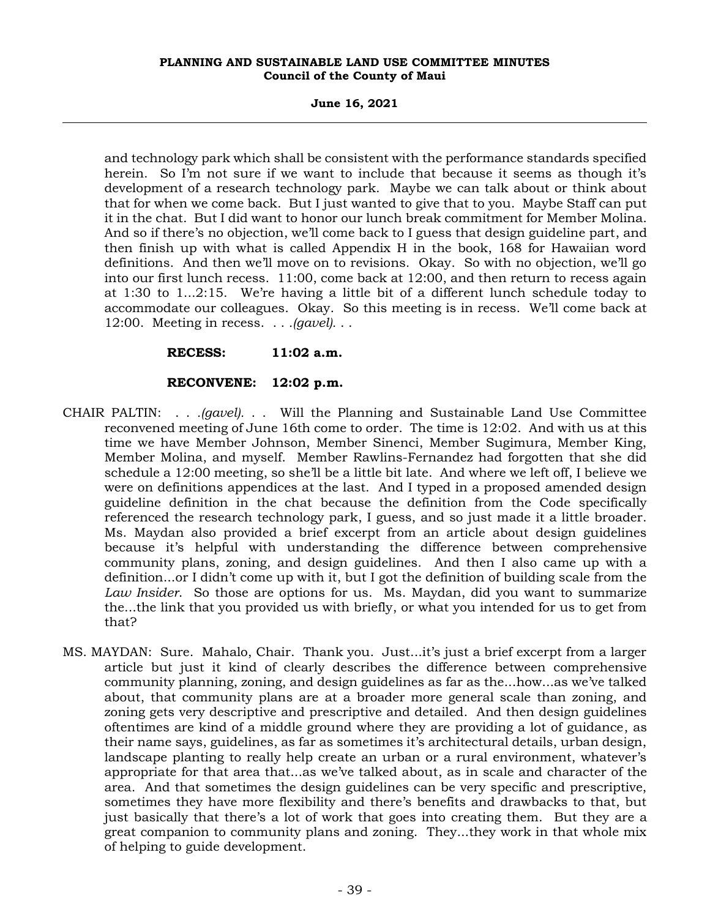and technology park which shall be consistent with the performance standards specified herein. So I'm not sure if we want to include that because it seems as though it's development of a research technology park. Maybe we can talk about or think about that for when we come back. But I just wanted to give that to you. Maybe Staff can put it in the chat. But I did want to honor our lunch break commitment for Member Molina. And so if there's no objection, we'll come back to I guess that design guideline part, and then finish up with what is called Appendix H in the book, 168 for Hawaiian word definitions. And then we'll move on to revisions. Okay. So with no objection, we'll go into our first lunch recess. 11:00, come back at 12:00, and then return to recess again at 1:30 to 1...2:15. We're having a little bit of a different lunch schedule today to accommodate our colleagues. Okay. So this meeting is in recess. We'll come back at 12:00. Meeting in recess. . . *.(gavel)*. . .

**RECESS: 11:02 a.m.**

**RECONVENE: 12:02 p.m.**

CHAIR PALTIN: . . *.(gavel)*. . . Will the Planning and Sustainable Land Use Committee reconvened meeting of June 16th come to order. The time is 12:02. And with us at this time we have Member Johnson, Member Sinenci, Member Sugimura, Member King, Member Molina, and myself. Member Rawlins-Fernandez had forgotten that she did schedule a 12:00 meeting, so she'll be a little bit late. And where we left off, I believe we were on definitions appendices at the last. And I typed in a proposed amended design guideline definition in the chat because the definition from the Code specifically referenced the research technology park, I guess, and so just made it a little broader. Ms. Maydan also provided a brief excerpt from an article about design guidelines because it's helpful with understanding the difference between comprehensive community plans, zoning, and design guidelines. And then I also came up with a definition...or I didn't come up with it, but I got the definition of building scale from the *Law Insider*. So those are options for us. Ms. Maydan, did you want to summarize the...the link that you provided us with briefly, or what you intended for us to get from that?

MS. MAYDAN: Sure. Mahalo, Chair. Thank you. Just...it's just a brief excerpt from a larger article but just it kind of clearly describes the difference between comprehensive community planning, zoning, and design guidelines as far as the...how...as we've talked about, that community plans are at a broader more general scale than zoning, and zoning gets very descriptive and prescriptive and detailed. And then design guidelines oftentimes are kind of a middle ground where they are providing a lot of guidance, as their name says, guidelines, as far as sometimes it's architectural details, urban design, landscape planting to really help create an urban or a rural environment, whatever's appropriate for that area that...as we've talked about, as in scale and character of the area. And that sometimes the design guidelines can be very specific and prescriptive, sometimes they have more flexibility and there's benefits and drawbacks to that, but just basically that there's a lot of work that goes into creating them. But they are a great companion to community plans and zoning. They...they work in that whole mix of helping to guide development.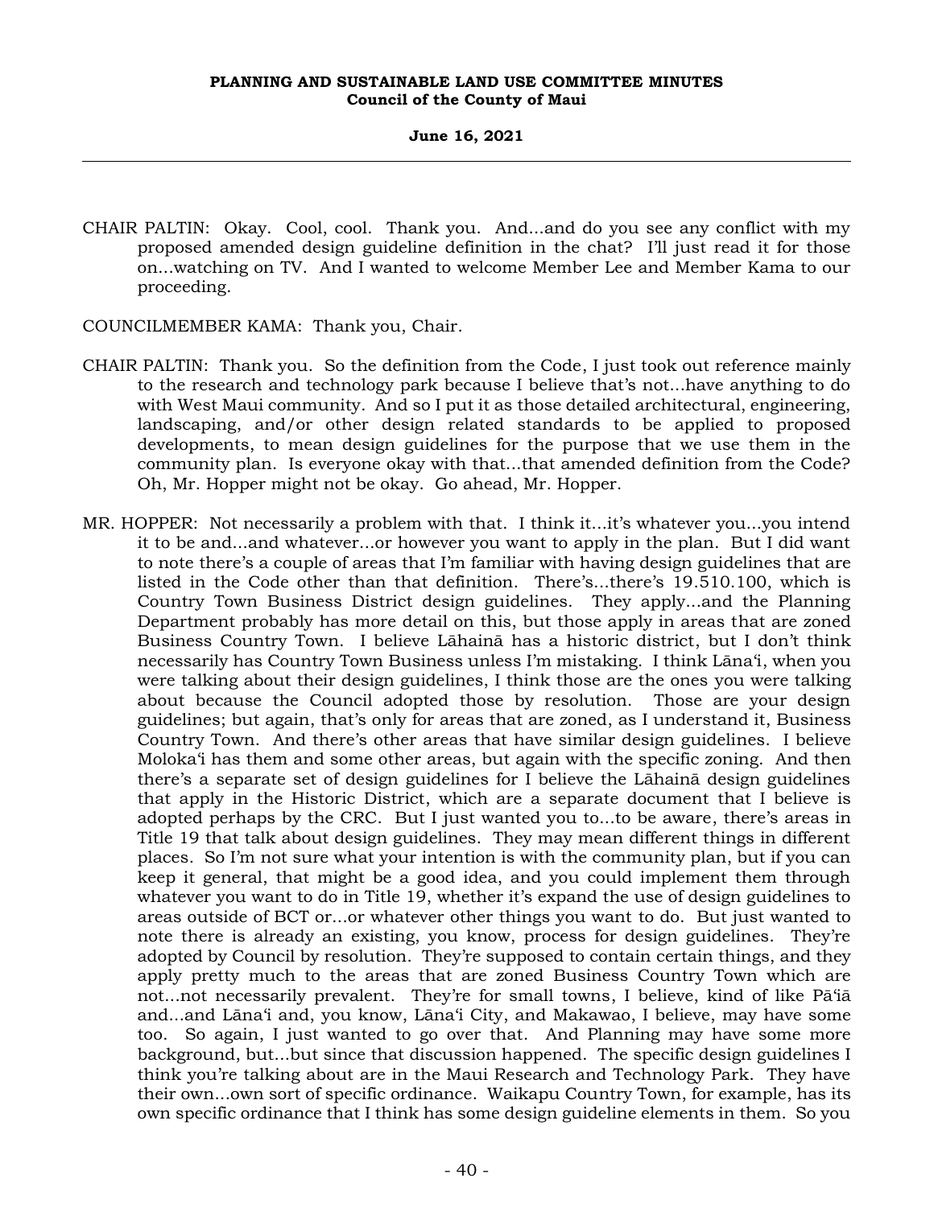CHAIR PALTIN: Okay. Cool, cool. Thank you. And...and do you see any conflict with my proposed amended design guideline definition in the chat? I'll just read it for those on...watching on TV. And I wanted to welcome Member Lee and Member Kama to our proceeding.

COUNCILMEMBER KAMA: Thank you, Chair.

CHAIR PALTIN: Thank you. So the definition from the Code, I just took out reference mainly to the research and technology park because I believe that's not...have anything to do with West Maui community. And so I put it as those detailed architectural, engineering, landscaping, and/or other design related standards to be applied to proposed developments, to mean design guidelines for the purpose that we use them in the community plan. Is everyone okay with that...that amended definition from the Code? Oh, Mr. Hopper might not be okay. Go ahead, Mr. Hopper.

MR. HOPPER: Not necessarily a problem with that. I think it...it's whatever you...you intend it to be and...and whatever...or however you want to apply in the plan. But I did want to note there's a couple of areas that I'm familiar with having design guidelines that are listed in the Code other than that definition. There's...there's 19.510.100, which is Country Town Business District design guidelines. They apply...and the Planning Department probably has more detail on this, but those apply in areas that are zoned Business Country Town. I believe Lāhainā has a historic district, but I don't think necessarily has Country Town Business unless I'm mistaking. I think Lānaʻi, when you were talking about their design guidelines, I think those are the ones you were talking about because the Council adopted those by resolution. Those are your design guidelines; but again, that's only for areas that are zoned, as I understand it, Business Country Town. And there's other areas that have similar design guidelines. I believe Molokaʻi has them and some other areas, but again with the specific zoning. And then there's a separate set of design guidelines for I believe the Lāhainā design guidelines that apply in the Historic District, which are a separate document that I believe is adopted perhaps by the CRC. But I just wanted you to...to be aware, there's areas in Title 19 that talk about design guidelines. They may mean different things in different places. So I'm not sure what your intention is with the community plan, but if you can keep it general, that might be a good idea, and you could implement them through whatever you want to do in Title 19, whether it's expand the use of design guidelines to areas outside of BCT or...or whatever other things you want to do. But just wanted to note there is already an existing, you know, process for design guidelines. They're adopted by Council by resolution. They're supposed to contain certain things, and they apply pretty much to the areas that are zoned Business Country Town which are not...not necessarily prevalent. They're for small towns, I believe, kind of like Pāʻiā and...and Lānaʻi and, you know, Lānaʻi City, and Makawao, I believe, may have some too. So again, I just wanted to go over that. And Planning may have some more background, but...but since that discussion happened. The specific design guidelines I think you're talking about are in the Maui Research and Technology Park. They have their own...own sort of specific ordinance. Waikapu Country Town, for example, has its own specific ordinance that I think has some design guideline elements in them. So you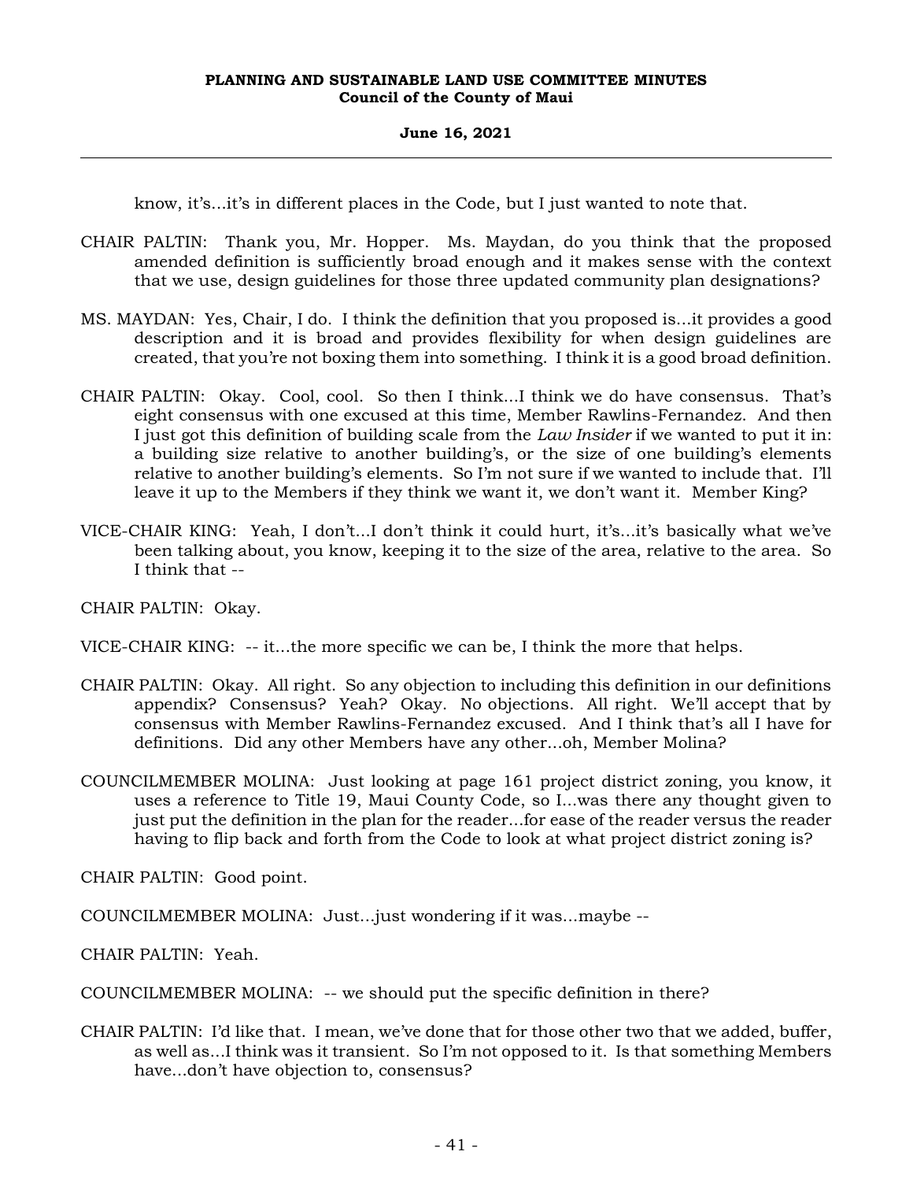know, it's...it's in different places in the Code, but I just wanted to note that.

CHAIR PALTIN: Thank you, Mr. Hopper. Ms. Maydan, do you think that the proposed amended definition is sufficiently broad enough and it makes sense with the context that we use, design guidelines for those three updated community plan designations?

MS. MAYDAN: Yes, Chair, I do. I think the definition that you proposed is...it provides a good description and it is broad and provides flexibility for when design guidelines are created, that you're not boxing them into something. I think it is a good broad definition.

CHAIR PALTIN: Okay. Cool, cool. So then I think...I think we do have consensus. That's eight consensus with one excused at this time, Member Rawlins-Fernandez. And then I just got this definition of building scale from the *Law Insider* if we wanted to put it in: a building size relative to another building's, or the size of one building's elements relative to another building's elements. So I'm not sure if we wanted to include that. I'll leave it up to the Members if they think we want it, we don't want it. Member King?

VICE-CHAIR KING: Yeah, I don't...I don't think it could hurt, it's...it's basically what we've been talking about, you know, keeping it to the size of the area, relative to the area. So I think that --

CHAIR PALTIN: Okay.

VICE-CHAIR KING: -- it...the more specific we can be, I think the more that helps.

CHAIR PALTIN: Okay. All right. So any objection to including this definition in our definitions appendix? Consensus? Yeah? Okay. No objections. All right. We'll accept that by consensus with Member Rawlins-Fernandez excused. And I think that's all I have for definitions. Did any other Members have any other...oh, Member Molina?

COUNCILMEMBER MOLINA: Just looking at page 161 project district zoning, you know, it uses a reference to Title 19, Maui County Code, so I...was there any thought given to just put the definition in the plan for the reader...for ease of the reader versus the reader having to flip back and forth from the Code to look at what project district zoning is?

CHAIR PALTIN: Good point.

COUNCILMEMBER MOLINA: Just...just wondering if it was...maybe --

CHAIR PALTIN: Yeah.

COUNCILMEMBER MOLINA: -- we should put the specific definition in there?

CHAIR PALTIN: I'd like that. I mean, we've done that for those other two that we added, buffer, as well as...I think was it transient. So I'm not opposed to it. Is that something Members have...don't have objection to, consensus?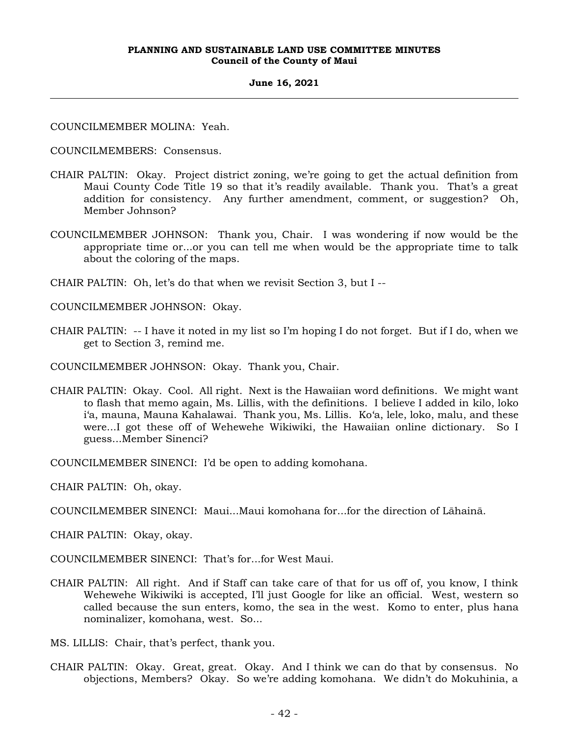COUNCILMEMBER MOLINA: Yeah.

COUNCILMEMBERS: Consensus.

CHAIR PALTIN: Okay. Project district zoning, we're going to get the actual definition from Maui County Code Title 19 so that it's readily available. Thank you. That's a great addition for consistency. Any further amendment, comment, or suggestion? Oh, Member Johnson?

COUNCILMEMBER JOHNSON: Thank you, Chair. I was wondering if now would be the appropriate time or...or you can tell me when would be the appropriate time to talk about the coloring of the maps.

CHAIR PALTIN: Oh, let's do that when we revisit Section 3, but I --

COUNCILMEMBER JOHNSON: Okay.

CHAIR PALTIN: -- I have it noted in my list so I'm hoping I do not forget. But if I do, when we get to Section 3, remind me.

COUNCILMEMBER JOHNSON: Okay. Thank you, Chair.

CHAIR PALTIN: Okay. Cool. All right. Next is the Hawaiian word definitions. We might want to flash that memo again, Ms. Lillis, with the definitions. I believe I added in kilo, loko iʻa, mauna, Mauna Kahalawai. Thank you, Ms. Lillis. Koʻa, lele, loko, malu, and these were...I got these off of Wehewehe Wikiwiki, the Hawaiian online dictionary. So I guess...Member Sinenci?

COUNCILMEMBER SINENCI: I'd be open to adding komohana.

CHAIR PALTIN: Oh, okay.

COUNCILMEMBER SINENCI: Maui...Maui komohana for...for the direction of Lāhainā.

CHAIR PALTIN: Okay, okay.

COUNCILMEMBER SINENCI: That's for...for West Maui.

CHAIR PALTIN: All right. And if Staff can take care of that for us off of, you know, I think Wehewehe Wikiwiki is accepted, I'll just Google for like an official. West, western so called because the sun enters, komo, the sea in the west. Komo to enter, plus hana nominalizer, komohana, west. So...

MS. LILLIS: Chair, that's perfect, thank you.

CHAIR PALTIN: Okay. Great, great. Okay. And I think we can do that by consensus. No objections, Members? Okay. So we're adding komohana. We didn't do Mokuhinia, a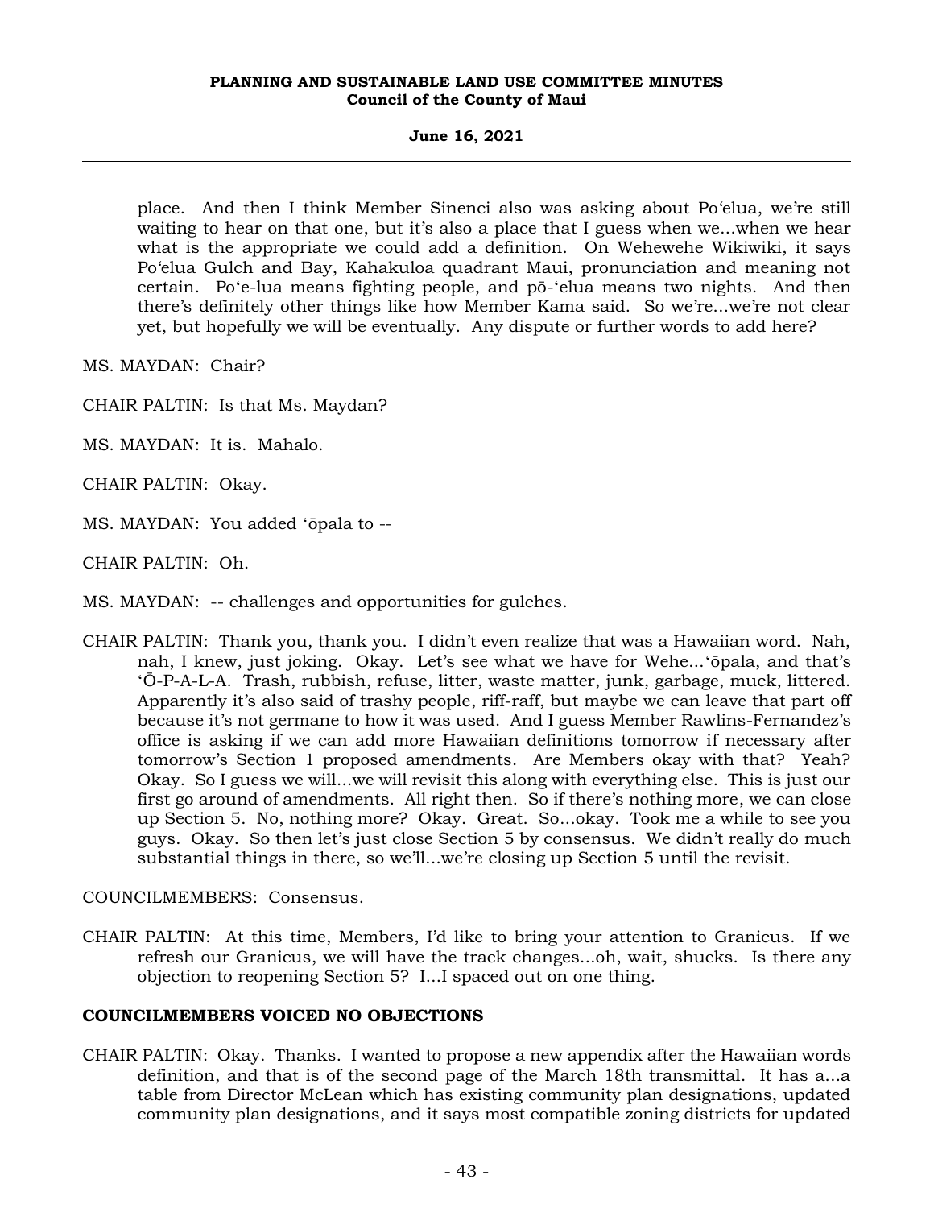place. And then I think Member Sinenci also was asking about Poʻelua, we're still waiting to hear on that one, but it's also a place that I guess when we...when we hear what is the appropriate we could add a definition. On Wehewehe Wikiwiki, it says Poʻelua Gulch and Bay, Kahakuloa quadrant Maui, pronunciation and meaning not certain. Poʻe-lua means fighting people, and pō-ʻelua means two nights. And then there's definitely other things like how Member Kama said. So we're...we're not clear yet, but hopefully we will be eventually. Any dispute or further words to add here?

MS. MAYDAN: Chair?

CHAIR PALTIN: Is that Ms. Maydan?

MS. MAYDAN: It is. Mahalo.

CHAIR PALTIN: Okay.

MS. MAYDAN: You added ʻōpala to --

CHAIR PALTIN: Oh.

MS. MAYDAN: -- challenges and opportunities for gulches.

CHAIR PALTIN: Thank you, thank you. I didn't even realize that was a Hawaiian word. Nah, nah, I knew, just joking. Okay. Let's see what we have for Wehe...ʻōpala, and that's ʻŌ-P-A-L-A. Trash, rubbish, refuse, litter, waste matter, junk, garbage, muck, littered. Apparently it's also said of trashy people, riff-raff, but maybe we can leave that part off because it's not germane to how it was used. And I guess Member Rawlins-Fernandez's office is asking if we can add more Hawaiian definitions tomorrow if necessary after tomorrow's Section 1 proposed amendments. Are Members okay with that? Yeah? Okay. So I guess we will...we will revisit this along with everything else. This is just our first go around of amendments. All right then. So if there's nothing more, we can close up Section 5. No, nothing more? Okay. Great. So...okay. Took me a while to see you guys. Okay. So then let's just close Section 5 by consensus. We didn't really do much substantial things in there, so we'll...we're closing up Section 5 until the revisit.

COUNCILMEMBERS: Consensus.

CHAIR PALTIN: At this time, Members, I'd like to bring your attention to Granicus. If we refresh our Granicus, we will have the track changes...oh, wait, shucks. Is there any objection to reopening Section 5? I...I spaced out on one thing.

**COUNCILMEMBERS VOICED NO OBJECTIONS**

CHAIR PALTIN: Okay. Thanks. I wanted to propose a new appendix after the Hawaiian words definition, and that is of the second page of the March 18th transmittal. It has a...a table from Director McLean which has existing community plan designations, updated community plan designations, and it says most compatible zoning districts for updated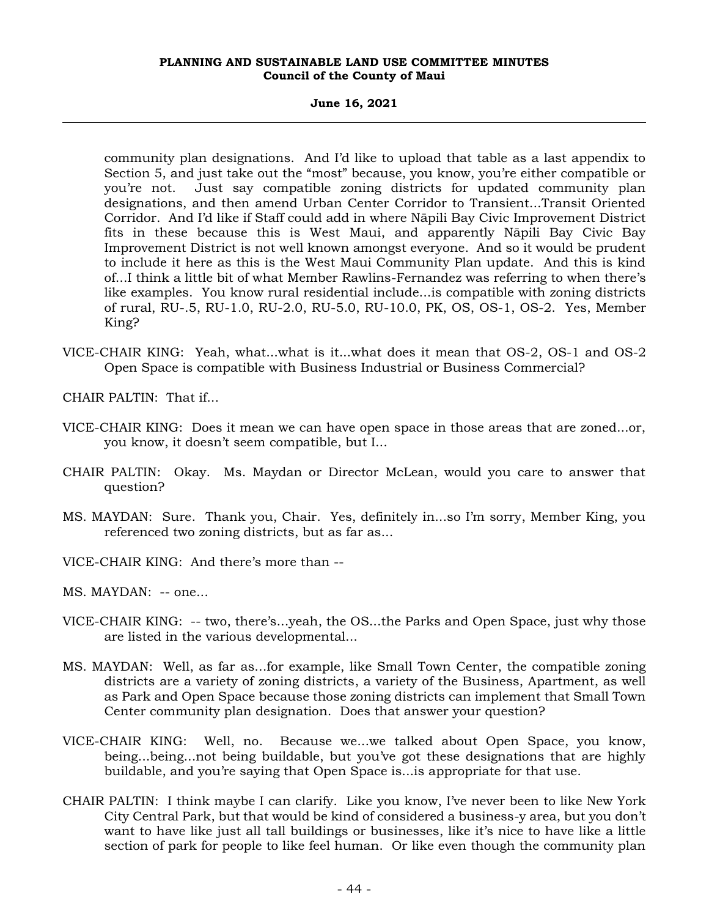community plan designations. And I'd like to upload that table as a last appendix to Section 5, and just take out the "most" because, you know, you're either compatible or you're not. Just say compatible zoning districts for updated community plan designations, and then amend Urban Center Corridor to Transient...Transit Oriented Corridor. And I'd like if Staff could add in where Nāpili Bay Civic Improvement District fits in these because this is West Maui, and apparently Nāpili Bay Civic Bay Improvement District is not well known amongst everyone. And so it would be prudent to include it here as this is the West Maui Community Plan update. And this is kind of...I think a little bit of what Member Rawlins-Fernandez was referring to when there's like examples. You know rural residential include...is compatible with zoning districts of rural, RU-.5, RU-1.0, RU-2.0, RU-5.0, RU-10.0, PK, OS, OS-1, OS-2. Yes, Member King?

VICE-CHAIR KING: Yeah, what...what is it...what does it mean that OS-2, OS-1 and OS-2 Open Space is compatible with Business Industrial or Business Commercial?

CHAIR PALTIN: That if...

VICE-CHAIR KING: Does it mean we can have open space in those areas that are zoned...or, you know, it doesn't seem compatible, but I...

CHAIR PALTIN: Okay. Ms. Maydan or Director McLean, would you care to answer that question?

MS. MAYDAN: Sure. Thank you, Chair. Yes, definitely in...so I'm sorry, Member King, you referenced two zoning districts, but as far as...

VICE-CHAIR KING: And there's more than --

MS. MAYDAN: -- one...

VICE-CHAIR KING: -- two, there's...yeah, the OS...the Parks and Open Space, just why those are listed in the various developmental...

MS. MAYDAN: Well, as far as...for example, like Small Town Center, the compatible zoning districts are a variety of zoning districts, a variety of the Business, Apartment, as well as Park and Open Space because those zoning districts can implement that Small Town Center community plan designation. Does that answer your question?

VICE-CHAIR KING: Well, no. Because we...we talked about Open Space, you know, being...being...not being buildable, but you've got these designations that are highly buildable, and you're saying that Open Space is...is appropriate for that use.

CHAIR PALTIN: I think maybe I can clarify. Like you know, I've never been to like New York City Central Park, but that would be kind of considered a business-y area, but you don't want to have like just all tall buildings or businesses, like it's nice to have like a little section of park for people to like feel human. Or like even though the community plan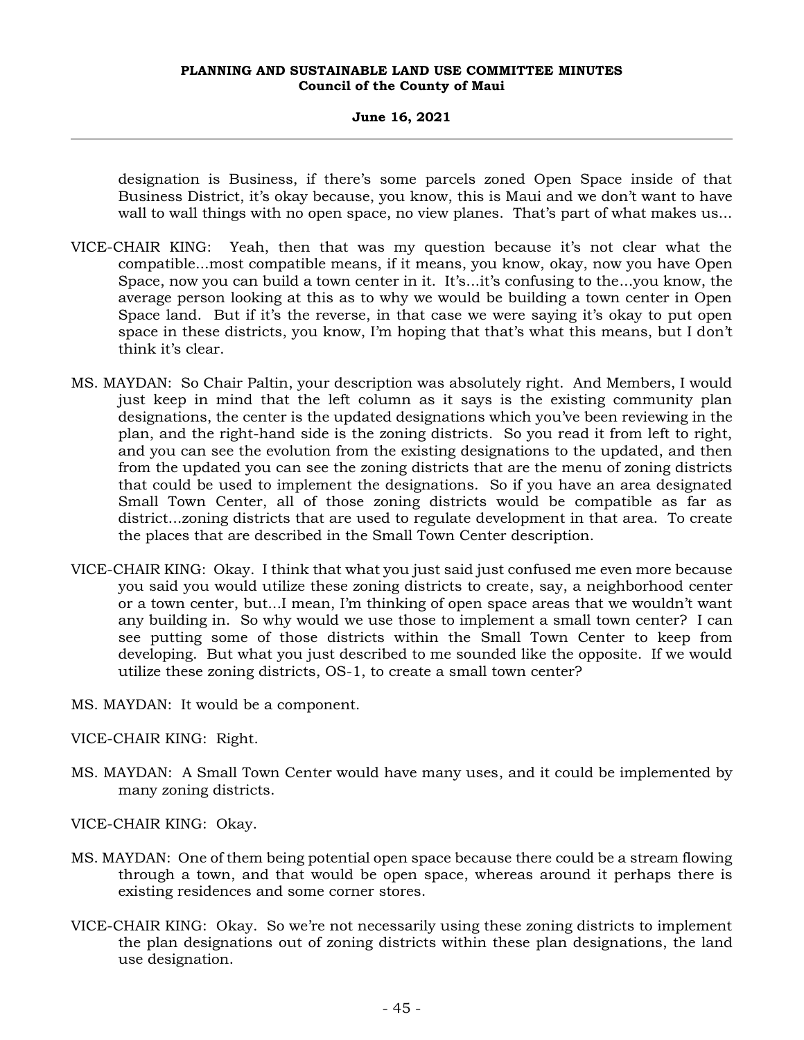designation is Business, if there's some parcels zoned Open Space inside of that Business District, it's okay because, you know, this is Maui and we don't want to have wall to wall things with no open space, no view planes. That's part of what makes us...

VICE-CHAIR KING: Yeah, then that was my question because it's not clear what the compatible...most compatible means, if it means, you know, okay, now you have Open Space, now you can build a town center in it. It's...it's confusing to the...you know, the average person looking at this as to why we would be building a town center in Open Space land. But if it's the reverse, in that case we were saying it's okay to put open space in these districts, you know, I'm hoping that that's what this means, but I don't think it's clear.

MS. MAYDAN: So Chair Paltin, your description was absolutely right. And Members, I would just keep in mind that the left column as it says is the existing community plan designations, the center is the updated designations which you've been reviewing in the plan, and the right-hand side is the zoning districts. So you read it from left to right, and you can see the evolution from the existing designations to the updated, and then from the updated you can see the zoning districts that are the menu of zoning districts that could be used to implement the designations. So if you have an area designated Small Town Center, all of those zoning districts would be compatible as far as district...zoning districts that are used to regulate development in that area. To create the places that are described in the Small Town Center description.

VICE-CHAIR KING: Okay. I think that what you just said just confused me even more because you said you would utilize these zoning districts to create, say, a neighborhood center or a town center, but...I mean, I'm thinking of open space areas that we wouldn't want any building in. So why would we use those to implement a small town center? I can see putting some of those districts within the Small Town Center to keep from developing. But what you just described to me sounded like the opposite. If we would utilize these zoning districts, OS-1, to create a small town center?

MS. MAYDAN: It would be a component.

VICE-CHAIR KING: Right.

MS. MAYDAN: A Small Town Center would have many uses, and it could be implemented by many zoning districts.

VICE-CHAIR KING: Okay.

MS. MAYDAN: One of them being potential open space because there could be a stream flowing through a town, and that would be open space, whereas around it perhaps there is existing residences and some corner stores.

VICE-CHAIR KING: Okay. So we're not necessarily using these zoning districts to implement the plan designations out of zoning districts within these plan designations, the land use designation.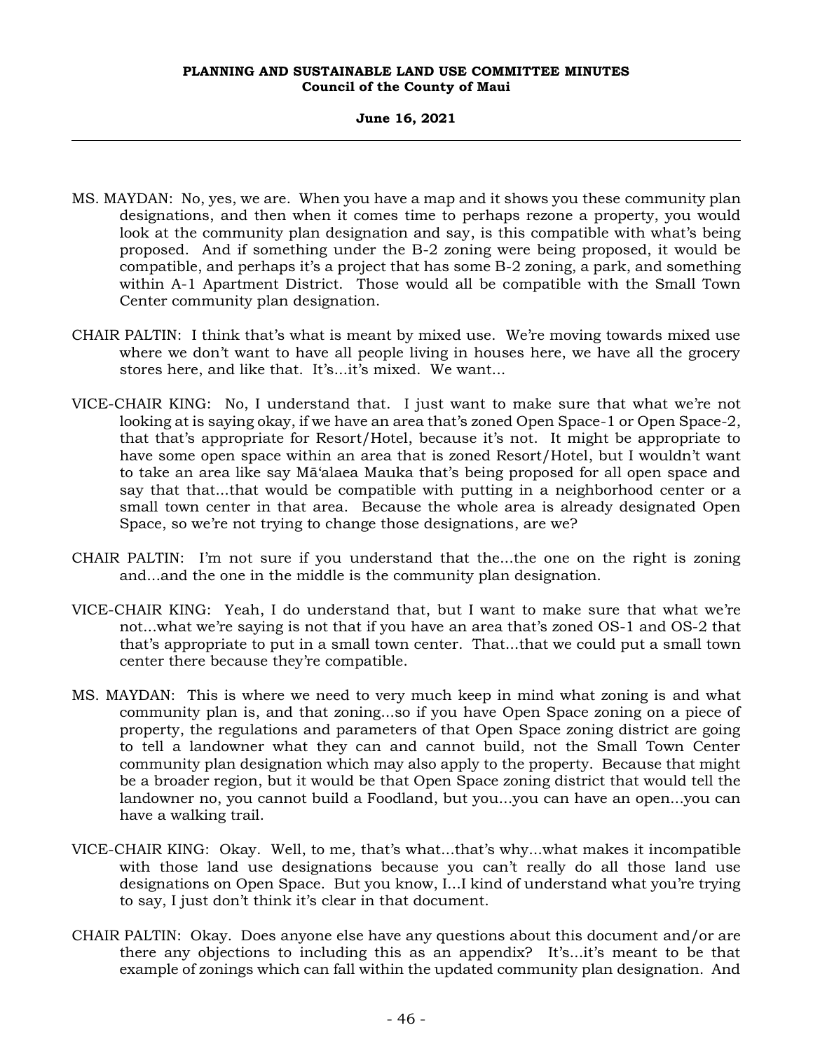MS. MAYDAN: No, yes, we are. When you have a map and it shows you these community plan designations, and then when it comes time to perhaps rezone a property, you would look at the community plan designation and say, is this compatible with what's being proposed. And if something under the B-2 zoning were being proposed, it would be compatible, and perhaps it's a project that has some B-2 zoning, a park, and something within A-1 Apartment District. Those would all be compatible with the Small Town Center community plan designation.

CHAIR PALTIN: I think that's what is meant by mixed use. We're moving towards mixed use where we don't want to have all people living in houses here, we have all the grocery stores here, and like that. It's...it's mixed. We want...

VICE-CHAIR KING: No, I understand that. I just want to make sure that what we're not looking at is saying okay, if we have an area that's zoned Open Space-1 or Open Space-2, that that's appropriate for Resort/Hotel, because it's not. It might be appropriate to have some open space within an area that is zoned Resort/Hotel, but I wouldn't want to take an area like say Mā'alaea Mauka that's being proposed for all open space and say that that...that would be compatible with putting in a neighborhood center or a small town center in that area. Because the whole area is already designated Open Space, so we're not trying to change those designations, are we?

CHAIR PALTIN: I'm not sure if you understand that the...the one on the right is zoning and...and the one in the middle is the community plan designation.

VICE-CHAIR KING: Yeah, I do understand that, but I want to make sure that what we're not...what we're saying is not that if you have an area that's zoned OS-1 and OS-2 that that's appropriate to put in a small town center. That...that we could put a small town center there because they're compatible.

MS. MAYDAN: This is where we need to very much keep in mind what zoning is and what community plan is, and that zoning...so if you have Open Space zoning on a piece of property, the regulations and parameters of that Open Space zoning district are going to tell a landowner what they can and cannot build, not the Small Town Center community plan designation which may also apply to the property. Because that might be a broader region, but it would be that Open Space zoning district that would tell the landowner no, you cannot build a Foodland, but you...you can have an open...you can have a walking trail.

VICE-CHAIR KING: Okay. Well, to me, that's what...that's why...what makes it incompatible with those land use designations because you can't really do all those land use designations on Open Space. But you know, I...I kind of understand what you're trying to say, I just don't think it's clear in that document.

CHAIR PALTIN: Okay. Does anyone else have any questions about this document and/or are there any objections to including this as an appendix? It's...it's meant to be that example of zonings which can fall within the updated community plan designation. And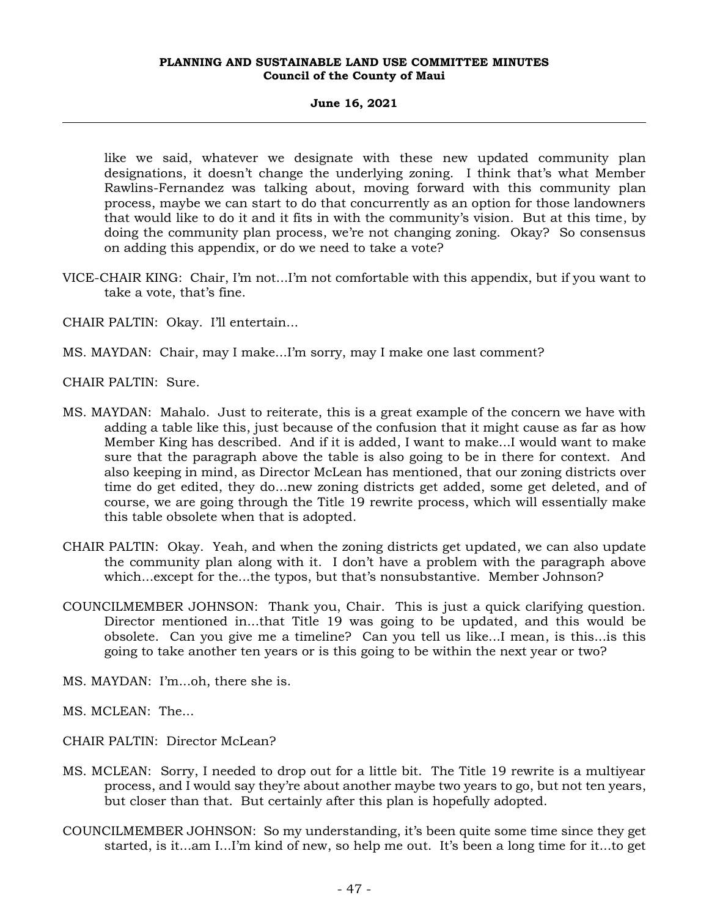like we said, whatever we designate with these new updated community plan designations, it doesn't change the underlying zoning. I think that's what Member Rawlins-Fernandez was talking about, moving forward with this community plan process, maybe we can start to do that concurrently as an option for those landowners that would like to do it and it fits in with the community's vision. But at this time, by doing the community plan process, we're not changing zoning. Okay? So consensus on adding this appendix, or do we need to take a vote?

VICE-CHAIR KING: Chair, I'm not...I'm not comfortable with this appendix, but if you want to take a vote, that's fine.

CHAIR PALTIN: Okay. I'll entertain...

MS. MAYDAN: Chair, may I make...I'm sorry, may I make one last comment?

CHAIR PALTIN: Sure.

MS. MAYDAN: Mahalo. Just to reiterate, this is a great example of the concern we have with adding a table like this, just because of the confusion that it might cause as far as how Member King has described. And if it is added, I want to make...I would want to make sure that the paragraph above the table is also going to be in there for context. And also keeping in mind, as Director McLean has mentioned, that our zoning districts over time do get edited, they do...new zoning districts get added, some get deleted, and of course, we are going through the Title 19 rewrite process, which will essentially make this table obsolete when that is adopted.

CHAIR PALTIN: Okay. Yeah, and when the zoning districts get updated, we can also update the community plan along with it. I don't have a problem with the paragraph above which...except for the...the typos, but that's nonsubstantive. Member Johnson?

COUNCILMEMBER JOHNSON: Thank you, Chair. This is just a quick clarifying question. Director mentioned in...that Title 19 was going to be updated, and this would be obsolete. Can you give me a timeline? Can you tell us like...I mean, is this...is this going to take another ten years or is this going to be within the next year or two?

MS. MAYDAN: I'm...oh, there she is.

MS. MCLEAN: The...

CHAIR PALTIN: Director McLean?

MS. MCLEAN: Sorry, I needed to drop out for a little bit. The Title 19 rewrite is a multiyear process, and I would say they're about another maybe two years to go, but not ten years, but closer than that. But certainly after this plan is hopefully adopted.

COUNCILMEMBER JOHNSON: So my understanding, it's been quite some time since they get started, is it...am I...I'm kind of new, so help me out. It's been a long time for it...to get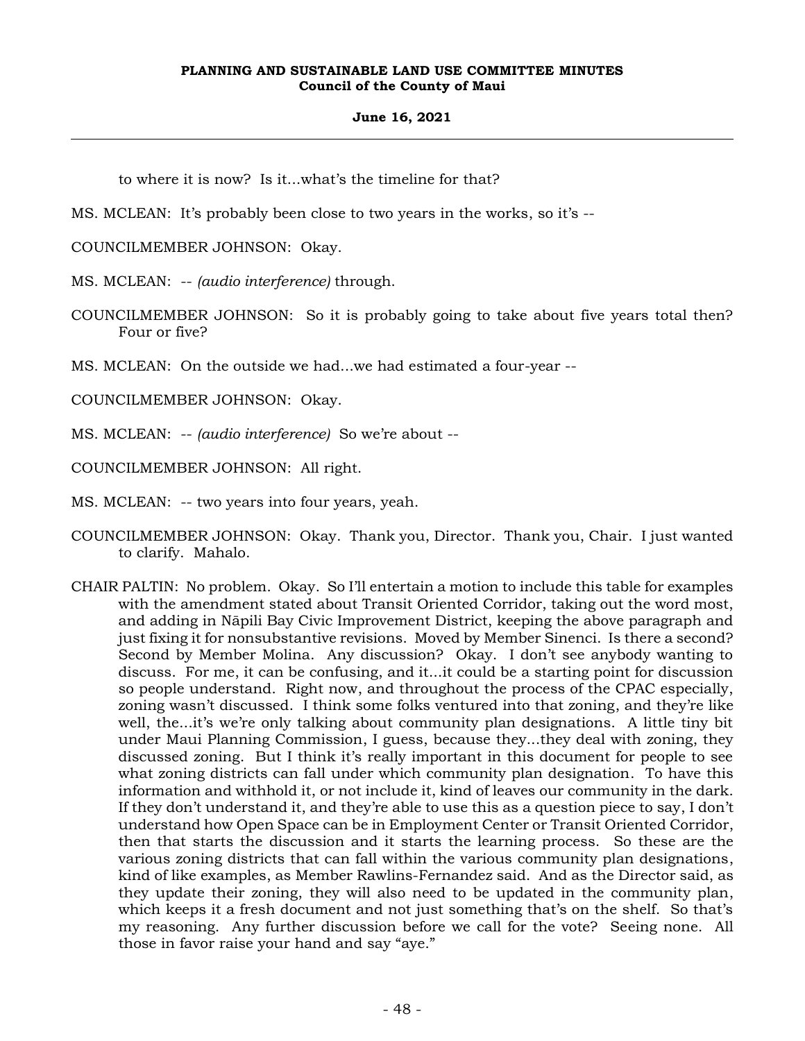to where it is now? Is it...what's the timeline for that?

MS. MCLEAN: It's probably been close to two years in the works, so it's --

COUNCILMEMBER JOHNSON: Okay.

MS. MCLEAN: -- *(audio interference)* through.

COUNCILMEMBER JOHNSON: So it is probably going to take about five years total then? Four or five?

MS. MCLEAN: On the outside we had...we had estimated a four-year --

COUNCILMEMBER JOHNSON: Okay.

MS. MCLEAN: -- *(audio interference)* So we're about --

COUNCILMEMBER JOHNSON: All right.

MS. MCLEAN: -- two years into four years, yeah.

COUNCILMEMBER JOHNSON: Okay. Thank you, Director. Thank you, Chair. I just wanted to clarify. Mahalo.

CHAIR PALTIN: No problem. Okay. So I'll entertain a motion to include this table for examples with the amendment stated about Transit Oriented Corridor, taking out the word most, and adding in Nāpili Bay Civic Improvement District, keeping the above paragraph and just fixing it for nonsubstantive revisions. Moved by Member Sinenci. Is there a second? Second by Member Molina. Any discussion? Okay. I don't see anybody wanting to discuss. For me, it can be confusing, and it...it could be a starting point for discussion so people understand. Right now, and throughout the process of the CPAC especially, zoning wasn't discussed. I think some folks ventured into that zoning, and they're like well, the...it's we're only talking about community plan designations. A little tiny bit under Maui Planning Commission, I guess, because they...they deal with zoning, they discussed zoning. But I think it's really important in this document for people to see what zoning districts can fall under which community plan designation. To have this information and withhold it, or not include it, kind of leaves our community in the dark. If they don't understand it, and they're able to use this as a question piece to say, I don't understand how Open Space can be in Employment Center or Transit Oriented Corridor, then that starts the discussion and it starts the learning process. So these are the various zoning districts that can fall within the various community plan designations, kind of like examples, as Member Rawlins-Fernandez said. And as the Director said, as they update their zoning, they will also need to be updated in the community plan, which keeps it a fresh document and not just something that's on the shelf. So that's my reasoning. Any further discussion before we call for the vote? Seeing none. All those in favor raise your hand and say "aye."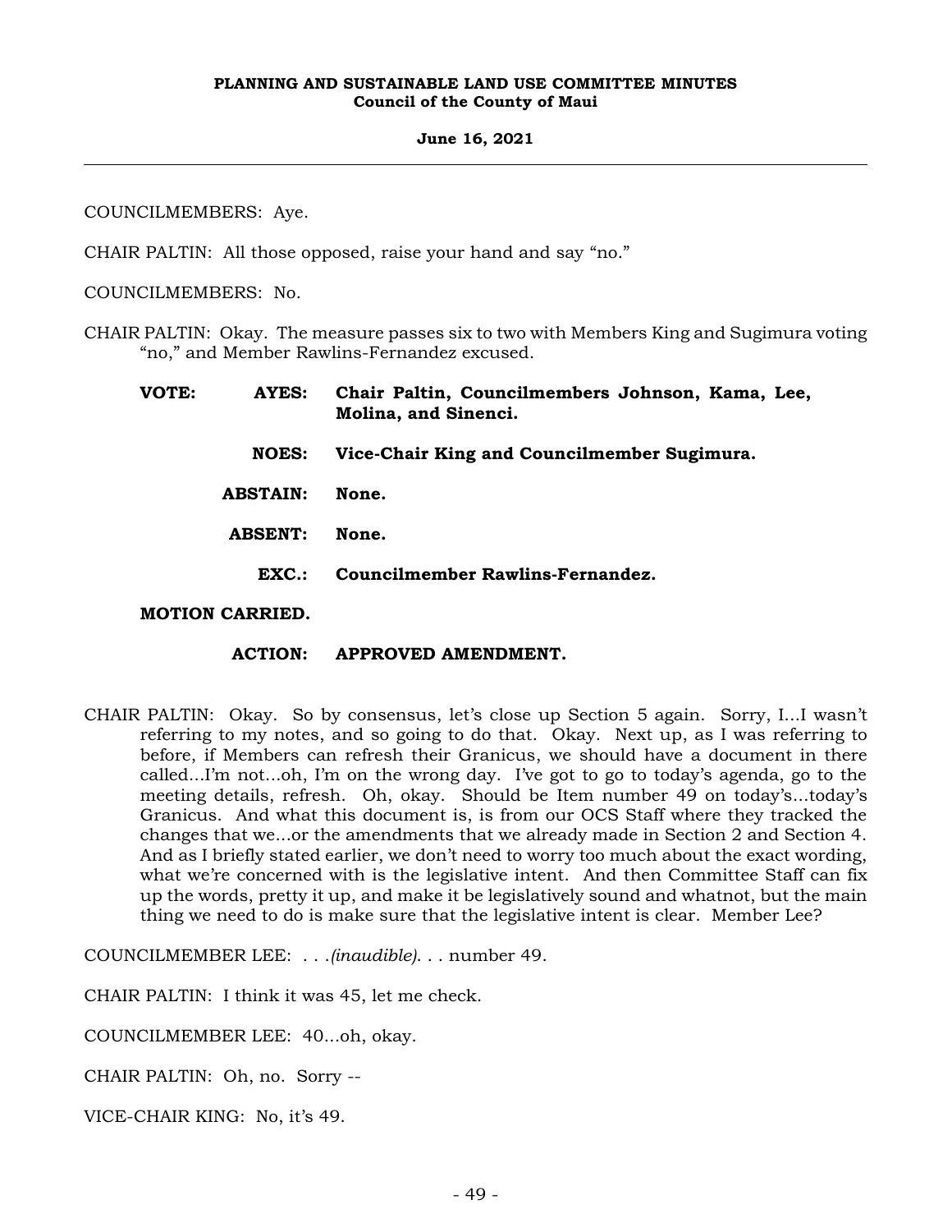COUNCILMEMBERS: Aye.

CHAIR PALTIN: All those opposed, raise your hand and say "no."

COUNCILMEMBERS: No.

CHAIR PALTIN: Okay. The measure passes six to two with Members King and Sugimura voting "no," and Member Rawlins-Fernandez excused.

| | | |
|---|---|---|
| **VOTE:** | **AYES:** | **Chair Paltin, Councilmembers Johnson, Kama, Lee, Molina, and Sinenci.** |
| | **NOES:** | **Vice-Chair King and Councilmember Sugimura.** |
| | **ABSTAIN:** | **None.** |
| | **ABSENT:** | **None.** |
| | **EXC.:** | **Councilmember Rawlins-Fernandez.** |

**MOTION CARRIED.**

**ACTION: APPROVED AMENDMENT.**

CHAIR PALTIN: Okay. So by consensus, let's close up Section 5 again. Sorry, I...I wasn't referring to my notes, and so going to do that. Okay. Next up, as I was referring to before, if Members can refresh their Granicus, we should have a document in there called...I'm not...oh, I'm on the wrong day. I've got to go to today's agenda, go to the meeting details, refresh. Oh, okay. Should be Item number 49 on today's...today's Granicus. And what this document is, is from our OCS Staff where they tracked the changes that we...or the amendments that we already made in Section 2 and Section 4. And as I briefly stated earlier, we don't need to worry too much about the exact wording, what we're concerned with is the legislative intent. And then Committee Staff can fix up the words, pretty it up, and make it be legislatively sound and whatnot, but the main thing we need to do is make sure that the legislative intent is clear. Member Lee?

COUNCILMEMBER LEE: . . .*(inaudible)*. . . number 49.

CHAIR PALTIN: I think it was 45, let me check.

COUNCILMEMBER LEE: 40...oh, okay.

CHAIR PALTIN: Oh, no. Sorry --

VICE-CHAIR KING: No, it's 49.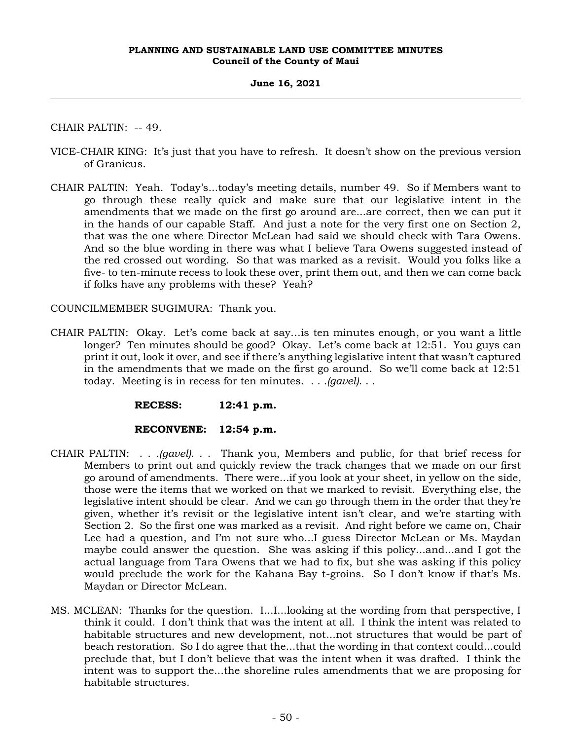CHAIR PALTIN: -- 49.

VICE-CHAIR KING: It's just that you have to refresh. It doesn't show on the previous version of Granicus.

CHAIR PALTIN: Yeah. Today's...today's meeting details, number 49. So if Members want to go through these really quick and make sure that our legislative intent in the amendments that we made on the first go around are...are correct, then we can put it in the hands of our capable Staff. And just a note for the very first one on Section 2, that was the one where Director McLean had said we should check with Tara Owens. And so the blue wording in there was what I believe Tara Owens suggested instead of the red crossed out wording. So that was marked as a revisit. Would you folks like a five- to ten-minute recess to look these over, print them out, and then we can come back if folks have any problems with these? Yeah?

COUNCILMEMBER SUGIMURA: Thank you.

CHAIR PALTIN: Okay. Let's come back at say...is ten minutes enough, or you want a little longer? Ten minutes should be good? Okay. Let's come back at 12:51. You guys can print it out, look it over, and see if there's anything legislative intent that wasn't captured in the amendments that we made on the first go around. So we'll come back at 12:51 today. Meeting is in recess for ten minutes. . . .*(gavel)*. . .

**RECESS: 12:41 p.m.**

**RECONVENE: 12:54 p.m.**

CHAIR PALTIN: . . .*(gavel)*. . . Thank you, Members and public, for that brief recess for Members to print out and quickly review the track changes that we made on our first go around of amendments. There were...if you look at your sheet, in yellow on the side, those were the items that we worked on that we marked to revisit. Everything else, the legislative intent should be clear. And we can go through them in the order that they're given, whether it's revisit or the legislative intent isn't clear, and we're starting with Section 2. So the first one was marked as a revisit. And right before we came on, Chair Lee had a question, and I'm not sure who...I guess Director McLean or Ms. Maydan maybe could answer the question. She was asking if this policy...and...and I got the actual language from Tara Owens that we had to fix, but she was asking if this policy would preclude the work for the Kahana Bay t-groins. So I don't know if that's Ms. Maydan or Director McLean.

MS. MCLEAN: Thanks for the question. I...I...looking at the wording from that perspective, I think it could. I don't think that was the intent at all. I think the intent was related to habitable structures and new development, not...not structures that would be part of beach restoration. So I do agree that the...that the wording in that context could...could preclude that, but I don't believe that was the intent when it was drafted. I think the intent was to support the...the shoreline rules amendments that we are proposing for habitable structures.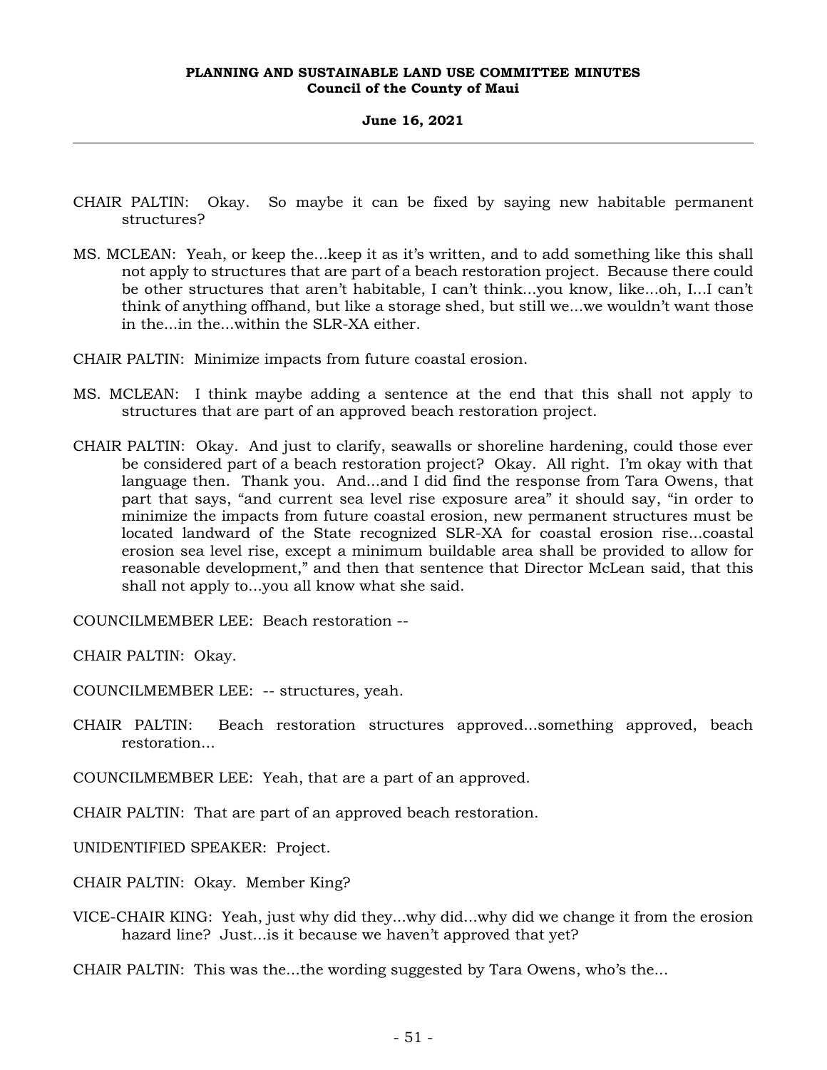CHAIR PALTIN: Okay. So maybe it can be fixed by saying new habitable permanent structures?

MS. MCLEAN: Yeah, or keep the...keep it as it's written, and to add something like this shall not apply to structures that are part of a beach restoration project. Because there could be other structures that aren't habitable, I can't think...you know, like...oh, I...I can't think of anything offhand, but like a storage shed, but still we...we wouldn't want those in the...in the...within the SLR-XA either.

CHAIR PALTIN: Minimize impacts from future coastal erosion.

MS. MCLEAN: I think maybe adding a sentence at the end that this shall not apply to structures that are part of an approved beach restoration project.

CHAIR PALTIN: Okay. And just to clarify, seawalls or shoreline hardening, could those ever be considered part of a beach restoration project? Okay. All right. I'm okay with that language then. Thank you. And...and I did find the response from Tara Owens, that part that says, "and current sea level rise exposure area" it should say, "in order to minimize the impacts from future coastal erosion, new permanent structures must be located landward of the State recognized SLR-XA for coastal erosion rise...coastal erosion sea level rise, except a minimum buildable area shall be provided to allow for reasonable development," and then that sentence that Director McLean said, that this shall not apply to...you all know what she said.

COUNCILMEMBER LEE: Beach restoration --

CHAIR PALTIN: Okay.

COUNCILMEMBER LEE: -- structures, yeah.

CHAIR PALTIN: Beach restoration structures approved...something approved, beach restoration...

COUNCILMEMBER LEE: Yeah, that are a part of an approved.

CHAIR PALTIN: That are part of an approved beach restoration.

UNIDENTIFIED SPEAKER: Project.

CHAIR PALTIN: Okay. Member King?

VICE-CHAIR KING: Yeah, just why did they...why did...why did we change it from the erosion hazard line? Just...is it because we haven't approved that yet?

CHAIR PALTIN: This was the...the wording suggested by Tara Owens, who's the...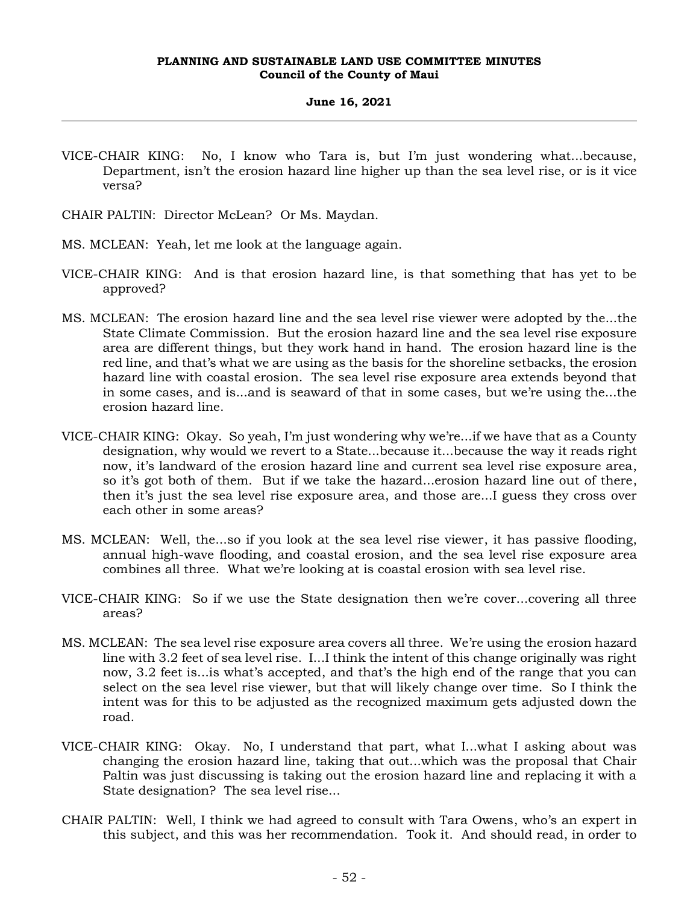VICE-CHAIR KING: No, I know who Tara is, but I'm just wondering what...because, Department, isn't the erosion hazard line higher up than the sea level rise, or is it vice versa?

CHAIR PALTIN: Director McLean? Or Ms. Maydan.

MS. MCLEAN: Yeah, let me look at the language again.

VICE-CHAIR KING: And is that erosion hazard line, is that something that has yet to be approved?

MS. MCLEAN: The erosion hazard line and the sea level rise viewer were adopted by the...the State Climate Commission. But the erosion hazard line and the sea level rise exposure area are different things, but they work hand in hand. The erosion hazard line is the red line, and that's what we are using as the basis for the shoreline setbacks, the erosion hazard line with coastal erosion. The sea level rise exposure area extends beyond that in some cases, and is...and is seaward of that in some cases, but we're using the...the erosion hazard line.

VICE-CHAIR KING: Okay. So yeah, I'm just wondering why we're...if we have that as a County designation, why would we revert to a State...because it...because the way it reads right now, it's landward of the erosion hazard line and current sea level rise exposure area, so it's got both of them. But if we take the hazard...erosion hazard line out of there, then it's just the sea level rise exposure area, and those are...I guess they cross over each other in some areas?

MS. MCLEAN: Well, the...so if you look at the sea level rise viewer, it has passive flooding, annual high-wave flooding, and coastal erosion, and the sea level rise exposure area combines all three. What we're looking at is coastal erosion with sea level rise.

VICE-CHAIR KING: So if we use the State designation then we're cover...covering all three areas?

MS. MCLEAN: The sea level rise exposure area covers all three. We're using the erosion hazard line with 3.2 feet of sea level rise. I...I think the intent of this change originally was right now, 3.2 feet is...is what's accepted, and that's the high end of the range that you can select on the sea level rise viewer, but that will likely change over time. So I think the intent was for this to be adjusted as the recognized maximum gets adjusted down the road.

VICE-CHAIR KING: Okay. No, I understand that part, what I...what I asking about was changing the erosion hazard line, taking that out...which was the proposal that Chair Paltin was just discussing is taking out the erosion hazard line and replacing it with a State designation? The sea level rise...

CHAIR PALTIN: Well, I think we had agreed to consult with Tara Owens, who's an expert in this subject, and this was her recommendation. Took it. And should read, in order to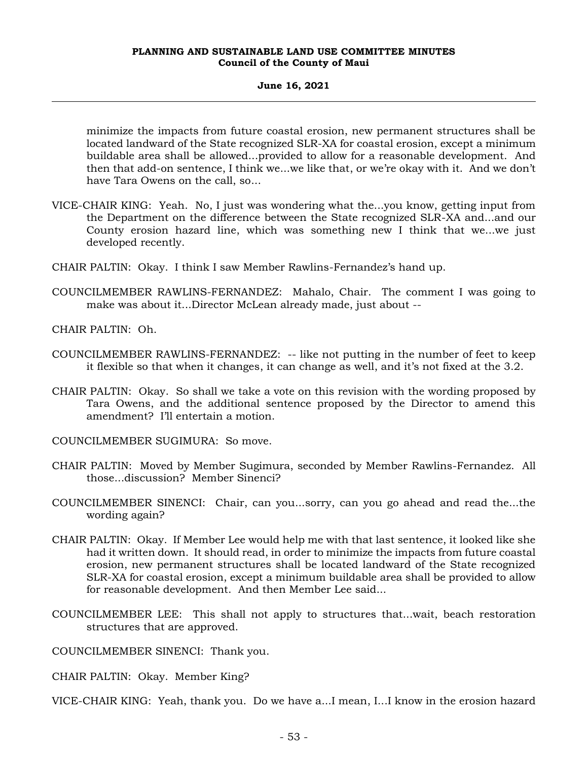minimize the impacts from future coastal erosion, new permanent structures shall be located landward of the State recognized SLR-XA for coastal erosion, except a minimum buildable area shall be allowed...provided to allow for a reasonable development. And then that add-on sentence, I think we...we like that, or we're okay with it. And we don't have Tara Owens on the call, so...

VICE-CHAIR KING: Yeah. No, I just was wondering what the...you know, getting input from the Department on the difference between the State recognized SLR-XA and...and our County erosion hazard line, which was something new I think that we...we just developed recently.

CHAIR PALTIN: Okay. I think I saw Member Rawlins-Fernandez's hand up.

COUNCILMEMBER RAWLINS-FERNANDEZ: Mahalo, Chair. The comment I was going to make was about it...Director McLean already made, just about --

CHAIR PALTIN: Oh.

COUNCILMEMBER RAWLINS-FERNANDEZ: -- like not putting in the number of feet to keep it flexible so that when it changes, it can change as well, and it's not fixed at the 3.2.

CHAIR PALTIN: Okay. So shall we take a vote on this revision with the wording proposed by Tara Owens, and the additional sentence proposed by the Director to amend this amendment? I'll entertain a motion.

COUNCILMEMBER SUGIMURA: So move.

CHAIR PALTIN: Moved by Member Sugimura, seconded by Member Rawlins-Fernandez. All those...discussion? Member Sinenci?

COUNCILMEMBER SINENCI: Chair, can you...sorry, can you go ahead and read the...the wording again?

CHAIR PALTIN: Okay. If Member Lee would help me with that last sentence, it looked like she had it written down. It should read, in order to minimize the impacts from future coastal erosion, new permanent structures shall be located landward of the State recognized SLR-XA for coastal erosion, except a minimum buildable area shall be provided to allow for reasonable development. And then Member Lee said...

COUNCILMEMBER LEE: This shall not apply to structures that...wait, beach restoration structures that are approved.

COUNCILMEMBER SINENCI: Thank you.

CHAIR PALTIN: Okay. Member King?

VICE-CHAIR KING: Yeah, thank you. Do we have a...I mean, I...I know in the erosion hazard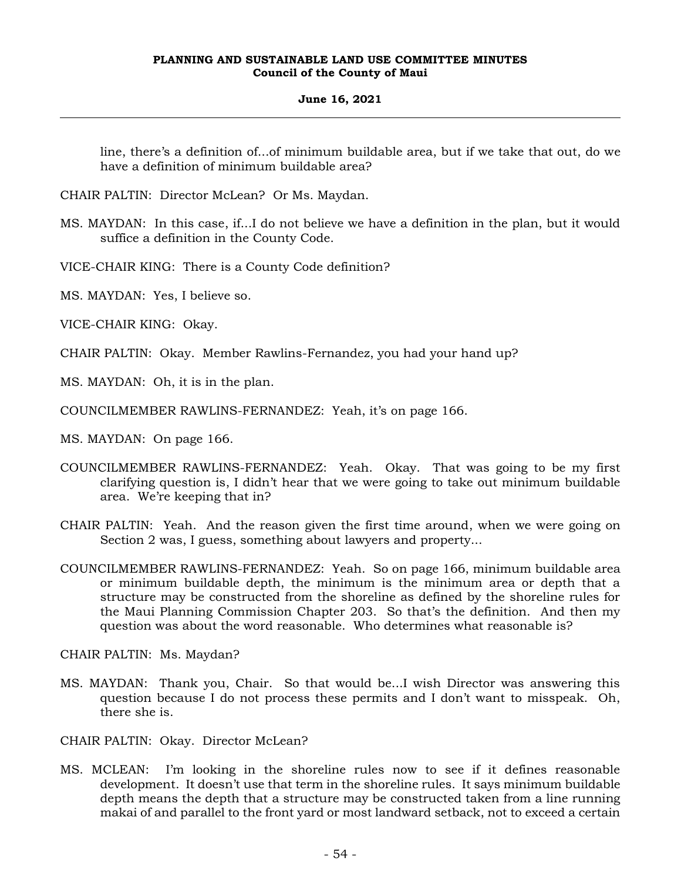line, there's a definition of...of minimum buildable area, but if we take that out, do we have a definition of minimum buildable area?

CHAIR PALTIN: Director McLean? Or Ms. Maydan.

MS. MAYDAN: In this case, if...I do not believe we have a definition in the plan, but it would suffice a definition in the County Code.

VICE-CHAIR KING: There is a County Code definition?

MS. MAYDAN: Yes, I believe so.

VICE-CHAIR KING: Okay.

CHAIR PALTIN: Okay. Member Rawlins-Fernandez, you had your hand up?

MS. MAYDAN: Oh, it is in the plan.

COUNCILMEMBER RAWLINS-FERNANDEZ: Yeah, it's on page 166.

MS. MAYDAN: On page 166.

COUNCILMEMBER RAWLINS-FERNANDEZ: Yeah. Okay. That was going to be my first clarifying question is, I didn't hear that we were going to take out minimum buildable area. We're keeping that in?

CHAIR PALTIN: Yeah. And the reason given the first time around, when we were going on Section 2 was, I guess, something about lawyers and property...

COUNCILMEMBER RAWLINS-FERNANDEZ: Yeah. So on page 166, minimum buildable area or minimum buildable depth, the minimum is the minimum area or depth that a structure may be constructed from the shoreline as defined by the shoreline rules for the Maui Planning Commission Chapter 203. So that's the definition. And then my question was about the word reasonable. Who determines what reasonable is?

CHAIR PALTIN: Ms. Maydan?

MS. MAYDAN: Thank you, Chair. So that would be...I wish Director was answering this question because I do not process these permits and I don't want to misspeak. Oh, there she is.

CHAIR PALTIN: Okay. Director McLean?

MS. MCLEAN: I'm looking in the shoreline rules now to see if it defines reasonable development. It doesn't use that term in the shoreline rules. It says minimum buildable depth means the depth that a structure may be constructed taken from a line running makai of and parallel to the front yard or most landward setback, not to exceed a certain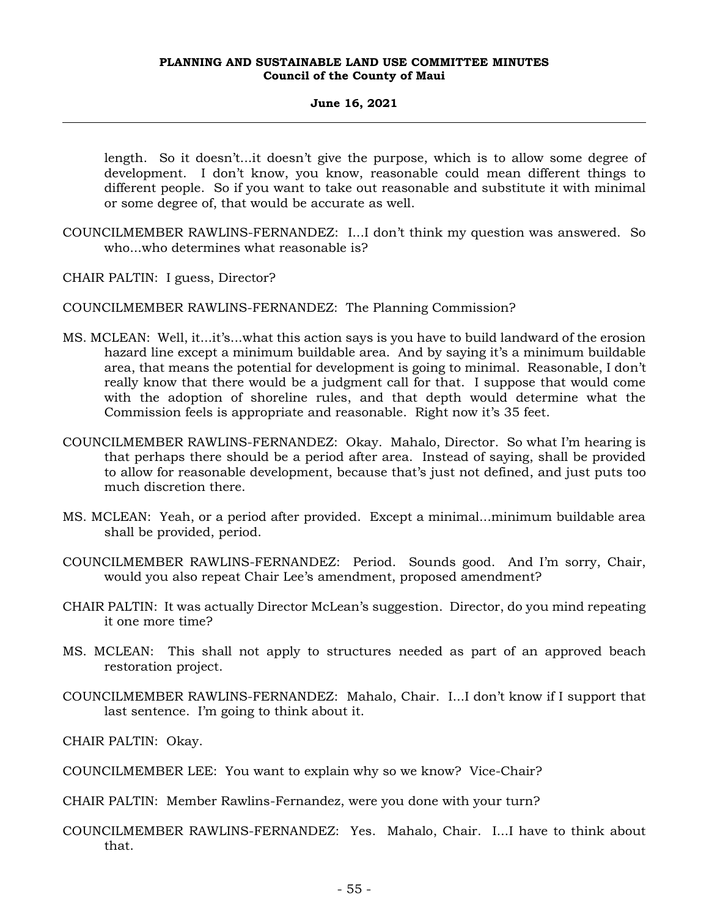length. So it doesn't...it doesn't give the purpose, which is to allow some degree of development. I don't know, you know, reasonable could mean different things to different people. So if you want to take out reasonable and substitute it with minimal or some degree of, that would be accurate as well.

COUNCILMEMBER RAWLINS-FERNANDEZ: I...I don't think my question was answered. So who...who determines what reasonable is?

CHAIR PALTIN: I guess, Director?

COUNCILMEMBER RAWLINS-FERNANDEZ: The Planning Commission?

MS. MCLEAN: Well, it...it's...what this action says is you have to build landward of the erosion hazard line except a minimum buildable area. And by saying it's a minimum buildable area, that means the potential for development is going to minimal. Reasonable, I don't really know that there would be a judgment call for that. I suppose that would come with the adoption of shoreline rules, and that depth would determine what the Commission feels is appropriate and reasonable. Right now it's 35 feet.

COUNCILMEMBER RAWLINS-FERNANDEZ: Okay. Mahalo, Director. So what I'm hearing is that perhaps there should be a period after area. Instead of saying, shall be provided to allow for reasonable development, because that's just not defined, and just puts too much discretion there.

MS. MCLEAN: Yeah, or a period after provided. Except a minimal...minimum buildable area shall be provided, period.

COUNCILMEMBER RAWLINS-FERNANDEZ: Period. Sounds good. And I'm sorry, Chair, would you also repeat Chair Lee's amendment, proposed amendment?

CHAIR PALTIN: It was actually Director McLean's suggestion. Director, do you mind repeating it one more time?

MS. MCLEAN: This shall not apply to structures needed as part of an approved beach restoration project.

COUNCILMEMBER RAWLINS-FERNANDEZ: Mahalo, Chair. I...I don't know if I support that last sentence. I'm going to think about it.

CHAIR PALTIN: Okay.

COUNCILMEMBER LEE: You want to explain why so we know? Vice-Chair?

CHAIR PALTIN: Member Rawlins-Fernandez, were you done with your turn?

COUNCILMEMBER RAWLINS-FERNANDEZ: Yes. Mahalo, Chair. I...I have to think about that.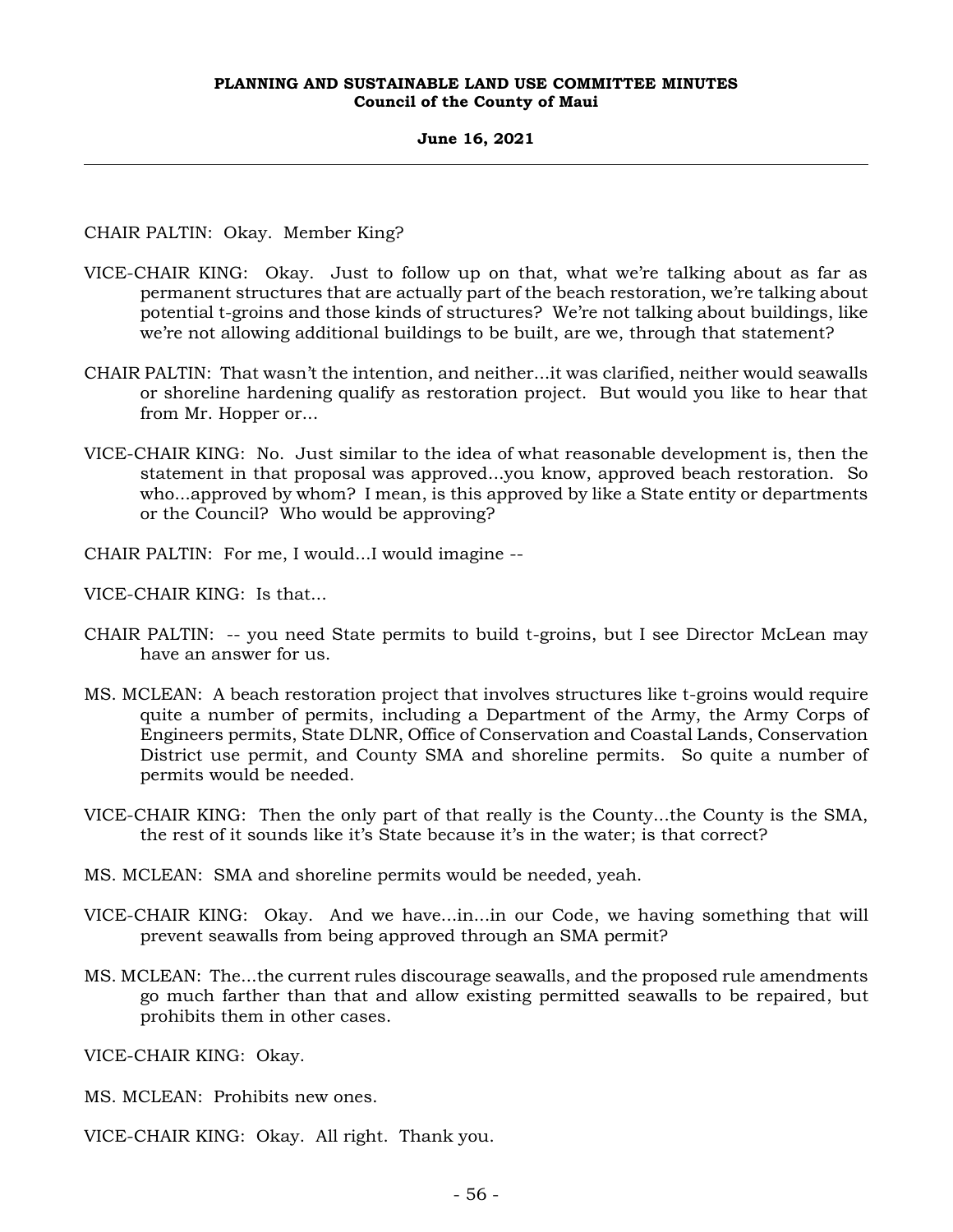CHAIR PALTIN: Okay. Member King?

VICE-CHAIR KING: Okay. Just to follow up on that, what we're talking about as far as permanent structures that are actually part of the beach restoration, we're talking about potential t-groins and those kinds of structures? We're not talking about buildings, like we're not allowing additional buildings to be built, are we, through that statement?

CHAIR PALTIN: That wasn't the intention, and neither...it was clarified, neither would seawalls or shoreline hardening qualify as restoration project. But would you like to hear that from Mr. Hopper or...

VICE-CHAIR KING: No. Just similar to the idea of what reasonable development is, then the statement in that proposal was approved...you know, approved beach restoration. So who...approved by whom? I mean, is this approved by like a State entity or departments or the Council? Who would be approving?

CHAIR PALTIN: For me, I would...I would imagine --

VICE-CHAIR KING: Is that...

CHAIR PALTIN: -- you need State permits to build t-groins, but I see Director McLean may have an answer for us.

MS. MCLEAN: A beach restoration project that involves structures like t-groins would require quite a number of permits, including a Department of the Army, the Army Corps of Engineers permits, State DLNR, Office of Conservation and Coastal Lands, Conservation District use permit, and County SMA and shoreline permits. So quite a number of permits would be needed.

VICE-CHAIR KING: Then the only part of that really is the County...the County is the SMA, the rest of it sounds like it's State because it's in the water; is that correct?

MS. MCLEAN: SMA and shoreline permits would be needed, yeah.

VICE-CHAIR KING: Okay. And we have...in...in our Code, we having something that will prevent seawalls from being approved through an SMA permit?

MS. MCLEAN: The...the current rules discourage seawalls, and the proposed rule amendments go much farther than that and allow existing permitted seawalls to be repaired, but prohibits them in other cases.

VICE-CHAIR KING: Okay.

MS. MCLEAN: Prohibits new ones.

VICE-CHAIR KING: Okay. All right. Thank you.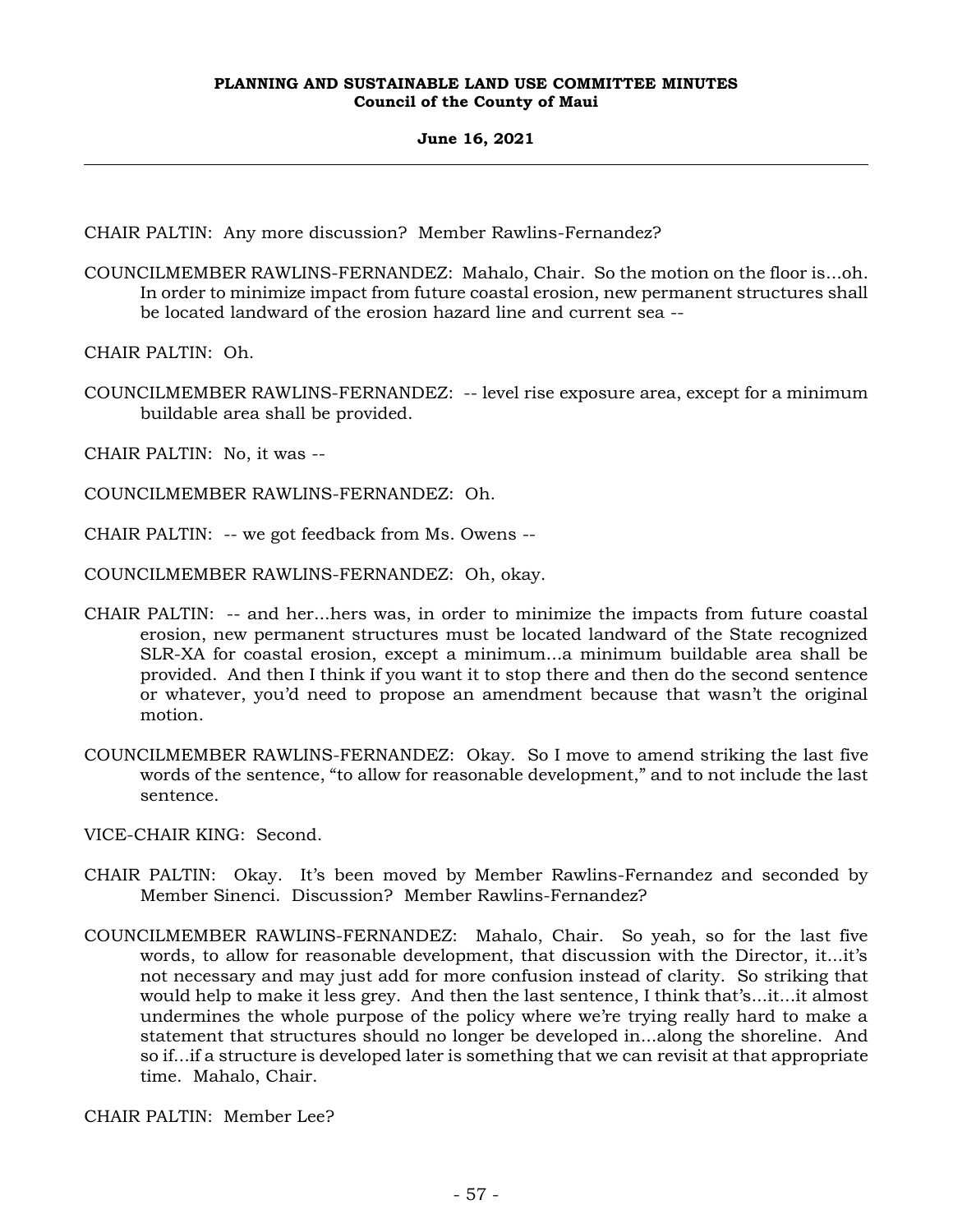CHAIR PALTIN: Any more discussion? Member Rawlins-Fernandez?

COUNCILMEMBER RAWLINS-FERNANDEZ: Mahalo, Chair. So the motion on the floor is...oh. In order to minimize impact from future coastal erosion, new permanent structures shall be located landward of the erosion hazard line and current sea --

CHAIR PALTIN: Oh.

COUNCILMEMBER RAWLINS-FERNANDEZ: -- level rise exposure area, except for a minimum buildable area shall be provided.

CHAIR PALTIN: No, it was --

COUNCILMEMBER RAWLINS-FERNANDEZ: Oh.

CHAIR PALTIN: -- we got feedback from Ms. Owens --

COUNCILMEMBER RAWLINS-FERNANDEZ: Oh, okay.

CHAIR PALTIN: -- and her...hers was, in order to minimize the impacts from future coastal erosion, new permanent structures must be located landward of the State recognized SLR-XA for coastal erosion, except a minimum...a minimum buildable area shall be provided. And then I think if you want it to stop there and then do the second sentence or whatever, you'd need to propose an amendment because that wasn't the original motion.

COUNCILMEMBER RAWLINS-FERNANDEZ: Okay. So I move to amend striking the last five words of the sentence, "to allow for reasonable development," and to not include the last sentence.

VICE-CHAIR KING: Second.

CHAIR PALTIN: Okay. It's been moved by Member Rawlins-Fernandez and seconded by Member Sinenci. Discussion? Member Rawlins-Fernandez?

COUNCILMEMBER RAWLINS-FERNANDEZ: Mahalo, Chair. So yeah, so for the last five words, to allow for reasonable development, that discussion with the Director, it...it's not necessary and may just add for more confusion instead of clarity. So striking that would help to make it less grey. And then the last sentence, I think that's...it...it almost undermines the whole purpose of the policy where we're trying really hard to make a statement that structures should no longer be developed in...along the shoreline. And so if...if a structure is developed later is something that we can revisit at that appropriate time. Mahalo, Chair.

CHAIR PALTIN: Member Lee?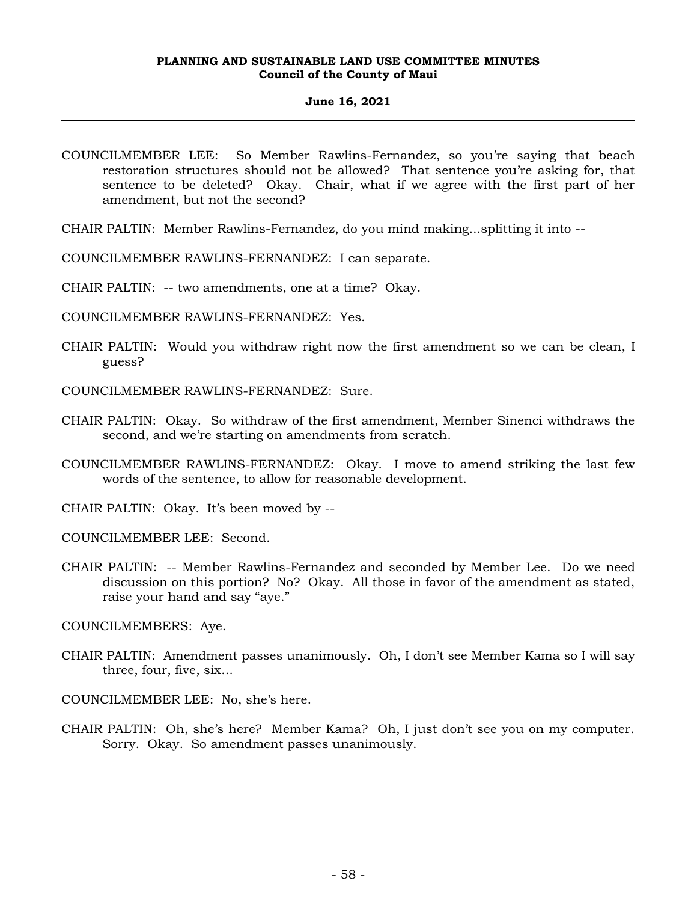COUNCILMEMBER LEE: So Member Rawlins-Fernandez, so you're saying that beach restoration structures should not be allowed? That sentence you're asking for, that sentence to be deleted? Okay. Chair, what if we agree with the first part of her amendment, but not the second?

CHAIR PALTIN: Member Rawlins-Fernandez, do you mind making...splitting it into --

COUNCILMEMBER RAWLINS-FERNANDEZ: I can separate.

CHAIR PALTIN: -- two amendments, one at a time? Okay.

COUNCILMEMBER RAWLINS-FERNANDEZ: Yes.

CHAIR PALTIN: Would you withdraw right now the first amendment so we can be clean, I guess?

COUNCILMEMBER RAWLINS-FERNANDEZ: Sure.

CHAIR PALTIN: Okay. So withdraw of the first amendment, Member Sinenci withdraws the second, and we're starting on amendments from scratch.

COUNCILMEMBER RAWLINS-FERNANDEZ: Okay. I move to amend striking the last few words of the sentence, to allow for reasonable development.

CHAIR PALTIN: Okay. It's been moved by --

COUNCILMEMBER LEE: Second.

CHAIR PALTIN: -- Member Rawlins-Fernandez and seconded by Member Lee. Do we need discussion on this portion? No? Okay. All those in favor of the amendment as stated, raise your hand and say "aye."

COUNCILMEMBERS: Aye.

CHAIR PALTIN: Amendment passes unanimously. Oh, I don't see Member Kama so I will say three, four, five, six...

COUNCILMEMBER LEE: No, she's here.

CHAIR PALTIN: Oh, she's here? Member Kama? Oh, I just don't see you on my computer. Sorry. Okay. So amendment passes unanimously.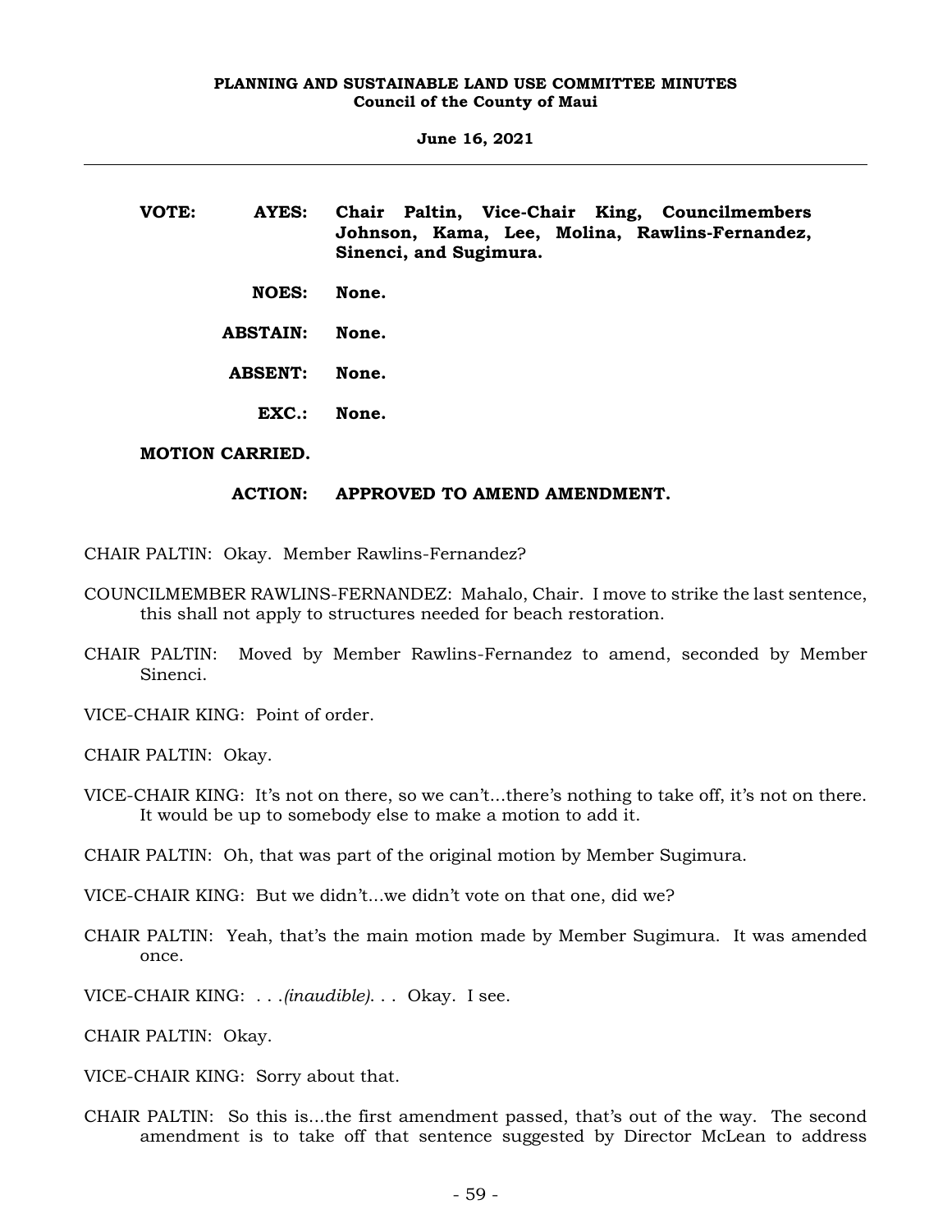**VOTE:** **AYES:** **Chair Paltin, Vice-Chair King, Councilmembers Johnson, Kama, Lee, Molina, Rawlins-Fernandez, Sinenci, and Sugimura.**

**NOES:** **None.**

**ABSTAIN:** **None.**

**ABSENT:** **None.**

**EXC.:** **None.**

**MOTION CARRIED.**

**ACTION:** **APPROVED TO AMEND AMENDMENT.**

CHAIR PALTIN: Okay. Member Rawlins-Fernandez?

COUNCILMEMBER RAWLINS-FERNANDEZ: Mahalo, Chair. I move to strike the last sentence, this shall not apply to structures needed for beach restoration.

CHAIR PALTIN: Moved by Member Rawlins-Fernandez to amend, seconded by Member Sinenci.

VICE-CHAIR KING: Point of order.

CHAIR PALTIN: Okay.

VICE-CHAIR KING: It's not on there, so we can't...there's nothing to take off, it's not on there. It would be up to somebody else to make a motion to add it.

CHAIR PALTIN: Oh, that was part of the original motion by Member Sugimura.

VICE-CHAIR KING: But we didn't...we didn't vote on that one, did we?

CHAIR PALTIN: Yeah, that's the main motion made by Member Sugimura. It was amended once.

VICE-CHAIR KING: . . .*(inaudible)*. . . Okay. I see.

CHAIR PALTIN: Okay.

VICE-CHAIR KING: Sorry about that.

CHAIR PALTIN: So this is...the first amendment passed, that's out of the way. The second amendment is to take off that sentence suggested by Director McLean to address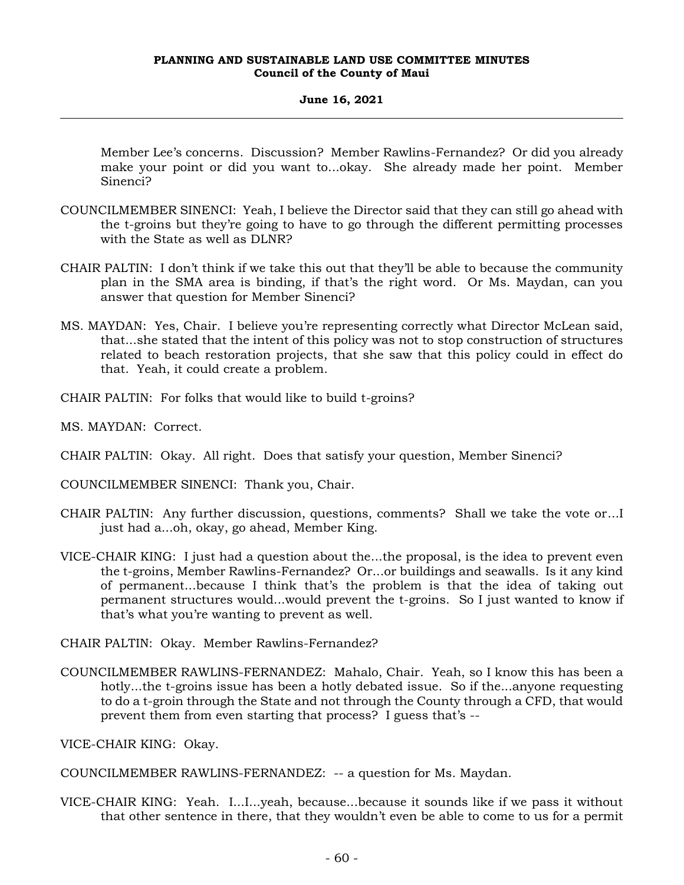Member Lee's concerns. Discussion? Member Rawlins-Fernandez? Or did you already make your point or did you want to...okay. She already made her point. Member Sinenci?

COUNCILMEMBER SINENCI: Yeah, I believe the Director said that they can still go ahead with the t-groins but they're going to have to go through the different permitting processes with the State as well as DLNR?

CHAIR PALTIN: I don't think if we take this out that they'll be able to because the community plan in the SMA area is binding, if that's the right word. Or Ms. Maydan, can you answer that question for Member Sinenci?

MS. MAYDAN: Yes, Chair. I believe you're representing correctly what Director McLean said, that...she stated that the intent of this policy was not to stop construction of structures related to beach restoration projects, that she saw that this policy could in effect do that. Yeah, it could create a problem.

CHAIR PALTIN: For folks that would like to build t-groins?

MS. MAYDAN: Correct.

CHAIR PALTIN: Okay. All right. Does that satisfy your question, Member Sinenci?

COUNCILMEMBER SINENCI: Thank you, Chair.

CHAIR PALTIN: Any further discussion, questions, comments? Shall we take the vote or...I just had a...oh, okay, go ahead, Member King.

VICE-CHAIR KING: I just had a question about the...the proposal, is the idea to prevent even the t-groins, Member Rawlins-Fernandez? Or...or buildings and seawalls. Is it any kind of permanent...because I think that's the problem is that the idea of taking out permanent structures would...would prevent the t-groins. So I just wanted to know if that's what you're wanting to prevent as well.

CHAIR PALTIN: Okay. Member Rawlins-Fernandez?

COUNCILMEMBER RAWLINS-FERNANDEZ: Mahalo, Chair. Yeah, so I know this has been a hotly...the t-groins issue has been a hotly debated issue. So if the...anyone requesting to do a t-groin through the State and not through the County through a CFD, that would prevent them from even starting that process? I guess that's --

VICE-CHAIR KING: Okay.

COUNCILMEMBER RAWLINS-FERNANDEZ: -- a question for Ms. Maydan.

VICE-CHAIR KING: Yeah. I...I...yeah, because...because it sounds like if we pass it without that other sentence in there, that they wouldn't even be able to come to us for a permit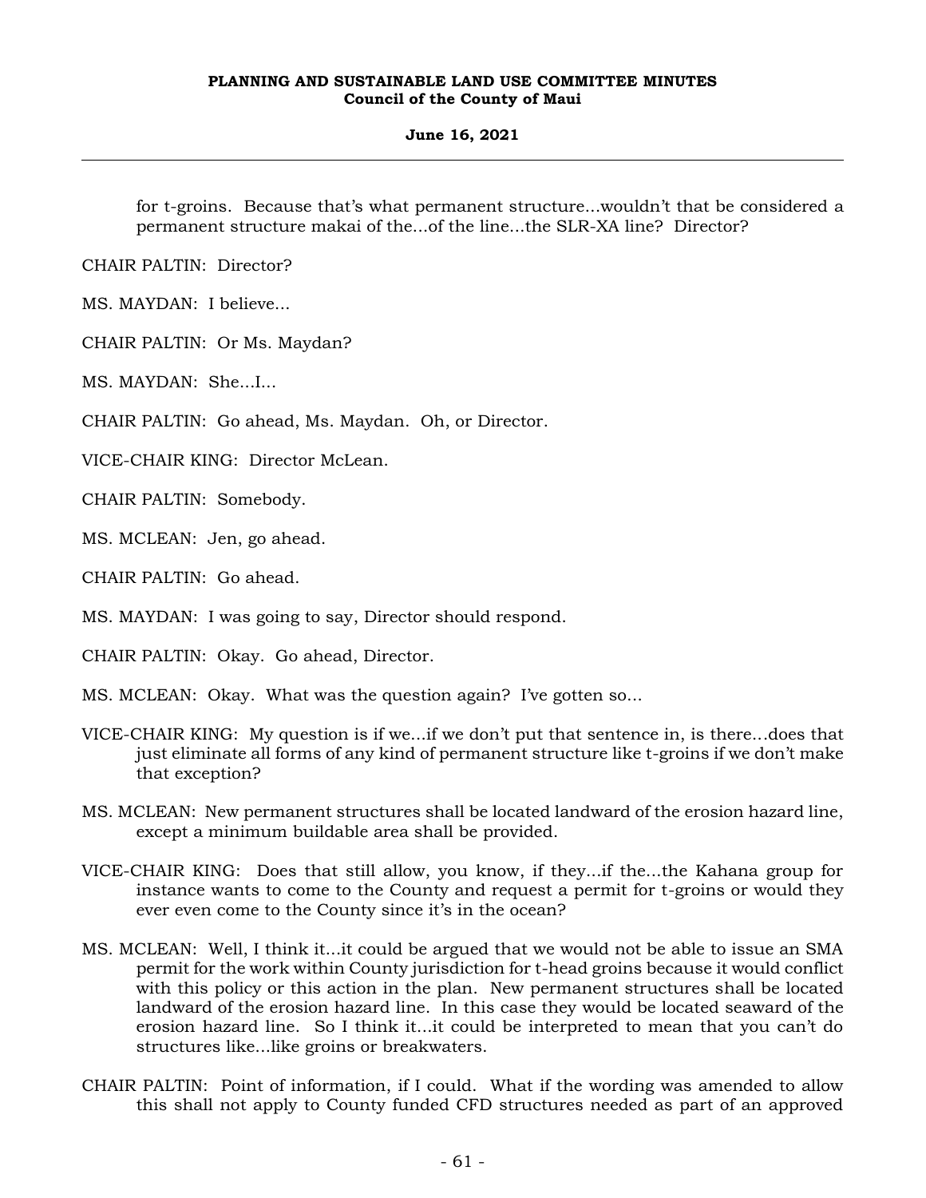for t-groins. Because that's what permanent structure...wouldn't that be considered a permanent structure makai of the...of the line...the SLR-XA line? Director?

CHAIR PALTIN: Director?

MS. MAYDAN: I believe...

CHAIR PALTIN: Or Ms. Maydan?

MS. MAYDAN: She...I...

CHAIR PALTIN: Go ahead, Ms. Maydan. Oh, or Director.

VICE-CHAIR KING: Director McLean.

CHAIR PALTIN: Somebody.

MS. MCLEAN: Jen, go ahead.

CHAIR PALTIN: Go ahead.

MS. MAYDAN: I was going to say, Director should respond.

CHAIR PALTIN: Okay. Go ahead, Director.

MS. MCLEAN: Okay. What was the question again? I've gotten so...

VICE-CHAIR KING: My question is if we...if we don't put that sentence in, is there...does that just eliminate all forms of any kind of permanent structure like t-groins if we don't make that exception?

MS. MCLEAN: New permanent structures shall be located landward of the erosion hazard line, except a minimum buildable area shall be provided.

VICE-CHAIR KING: Does that still allow, you know, if they...if the...the Kahana group for instance wants to come to the County and request a permit for t-groins or would they ever even come to the County since it's in the ocean?

MS. MCLEAN: Well, I think it...it could be argued that we would not be able to issue an SMA permit for the work within County jurisdiction for t-head groins because it would conflict with this policy or this action in the plan. New permanent structures shall be located landward of the erosion hazard line. In this case they would be located seaward of the erosion hazard line. So I think it...it could be interpreted to mean that you can't do structures like...like groins or breakwaters.

CHAIR PALTIN: Point of information, if I could. What if the wording was amended to allow this shall not apply to County funded CFD structures needed as part of an approved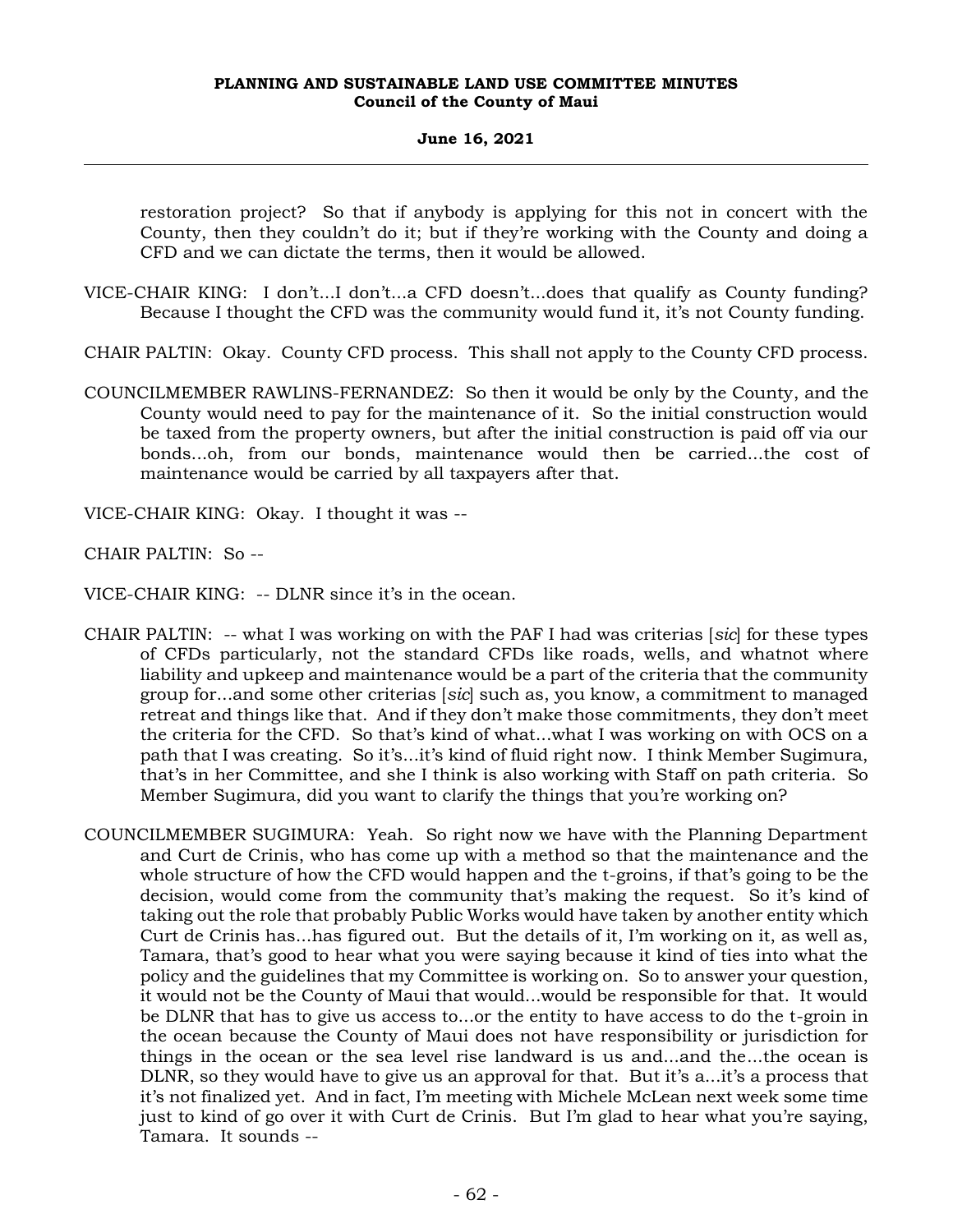restoration project? So that if anybody is applying for this not in concert with the County, then they couldn't do it; but if they're working with the County and doing a CFD and we can dictate the terms, then it would be allowed.

VICE-CHAIR KING: I don't...I don't...a CFD doesn't...does that qualify as County funding? Because I thought the CFD was the community would fund it, it's not County funding.

CHAIR PALTIN: Okay. County CFD process. This shall not apply to the County CFD process.

COUNCILMEMBER RAWLINS-FERNANDEZ: So then it would be only by the County, and the County would need to pay for the maintenance of it. So the initial construction would be taxed from the property owners, but after the initial construction is paid off via our bonds...oh, from our bonds, maintenance would then be carried...the cost of maintenance would be carried by all taxpayers after that.

VICE-CHAIR KING: Okay. I thought it was --

CHAIR PALTIN: So --

VICE-CHAIR KING: -- DLNR since it's in the ocean.

CHAIR PALTIN: -- what I was working on with the PAF I had was criterias [*sic*] for these types of CFDs particularly, not the standard CFDs like roads, wells, and whatnot where liability and upkeep and maintenance would be a part of the criteria that the community group for...and some other criterias [*sic*] such as, you know, a commitment to managed retreat and things like that. And if they don't make those commitments, they don't meet the criteria for the CFD. So that's kind of what...what I was working on with OCS on a path that I was creating. So it's...it's kind of fluid right now. I think Member Sugimura, that's in her Committee, and she I think is also working with Staff on path criteria. So Member Sugimura, did you want to clarify the things that you're working on?

COUNCILMEMBER SUGIMURA: Yeah. So right now we have with the Planning Department and Curt de Crinis, who has come up with a method so that the maintenance and the whole structure of how the CFD would happen and the t-groins, if that's going to be the decision, would come from the community that's making the request. So it's kind of taking out the role that probably Public Works would have taken by another entity which Curt de Crinis has...has figured out. But the details of it, I'm working on it, as well as, Tamara, that's good to hear what you were saying because it kind of ties into what the policy and the guidelines that my Committee is working on. So to answer your question, it would not be the County of Maui that would...would be responsible for that. It would be DLNR that has to give us access to...or the entity to have access to do the t-groin in the ocean because the County of Maui does not have responsibility or jurisdiction for things in the ocean or the sea level rise landward is us and...and the...the ocean is DLNR, so they would have to give us an approval for that. But it's a...it's a process that it's not finalized yet. And in fact, I'm meeting with Michele McLean next week some time just to kind of go over it with Curt de Crinis. But I'm glad to hear what you're saying, Tamara. It sounds --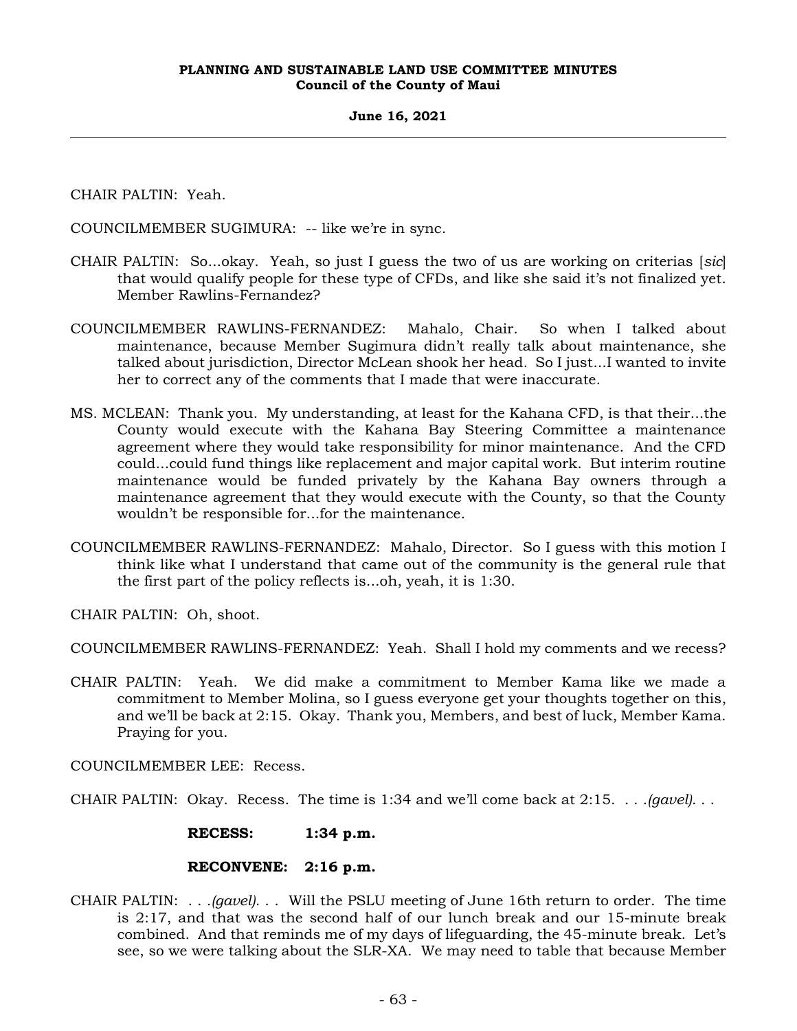CHAIR PALTIN: Yeah.

COUNCILMEMBER SUGIMURA: -- like we're in sync.

CHAIR PALTIN: So...okay. Yeah, so just I guess the two of us are working on criterias [*sic*] that would qualify people for these type of CFDs, and like she said it's not finalized yet. Member Rawlins-Fernandez?

COUNCILMEMBER RAWLINS-FERNANDEZ: Mahalo, Chair. So when I talked about maintenance, because Member Sugimura didn't really talk about maintenance, she talked about jurisdiction, Director McLean shook her head. So I just...I wanted to invite her to correct any of the comments that I made that were inaccurate.

MS. MCLEAN: Thank you. My understanding, at least for the Kahana CFD, is that their...the County would execute with the Kahana Bay Steering Committee a maintenance agreement where they would take responsibility for minor maintenance. And the CFD could...could fund things like replacement and major capital work. But interim routine maintenance would be funded privately by the Kahana Bay owners through a maintenance agreement that they would execute with the County, so that the County wouldn't be responsible for...for the maintenance.

COUNCILMEMBER RAWLINS-FERNANDEZ: Mahalo, Director. So I guess with this motion I think like what I understand that came out of the community is the general rule that the first part of the policy reflects is...oh, yeah, it is 1:30.

CHAIR PALTIN: Oh, shoot.

COUNCILMEMBER RAWLINS-FERNANDEZ: Yeah. Shall I hold my comments and we recess?

CHAIR PALTIN: Yeah. We did make a commitment to Member Kama like we made a commitment to Member Molina, so I guess everyone get your thoughts together on this, and we'll be back at 2:15. Okay. Thank you, Members, and best of luck, Member Kama. Praying for you.

COUNCILMEMBER LEE: Recess.

CHAIR PALTIN: Okay. Recess. The time is 1:34 and we'll come back at 2:15. . . .*(gavel)*. . .

**RECESS: 1:34 p.m.**

**RECONVENE: 2:16 p.m.**

CHAIR PALTIN: . . .*(gavel)*. . . Will the PSLU meeting of June 16th return to order. The time is 2:17, and that was the second half of our lunch break and our 15-minute break combined. And that reminds me of my days of lifeguarding, the 45-minute break. Let's see, so we were talking about the SLR-XA. We may need to table that because Member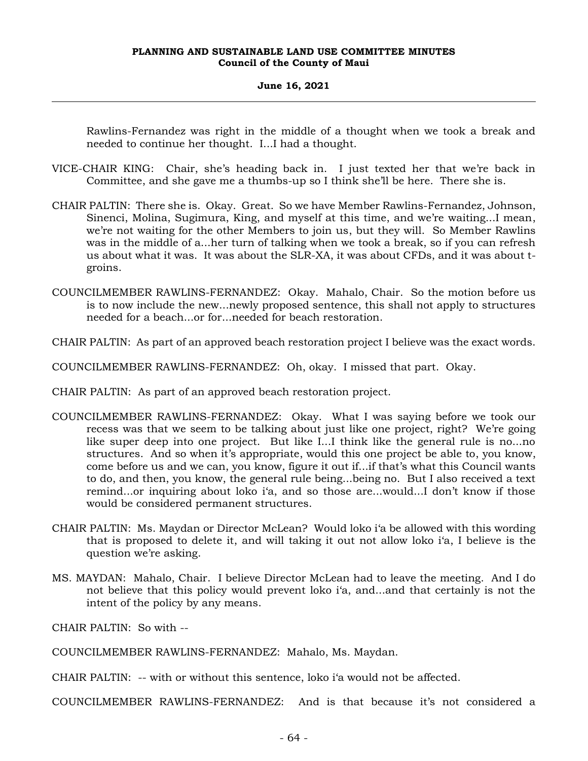Rawlins-Fernandez was right in the middle of a thought when we took a break and needed to continue her thought. I...I had a thought.

VICE-CHAIR KING: Chair, she's heading back in. I just texted her that we're back in Committee, and she gave me a thumbs-up so I think she'll be here. There she is.

CHAIR PALTIN: There she is. Okay. Great. So we have Member Rawlins-Fernandez, Johnson, Sinenci, Molina, Sugimura, King, and myself at this time, and we're waiting...I mean, we're not waiting for the other Members to join us, but they will. So Member Rawlins was in the middle of a...her turn of talking when we took a break, so if you can refresh us about what it was. It was about the SLR-XA, it was about CFDs, and it was about t-groins.

COUNCILMEMBER RAWLINS-FERNANDEZ: Okay. Mahalo, Chair. So the motion before us is to now include the new...newly proposed sentence, this shall not apply to structures needed for a beach...or for...needed for beach restoration.

CHAIR PALTIN: As part of an approved beach restoration project I believe was the exact words.

COUNCILMEMBER RAWLINS-FERNANDEZ: Oh, okay. I missed that part. Okay.

CHAIR PALTIN: As part of an approved beach restoration project.

COUNCILMEMBER RAWLINS-FERNANDEZ: Okay. What I was saying before we took our recess was that we seem to be talking about just like one project, right? We're going like super deep into one project. But like I...I think like the general rule is no...no structures. And so when it's appropriate, would this one project be able to, you know, come before us and we can, you know, figure it out if...if that's what this Council wants to do, and then, you know, the general rule being...being no. But I also received a text remind...or inquiring about loko iʻa, and so those are...would...I don't know if those would be considered permanent structures.

CHAIR PALTIN: Ms. Maydan or Director McLean? Would loko iʻa be allowed with this wording that is proposed to delete it, and will taking it out not allow loko iʻa, I believe is the question we're asking.

MS. MAYDAN: Mahalo, Chair. I believe Director McLean had to leave the meeting. And I do not believe that this policy would prevent loko iʻa, and...and that certainly is not the intent of the policy by any means.

CHAIR PALTIN: So with --

COUNCILMEMBER RAWLINS-FERNANDEZ: Mahalo, Ms. Maydan.

CHAIR PALTIN: -- with or without this sentence, loko iʻa would not be affected.

COUNCILMEMBER RAWLINS-FERNANDEZ: And is that because it's not considered a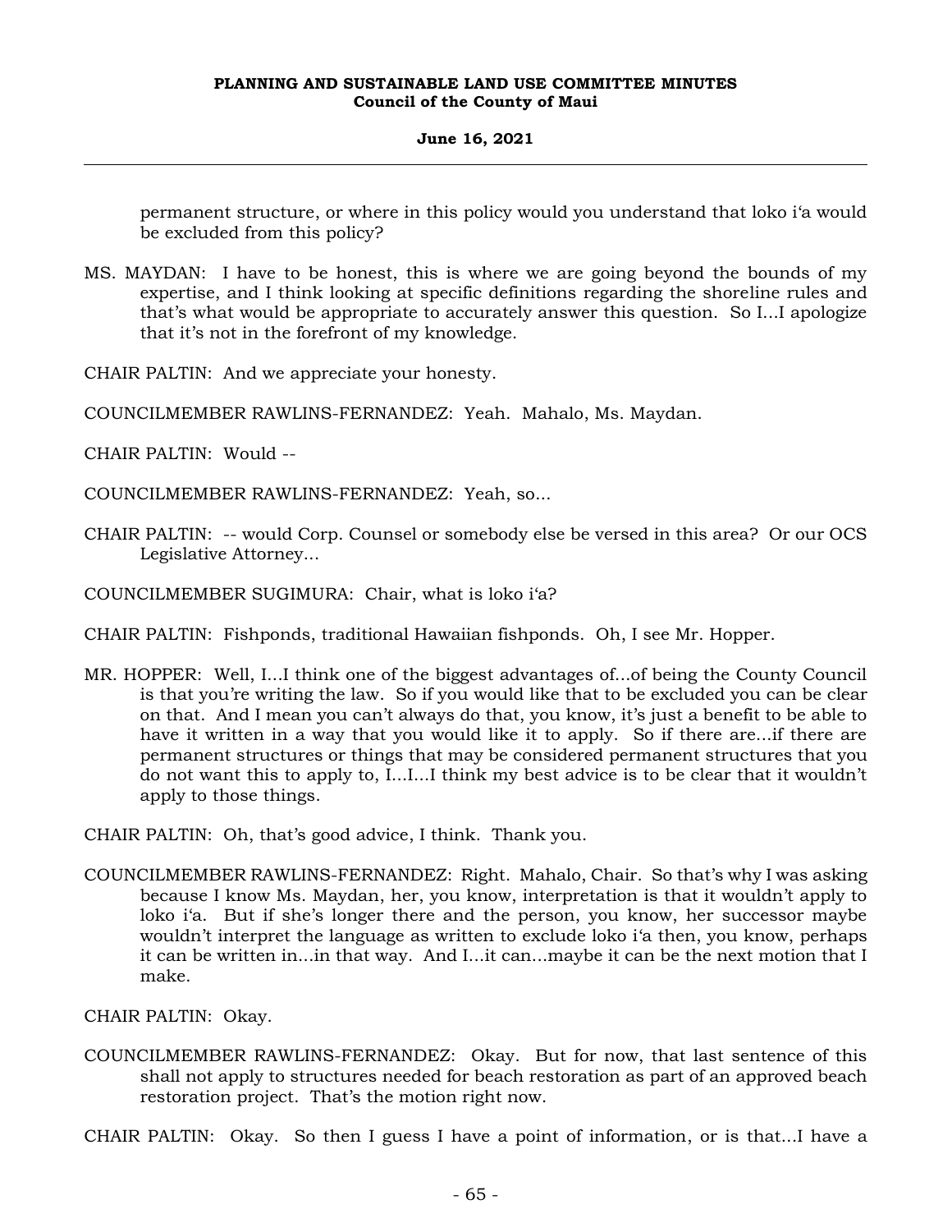permanent structure, or where in this policy would you understand that loko i'a would be excluded from this policy?

MS. MAYDAN: I have to be honest, this is where we are going beyond the bounds of my expertise, and I think looking at specific definitions regarding the shoreline rules and that's what would be appropriate to accurately answer this question. So I...I apologize that it's not in the forefront of my knowledge.

CHAIR PALTIN: And we appreciate your honesty.

COUNCILMEMBER RAWLINS-FERNANDEZ: Yeah. Mahalo, Ms. Maydan.

CHAIR PALTIN: Would --

COUNCILMEMBER RAWLINS-FERNANDEZ: Yeah, so...

CHAIR PALTIN: -- would Corp. Counsel or somebody else be versed in this area? Or our OCS Legislative Attorney...

COUNCILMEMBER SUGIMURA: Chair, what is loko i'a?

CHAIR PALTIN: Fishponds, traditional Hawaiian fishponds. Oh, I see Mr. Hopper.

MR. HOPPER: Well, I...I think one of the biggest advantages of...of being the County Council is that you're writing the law. So if you would like that to be excluded you can be clear on that. And I mean you can't always do that, you know, it's just a benefit to be able to have it written in a way that you would like it to apply. So if there are...if there are permanent structures or things that may be considered permanent structures that you do not want this to apply to, I...I...I think my best advice is to be clear that it wouldn't apply to those things.

CHAIR PALTIN: Oh, that's good advice, I think. Thank you.

COUNCILMEMBER RAWLINS-FERNANDEZ: Right. Mahalo, Chair. So that's why I was asking because I know Ms. Maydan, her, you know, interpretation is that it wouldn't apply to loko i'a. But if she's longer there and the person, you know, her successor maybe wouldn't interpret the language as written to exclude loko i'a then, you know, perhaps it can be written in...in that way. And I...it can...maybe it can be the next motion that I make.

CHAIR PALTIN: Okay.

COUNCILMEMBER RAWLINS-FERNANDEZ: Okay. But for now, that last sentence of this shall not apply to structures needed for beach restoration as part of an approved beach restoration project. That's the motion right now.

CHAIR PALTIN: Okay. So then I guess I have a point of information, or is that...I have a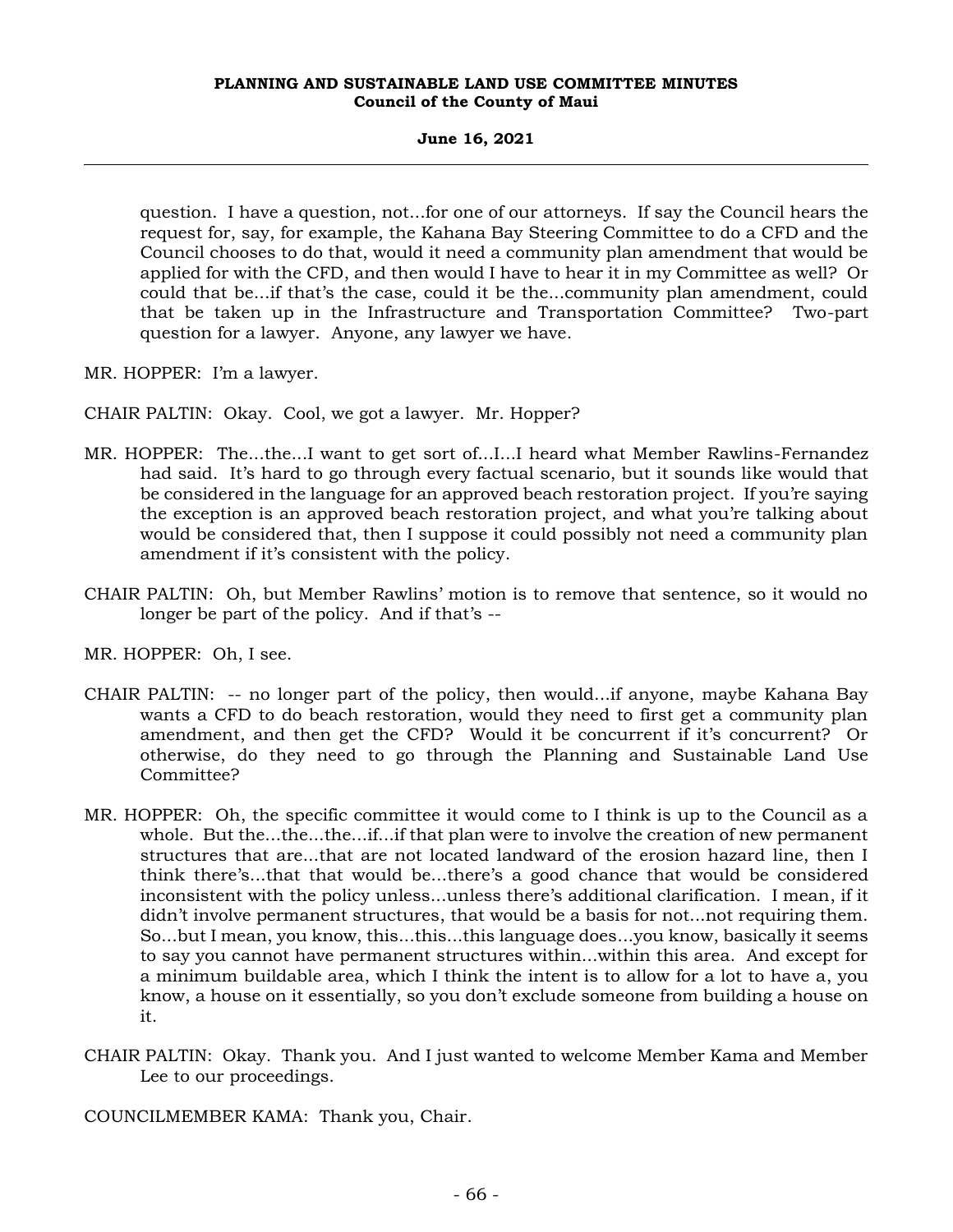question. I have a question, not...for one of our attorneys. If say the Council hears the request for, say, for example, the Kahana Bay Steering Committee to do a CFD and the Council chooses to do that, would it need a community plan amendment that would be applied for with the CFD, and then would I have to hear it in my Committee as well? Or could that be...if that's the case, could it be the...community plan amendment, could that be taken up in the Infrastructure and Transportation Committee? Two-part question for a lawyer. Anyone, any lawyer we have.

MR. HOPPER: I'm a lawyer.

CHAIR PALTIN: Okay. Cool, we got a lawyer. Mr. Hopper?

MR. HOPPER: The...the...I want to get sort of...I...I heard what Member Rawlins-Fernandez had said. It's hard to go through every factual scenario, but it sounds like would that be considered in the language for an approved beach restoration project. If you're saying the exception is an approved beach restoration project, and what you're talking about would be considered that, then I suppose it could possibly not need a community plan amendment if it's consistent with the policy.

CHAIR PALTIN: Oh, but Member Rawlins' motion is to remove that sentence, so it would no longer be part of the policy. And if that's --

MR. HOPPER: Oh, I see.

CHAIR PALTIN: -- no longer part of the policy, then would...if anyone, maybe Kahana Bay wants a CFD to do beach restoration, would they need to first get a community plan amendment, and then get the CFD? Would it be concurrent if it's concurrent? Or otherwise, do they need to go through the Planning and Sustainable Land Use Committee?

MR. HOPPER: Oh, the specific committee it would come to I think is up to the Council as a whole. But the...the...if...if that plan were to involve the creation of new permanent structures that are...that are not located landward of the erosion hazard line, then I think there's...that that would be...there's a good chance that would be considered inconsistent with the policy unless...unless there's additional clarification. I mean, if it didn't involve permanent structures, that would be a basis for not...not requiring them. So...but I mean, you know, this...this...this language does...you know, basically it seems to say you cannot have permanent structures within...within this area. And except for a minimum buildable area, which I think the intent is to allow for a lot to have a, you know, a house on it essentially, so you don't exclude someone from building a house on it.

CHAIR PALTIN: Okay. Thank you. And I just wanted to welcome Member Kama and Member Lee to our proceedings.

COUNCILMEMBER KAMA: Thank you, Chair.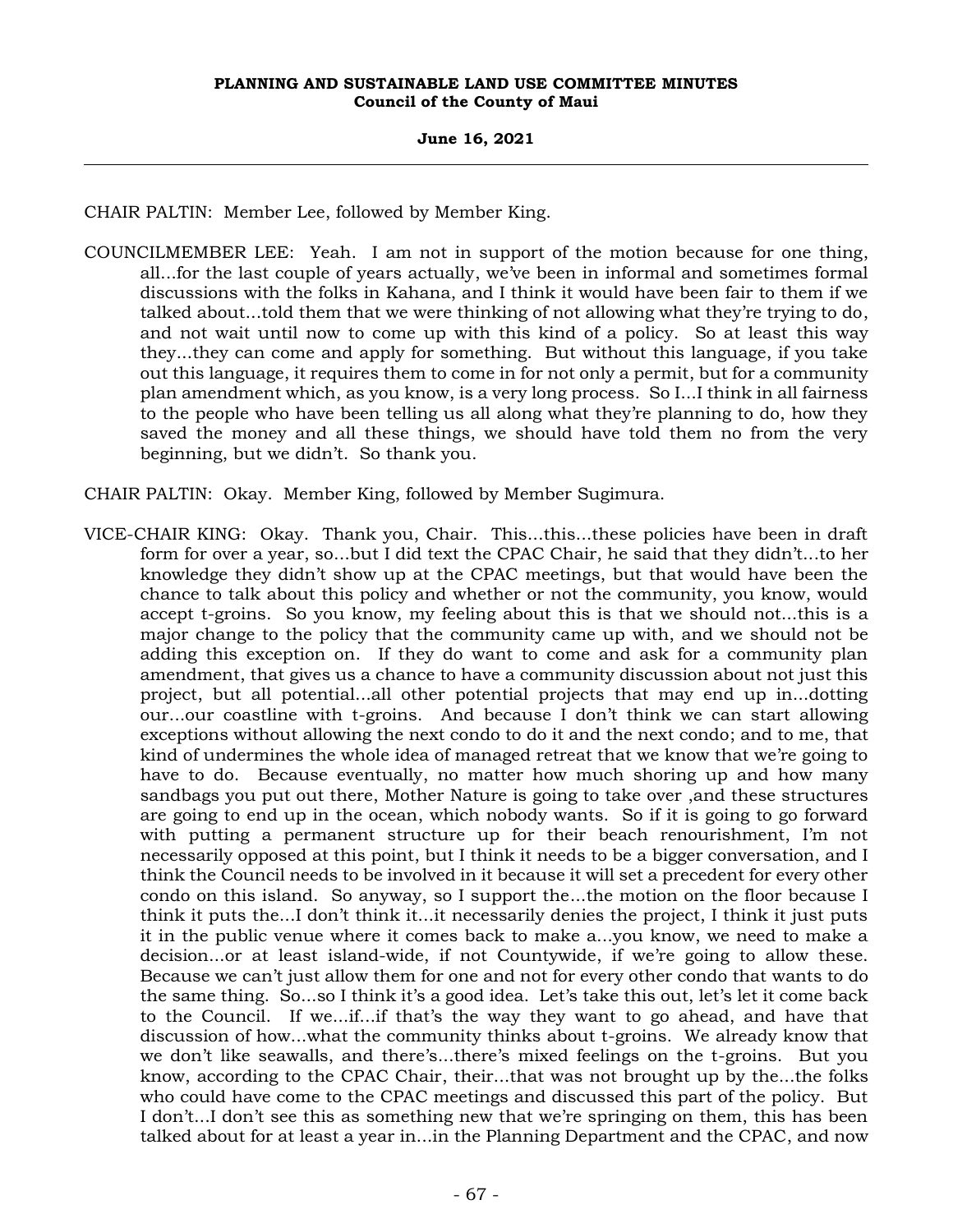CHAIR PALTIN: Member Lee, followed by Member King.

COUNCILMEMBER LEE: Yeah. I am not in support of the motion because for one thing, all...for the last couple of years actually, we've been in informal and sometimes formal discussions with the folks in Kahana, and I think it would have been fair to them if we talked about...told them that we were thinking of not allowing what they're trying to do, and not wait until now to come up with this kind of a policy. So at least this way they...they can come and apply for something. But without this language, if you take out this language, it requires them to come in for not only a permit, but for a community plan amendment which, as you know, is a very long process. So I...I think in all fairness to the people who have been telling us all along what they're planning to do, how they saved the money and all these things, we should have told them no from the very beginning, but we didn't. So thank you.

CHAIR PALTIN: Okay. Member King, followed by Member Sugimura.

VICE-CHAIR KING: Okay. Thank you, Chair. This...this...these policies have been in draft form for over a year, so...but I did text the CPAC Chair, he said that they didn't...to her knowledge they didn't show up at the CPAC meetings, but that would have been the chance to talk about this policy and whether or not the community, you know, would accept t-groins. So you know, my feeling about this is that we should not...this is a major change to the policy that the community came up with, and we should not be adding this exception on. If they do want to come and ask for a community plan amendment, that gives us a chance to have a community discussion about not just this project, but all potential...all other potential projects that may end up in...dotting our...our coastline with t-groins. And because I don't think we can start allowing exceptions without allowing the next condo to do it and the next condo; and to me, that kind of undermines the whole idea of managed retreat that we know that we're going to have to do. Because eventually, no matter how much shoring up and how many sandbags you put out there, Mother Nature is going to take over ,and these structures are going to end up in the ocean, which nobody wants. So if it is going to go forward with putting a permanent structure up for their beach renourishment, I'm not necessarily opposed at this point, but I think it needs to be a bigger conversation, and I think the Council needs to be involved in it because it will set a precedent for every other condo on this island. So anyway, so I support the...the motion on the floor because I think it puts the...I don't think it...it necessarily denies the project, I think it just puts it in the public venue where it comes back to make a...you know, we need to make a decision...or at least island-wide, if not Countywide, if we're going to allow these. Because we can't just allow them for one and not for every other condo that wants to do the same thing. So...so I think it's a good idea. Let's take this out, let's let it come back to the Council. If we...if...if that's the way they want to go ahead, and have that discussion of how...what the community thinks about t-groins. We already know that we don't like seawalls, and there's...there's mixed feelings on the t-groins. But you know, according to the CPAC Chair, their...that was not brought up by the...the folks who could have come to the CPAC meetings and discussed this part of the policy. But I don't...I don't see this as something new that we're springing on them, this has been talked about for at least a year in...in the Planning Department and the CPAC, and now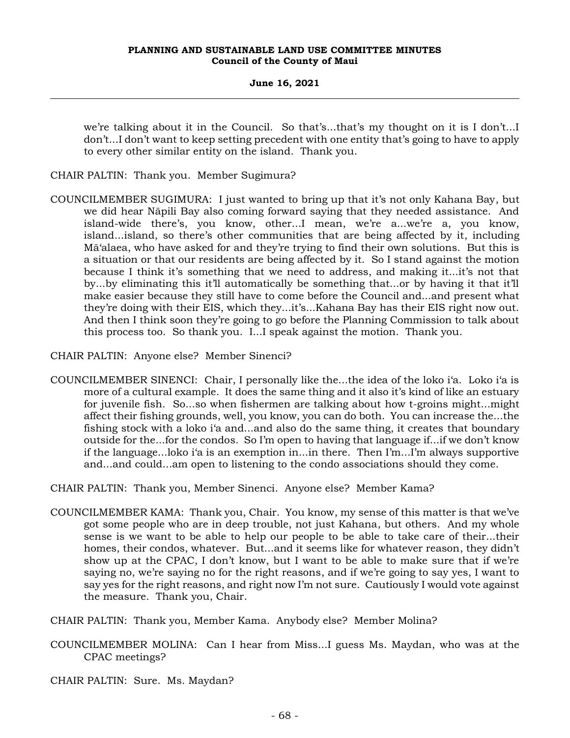we're talking about it in the Council. So that's...that's my thought on it is I don't...I don't...I don't want to keep setting precedent with one entity that's going to have to apply to every other similar entity on the island. Thank you.

CHAIR PALTIN: Thank you. Member Sugimura?

COUNCILMEMBER SUGIMURA: I just wanted to bring up that it's not only Kahana Bay, but we did hear Nāpili Bay also coming forward saying that they needed assistance. And island-wide there's, you know, other...I mean, we're a...we're a, you know, island...island, so there's other communities that are being affected by it, including Mā'alaea, who have asked for and they're trying to find their own solutions. But this is a situation or that our residents are being affected by it. So I stand against the motion because I think it's something that we need to address, and making it...it's not that by...by eliminating this it'll automatically be something that...or by having it that it'll make easier because they still have to come before the Council and...and present what they're doing with their EIS, which they...it's...Kahana Bay has their EIS right now out. And then I think soon they're going to go before the Planning Commission to talk about this process too. So thank you. I...I speak against the motion. Thank you.

CHAIR PALTIN: Anyone else? Member Sinenci?

COUNCILMEMBER SINENCI: Chair, I personally like the...the idea of the loko i'a. Loko i'a is more of a cultural example. It does the same thing and it also it's kind of like an estuary for juvenile fish. So...so when fishermen are talking about how t-groins might...might affect their fishing grounds, well, you know, you can do both. You can increase the...the fishing stock with a loko i'a and...and also do the same thing, it creates that boundary outside for the...for the condos. So I'm open to having that language if...if we don't know if the language...loko i'a is an exemption in...in there. Then I'm...I'm always supportive and...and could...am open to listening to the condo associations should they come.

CHAIR PALTIN: Thank you, Member Sinenci. Anyone else? Member Kama?

COUNCILMEMBER KAMA: Thank you, Chair. You know, my sense of this matter is that we've got some people who are in deep trouble, not just Kahana, but others. And my whole sense is we want to be able to help our people to be able to take care of their...their homes, their condos, whatever. But...and it seems like for whatever reason, they didn't show up at the CPAC, I don't know, but I want to be able to make sure that if we're saying no, we're saying no for the right reasons, and if we're going to say yes, I want to say yes for the right reasons, and right now I'm not sure. Cautiously I would vote against the measure. Thank you, Chair.

CHAIR PALTIN: Thank you, Member Kama. Anybody else? Member Molina?

COUNCILMEMBER MOLINA: Can I hear from Miss...I guess Ms. Maydan, who was at the CPAC meetings?

CHAIR PALTIN: Sure. Ms. Maydan?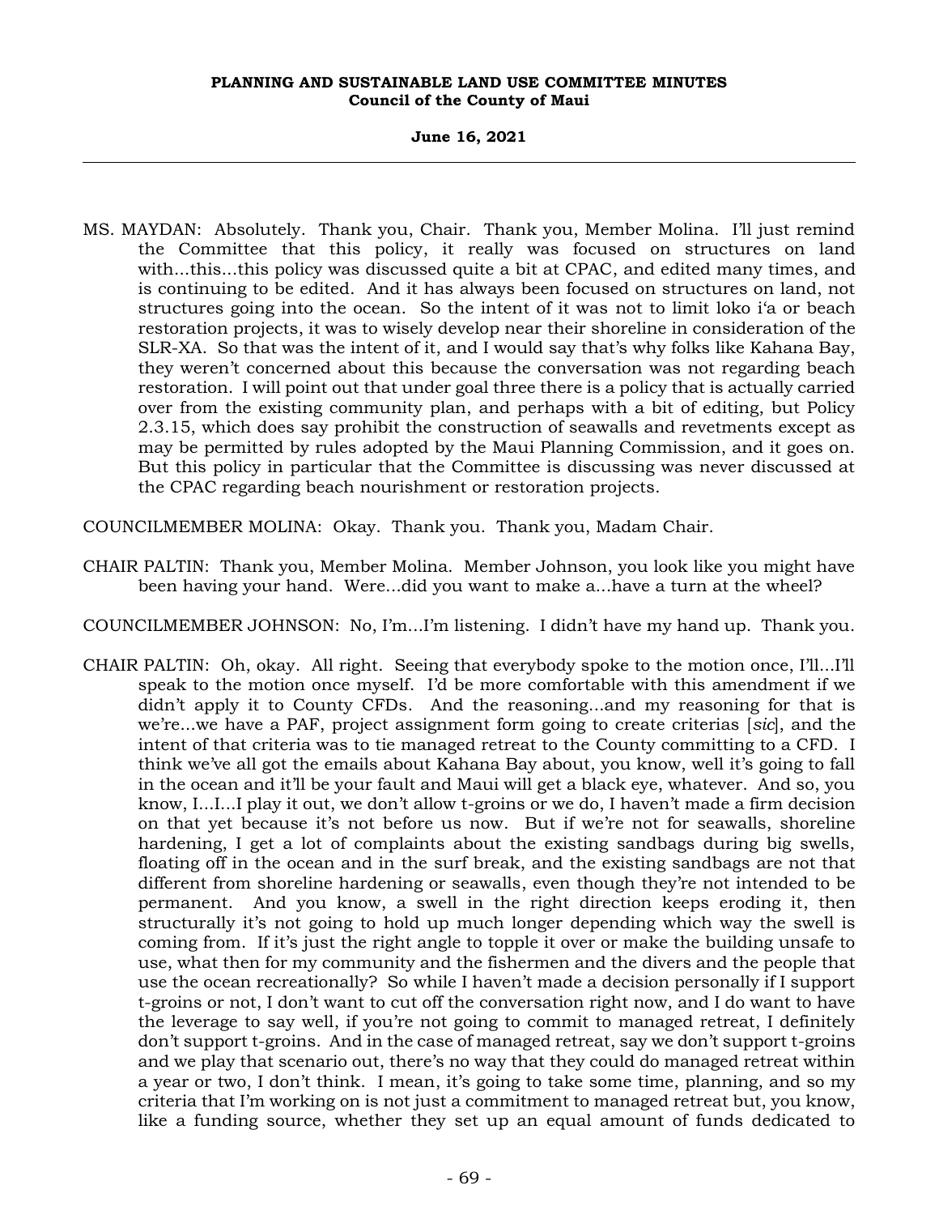MS. MAYDAN: Absolutely. Thank you, Chair. Thank you, Member Molina. I'll just remind the Committee that this policy, it really was focused on structures on land with...this...this policy was discussed quite a bit at CPAC, and edited many times, and is continuing to be edited. And it has always been focused on structures on land, not structures going into the ocean. So the intent of it was not to limit loko i'a or beach restoration projects, it was to wisely develop near their shoreline in consideration of the SLR-XA. So that was the intent of it, and I would say that's why folks like Kahana Bay, they weren't concerned about this because the conversation was not regarding beach restoration. I will point out that under goal three there is a policy that is actually carried over from the existing community plan, and perhaps with a bit of editing, but Policy 2.3.15, which does say prohibit the construction of seawalls and revetments except as may be permitted by rules adopted by the Maui Planning Commission, and it goes on. But this policy in particular that the Committee is discussing was never discussed at the CPAC regarding beach nourishment or restoration projects.

COUNCILMEMBER MOLINA: Okay. Thank you. Thank you, Madam Chair.

CHAIR PALTIN: Thank you, Member Molina. Member Johnson, you look like you might have been having your hand. Were...did you want to make a...have a turn at the wheel?

COUNCILMEMBER JOHNSON: No, I'm...I'm listening. I didn't have my hand up. Thank you.

CHAIR PALTIN: Oh, okay. All right. Seeing that everybody spoke to the motion once, I'll...I'll speak to the motion once myself. I'd be more comfortable with this amendment if we didn't apply it to County CFDs. And the reasoning...and my reasoning for that is we're...we have a PAF, project assignment form going to create criterias [*sic*], and the intent of that criteria was to tie managed retreat to the County committing to a CFD. I think we've all got the emails about Kahana Bay about, you know, well it's going to fall in the ocean and it'll be your fault and Maui will get a black eye, whatever. And so, you know, I...I...I play it out, we don't allow t-groins or we do, I haven't made a firm decision on that yet because it's not before us now. But if we're not for seawalls, shoreline hardening, I get a lot of complaints about the existing sandbags during big swells, floating off in the ocean and in the surf break, and the existing sandbags are not that different from shoreline hardening or seawalls, even though they're not intended to be permanent. And you know, a swell in the right direction keeps eroding it, then structurally it's not going to hold up much longer depending which way the swell is coming from. If it's just the right angle to topple it over or make the building unsafe to use, what then for my community and the fishermen and the divers and the people that use the ocean recreationally? So while I haven't made a decision personally if I support t-groins or not, I don't want to cut off the conversation right now, and I do want to have the leverage to say well, if you're not going to commit to managed retreat, I definitely don't support t-groins. And in the case of managed retreat, say we don't support t-groins and we play that scenario out, there's no way that they could do managed retreat within a year or two, I don't think. I mean, it's going to take some time, planning, and so my criteria that I'm working on is not just a commitment to managed retreat but, you know, like a funding source, whether they set up an equal amount of funds dedicated to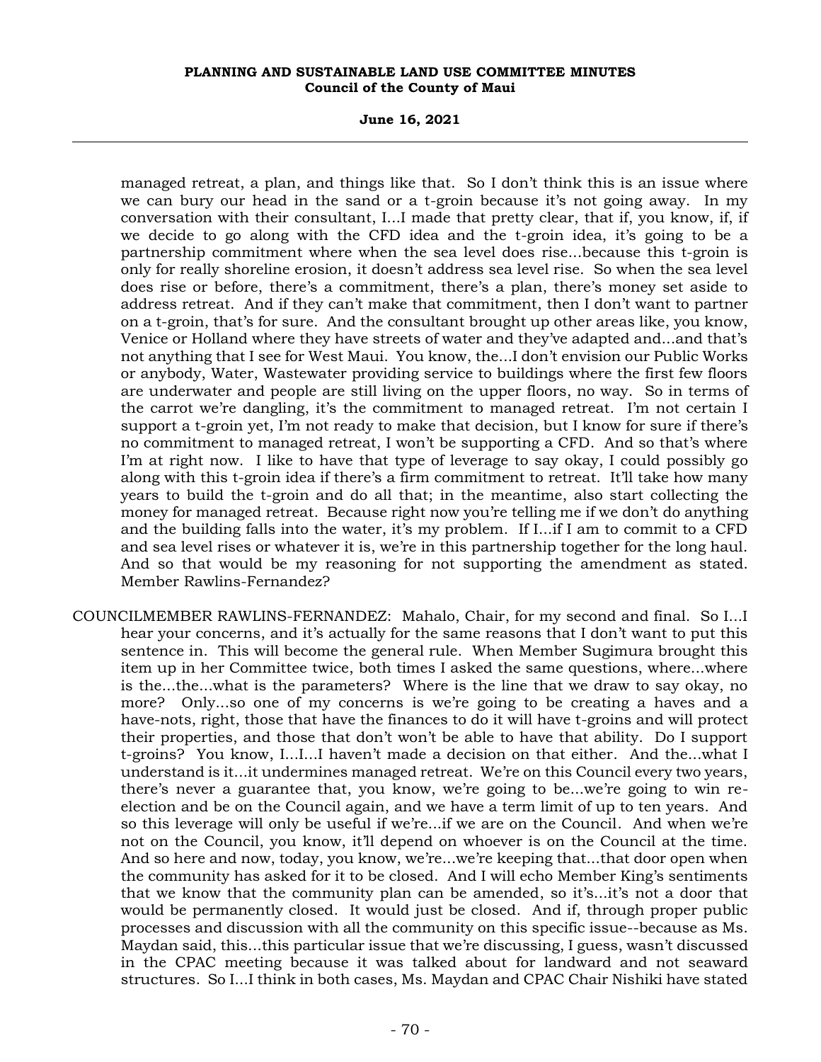managed retreat, a plan, and things like that. So I don't think this is an issue where we can bury our head in the sand or a t-groin because it's not going away. In my conversation with their consultant, I...I made that pretty clear, that if, you know, if, if we decide to go along with the CFD idea and the t-groin idea, it's going to be a partnership commitment where when the sea level does rise...because this t-groin is only for really shoreline erosion, it doesn't address sea level rise. So when the sea level does rise or before, there's a commitment, there's a plan, there's money set aside to address retreat. And if they can't make that commitment, then I don't want to partner on a t-groin, that's for sure. And the consultant brought up other areas like, you know, Venice or Holland where they have streets of water and they've adapted and...and that's not anything that I see for West Maui. You know, the...I don't envision our Public Works or anybody, Water, Wastewater providing service to buildings where the first few floors are underwater and people are still living on the upper floors, no way. So in terms of the carrot we're dangling, it's the commitment to managed retreat. I'm not certain I support a t-groin yet, I'm not ready to make that decision, but I know for sure if there's no commitment to managed retreat, I won't be supporting a CFD. And so that's where I'm at right now. I like to have that type of leverage to say okay, I could possibly go along with this t-groin idea if there's a firm commitment to retreat. It'll take how many years to build the t-groin and do all that; in the meantime, also start collecting the money for managed retreat. Because right now you're telling me if we don't do anything and the building falls into the water, it's my problem. If I...if I am to commit to a CFD and sea level rises or whatever it is, we're in this partnership together for the long haul. And so that would be my reasoning for not supporting the amendment as stated. Member Rawlins-Fernandez?

COUNCILMEMBER RAWLINS-FERNANDEZ: Mahalo, Chair, for my second and final. So I...I hear your concerns, and it's actually for the same reasons that I don't want to put this sentence in. This will become the general rule. When Member Sugimura brought this item up in her Committee twice, both times I asked the same questions, where...where is the...the...what is the parameters? Where is the line that we draw to say okay, no more? Only...so one of my concerns is we're going to be creating a haves and a have-nots, right, those that have the finances to do it will have t-groins and will protect their properties, and those that don't won't be able to have that ability. Do I support t-groins? You know, I...I...I haven't made a decision on that either. And the...what I understand is it...it undermines managed retreat. We're on this Council every two years, there's never a guarantee that, you know, we're going to be...we're going to win re-election and be on the Council again, and we have a term limit of up to ten years. And so this leverage will only be useful if we're...if we are on the Council. And when we're not on the Council, you know, it'll depend on whoever is on the Council at the time. And so here and now, today, you know, we're...we're keeping that...that door open when the community has asked for it to be closed. And I will echo Member King's sentiments that we know that the community plan can be amended, so it's...it's not a door that would be permanently closed. It would just be closed. And if, through proper public processes and discussion with all the community on this specific issue--because as Ms. Maydan said, this...this particular issue that we're discussing, I guess, wasn't discussed in the CPAC meeting because it was talked about for landward and not seaward structures. So I...I think in both cases, Ms. Maydan and CPAC Chair Nishiki have stated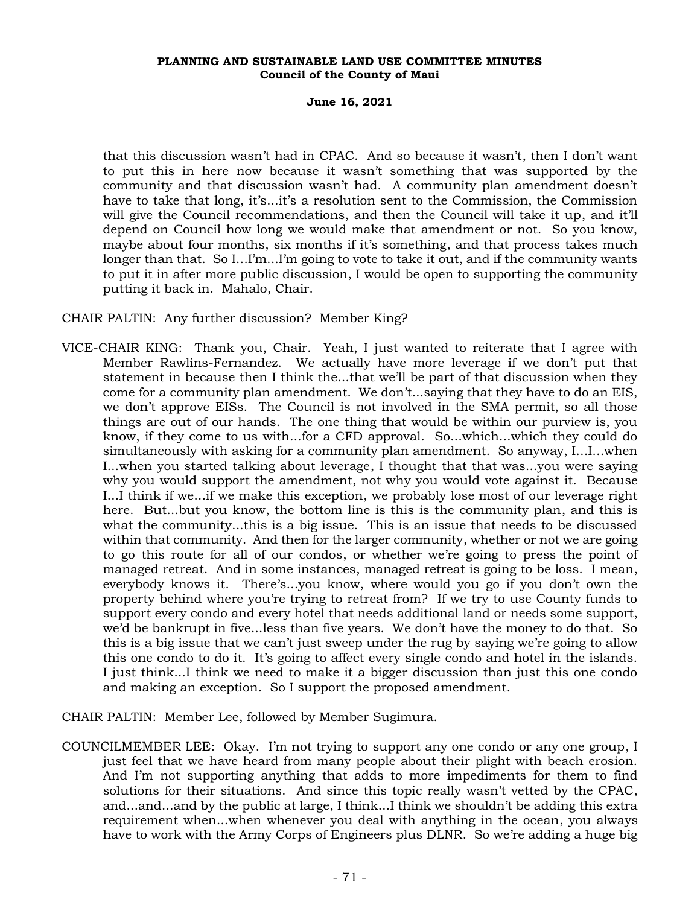that this discussion wasn't had in CPAC. And so because it wasn't, then I don't want to put this in here now because it wasn't something that was supported by the community and that discussion wasn't had. A community plan amendment doesn't have to take that long, it's...it's a resolution sent to the Commission, the Commission will give the Council recommendations, and then the Council will take it up, and it'll depend on Council how long we would make that amendment or not. So you know, maybe about four months, six months if it's something, and that process takes much longer than that. So I...I'm...I'm going to vote to take it out, and if the community wants to put it in after more public discussion, I would be open to supporting the community putting it back in. Mahalo, Chair.

CHAIR PALTIN: Any further discussion? Member King?

VICE-CHAIR KING: Thank you, Chair. Yeah, I just wanted to reiterate that I agree with Member Rawlins-Fernandez. We actually have more leverage if we don't put that statement in because then I think the...that we'll be part of that discussion when they come for a community plan amendment. We don't...saying that they have to do an EIS, we don't approve EISs. The Council is not involved in the SMA permit, so all those things are out of our hands. The one thing that would be within our purview is, you know, if they come to us with...for a CFD approval. So...which...which they could do simultaneously with asking for a community plan amendment. So anyway, I...I...when I...when you started talking about leverage, I thought that that was...you were saying why you would support the amendment, not why you would vote against it. Because I...I think if we...if we make this exception, we probably lose most of our leverage right here. But...but you know, the bottom line is this is the community plan, and this is what the community...this is a big issue. This is an issue that needs to be discussed within that community. And then for the larger community, whether or not we are going to go this route for all of our condos, or whether we're going to press the point of managed retreat. And in some instances, managed retreat is going to be loss. I mean, everybody knows it. There's...you know, where would you go if you don't own the property behind where you're trying to retreat from? If we try to use County funds to support every condo and every hotel that needs additional land or needs some support, we'd be bankrupt in five...less than five years. We don't have the money to do that. So this is a big issue that we can't just sweep under the rug by saying we're going to allow this one condo to do it. It's going to affect every single condo and hotel in the islands. I just think...I think we need to make it a bigger discussion than just this one condo and making an exception. So I support the proposed amendment.

CHAIR PALTIN: Member Lee, followed by Member Sugimura.

COUNCILMEMBER LEE: Okay. I'm not trying to support any one condo or any one group, I just feel that we have heard from many people about their plight with beach erosion. And I'm not supporting anything that adds to more impediments for them to find solutions for their situations. And since this topic really wasn't vetted by the CPAC, and...and...and by the public at large, I think...I think we shouldn't be adding this extra requirement when...when whenever you deal with anything in the ocean, you always have to work with the Army Corps of Engineers plus DLNR. So we're adding a huge big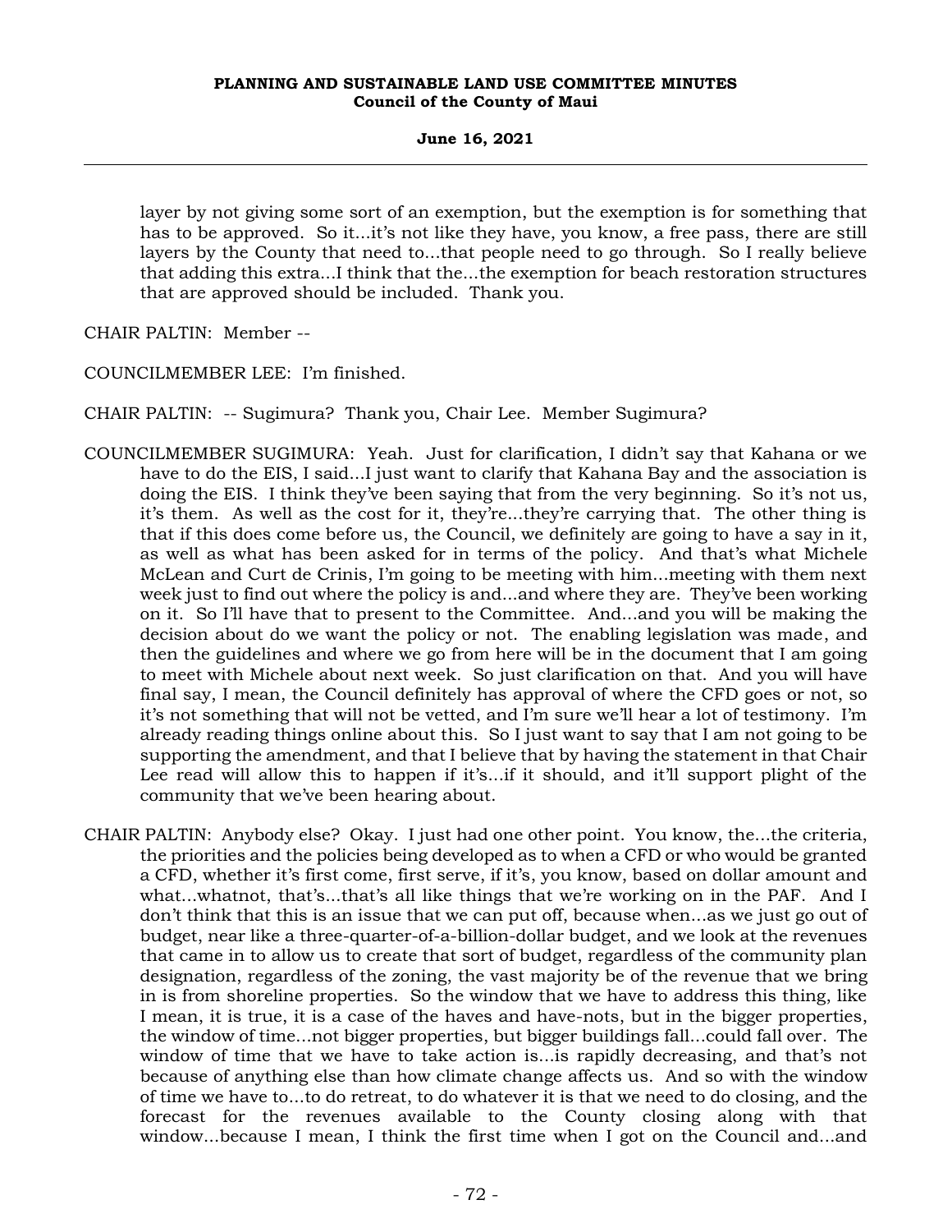layer by not giving some sort of an exemption, but the exemption is for something that has to be approved. So it...it's not like they have, you know, a free pass, there are still layers by the County that need to...that people need to go through. So I really believe that adding this extra...I think that the...the exemption for beach restoration structures that are approved should be included. Thank you.

CHAIR PALTIN: Member --

COUNCILMEMBER LEE: I'm finished.

CHAIR PALTIN: -- Sugimura? Thank you, Chair Lee. Member Sugimura?

COUNCILMEMBER SUGIMURA: Yeah. Just for clarification, I didn't say that Kahana or we have to do the EIS, I said...I just want to clarify that Kahana Bay and the association is doing the EIS. I think they've been saying that from the very beginning. So it's not us, it's them. As well as the cost for it, they're...they're carrying that. The other thing is that if this does come before us, the Council, we definitely are going to have a say in it, as well as what has been asked for in terms of the policy. And that's what Michele McLean and Curt de Crinis, I'm going to be meeting with him...meeting with them next week just to find out where the policy is and...and where they are. They've been working on it. So I'll have that to present to the Committee. And...and you will be making the decision about do we want the policy or not. The enabling legislation was made, and then the guidelines and where we go from here will be in the document that I am going to meet with Michele about next week. So just clarification on that. And you will have final say, I mean, the Council definitely has approval of where the CFD goes or not, so it's not something that will not be vetted, and I'm sure we'll hear a lot of testimony. I'm already reading things online about this. So I just want to say that I am not going to be supporting the amendment, and that I believe that by having the statement in that Chair Lee read will allow this to happen if it's...if it should, and it'll support plight of the community that we've been hearing about.

CHAIR PALTIN: Anybody else? Okay. I just had one other point. You know, the...the criteria, the priorities and the policies being developed as to when a CFD or who would be granted a CFD, whether it's first come, first serve, if it's, you know, based on dollar amount and what...whatnot, that's...that's all like things that we're working on in the PAF. And I don't think that this is an issue that we can put off, because when...as we just go out of budget, near like a three-quarter-of-a-billion-dollar budget, and we look at the revenues that came in to allow us to create that sort of budget, regardless of the community plan designation, regardless of the zoning, the vast majority be of the revenue that we bring in is from shoreline properties. So the window that we have to address this thing, like I mean, it is true, it is a case of the haves and have-nots, but in the bigger properties, the window of time...not bigger properties, but bigger buildings fall...could fall over. The window of time that we have to take action is...is rapidly decreasing, and that's not because of anything else than how climate change affects us. And so with the window of time we have to...to do retreat, to do whatever it is that we need to do closing, and the forecast for the revenues available to the County closing along with that window...because I mean, I think the first time when I got on the Council and...and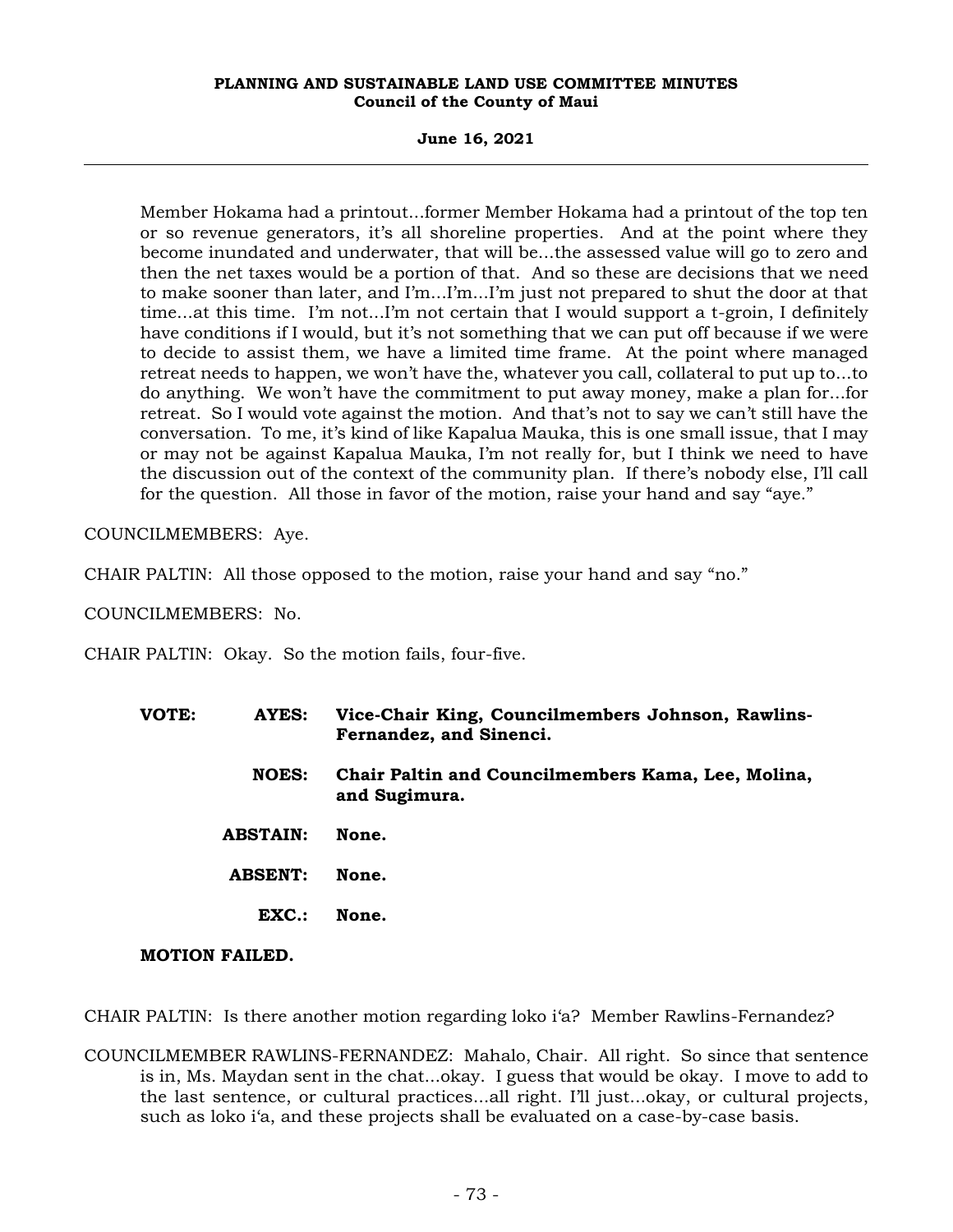Member Hokama had a printout...former Member Hokama had a printout of the top ten or so revenue generators, it's all shoreline properties. And at the point where they become inundated and underwater, that will be...the assessed value will go to zero and then the net taxes would be a portion of that. And so these are decisions that we need to make sooner than later, and I'm...I'm...I'm just not prepared to shut the door at that time...at this time. I'm not...I'm not certain that I would support a t-groin, I definitely have conditions if I would, but it's not something that we can put off because if we were to decide to assist them, we have a limited time frame. At the point where managed retreat needs to happen, we won't have the, whatever you call, collateral to put up to...to do anything. We won't have the commitment to put away money, make a plan for...for retreat. So I would vote against the motion. And that's not to say we can't still have the conversation. To me, it's kind of like Kapalua Mauka, this is one small issue, that I may or may not be against Kapalua Mauka, I'm not really for, but I think we need to have the discussion out of the context of the community plan. If there's nobody else, I'll call for the question. All those in favor of the motion, raise your hand and say "aye."

COUNCILMEMBERS: Aye.

CHAIR PALTIN: All those opposed to the motion, raise your hand and say "no."

COUNCILMEMBERS: No.

CHAIR PALTIN: Okay. So the motion fails, four-five.

**VOTE: AYES: Vice-Chair King, Councilmembers Johnson, Rawlins-Fernandez, and Sinenci.**

**NOES: Chair Paltin and Councilmembers Kama, Lee, Molina, and Sugimura.**

**ABSTAIN: None.**

**ABSENT: None.**

**EXC.: None.**

**MOTION FAILED.**

CHAIR PALTIN: Is there another motion regarding loko iʻa? Member Rawlins-Fernandez?

COUNCILMEMBER RAWLINS-FERNANDEZ: Mahalo, Chair. All right. So since that sentence is in, Ms. Maydan sent in the chat...okay. I guess that would be okay. I move to add to the last sentence, or cultural practices...all right. I'll just...okay, or cultural projects, such as loko iʻa, and these projects shall be evaluated on a case-by-case basis.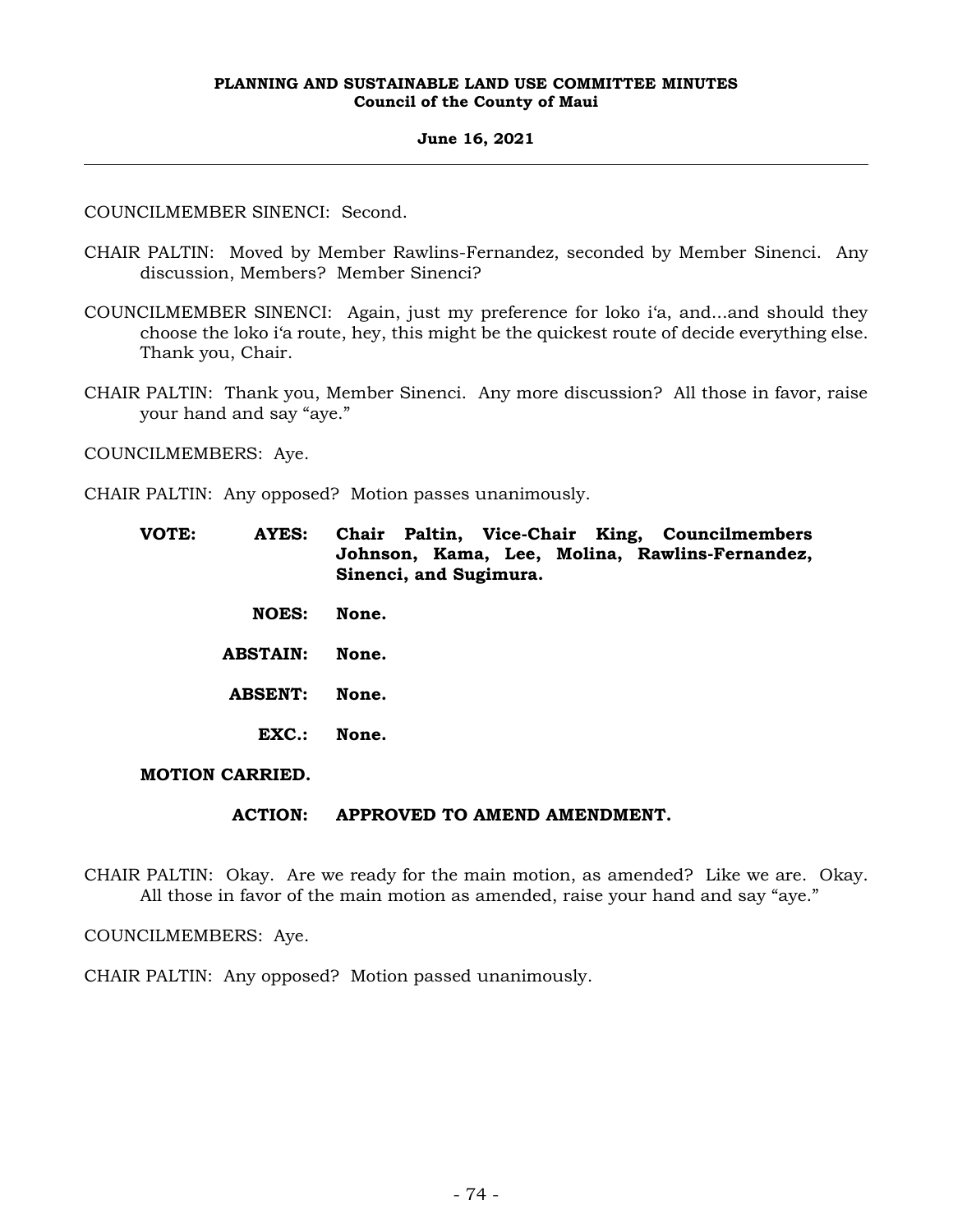COUNCILMEMBER SINENCI: Second.

CHAIR PALTIN: Moved by Member Rawlins-Fernandez, seconded by Member Sinenci. Any discussion, Members? Member Sinenci?

COUNCILMEMBER SINENCI: Again, just my preference for loko iʻa, and...and should they choose the loko iʻa route, hey, this might be the quickest route of decide everything else. Thank you, Chair.

CHAIR PALTIN: Thank you, Member Sinenci. Any more discussion? All those in favor, raise your hand and say "aye."

COUNCILMEMBERS: Aye.

CHAIR PALTIN: Any opposed? Motion passes unanimously.

**VOTE: AYES: Chair Paltin, Vice-Chair King, Councilmembers Johnson, Kama, Lee, Molina, Rawlins-Fernandez, Sinenci, and Sugimura.**

**NOES: None.**

**ABSTAIN: None.**

**ABSENT: None.**

**EXC.: None.**

**MOTION CARRIED.**

**ACTION: APPROVED TO AMEND AMENDMENT.**

CHAIR PALTIN: Okay. Are we ready for the main motion, as amended? Like we are. Okay. All those in favor of the main motion as amended, raise your hand and say "aye."

COUNCILMEMBERS: Aye.

CHAIR PALTIN: Any opposed? Motion passed unanimously.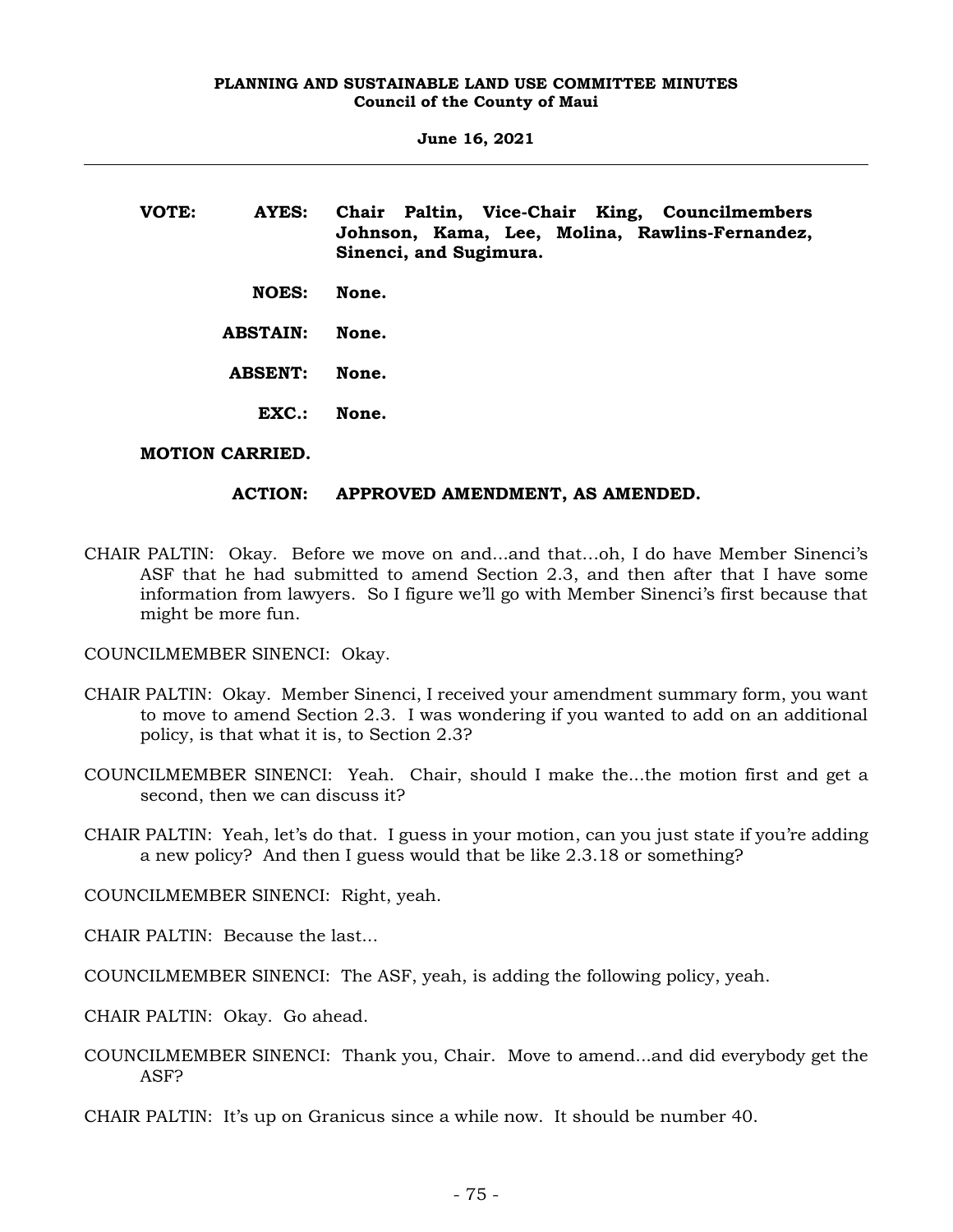**VOTE:** **AYES:** **Chair Paltin, Vice-Chair King, Councilmembers Johnson, Kama, Lee, Molina, Rawlins-Fernandez, Sinenci, and Sugimura.**

**NOES:** **None.**

**ABSTAIN:** **None.**

**ABSENT:** **None.**

**EXC.:** **None.**

**MOTION CARRIED.**

**ACTION:** **APPROVED AMENDMENT, AS AMENDED.**

CHAIR PALTIN: Okay. Before we move on and...and that...oh, I do have Member Sinenci's ASF that he had submitted to amend Section 2.3, and then after that I have some information from lawyers. So I figure we'll go with Member Sinenci's first because that might be more fun.

COUNCILMEMBER SINENCI: Okay.

CHAIR PALTIN: Okay. Member Sinenci, I received your amendment summary form, you want to move to amend Section 2.3. I was wondering if you wanted to add on an additional policy, is that what it is, to Section 2.3?

COUNCILMEMBER SINENCI: Yeah. Chair, should I make the...the motion first and get a second, then we can discuss it?

CHAIR PALTIN: Yeah, let's do that. I guess in your motion, can you just state if you're adding a new policy? And then I guess would that be like 2.3.18 or something?

COUNCILMEMBER SINENCI: Right, yeah.

CHAIR PALTIN: Because the last...

COUNCILMEMBER SINENCI: The ASF, yeah, is adding the following policy, yeah.

CHAIR PALTIN: Okay. Go ahead.

COUNCILMEMBER SINENCI: Thank you, Chair. Move to amend...and did everybody get the ASF?

CHAIR PALTIN: It's up on Granicus since a while now. It should be number 40.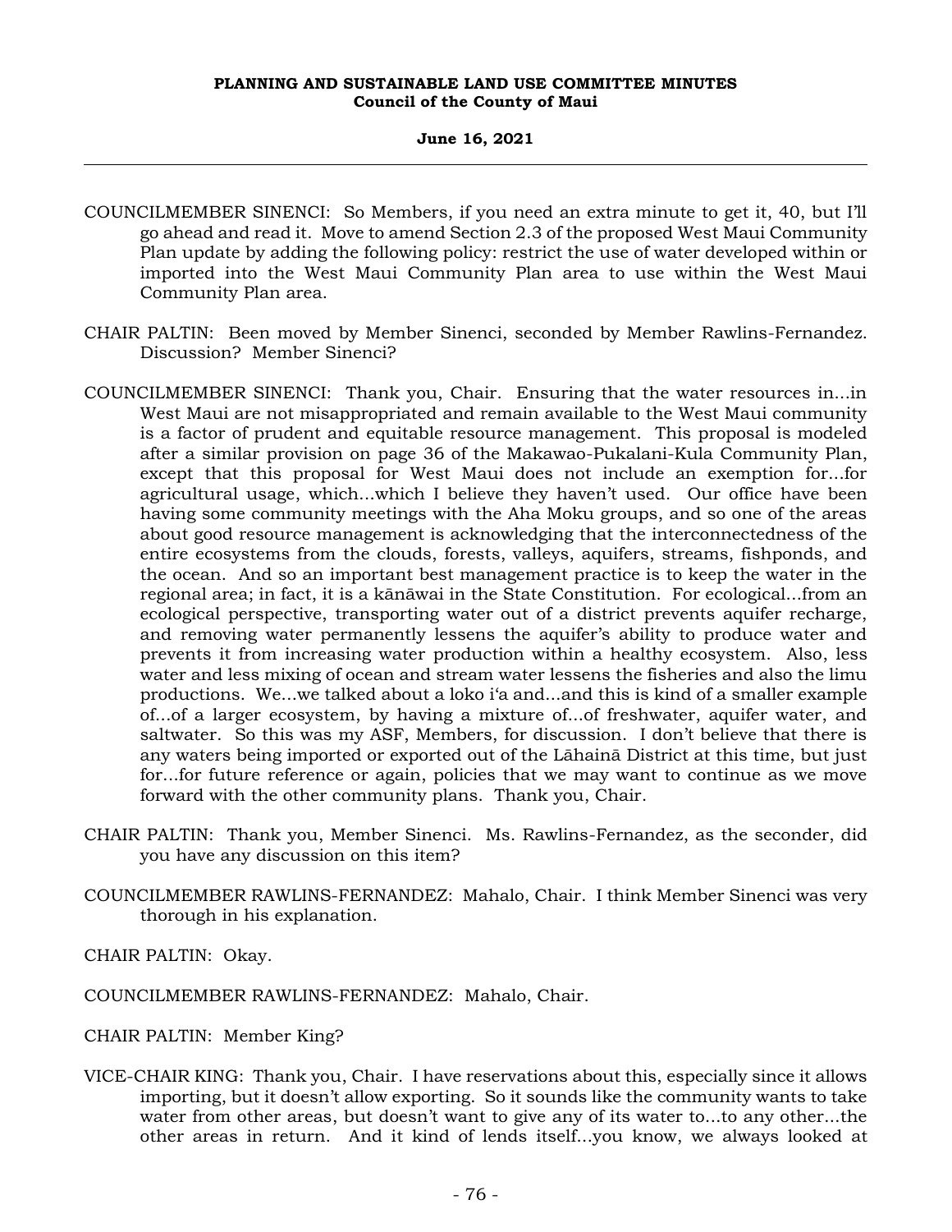COUNCILMEMBER SINENCI: So Members, if you need an extra minute to get it, 40, but I'll go ahead and read it. Move to amend Section 2.3 of the proposed West Maui Community Plan update by adding the following policy: restrict the use of water developed within or imported into the West Maui Community Plan area to use within the West Maui Community Plan area.

CHAIR PALTIN: Been moved by Member Sinenci, seconded by Member Rawlins-Fernandez. Discussion? Member Sinenci?

COUNCILMEMBER SINENCI: Thank you, Chair. Ensuring that the water resources in...in West Maui are not misappropriated and remain available to the West Maui community is a factor of prudent and equitable resource management. This proposal is modeled after a similar provision on page 36 of the Makawao-Pukalani-Kula Community Plan, except that this proposal for West Maui does not include an exemption for...for agricultural usage, which...which I believe they haven't used. Our office have been having some community meetings with the Aha Moku groups, and so one of the areas about good resource management is acknowledging that the interconnectedness of the entire ecosystems from the clouds, forests, valleys, aquifers, streams, fishponds, and the ocean. And so an important best management practice is to keep the water in the regional area; in fact, it is a kānāwai in the State Constitution. For ecological...from an ecological perspective, transporting water out of a district prevents aquifer recharge, and removing water permanently lessens the aquifer's ability to produce water and prevents it from increasing water production within a healthy ecosystem. Also, less water and less mixing of ocean and stream water lessens the fisheries and also the limu productions. We...we talked about a loko iʻa and...and this is kind of a smaller example of...of a larger ecosystem, by having a mixture of...of freshwater, aquifer water, and saltwater. So this was my ASF, Members, for discussion. I don't believe that there is any waters being imported or exported out of the Lāhainā District at this time, but just for...for future reference or again, policies that we may want to continue as we move forward with the other community plans. Thank you, Chair.

CHAIR PALTIN: Thank you, Member Sinenci. Ms. Rawlins-Fernandez, as the seconder, did you have any discussion on this item?

COUNCILMEMBER RAWLINS-FERNANDEZ: Mahalo, Chair. I think Member Sinenci was very thorough in his explanation.

CHAIR PALTIN: Okay.

COUNCILMEMBER RAWLINS-FERNANDEZ: Mahalo, Chair.

CHAIR PALTIN: Member King?

VICE-CHAIR KING: Thank you, Chair. I have reservations about this, especially since it allows importing, but it doesn't allow exporting. So it sounds like the community wants to take water from other areas, but doesn't want to give any of its water to...to any other...the other areas in return. And it kind of lends itself...you know, we always looked at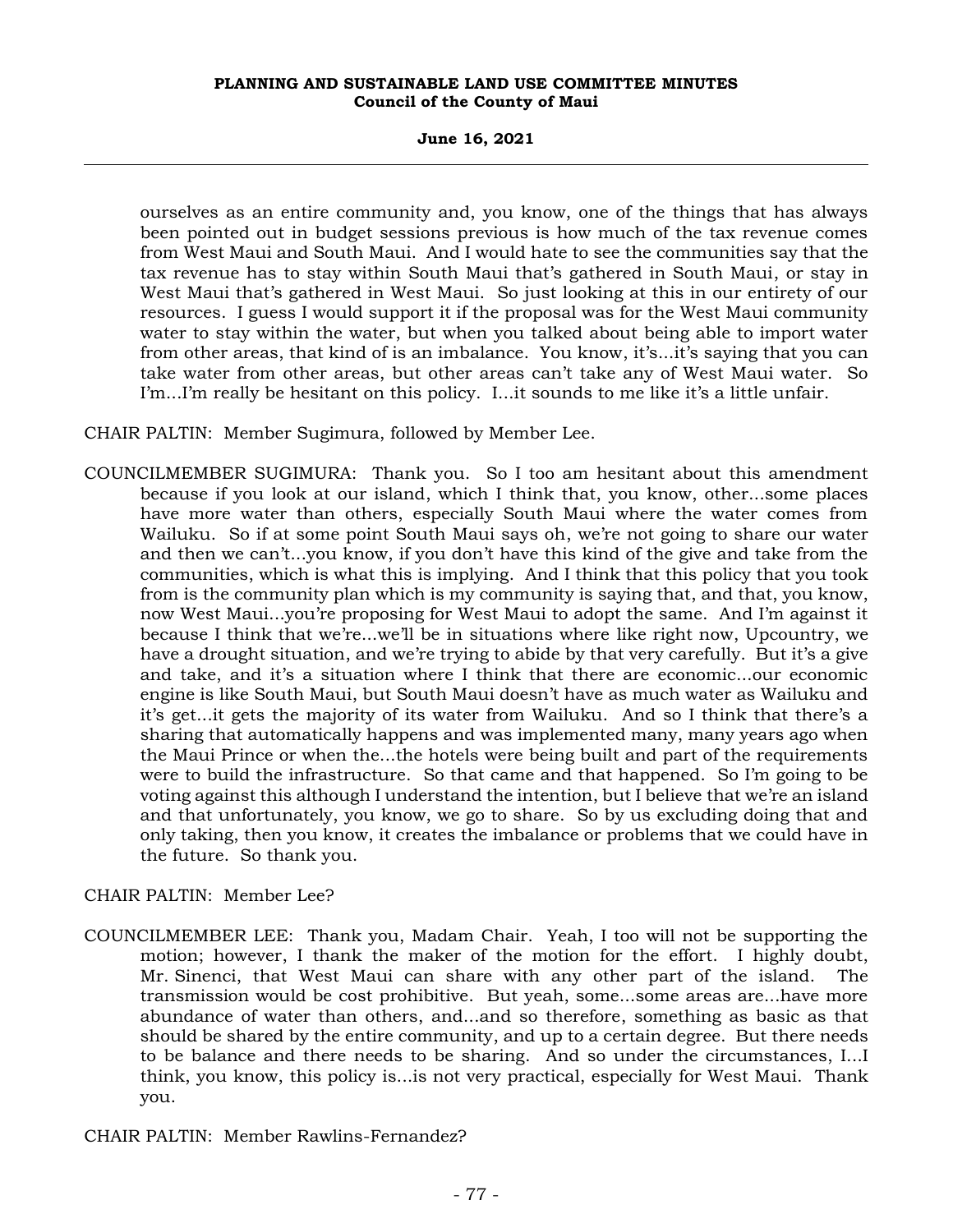ourselves as an entire community and, you know, one of the things that has always been pointed out in budget sessions previous is how much of the tax revenue comes from West Maui and South Maui. And I would hate to see the communities say that the tax revenue has to stay within South Maui that's gathered in South Maui, or stay in West Maui that's gathered in West Maui. So just looking at this in our entirety of our resources. I guess I would support it if the proposal was for the West Maui community water to stay within the water, but when you talked about being able to import water from other areas, that kind of is an imbalance. You know, it's...it's saying that you can take water from other areas, but other areas can't take any of West Maui water. So I'm...I'm really be hesitant on this policy. I...it sounds to me like it's a little unfair.

CHAIR PALTIN: Member Sugimura, followed by Member Lee.

COUNCILMEMBER SUGIMURA: Thank you. So I too am hesitant about this amendment because if you look at our island, which I think that, you know, other...some places have more water than others, especially South Maui where the water comes from Wailuku. So if at some point South Maui says oh, we're not going to share our water and then we can't...you know, if you don't have this kind of the give and take from the communities, which is what this is implying. And I think that this policy that you took from is the community plan which is my community is saying that, and that, you know, now West Maui...you're proposing for West Maui to adopt the same. And I'm against it because I think that we're...we'll be in situations where like right now, Upcountry, we have a drought situation, and we're trying to abide by that very carefully. But it's a give and take, and it's a situation where I think that there are economic...our economic engine is like South Maui, but South Maui doesn't have as much water as Wailuku and it's get...it gets the majority of its water from Wailuku. And so I think that there's a sharing that automatically happens and was implemented many, many years ago when the Maui Prince or when the...the hotels were being built and part of the requirements were to build the infrastructure. So that came and that happened. So I'm going to be voting against this although I understand the intention, but I believe that we're an island and that unfortunately, you know, we go to share. So by us excluding doing that and only taking, then you know, it creates the imbalance or problems that we could have in the future. So thank you.

CHAIR PALTIN: Member Lee?

COUNCILMEMBER LEE: Thank you, Madam Chair. Yeah, I too will not be supporting the motion; however, I thank the maker of the motion for the effort. I highly doubt, Mr. Sinenci, that West Maui can share with any other part of the island. The transmission would be cost prohibitive. But yeah, some...some areas are...have more abundance of water than others, and...and so therefore, something as basic as that should be shared by the entire community, and up to a certain degree. But there needs to be balance and there needs to be sharing. And so under the circumstances, I...I think, you know, this policy is...is not very practical, especially for West Maui. Thank you.

CHAIR PALTIN: Member Rawlins-Fernandez?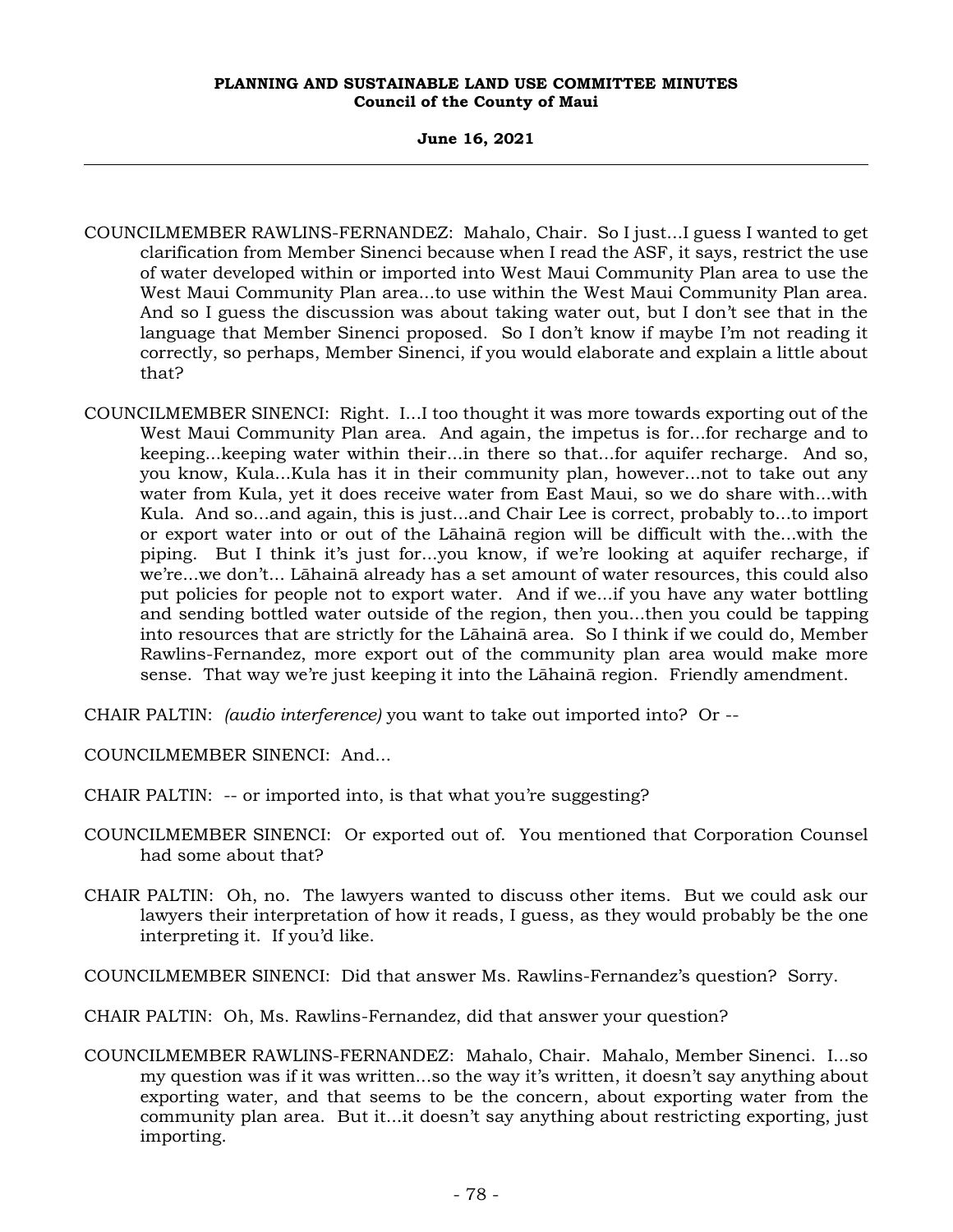COUNCILMEMBER RAWLINS-FERNANDEZ: Mahalo, Chair. So I just...I guess I wanted to get clarification from Member Sinenci because when I read the ASF, it says, restrict the use of water developed within or imported into West Maui Community Plan area to use the West Maui Community Plan area...to use within the West Maui Community Plan area. And so I guess the discussion was about taking water out, but I don't see that in the language that Member Sinenci proposed. So I don't know if maybe I'm not reading it correctly, so perhaps, Member Sinenci, if you would elaborate and explain a little about that?

COUNCILMEMBER SINENCI: Right. I...I too thought it was more towards exporting out of the West Maui Community Plan area. And again, the impetus is for...for recharge and to keeping...keeping water within their...in there so that...for aquifer recharge. And so, you know, Kula...Kula has it in their community plan, however...not to take out any water from Kula, yet it does receive water from East Maui, so we do share with...with Kula. And so...and again, this is just...and Chair Lee is correct, probably to...to import or export water into or out of the Lāhainā region will be difficult with the...with the piping. But I think it's just for...you know, if we're looking at aquifer recharge, if we're...we don't... Lāhainā already has a set amount of water resources, this could also put policies for people not to export water. And if we...if you have any water bottling and sending bottled water outside of the region, then you...then you could be tapping into resources that are strictly for the Lāhainā area. So I think if we could do, Member Rawlins-Fernandez, more export out of the community plan area would make more sense. That way we're just keeping it into the Lāhainā region. Friendly amendment.

CHAIR PALTIN: *(audio interference)* you want to take out imported into? Or --

COUNCILMEMBER SINENCI: And...

CHAIR PALTIN: -- or imported into, is that what you're suggesting?

COUNCILMEMBER SINENCI: Or exported out of. You mentioned that Corporation Counsel had some about that?

CHAIR PALTIN: Oh, no. The lawyers wanted to discuss other items. But we could ask our lawyers their interpretation of how it reads, I guess, as they would probably be the one interpreting it. If you'd like.

COUNCILMEMBER SINENCI: Did that answer Ms. Rawlins-Fernandez's question? Sorry.

CHAIR PALTIN: Oh, Ms. Rawlins-Fernandez, did that answer your question?

COUNCILMEMBER RAWLINS-FERNANDEZ: Mahalo, Chair. Mahalo, Member Sinenci. I...so my question was if it was written...so the way it's written, it doesn't say anything about exporting water, and that seems to be the concern, about exporting water from the community plan area. But it...it doesn't say anything about restricting exporting, just importing.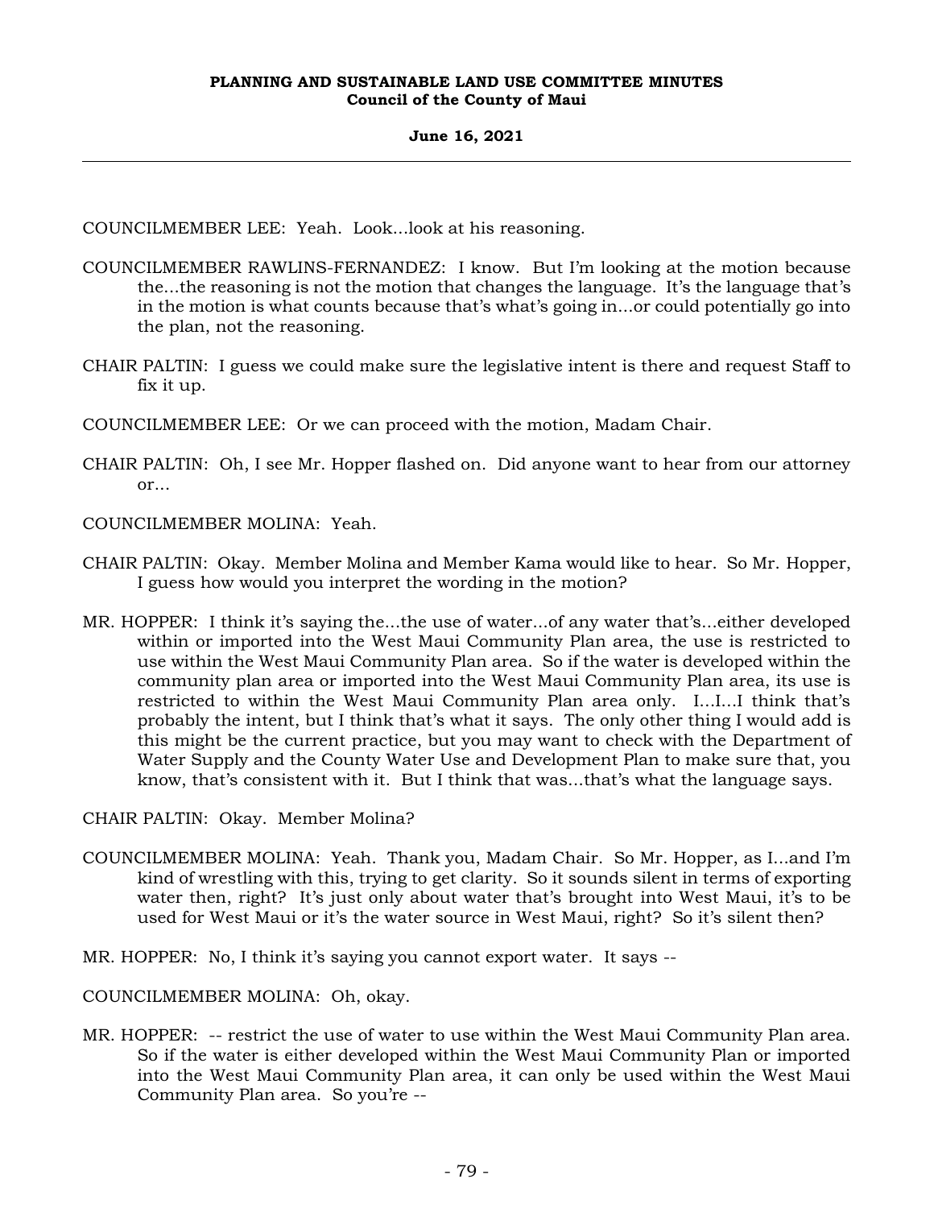COUNCILMEMBER LEE: Yeah. Look...look at his reasoning.

COUNCILMEMBER RAWLINS-FERNANDEZ: I know. But I'm looking at the motion because the...the reasoning is not the motion that changes the language. It's the language that's in the motion is what counts because that's what's going in...or could potentially go into the plan, not the reasoning.

CHAIR PALTIN: I guess we could make sure the legislative intent is there and request Staff to fix it up.

COUNCILMEMBER LEE: Or we can proceed with the motion, Madam Chair.

CHAIR PALTIN: Oh, I see Mr. Hopper flashed on. Did anyone want to hear from our attorney or...

COUNCILMEMBER MOLINA: Yeah.

CHAIR PALTIN: Okay. Member Molina and Member Kama would like to hear. So Mr. Hopper, I guess how would you interpret the wording in the motion?

MR. HOPPER: I think it's saying the...the use of water...of any water that's...either developed within or imported into the West Maui Community Plan area, the use is restricted to use within the West Maui Community Plan area. So if the water is developed within the community plan area or imported into the West Maui Community Plan area, its use is restricted to within the West Maui Community Plan area only. I...I...I think that's probably the intent, but I think that's what it says. The only other thing I would add is this might be the current practice, but you may want to check with the Department of Water Supply and the County Water Use and Development Plan to make sure that, you know, that's consistent with it. But I think that was...that's what the language says.

CHAIR PALTIN: Okay. Member Molina?

COUNCILMEMBER MOLINA: Yeah. Thank you, Madam Chair. So Mr. Hopper, as I...and I'm kind of wrestling with this, trying to get clarity. So it sounds silent in terms of exporting water then, right? It's just only about water that's brought into West Maui, it's to be used for West Maui or it's the water source in West Maui, right? So it's silent then?

MR. HOPPER: No, I think it's saying you cannot export water. It says --

COUNCILMEMBER MOLINA: Oh, okay.

MR. HOPPER: -- restrict the use of water to use within the West Maui Community Plan area. So if the water is either developed within the West Maui Community Plan or imported into the West Maui Community Plan area, it can only be used within the West Maui Community Plan area. So you're --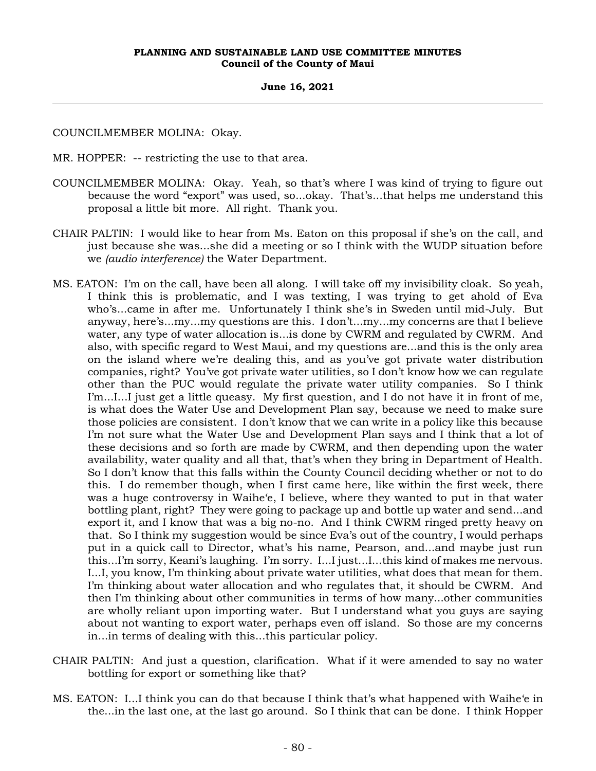COUNCILMEMBER MOLINA: Okay.

MR. HOPPER: -- restricting the use to that area.

COUNCILMEMBER MOLINA: Okay. Yeah, so that's where I was kind of trying to figure out because the word "export" was used, so...okay. That's...that helps me understand this proposal a little bit more. All right. Thank you.

CHAIR PALTIN: I would like to hear from Ms. Eaton on this proposal if she's on the call, and just because she was...she did a meeting or so I think with the WUDP situation before we *(audio interference)* the Water Department.

MS. EATON: I'm on the call, have been all along. I will take off my invisibility cloak. So yeah, I think this is problematic, and I was texting, I was trying to get ahold of Eva who's...came in after me. Unfortunately I think she's in Sweden until mid-July. But anyway, here's...my...my questions are this. I don't...my...my concerns are that I believe water, any type of water allocation is...is done by CWRM and regulated by CWRM. And also, with specific regard to West Maui, and my questions are...and this is the only area on the island where we're dealing this, and as you've got private water distribution companies, right? You've got private water utilities, so I don't know how we can regulate other than the PUC would regulate the private water utility companies. So I think I'm...I...I just get a little queasy. My first question, and I do not have it in front of me, is what does the Water Use and Development Plan say, because we need to make sure those policies are consistent. I don't know that we can write in a policy like this because I'm not sure what the Water Use and Development Plan says and I think that a lot of these decisions and so forth are made by CWRM, and then depending upon the water availability, water quality and all that, that's when they bring in Department of Health. So I don't know that this falls within the County Council deciding whether or not to do this. I do remember though, when I first came here, like within the first week, there was a huge controversy in Waiheʻe, I believe, where they wanted to put in that water bottling plant, right? They were going to package up and bottle up water and send...and export it, and I know that was a big no-no. And I think CWRM ringed pretty heavy on that. So I think my suggestion would be since Eva's out of the country, I would perhaps put in a quick call to Director, what's his name, Pearson, and...and maybe just run this...I'm sorry, Keani's laughing. I'm sorry. I...I just...I...this kind of makes me nervous. I...I, you know, I'm thinking about private water utilities, what does that mean for them. I'm thinking about water allocation and who regulates that, it should be CWRM. And then I'm thinking about other communities in terms of how many...other communities are wholly reliant upon importing water. But I understand what you guys are saying about not wanting to export water, perhaps even off island. So those are my concerns in...in terms of dealing with this...this particular policy.

CHAIR PALTIN: And just a question, clarification. What if it were amended to say no water bottling for export or something like that?

MS. EATON: I...I think you can do that because I think that's what happened with Waiheʻe in the...in the last one, at the last go around. So I think that can be done. I think Hopper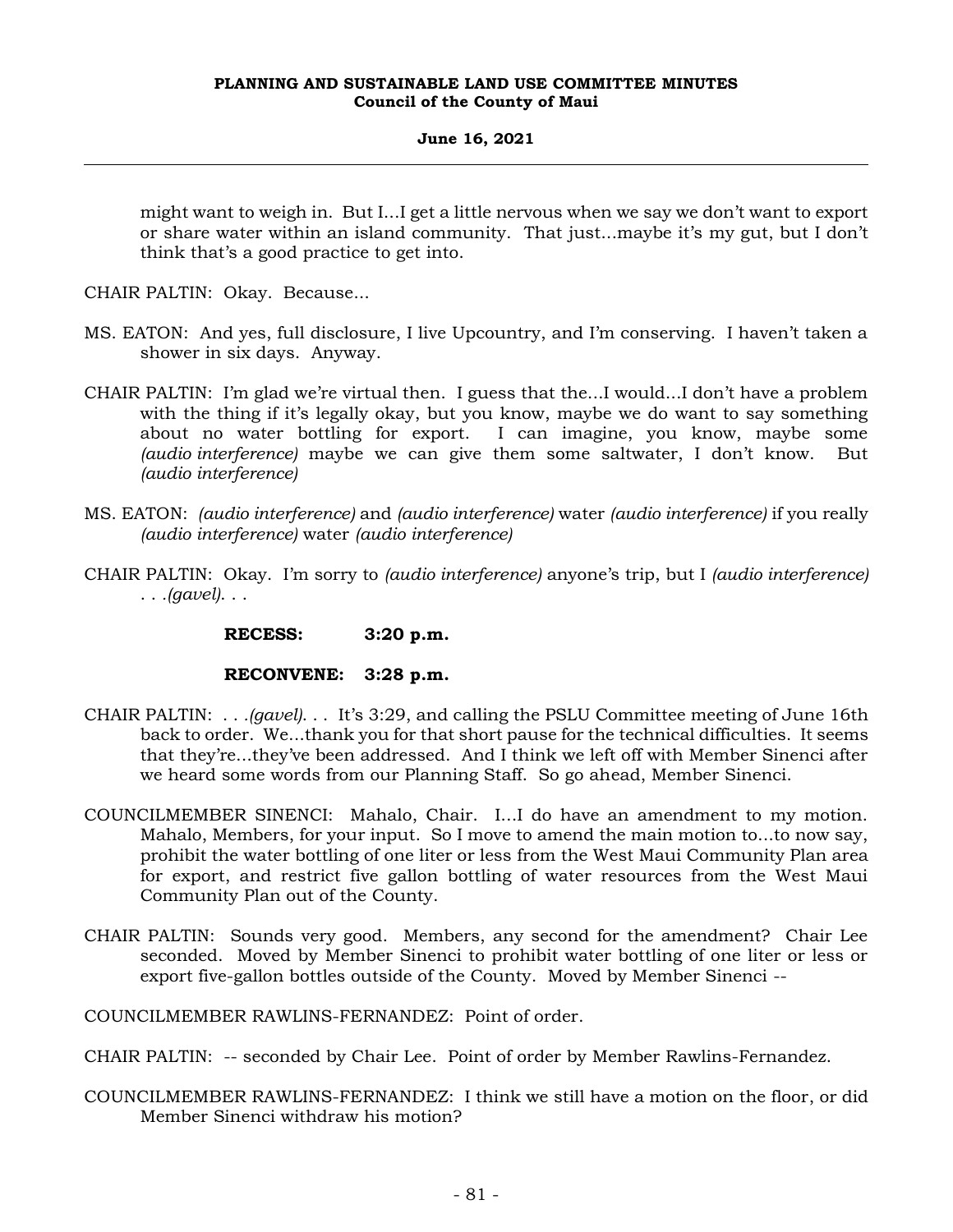might want to weigh in. But I...I get a little nervous when we say we don't want to export or share water within an island community. That just...maybe it's my gut, but I don't think that's a good practice to get into.

CHAIR PALTIN: Okay. Because...

MS. EATON: And yes, full disclosure, I live Upcountry, and I'm conserving. I haven't taken a shower in six days. Anyway.

CHAIR PALTIN: I'm glad we're virtual then. I guess that the...I would...I don't have a problem with the thing if it's legally okay, but you know, maybe we do want to say something about no water bottling for export. I can imagine, you know, maybe some *(audio interference)* maybe we can give them some saltwater, I don't know. But *(audio interference)*

MS. EATON: *(audio interference)* and *(audio interference)* water *(audio interference)* if you really *(audio interference)* water *(audio interference)*

CHAIR PALTIN: Okay. I'm sorry to *(audio interference)* anyone's trip, but I *(audio interference)* . . .*(gavel)*. . .

**RECESS: 3:20 p.m.**

**RECONVENE: 3:28 p.m.**

CHAIR PALTIN: . . .*(gavel)*. . . It's 3:29, and calling the PSLU Committee meeting of June 16th back to order. We...thank you for that short pause for the technical difficulties. It seems that they're...they've been addressed. And I think we left off with Member Sinenci after we heard some words from our Planning Staff. So go ahead, Member Sinenci.

COUNCILMEMBER SINENCI: Mahalo, Chair. I...I do have an amendment to my motion. Mahalo, Members, for your input. So I move to amend the main motion to...to now say, prohibit the water bottling of one liter or less from the West Maui Community Plan area for export, and restrict five gallon bottling of water resources from the West Maui Community Plan out of the County.

CHAIR PALTIN: Sounds very good. Members, any second for the amendment? Chair Lee seconded. Moved by Member Sinenci to prohibit water bottling of one liter or less or export five-gallon bottles outside of the County. Moved by Member Sinenci --

COUNCILMEMBER RAWLINS-FERNANDEZ: Point of order.

CHAIR PALTIN: -- seconded by Chair Lee. Point of order by Member Rawlins-Fernandez.

COUNCILMEMBER RAWLINS-FERNANDEZ: I think we still have a motion on the floor, or did Member Sinenci withdraw his motion?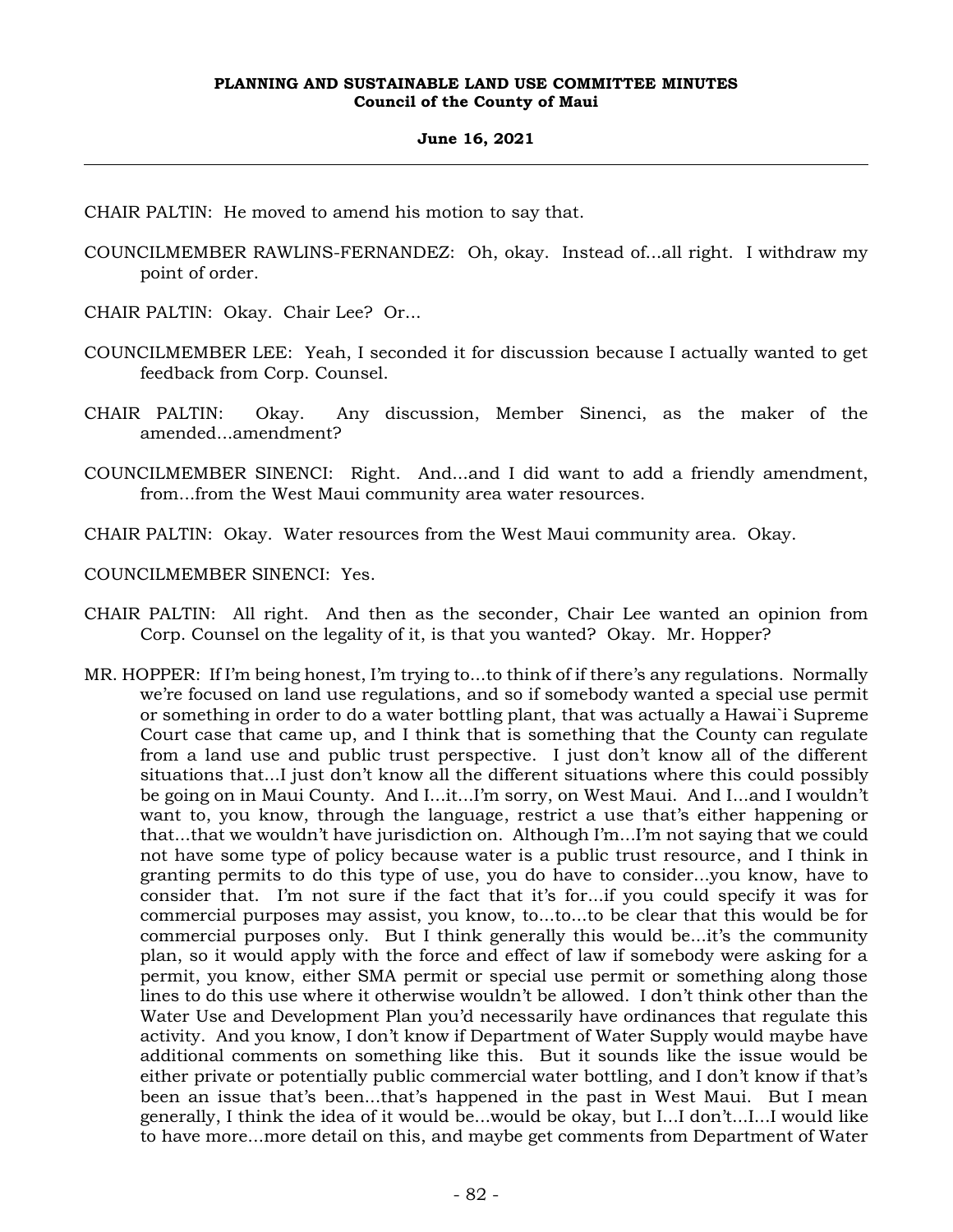CHAIR PALTIN: He moved to amend his motion to say that.

COUNCILMEMBER RAWLINS-FERNANDEZ: Oh, okay. Instead of...all right. I withdraw my point of order.

CHAIR PALTIN: Okay. Chair Lee? Or...

COUNCILMEMBER LEE: Yeah, I seconded it for discussion because I actually wanted to get feedback from Corp. Counsel.

CHAIR PALTIN: Okay. Any discussion, Member Sinenci, as the maker of the amended...amendment?

COUNCILMEMBER SINENCI: Right. And...and I did want to add a friendly amendment, from...from the West Maui community area water resources.

CHAIR PALTIN: Okay. Water resources from the West Maui community area. Okay.

COUNCILMEMBER SINENCI: Yes.

CHAIR PALTIN: All right. And then as the seconder, Chair Lee wanted an opinion from Corp. Counsel on the legality of it, is that you wanted? Okay. Mr. Hopper?

MR. HOPPER: If I'm being honest, I'm trying to...to think of if there's any regulations. Normally we're focused on land use regulations, and so if somebody wanted a special use permit or something in order to do a water bottling plant, that was actually a Hawai`i Supreme Court case that came up, and I think that is something that the County can regulate from a land use and public trust perspective. I just don't know all of the different situations that...I just don't know all the different situations where this could possibly be going on in Maui County. And I...it...I'm sorry, on West Maui. And I...and I wouldn't want to, you know, through the language, restrict a use that's either happening or that...that we wouldn't have jurisdiction on. Although I'm...I'm not saying that we could not have some type of policy because water is a public trust resource, and I think in granting permits to do this type of use, you do have to consider...you know, have to consider that. I'm not sure if the fact that it's for...if you could specify it was for commercial purposes may assist, you know, to...to...to be clear that this would be for commercial purposes only. But I think generally this would be...it's the community plan, so it would apply with the force and effect of law if somebody were asking for a permit, you know, either SMA permit or special use permit or something along those lines to do this use where it otherwise wouldn't be allowed. I don't think other than the Water Use and Development Plan you'd necessarily have ordinances that regulate this activity. And you know, I don't know if Department of Water Supply would maybe have additional comments on something like this. But it sounds like the issue would be either private or potentially public commercial water bottling, and I don't know if that's been an issue that's been...that's happened in the past in West Maui. But I mean generally, I think the idea of it would be...would be okay, but I...I don't...I...I would like to have more...more detail on this, and maybe get comments from Department of Water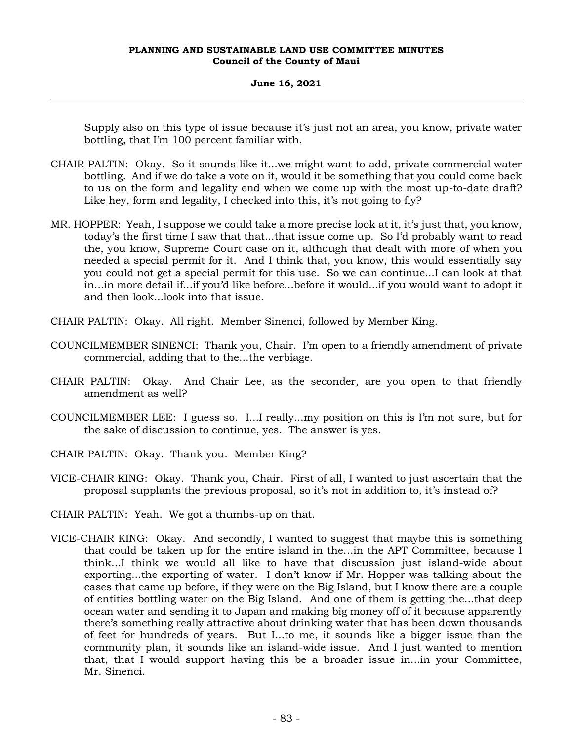Supply also on this type of issue because it's just not an area, you know, private water bottling, that I'm 100 percent familiar with.

CHAIR PALTIN: Okay. So it sounds like it...we might want to add, private commercial water bottling. And if we do take a vote on it, would it be something that you could come back to us on the form and legality end when we come up with the most up-to-date draft? Like hey, form and legality, I checked into this, it's not going to fly?

MR. HOPPER: Yeah, I suppose we could take a more precise look at it, it's just that, you know, today's the first time I saw that that...that issue come up. So I'd probably want to read the, you know, Supreme Court case on it, although that dealt with more of when you needed a special permit for it. And I think that, you know, this would essentially say you could not get a special permit for this use. So we can continue...I can look at that in...in more detail if...if you'd like before...before it would...if you would want to adopt it and then look...look into that issue.

CHAIR PALTIN: Okay. All right. Member Sinenci, followed by Member King.

COUNCILMEMBER SINENCI: Thank you, Chair. I'm open to a friendly amendment of private commercial, adding that to the...the verbiage.

CHAIR PALTIN: Okay. And Chair Lee, as the seconder, are you open to that friendly amendment as well?

COUNCILMEMBER LEE: I guess so. I...I really...my position on this is I'm not sure, but for the sake of discussion to continue, yes. The answer is yes.

CHAIR PALTIN: Okay. Thank you. Member King?

VICE-CHAIR KING: Okay. Thank you, Chair. First of all, I wanted to just ascertain that the proposal supplants the previous proposal, so it's not in addition to, it's instead of?

CHAIR PALTIN: Yeah. We got a thumbs-up on that.

VICE-CHAIR KING: Okay. And secondly, I wanted to suggest that maybe this is something that could be taken up for the entire island in the...in the APT Committee, because I think...I think we would all like to have that discussion just island-wide about exporting...the exporting of water. I don't know if Mr. Hopper was talking about the cases that came up before, if they were on the Big Island, but I know there are a couple of entities bottling water on the Big Island. And one of them is getting the...that deep ocean water and sending it to Japan and making big money off of it because apparently there's something really attractive about drinking water that has been down thousands of feet for hundreds of years. But I...to me, it sounds like a bigger issue than the community plan, it sounds like an island-wide issue. And I just wanted to mention that, that I would support having this be a broader issue in...in your Committee, Mr. Sinenci.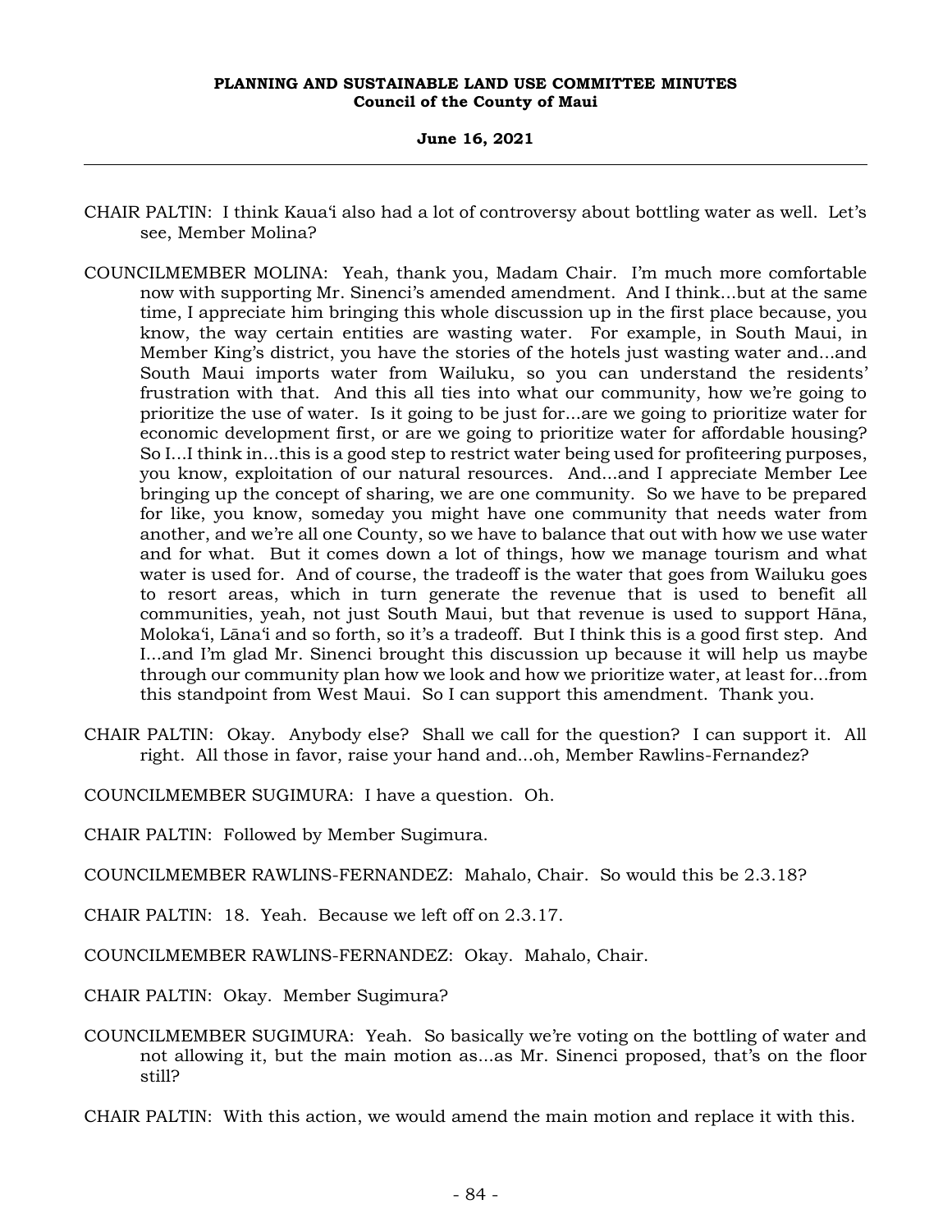CHAIR PALTIN: I think Kauaʻi also had a lot of controversy about bottling water as well. Let's see, Member Molina?

COUNCILMEMBER MOLINA: Yeah, thank you, Madam Chair. I'm much more comfortable now with supporting Mr. Sinenci's amended amendment. And I think...but at the same time, I appreciate him bringing this whole discussion up in the first place because, you know, the way certain entities are wasting water. For example, in South Maui, in Member King's district, you have the stories of the hotels just wasting water and...and South Maui imports water from Wailuku, so you can understand the residents' frustration with that. And this all ties into what our community, how we're going to prioritize the use of water. Is it going to be just for...are we going to prioritize water for economic development first, or are we going to prioritize water for affordable housing? So I...I think in...this is a good step to restrict water being used for profiteering purposes, you know, exploitation of our natural resources. And...and I appreciate Member Lee bringing up the concept of sharing, we are one community. So we have to be prepared for like, you know, someday you might have one community that needs water from another, and we're all one County, so we have to balance that out with how we use water and for what. But it comes down a lot of things, how we manage tourism and what water is used for. And of course, the tradeoff is the water that goes from Wailuku goes to resort areas, which in turn generate the revenue that is used to benefit all communities, yeah, not just South Maui, but that revenue is used to support Hāna, Molokaʻi, Lānaʻi and so forth, so it's a tradeoff. But I think this is a good first step. And I...and I'm glad Mr. Sinenci brought this discussion up because it will help us maybe through our community plan how we look and how we prioritize water, at least for...from this standpoint from West Maui. So I can support this amendment. Thank you.

CHAIR PALTIN: Okay. Anybody else? Shall we call for the question? I can support it. All right. All those in favor, raise your hand and...oh, Member Rawlins-Fernandez?

COUNCILMEMBER SUGIMURA: I have a question. Oh.

CHAIR PALTIN: Followed by Member Sugimura.

COUNCILMEMBER RAWLINS-FERNANDEZ: Mahalo, Chair. So would this be 2.3.18?

CHAIR PALTIN: 18. Yeah. Because we left off on 2.3.17.

COUNCILMEMBER RAWLINS-FERNANDEZ: Okay. Mahalo, Chair.

CHAIR PALTIN: Okay. Member Sugimura?

COUNCILMEMBER SUGIMURA: Yeah. So basically we're voting on the bottling of water and not allowing it, but the main motion as...as Mr. Sinenci proposed, that's on the floor still?

CHAIR PALTIN: With this action, we would amend the main motion and replace it with this.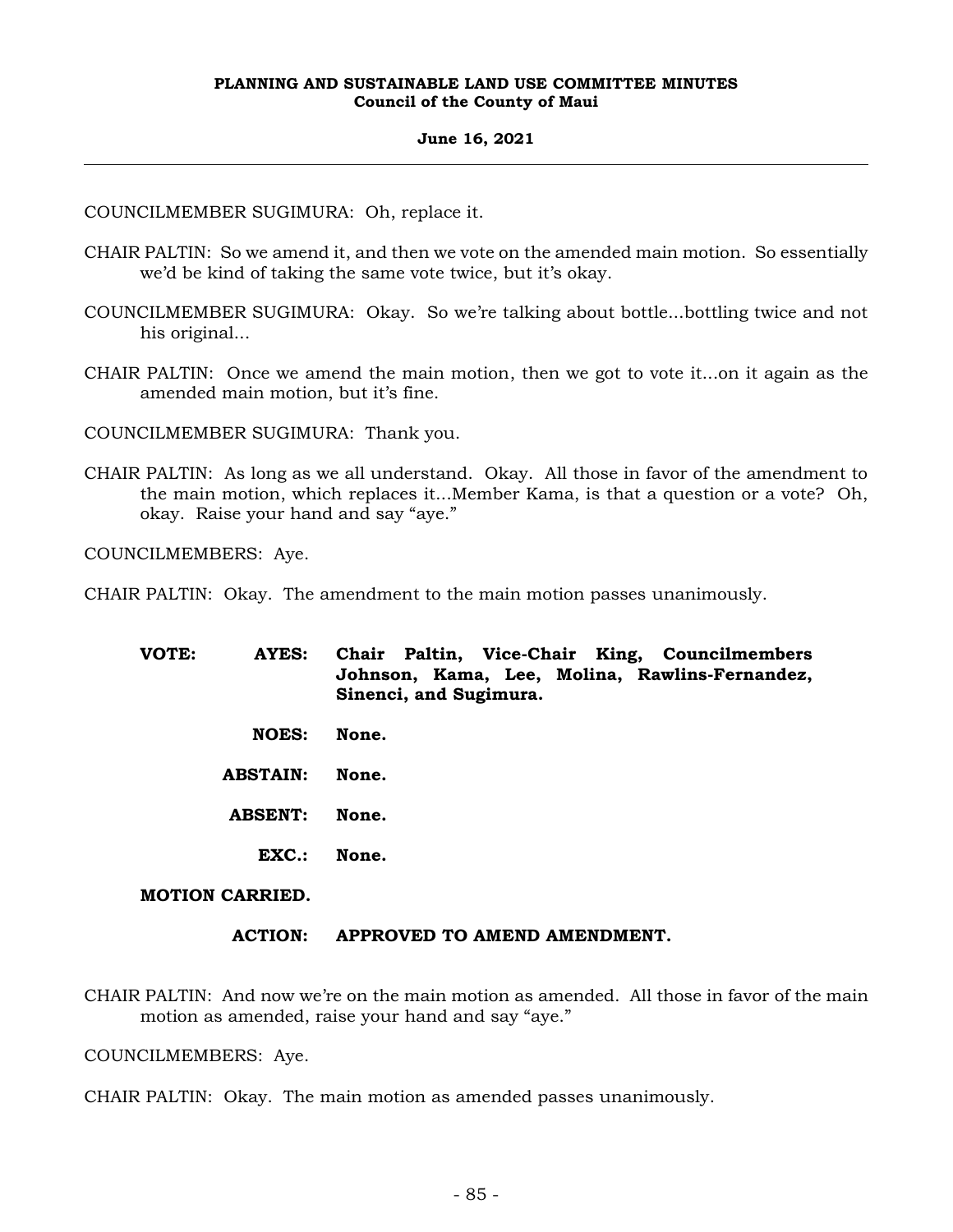COUNCILMEMBER SUGIMURA: Oh, replace it.

CHAIR PALTIN: So we amend it, and then we vote on the amended main motion. So essentially we'd be kind of taking the same vote twice, but it's okay.

COUNCILMEMBER SUGIMURA: Okay. So we're talking about bottle...bottling twice and not his original...

CHAIR PALTIN: Once we amend the main motion, then we got to vote it...on it again as the amended main motion, but it's fine.

COUNCILMEMBER SUGIMURA: Thank you.

CHAIR PALTIN: As long as we all understand. Okay. All those in favor of the amendment to the main motion, which replaces it...Member Kama, is that a question or a vote? Oh, okay. Raise your hand and say "aye."

COUNCILMEMBERS: Aye.

CHAIR PALTIN: Okay. The amendment to the main motion passes unanimously.

**VOTE: AYES: Chair Paltin, Vice-Chair King, Councilmembers Johnson, Kama, Lee, Molina, Rawlins-Fernandez, Sinenci, and Sugimura.**

**NOES: None.**

**ABSTAIN: None.**

**ABSENT: None.**

**EXC.: None.**

**MOTION CARRIED.**

**ACTION: APPROVED TO AMEND AMENDMENT.**

CHAIR PALTIN: And now we're on the main motion as amended. All those in favor of the main motion as amended, raise your hand and say "aye."

COUNCILMEMBERS: Aye.

CHAIR PALTIN: Okay. The main motion as amended passes unanimously.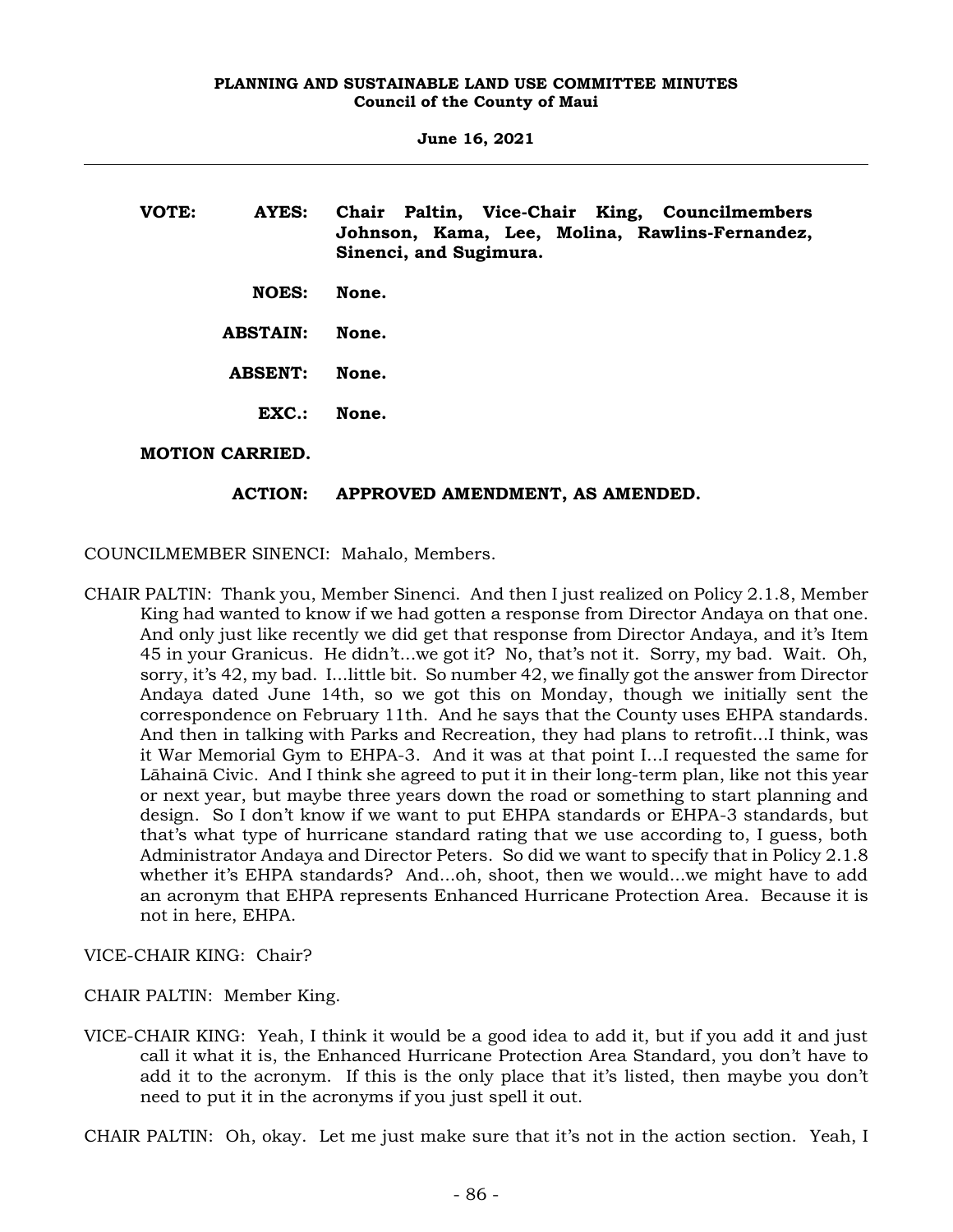**VOTE:** **AYES:** **Chair Paltin, Vice-Chair King, Councilmembers Johnson, Kama, Lee, Molina, Rawlins-Fernandez, Sinenci, and Sugimura.**

**NOES:** **None.**

**ABSTAIN:** **None.**

**ABSENT:** **None.**

**EXC.:** **None.**

**MOTION CARRIED.**

**ACTION:** **APPROVED AMENDMENT, AS AMENDED.**

COUNCILMEMBER SINENCI: Mahalo, Members.

CHAIR PALTIN: Thank you, Member Sinenci. And then I just realized on Policy 2.1.8, Member King had wanted to know if we had gotten a response from Director Andaya on that one. And only just like recently we did get that response from Director Andaya, and it's Item 45 in your Granicus. He didn't...we got it? No, that's not it. Sorry, my bad. Wait. Oh, sorry, it's 42, my bad. I...little bit. So number 42, we finally got the answer from Director Andaya dated June 14th, so we got this on Monday, though we initially sent the correspondence on February 11th. And he says that the County uses EHPA standards. And then in talking with Parks and Recreation, they had plans to retrofit...I think, was it War Memorial Gym to EHPA-3. And it was at that point I...I requested the same for Lāhainā Civic. And I think she agreed to put it in their long-term plan, like not this year or next year, but maybe three years down the road or something to start planning and design. So I don't know if we want to put EHPA standards or EHPA-3 standards, but that's what type of hurricane standard rating that we use according to, I guess, both Administrator Andaya and Director Peters. So did we want to specify that in Policy 2.1.8 whether it's EHPA standards? And...oh, shoot, then we would...we might have to add an acronym that EHPA represents Enhanced Hurricane Protection Area. Because it is not in here, EHPA.

VICE-CHAIR KING: Chair?

CHAIR PALTIN: Member King.

VICE-CHAIR KING: Yeah, I think it would be a good idea to add it, but if you add it and just call it what it is, the Enhanced Hurricane Protection Area Standard, you don't have to add it to the acronym. If this is the only place that it's listed, then maybe you don't need to put it in the acronyms if you just spell it out.

CHAIR PALTIN: Oh, okay. Let me just make sure that it's not in the action section. Yeah, I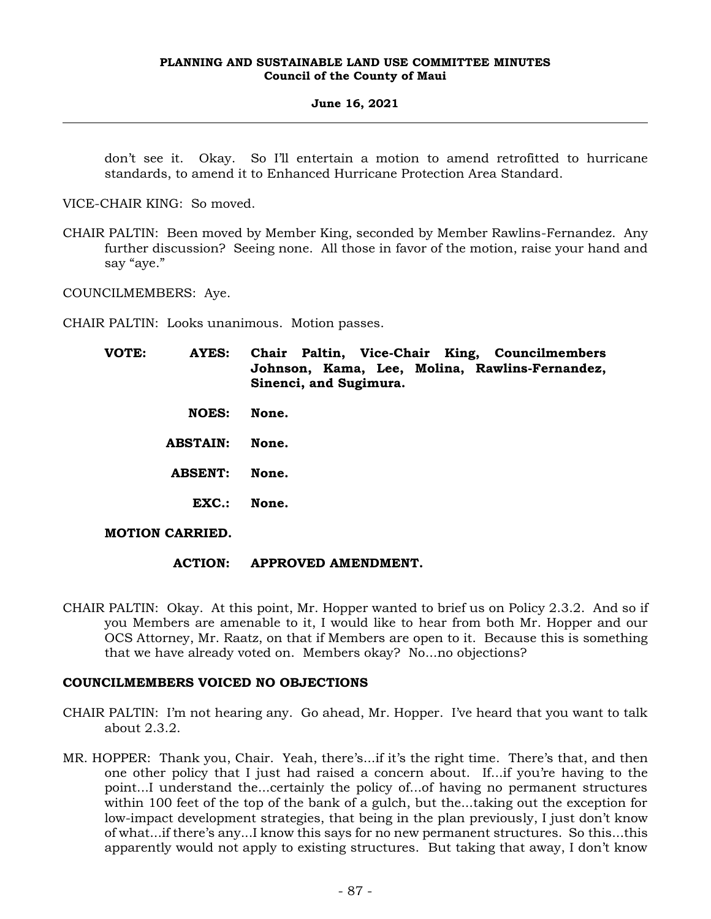don't see it. Okay. So I'll entertain a motion to amend retrofitted to hurricane standards, to amend it to Enhanced Hurricane Protection Area Standard.

VICE-CHAIR KING: So moved.

CHAIR PALTIN: Been moved by Member King, seconded by Member Rawlins-Fernandez. Any further discussion? Seeing none. All those in favor of the motion, raise your hand and say "aye."

COUNCILMEMBERS: Aye.

CHAIR PALTIN: Looks unanimous. Motion passes.

**VOTE: AYES: Chair Paltin, Vice-Chair King, Councilmembers Johnson, Kama, Lee, Molina, Rawlins-Fernandez, Sinenci, and Sugimura.**

**NOES: None.**

**ABSTAIN: None.**

**ABSENT: None.**

**EXC.: None.**

**MOTION CARRIED.**

**ACTION: APPROVED AMENDMENT.**

CHAIR PALTIN: Okay. At this point, Mr. Hopper wanted to brief us on Policy 2.3.2. And so if you Members are amenable to it, I would like to hear from both Mr. Hopper and our OCS Attorney, Mr. Raatz, on that if Members are open to it. Because this is something that we have already voted on. Members okay? No...no objections?

**COUNCILMEMBERS VOICED NO OBJECTIONS**

CHAIR PALTIN: I'm not hearing any. Go ahead, Mr. Hopper. I've heard that you want to talk about 2.3.2.

MR. HOPPER: Thank you, Chair. Yeah, there's...if it's the right time. There's that, and then one other policy that I just had raised a concern about. If...if you're having to the point...I understand the...certainly the policy of...of having no permanent structures within 100 feet of the top of the bank of a gulch, but the...taking out the exception for low-impact development strategies, that being in the plan previously, I just don't know of what...if there's any...I know this says for no new permanent structures. So this...this apparently would not apply to existing structures. But taking that away, I don't know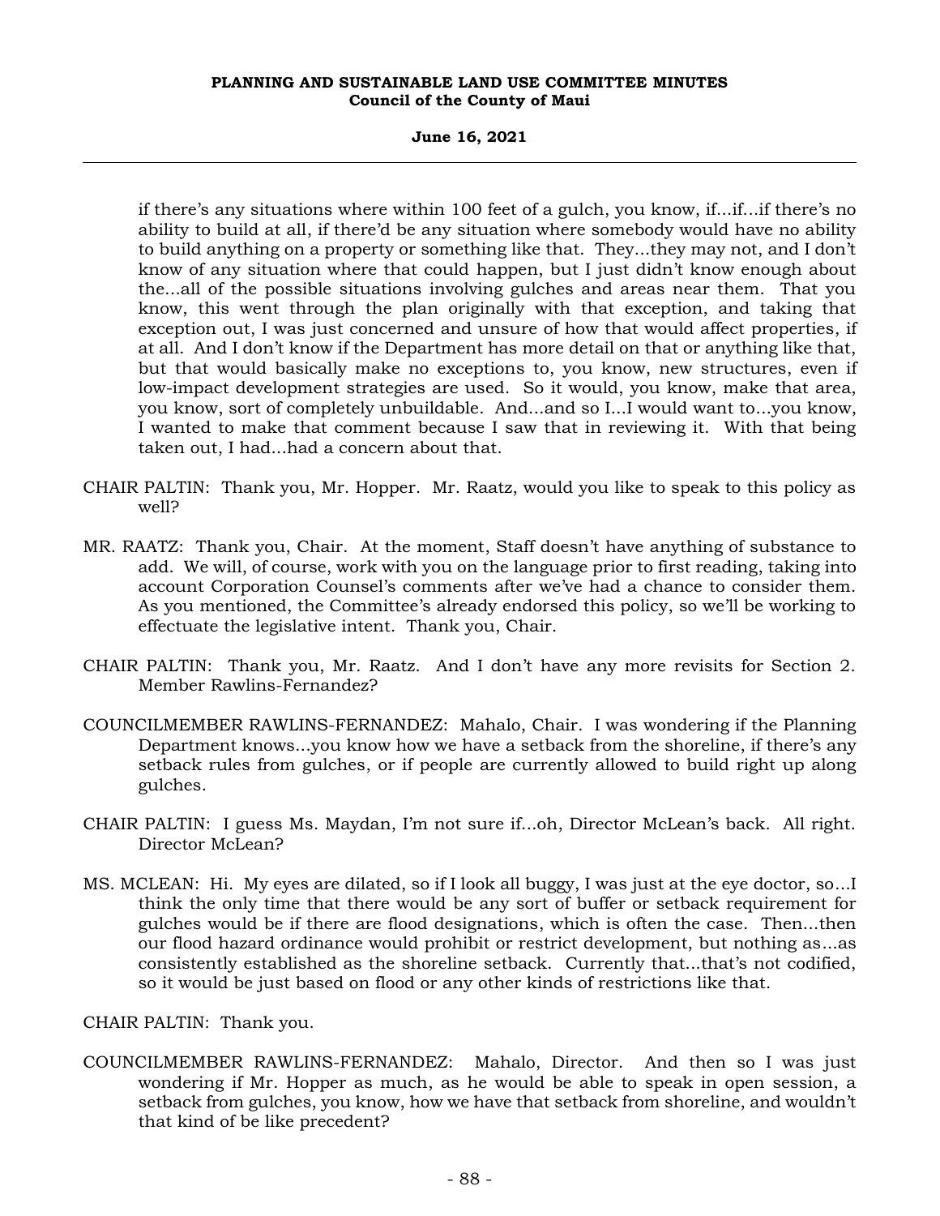if there's any situations where within 100 feet of a gulch, you know, if...if...if there's no ability to build at all, if there'd be any situation where somebody would have no ability to build anything on a property or something like that. They...they may not, and I don't know of any situation where that could happen, but I just didn't know enough about the...all of the possible situations involving gulches and areas near them. That you know, this went through the plan originally with that exception, and taking that exception out, I was just concerned and unsure of how that would affect properties, if at all. And I don't know if the Department has more detail on that or anything like that, but that would basically make no exceptions to, you know, new structures, even if low-impact development strategies are used. So it would, you know, make that area, you know, sort of completely unbuildable. And...and so I...I would want to...you know, I wanted to make that comment because I saw that in reviewing it. With that being taken out, I had...had a concern about that.

CHAIR PALTIN: Thank you, Mr. Hopper. Mr. Raatz, would you like to speak to this policy as well?

MR. RAATZ: Thank you, Chair. At the moment, Staff doesn't have anything of substance to add. We will, of course, work with you on the language prior to first reading, taking into account Corporation Counsel's comments after we've had a chance to consider them. As you mentioned, the Committee's already endorsed this policy, so we'll be working to effectuate the legislative intent. Thank you, Chair.

CHAIR PALTIN: Thank you, Mr. Raatz. And I don't have any more revisits for Section 2. Member Rawlins-Fernandez?

COUNCILMEMBER RAWLINS-FERNANDEZ: Mahalo, Chair. I was wondering if the Planning Department knows...you know how we have a setback from the shoreline, if there's any setback rules from gulches, or if people are currently allowed to build right up along gulches.

CHAIR PALTIN: I guess Ms. Maydan, I'm not sure if...oh, Director McLean's back. All right. Director McLean?

MS. MCLEAN: Hi. My eyes are dilated, so if I look all buggy, I was just at the eye doctor, so...I think the only time that there would be any sort of buffer or setback requirement for gulches would be if there are flood designations, which is often the case. Then...then our flood hazard ordinance would prohibit or restrict development, but nothing as...as consistently established as the shoreline setback. Currently that...that's not codified, so it would be just based on flood or any other kinds of restrictions like that.

CHAIR PALTIN: Thank you.

COUNCILMEMBER RAWLINS-FERNANDEZ: Mahalo, Director. And then so I was just wondering if Mr. Hopper as much, as he would be able to speak in open session, a setback from gulches, you know, how we have that setback from shoreline, and wouldn't that kind of be like precedent?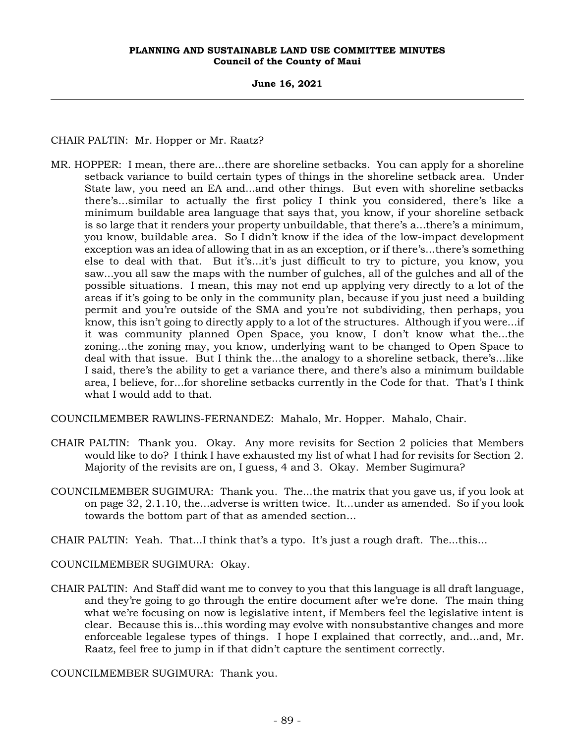CHAIR PALTIN: Mr. Hopper or Mr. Raatz?

MR. HOPPER: I mean, there are...there are shoreline setbacks. You can apply for a shoreline setback variance to build certain types of things in the shoreline setback area. Under State law, you need an EA and...and other things. But even with shoreline setbacks there's...similar to actually the first policy I think you considered, there's like a minimum buildable area language that says that, you know, if your shoreline setback is so large that it renders your property unbuildable, that there's a...there's a minimum, you know, buildable area. So I didn't know if the idea of the low-impact development exception was an idea of allowing that in as an exception, or if there's...there's something else to deal with that. But it's...it's just difficult to try to picture, you know, you saw...you all saw the maps with the number of gulches, all of the gulches and all of the possible situations. I mean, this may not end up applying very directly to a lot of the areas if it's going to be only in the community plan, because if you just need a building permit and you're outside of the SMA and you're not subdividing, then perhaps, you know, this isn't going to directly apply to a lot of the structures. Although if you were...if it was community planned Open Space, you know, I don't know what the...the zoning...the zoning may, you know, underlying want to be changed to Open Space to deal with that issue. But I think the...the analogy to a shoreline setback, there's...like I said, there's the ability to get a variance there, and there's also a minimum buildable area, I believe, for...for shoreline setbacks currently in the Code for that. That's I think what I would add to that.

COUNCILMEMBER RAWLINS-FERNANDEZ: Mahalo, Mr. Hopper. Mahalo, Chair.

CHAIR PALTIN: Thank you. Okay. Any more revisits for Section 2 policies that Members would like to do? I think I have exhausted my list of what I had for revisits for Section 2. Majority of the revisits are on, I guess, 4 and 3. Okay. Member Sugimura?

COUNCILMEMBER SUGIMURA: Thank you. The...the matrix that you gave us, if you look at on page 32, 2.1.10, the...adverse is written twice. It...under as amended. So if you look towards the bottom part of that as amended section...

CHAIR PALTIN: Yeah. That...I think that's a typo. It's just a rough draft. The...this...

COUNCILMEMBER SUGIMURA: Okay.

CHAIR PALTIN: And Staff did want me to convey to you that this language is all draft language, and they're going to go through the entire document after we're done. The main thing what we're focusing on now is legislative intent, if Members feel the legislative intent is clear. Because this is...this wording may evolve with nonsubstantive changes and more enforceable legalese types of things. I hope I explained that correctly, and...and, Mr. Raatz, feel free to jump in if that didn't capture the sentiment correctly.

COUNCILMEMBER SUGIMURA: Thank you.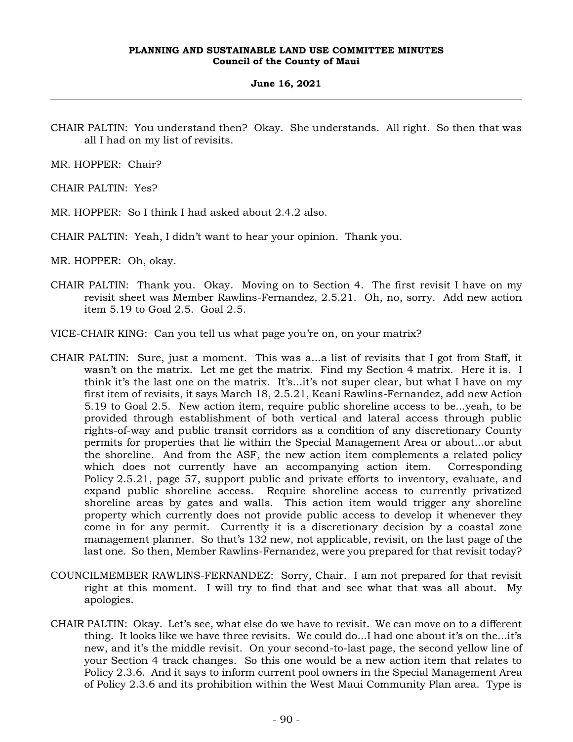CHAIR PALTIN: You understand then? Okay. She understands. All right. So then that was all I had on my list of revisits.

MR. HOPPER: Chair?

CHAIR PALTIN: Yes?

MR. HOPPER: So I think I had asked about 2.4.2 also.

CHAIR PALTIN: Yeah, I didn't want to hear your opinion. Thank you.

MR. HOPPER: Oh, okay.

CHAIR PALTIN: Thank you. Okay. Moving on to Section 4. The first revisit I have on my revisit sheet was Member Rawlins-Fernandez, 2.5.21. Oh, no, sorry. Add new action item 5.19 to Goal 2.5. Goal 2.5.

VICE-CHAIR KING: Can you tell us what page you're on, on your matrix?

CHAIR PALTIN: Sure, just a moment. This was a...a list of revisits that I got from Staff, it wasn't on the matrix. Let me get the matrix. Find my Section 4 matrix. Here it is. I think it's the last one on the matrix. It's...it's not super clear, but what I have on my first item of revisits, it says March 18, 2.5.21, Keani Rawlins-Fernandez, add new Action 5.19 to Goal 2.5. New action item, require public shoreline access to be...yeah, to be provided through establishment of both vertical and lateral access through public rights-of-way and public transit corridors as a condition of any discretionary County permits for properties that lie within the Special Management Area or about...or abut the shoreline. And from the ASF, the new action item complements a related policy which does not currently have an accompanying action item. Corresponding Policy 2.5.21, page 57, support public and private efforts to inventory, evaluate, and expand public shoreline access. Require shoreline access to currently privatized shoreline areas by gates and walls. This action item would trigger any shoreline property which currently does not provide public access to develop it whenever they come in for any permit. Currently it is a discretionary decision by a coastal zone management planner. So that's 132 new, not applicable, revisit, on the last page of the last one. So then, Member Rawlins-Fernandez, were you prepared for that revisit today?

COUNCILMEMBER RAWLINS-FERNANDEZ: Sorry, Chair. I am not prepared for that revisit right at this moment. I will try to find that and see what that was all about. My apologies.

CHAIR PALTIN: Okay. Let's see, what else do we have to revisit. We can move on to a different thing. It looks like we have three revisits. We could do...I had one about it's on the...it's new, and it's the middle revisit. On your second-to-last page, the second yellow line of your Section 4 track changes. So this one would be a new action item that relates to Policy 2.3.6. And it says to inform current pool owners in the Special Management Area of Policy 2.3.6 and its prohibition within the West Maui Community Plan area. Type is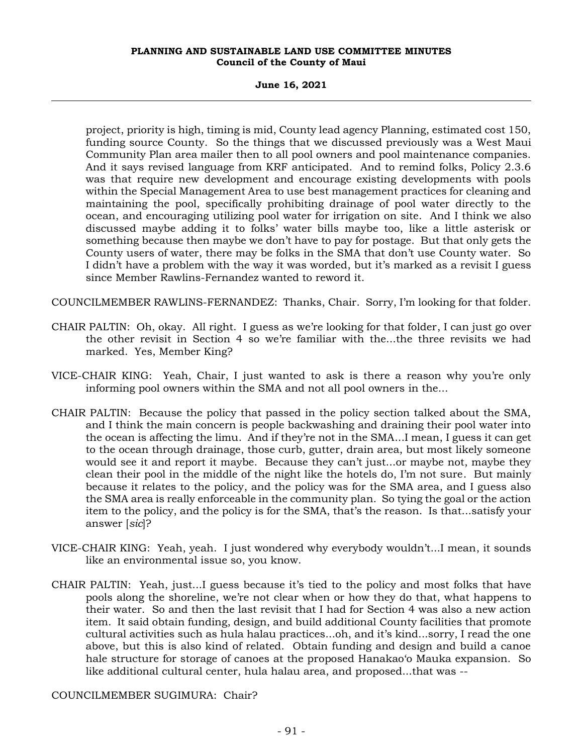project, priority is high, timing is mid, County lead agency Planning, estimated cost 150, funding source County. So the things that we discussed previously was a West Maui Community Plan area mailer then to all pool owners and pool maintenance companies. And it says revised language from KRF anticipated. And to remind folks, Policy 2.3.6 was that require new development and encourage existing developments with pools within the Special Management Area to use best management practices for cleaning and maintaining the pool, specifically prohibiting drainage of pool water directly to the ocean, and encouraging utilizing pool water for irrigation on site. And I think we also discussed maybe adding it to folks' water bills maybe too, like a little asterisk or something because then maybe we don't have to pay for postage. But that only gets the County users of water, there may be folks in the SMA that don't use County water. So I didn't have a problem with the way it was worded, but it's marked as a revisit I guess since Member Rawlins-Fernandez wanted to reword it.

COUNCILMEMBER RAWLINS-FERNANDEZ: Thanks, Chair. Sorry, I'm looking for that folder.

CHAIR PALTIN: Oh, okay. All right. I guess as we're looking for that folder, I can just go over the other revisit in Section 4 so we're familiar with the...the three revisits we had marked. Yes, Member King?

VICE-CHAIR KING: Yeah, Chair, I just wanted to ask is there a reason why you're only informing pool owners within the SMA and not all pool owners in the...

CHAIR PALTIN: Because the policy that passed in the policy section talked about the SMA, and I think the main concern is people backwashing and draining their pool water into the ocean is affecting the limu. And if they're not in the SMA...I mean, I guess it can get to the ocean through drainage, those curb, gutter, drain area, but most likely someone would see it and report it maybe. Because they can't just...or maybe not, maybe they clean their pool in the middle of the night like the hotels do, I'm not sure. But mainly because it relates to the policy, and the policy was for the SMA area, and I guess also the SMA area is really enforceable in the community plan. So tying the goal or the action item to the policy, and the policy is for the SMA, that's the reason. Is that...satisfy your answer [*sic*]?

VICE-CHAIR KING: Yeah, yeah. I just wondered why everybody wouldn't...I mean, it sounds like an environmental issue so, you know.

CHAIR PALTIN: Yeah, just...I guess because it's tied to the policy and most folks that have pools along the shoreline, we're not clear when or how they do that, what happens to their water. So and then the last revisit that I had for Section 4 was also a new action item. It said obtain funding, design, and build additional County facilities that promote cultural activities such as hula halau practices...oh, and it's kind...sorry, I read the one above, but this is also kind of related. Obtain funding and design and build a canoe hale structure for storage of canoes at the proposed Hanakaoʻo Mauka expansion. So like additional cultural center, hula halau area, and proposed...that was --

COUNCILMEMBER SUGIMURA: Chair?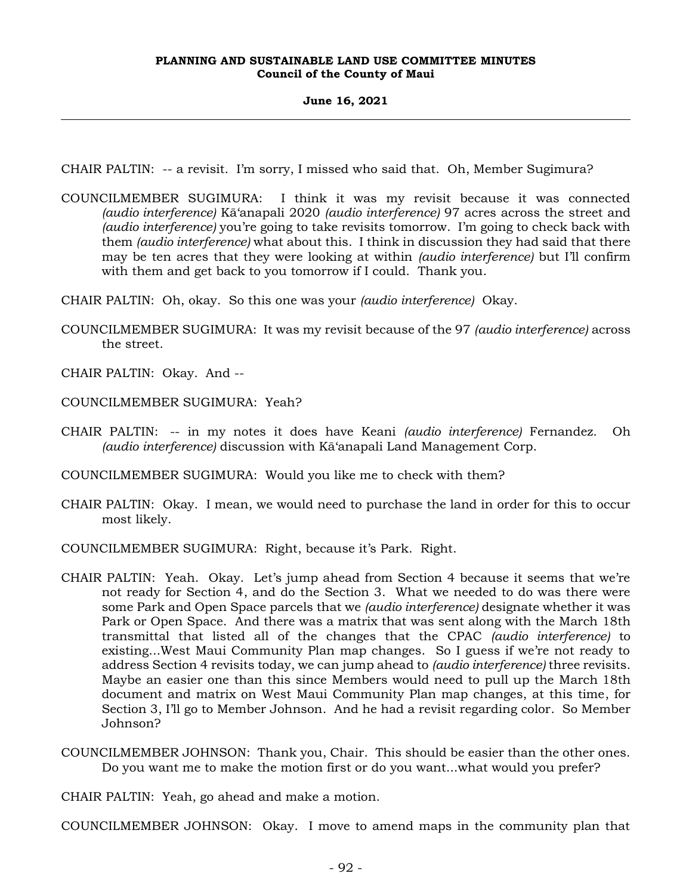CHAIR PALTIN: -- a revisit. I'm sorry, I missed who said that. Oh, Member Sugimura?

COUNCILMEMBER SUGIMURA: I think it was my revisit because it was connected *(audio interference)* Kā'anapali 2020 *(audio interference)* 97 acres across the street and *(audio interference)* you're going to take revisits tomorrow. I'm going to check back with them *(audio interference)* what about this. I think in discussion they had said that there may be ten acres that they were looking at within *(audio interference)* but I'll confirm with them and get back to you tomorrow if I could. Thank you.

CHAIR PALTIN: Oh, okay. So this one was your *(audio interference)* Okay.

COUNCILMEMBER SUGIMURA: It was my revisit because of the 97 *(audio interference)* across the street.

CHAIR PALTIN: Okay. And --

COUNCILMEMBER SUGIMURA: Yeah?

CHAIR PALTIN: -- in my notes it does have Keani *(audio interference)* Fernandez. Oh *(audio interference)* discussion with Kā'anapali Land Management Corp.

COUNCILMEMBER SUGIMURA: Would you like me to check with them?

CHAIR PALTIN: Okay. I mean, we would need to purchase the land in order for this to occur most likely.

COUNCILMEMBER SUGIMURA: Right, because it's Park. Right.

CHAIR PALTIN: Yeah. Okay. Let's jump ahead from Section 4 because it seems that we're not ready for Section 4, and do the Section 3. What we needed to do was there were some Park and Open Space parcels that we *(audio interference)* designate whether it was Park or Open Space. And there was a matrix that was sent along with the March 18th transmittal that listed all of the changes that the CPAC *(audio interference)* to existing...West Maui Community Plan map changes. So I guess if we're not ready to address Section 4 revisits today, we can jump ahead to *(audio interference)* three revisits. Maybe an easier one than this since Members would need to pull up the March 18th document and matrix on West Maui Community Plan map changes, at this time, for Section 3, I'll go to Member Johnson. And he had a revisit regarding color. So Member Johnson?

COUNCILMEMBER JOHNSON: Thank you, Chair. This should be easier than the other ones. Do you want me to make the motion first or do you want...what would you prefer?

CHAIR PALTIN: Yeah, go ahead and make a motion.

COUNCILMEMBER JOHNSON: Okay. I move to amend maps in the community plan that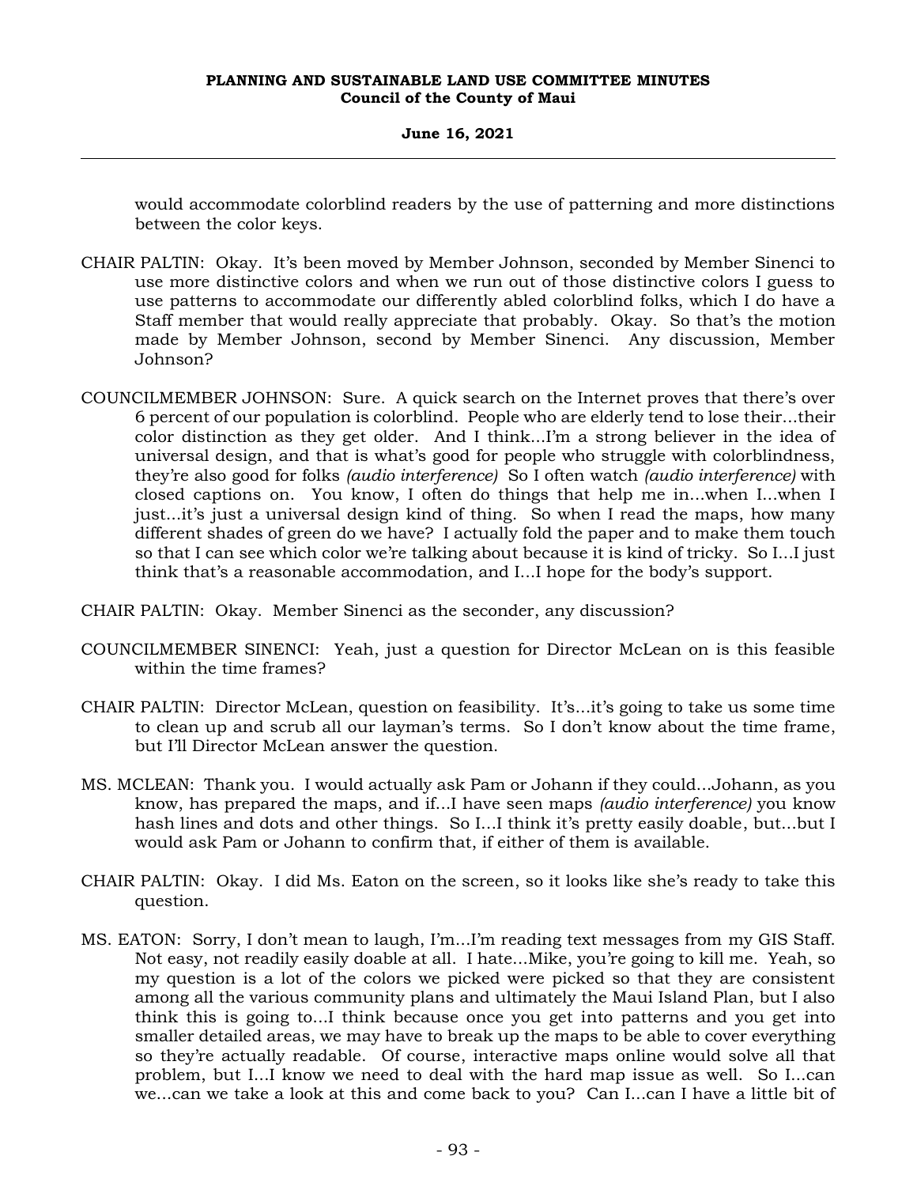would accommodate colorblind readers by the use of patterning and more distinctions between the color keys.

CHAIR PALTIN: Okay. It's been moved by Member Johnson, seconded by Member Sinenci to use more distinctive colors and when we run out of those distinctive colors I guess to use patterns to accommodate our differently abled colorblind folks, which I do have a Staff member that would really appreciate that probably. Okay. So that's the motion made by Member Johnson, second by Member Sinenci. Any discussion, Member Johnson?

COUNCILMEMBER JOHNSON: Sure. A quick search on the Internet proves that there's over 6 percent of our population is colorblind. People who are elderly tend to lose their...their color distinction as they get older. And I think...I'm a strong believer in the idea of universal design, and that is what's good for people who struggle with colorblindness, they're also good for folks *(audio interference)* So I often watch *(audio interference)* with closed captions on. You know, I often do things that help me in...when I...when I just...it's just a universal design kind of thing. So when I read the maps, how many different shades of green do we have? I actually fold the paper and to make them touch so that I can see which color we're talking about because it is kind of tricky. So I...I just think that's a reasonable accommodation, and I...I hope for the body's support.

CHAIR PALTIN: Okay. Member Sinenci as the seconder, any discussion?

COUNCILMEMBER SINENCI: Yeah, just a question for Director McLean on is this feasible within the time frames?

CHAIR PALTIN: Director McLean, question on feasibility. It's...it's going to take us some time to clean up and scrub all our layman's terms. So I don't know about the time frame, but I'll Director McLean answer the question.

MS. MCLEAN: Thank you. I would actually ask Pam or Johann if they could...Johann, as you know, has prepared the maps, and if...I have seen maps *(audio interference)* you know hash lines and dots and other things. So I...I think it's pretty easily doable, but...but I would ask Pam or Johann to confirm that, if either of them is available.

CHAIR PALTIN: Okay. I did Ms. Eaton on the screen, so it looks like she's ready to take this question.

MS. EATON: Sorry, I don't mean to laugh, I'm...I'm reading text messages from my GIS Staff. Not easy, not readily easily doable at all. I hate...Mike, you're going to kill me. Yeah, so my question is a lot of the colors we picked were picked so that they are consistent among all the various community plans and ultimately the Maui Island Plan, but I also think this is going to...I think because once you get into patterns and you get into smaller detailed areas, we may have to break up the maps to be able to cover everything so they're actually readable. Of course, interactive maps online would solve all that problem, but I...I know we need to deal with the hard map issue as well. So I...can we...can we take a look at this and come back to you? Can I...can I have a little bit of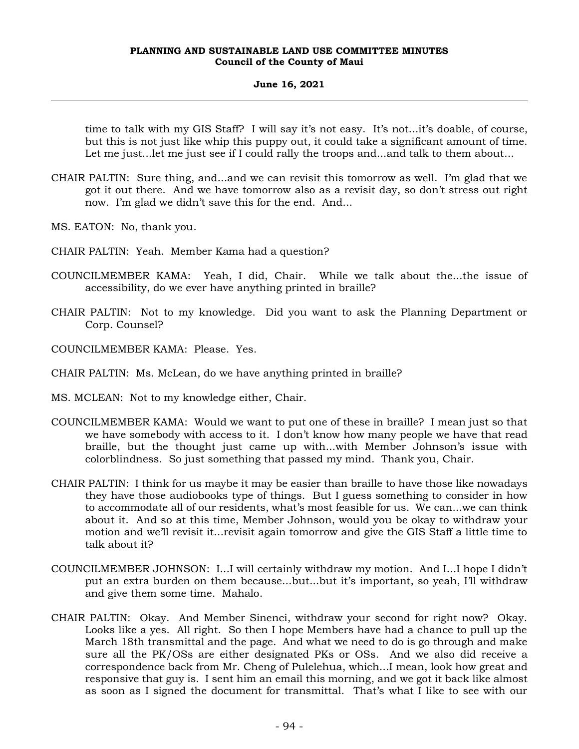time to talk with my GIS Staff? I will say it's not easy. It's not...it's doable, of course, but this is not just like whip this puppy out, it could take a significant amount of time. Let me just...let me just see if I could rally the troops and...and talk to them about...

CHAIR PALTIN: Sure thing, and...and we can revisit this tomorrow as well. I'm glad that we got it out there. And we have tomorrow also as a revisit day, so don't stress out right now. I'm glad we didn't save this for the end. And...

MS. EATON: No, thank you.

CHAIR PALTIN: Yeah. Member Kama had a question?

COUNCILMEMBER KAMA: Yeah, I did, Chair. While we talk about the...the issue of accessibility, do we ever have anything printed in braille?

CHAIR PALTIN: Not to my knowledge. Did you want to ask the Planning Department or Corp. Counsel?

COUNCILMEMBER KAMA: Please. Yes.

CHAIR PALTIN: Ms. McLean, do we have anything printed in braille?

MS. MCLEAN: Not to my knowledge either, Chair.

COUNCILMEMBER KAMA: Would we want to put one of these in braille? I mean just so that we have somebody with access to it. I don't know how many people we have that read braille, but the thought just came up with...with Member Johnson's issue with colorblindness. So just something that passed my mind. Thank you, Chair.

CHAIR PALTIN: I think for us maybe it may be easier than braille to have those like nowadays they have those audiobooks type of things. But I guess something to consider in how to accommodate all of our residents, what's most feasible for us. We can...we can think about it. And so at this time, Member Johnson, would you be okay to withdraw your motion and we'll revisit it...revisit again tomorrow and give the GIS Staff a little time to talk about it?

COUNCILMEMBER JOHNSON: I...I will certainly withdraw my motion. And I...I hope I didn't put an extra burden on them because...but...but it's important, so yeah, I'll withdraw and give them some time. Mahalo.

CHAIR PALTIN: Okay. And Member Sinenci, withdraw your second for right now? Okay. Looks like a yes. All right. So then I hope Members have had a chance to pull up the March 18th transmittal and the page. And what we need to do is go through and make sure all the PK/OSs are either designated PKs or OSs. And we also did receive a correspondence back from Mr. Cheng of Pulelehua, which...I mean, look how great and responsive that guy is. I sent him an email this morning, and we got it back like almost as soon as I signed the document for transmittal. That's what I like to see with our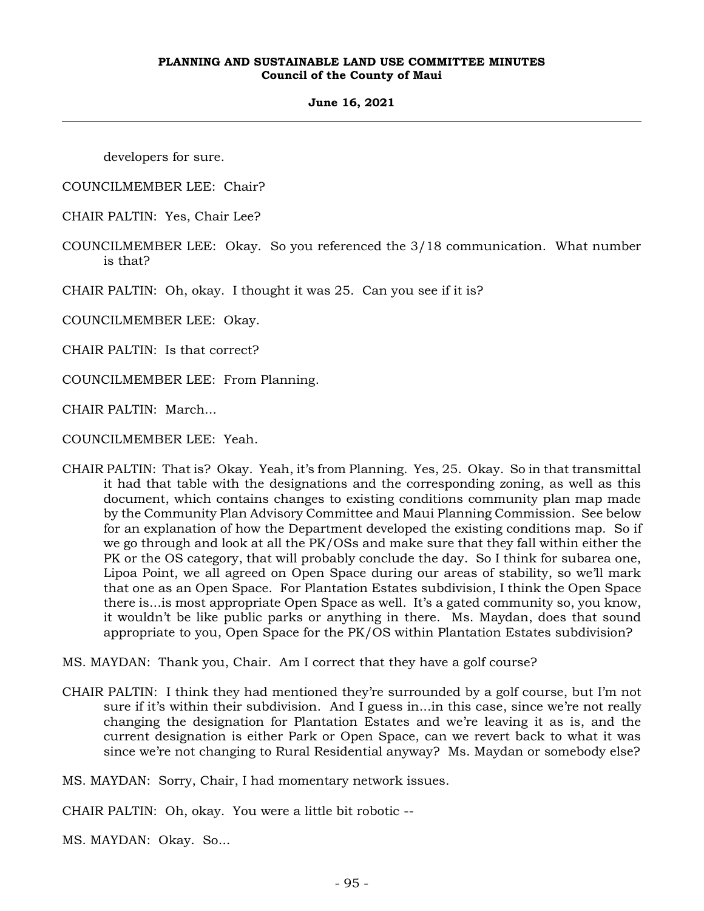developers for sure.

COUNCILMEMBER LEE: Chair?

CHAIR PALTIN: Yes, Chair Lee?

COUNCILMEMBER LEE: Okay. So you referenced the 3/18 communication. What number is that?

CHAIR PALTIN: Oh, okay. I thought it was 25. Can you see if it is?

COUNCILMEMBER LEE: Okay.

CHAIR PALTIN: Is that correct?

COUNCILMEMBER LEE: From Planning.

CHAIR PALTIN: March...

COUNCILMEMBER LEE: Yeah.

CHAIR PALTIN: That is? Okay. Yeah, it's from Planning. Yes, 25. Okay. So in that transmittal it had that table with the designations and the corresponding zoning, as well as this document, which contains changes to existing conditions community plan map made by the Community Plan Advisory Committee and Maui Planning Commission. See below for an explanation of how the Department developed the existing conditions map. So if we go through and look at all the PK/OSs and make sure that they fall within either the PK or the OS category, that will probably conclude the day. So I think for subarea one, Lipoa Point, we all agreed on Open Space during our areas of stability, so we'll mark that one as an Open Space. For Plantation Estates subdivision, I think the Open Space there is...is most appropriate Open Space as well. It's a gated community so, you know, it wouldn't be like public parks or anything in there. Ms. Maydan, does that sound appropriate to you, Open Space for the PK/OS within Plantation Estates subdivision?

MS. MAYDAN: Thank you, Chair. Am I correct that they have a golf course?

CHAIR PALTIN: I think they had mentioned they're surrounded by a golf course, but I'm not sure if it's within their subdivision. And I guess in...in this case, since we're not really changing the designation for Plantation Estates and we're leaving it as is, and the current designation is either Park or Open Space, can we revert back to what it was since we're not changing to Rural Residential anyway? Ms. Maydan or somebody else?

MS. MAYDAN: Sorry, Chair, I had momentary network issues.

CHAIR PALTIN: Oh, okay. You were a little bit robotic --

MS. MAYDAN: Okay. So...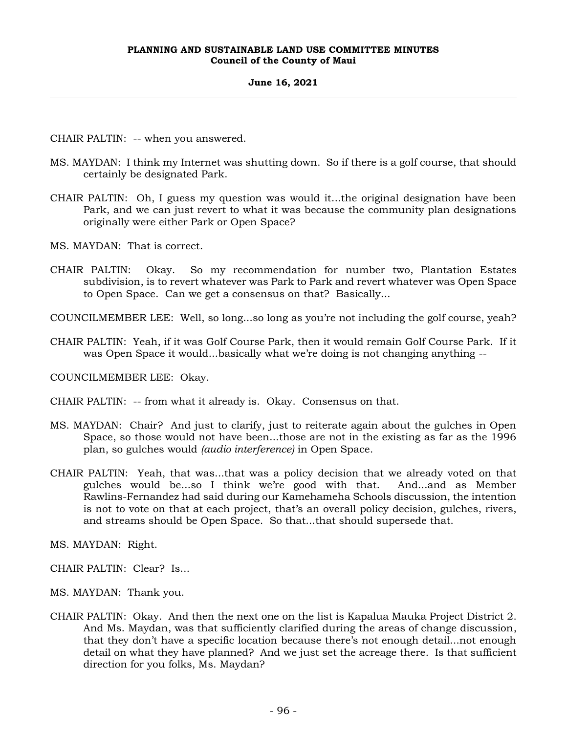CHAIR PALTIN: -- when you answered.

MS. MAYDAN: I think my Internet was shutting down. So if there is a golf course, that should certainly be designated Park.

CHAIR PALTIN: Oh, I guess my question was would it...the original designation have been Park, and we can just revert to what it was because the community plan designations originally were either Park or Open Space?

MS. MAYDAN: That is correct.

CHAIR PALTIN: Okay. So my recommendation for number two, Plantation Estates subdivision, is to revert whatever was Park to Park and revert whatever was Open Space to Open Space. Can we get a consensus on that? Basically...

COUNCILMEMBER LEE: Well, so long...so long as you're not including the golf course, yeah?

CHAIR PALTIN: Yeah, if it was Golf Course Park, then it would remain Golf Course Park. If it was Open Space it would...basically what we're doing is not changing anything --

COUNCILMEMBER LEE: Okay.

CHAIR PALTIN: -- from what it already is. Okay. Consensus on that.

MS. MAYDAN: Chair? And just to clarify, just to reiterate again about the gulches in Open Space, so those would not have been...those are not in the existing as far as the 1996 plan, so gulches would *(audio interference)* in Open Space.

CHAIR PALTIN: Yeah, that was...that was a policy decision that we already voted on that gulches would be...so I think we're good with that. And...and as Member Rawlins-Fernandez had said during our Kamehameha Schools discussion, the intention is not to vote on that at each project, that's an overall policy decision, gulches, rivers, and streams should be Open Space. So that...that should supersede that.

MS. MAYDAN: Right.

CHAIR PALTIN: Clear? Is...

MS. MAYDAN: Thank you.

CHAIR PALTIN: Okay. And then the next one on the list is Kapalua Mauka Project District 2. And Ms. Maydan, was that sufficiently clarified during the areas of change discussion, that they don't have a specific location because there's not enough detail...not enough detail on what they have planned? And we just set the acreage there. Is that sufficient direction for you folks, Ms. Maydan?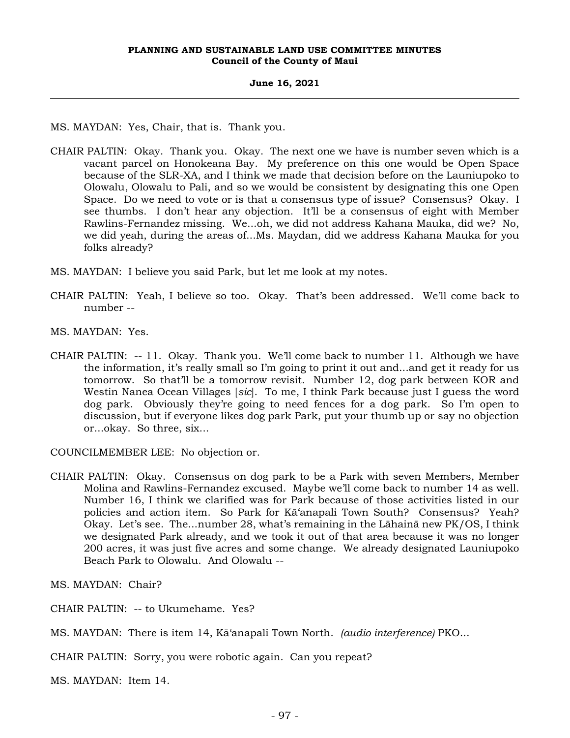MS. MAYDAN: Yes, Chair, that is. Thank you.

CHAIR PALTIN: Okay. Thank you. Okay. The next one we have is number seven which is a vacant parcel on Honokeana Bay. My preference on this one would be Open Space because of the SLR-XA, and I think we made that decision before on the Launiupoko to Olowalu, Olowalu to Pali, and so we would be consistent by designating this one Open Space. Do we need to vote or is that a consensus type of issue? Consensus? Okay. I see thumbs. I don't hear any objection. It'll be a consensus of eight with Member Rawlins-Fernandez missing. We...oh, we did not address Kahana Mauka, did we? No, we did yeah, during the areas of...Ms. Maydan, did we address Kahana Mauka for you folks already?

MS. MAYDAN: I believe you said Park, but let me look at my notes.

CHAIR PALTIN: Yeah, I believe so too. Okay. That's been addressed. We'll come back to number --

MS. MAYDAN: Yes.

CHAIR PALTIN: -- 11. Okay. Thank you. We'll come back to number 11. Although we have the information, it's really small so I'm going to print it out and...and get it ready for us tomorrow. So that'll be a tomorrow revisit. Number 12, dog park between KOR and Westin Nanea Ocean Villages [*sic*]. To me, I think Park because just I guess the word dog park. Obviously they're going to need fences for a dog park. So I'm open to discussion, but if everyone likes dog park Park, put your thumb up or say no objection or...okay. So three, six...

COUNCILMEMBER LEE: No objection or.

CHAIR PALTIN: Okay. Consensus on dog park to be a Park with seven Members, Member Molina and Rawlins-Fernandez excused. Maybe we'll come back to number 14 as well. Number 16, I think we clarified was for Park because of those activities listed in our policies and action item. So Park for Kāʻanapali Town South? Consensus? Yeah? Okay. Let's see. The...number 28, what's remaining in the Lāhainā new PK/OS, I think we designated Park already, and we took it out of that area because it was no longer 200 acres, it was just five acres and some change. We already designated Launiupoko Beach Park to Olowalu. And Olowalu --

MS. MAYDAN: Chair?

CHAIR PALTIN: -- to Ukumehame. Yes?

MS. MAYDAN: There is item 14, Kāʻanapali Town North. *(audio interference)* PKO...

CHAIR PALTIN: Sorry, you were robotic again. Can you repeat?

MS. MAYDAN: Item 14.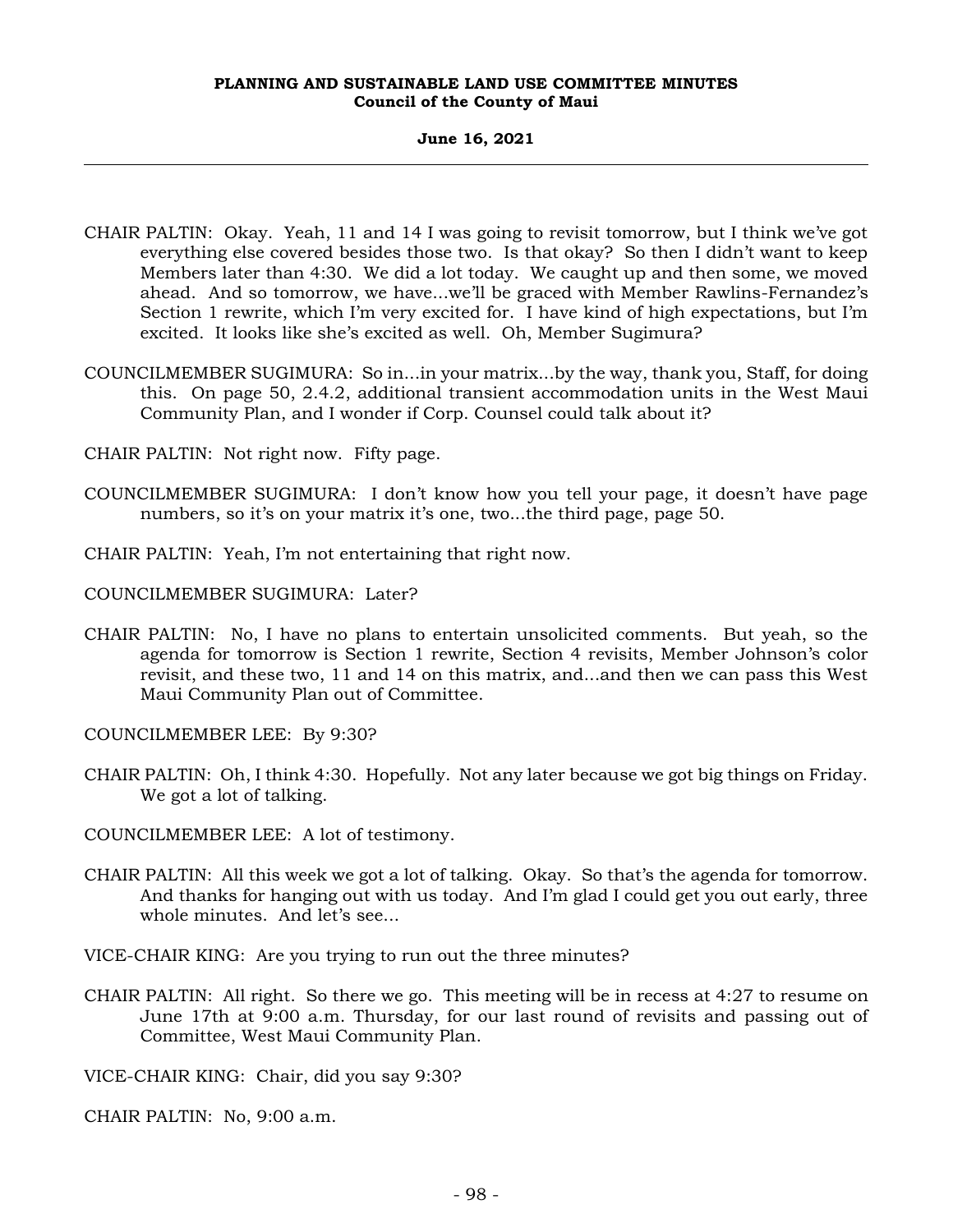CHAIR PALTIN: Okay. Yeah, 11 and 14 I was going to revisit tomorrow, but I think we've got everything else covered besides those two. Is that okay? So then I didn't want to keep Members later than 4:30. We did a lot today. We caught up and then some, we moved ahead. And so tomorrow, we have...we'll be graced with Member Rawlins-Fernandez's Section 1 rewrite, which I'm very excited for. I have kind of high expectations, but I'm excited. It looks like she's excited as well. Oh, Member Sugimura?

COUNCILMEMBER SUGIMURA: So in...in your matrix...by the way, thank you, Staff, for doing this. On page 50, 2.4.2, additional transient accommodation units in the West Maui Community Plan, and I wonder if Corp. Counsel could talk about it?

CHAIR PALTIN: Not right now. Fifty page.

COUNCILMEMBER SUGIMURA: I don't know how you tell your page, it doesn't have page numbers, so it's on your matrix it's one, two...the third page, page 50.

CHAIR PALTIN: Yeah, I'm not entertaining that right now.

COUNCILMEMBER SUGIMURA: Later?

CHAIR PALTIN: No, I have no plans to entertain unsolicited comments. But yeah, so the agenda for tomorrow is Section 1 rewrite, Section 4 revisits, Member Johnson's color revisit, and these two, 11 and 14 on this matrix, and...and then we can pass this West Maui Community Plan out of Committee.

COUNCILMEMBER LEE: By 9:30?

CHAIR PALTIN: Oh, I think 4:30. Hopefully. Not any later because we got big things on Friday. We got a lot of talking.

COUNCILMEMBER LEE: A lot of testimony.

CHAIR PALTIN: All this week we got a lot of talking. Okay. So that's the agenda for tomorrow. And thanks for hanging out with us today. And I'm glad I could get you out early, three whole minutes. And let's see...

VICE-CHAIR KING: Are you trying to run out the three minutes?

CHAIR PALTIN: All right. So there we go. This meeting will be in recess at 4:27 to resume on June 17th at 9:00 a.m. Thursday, for our last round of revisits and passing out of Committee, West Maui Community Plan.

VICE-CHAIR KING: Chair, did you say 9:30?

CHAIR PALTIN: No, 9:00 a.m.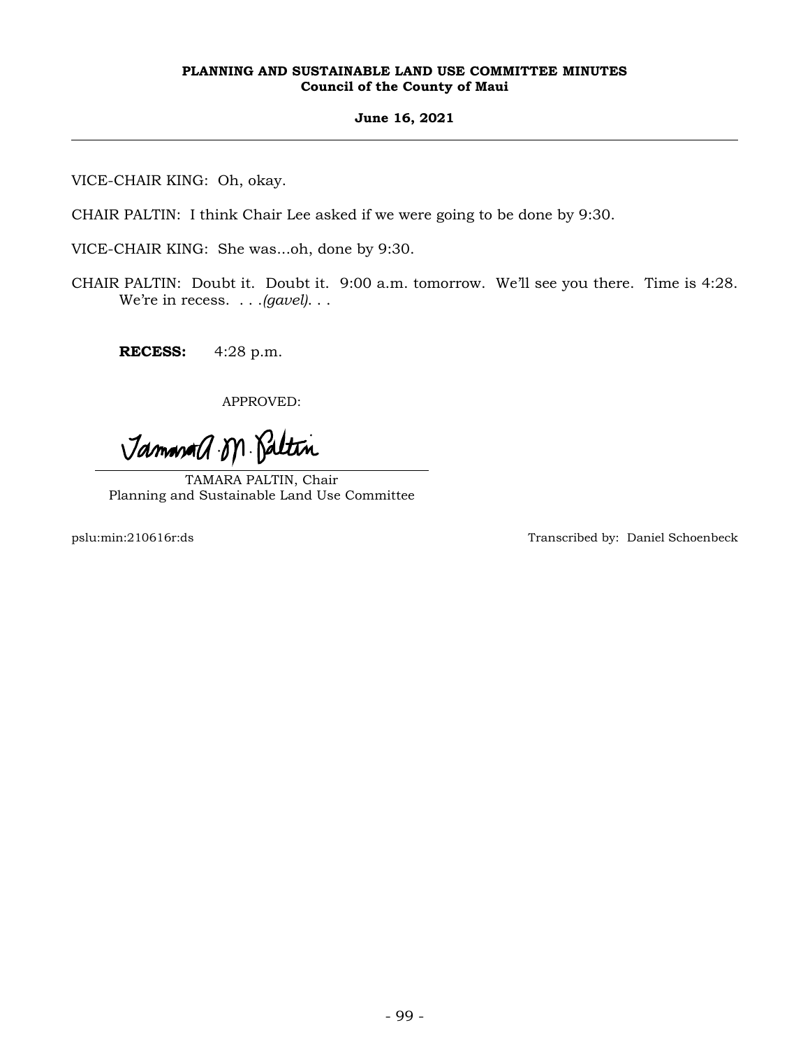VICE-CHAIR KING: Oh, okay.

CHAIR PALTIN: I think Chair Lee asked if we were going to be done by 9:30.

VICE-CHAIR KING: She was...oh, done by 9:30.

CHAIR PALTIN: Doubt it. Doubt it. 9:00 a.m. tomorrow. We'll see you there. Time is 4:28. We're in recess. . . .*(gavel)*. . .

**RECESS:** 4:28 p.m.

APPROVED:

TAMARA PALTIN, Chair
Planning and Sustainable Land Use Committee

pslu:min:210616r:ds

Transcribed by: Daniel Schoenbeck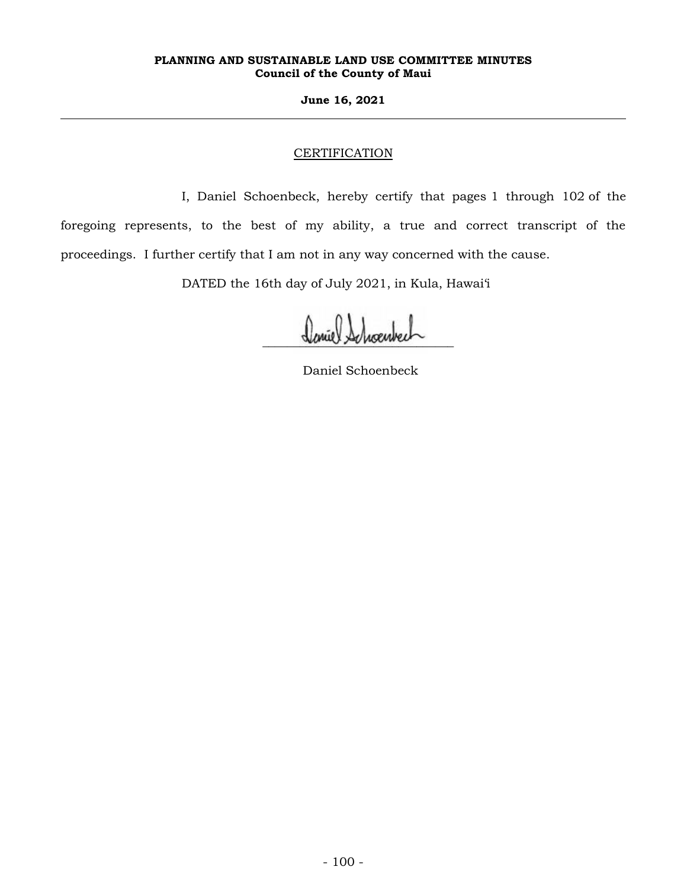## CERTIFICATION

I, Daniel Schoenbeck, hereby certify that pages 1 through 102 of the foregoing represents, to the best of my ability, a true and correct transcript of the proceedings. I further certify that I am not in any way concerned with the cause.

DATED the 16th day of July 2021, in Kula, Hawai'i

Daniel Schoenbeck